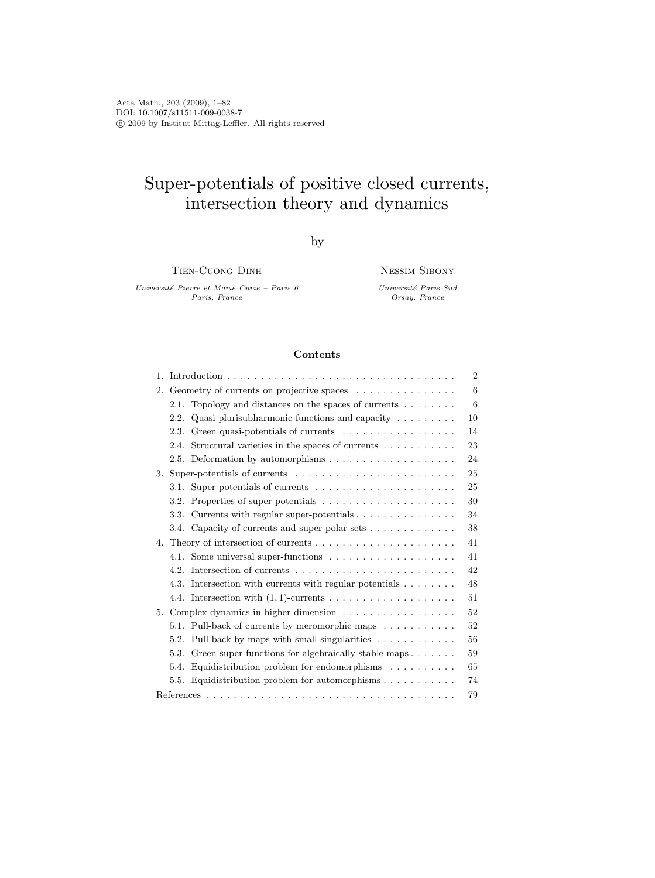Acta Math., 203 (2009), 1–82
DOI: 10.1007/s11511-009-0038-7
© 2009 by Institut Mittag-Leffler. All rights reserved

# Super-potentials of positive closed currents, intersection theory and dynamics

by

Tien-Cuong Dinh

*Université Pierre et Marie Curie – Paris 6*
*Paris, France*

Nessim Sibony

*Université Paris-Sud*
*Orsay, France*

### Contents

1. Introduction . . . . . . . . . . . . . . . . . . . . . . . . . . . . . . . . . . . 2
2. Geometry of currents on projective spaces . . . . . . . . . . . . . . . 6
   - 2.1. Topology and distances on the spaces of currents . . . . . . . . 6
   - 2.2. Quasi-plurisubharmonic functions and capacity . . . . . . . . . 10
   - 2.3. Green quasi-potentials of currents . . . . . . . . . . . . . . . . . 14
   - 2.4. Structural varieties in the spaces of currents . . . . . . . . . . . 23
   - 2.5. Deformation by automorphisms . . . . . . . . . . . . . . . . . . . 24
3. Super-potentials of currents . . . . . . . . . . . . . . . . . . . . . . . . 25
   - 3.1. Super-potentials of currents . . . . . . . . . . . . . . . . . . . . . 25
   - 3.2. Properties of super-potentials . . . . . . . . . . . . . . . . . . . . 30
   - 3.3. Currents with regular super-potentials . . . . . . . . . . . . . . . 34
   - 3.4. Capacity of currents and super-polar sets . . . . . . . . . . . . . 38
4. Theory of intersection of currents . . . . . . . . . . . . . . . . . . . . . 41
   - 4.1. Some universal super-functions . . . . . . . . . . . . . . . . . . . 41
   - 4.2. Intersection of currents . . . . . . . . . . . . . . . . . . . . . . . . 42
   - 4.3. Intersection with currents with regular potentials . . . . . . . . 48
   - 4.4. Intersection with $(1,1)$-currents . . . . . . . . . . . . . . . . . . . 51
5. Complex dynamics in higher dimension . . . . . . . . . . . . . . . . . 52
   - 5.1. Pull-back of currents by meromorphic maps . . . . . . . . . . . 52
   - 5.2. Pull-back by maps with small singularities . . . . . . . . . . . . 56
   - 5.3. Green super-functions for algebraically stable maps . . . . . . . 59
   - 5.4. Equidistribution problem for endomorphisms . . . . . . . . . . 65
   - 5.5. Equidistribution problem for automorphisms . . . . . . . . . . . 74

References . . . . . . . . . . . . . . . . . . . . . . . . . . . . . . . . . . . . . 79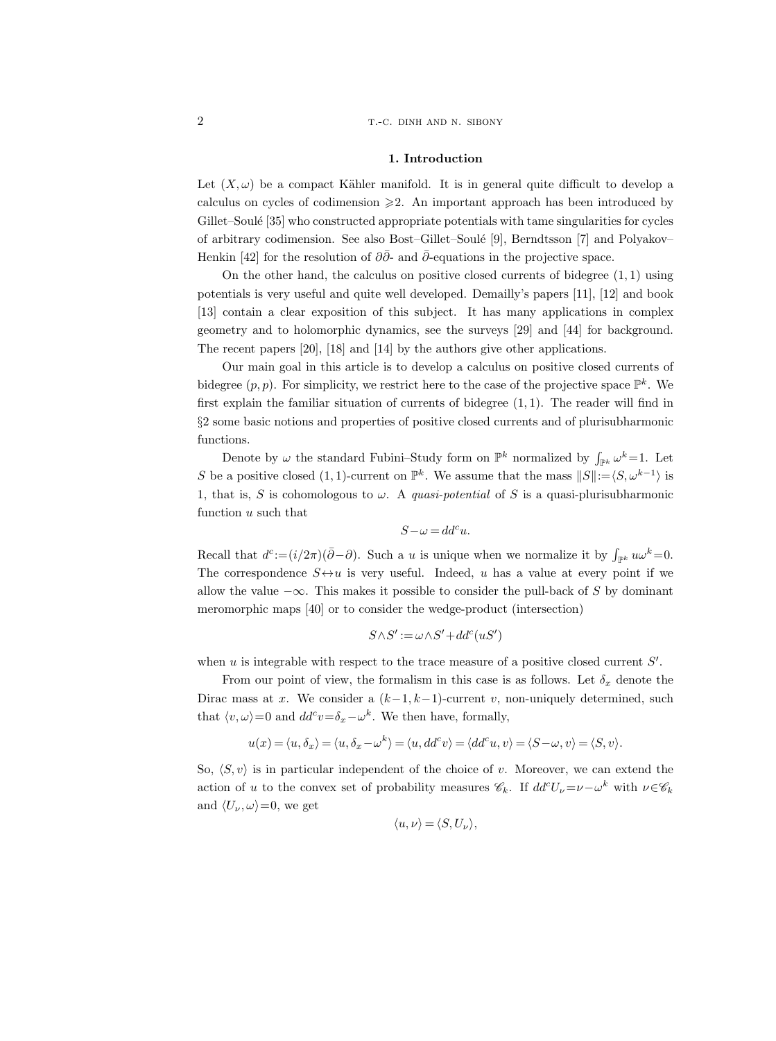## 1. Introduction

Let $(X,\omega)$ be a compact Kähler manifold. It is in general quite difficult to develop a calculus on cycles of codimension $\geqslant 2$. An important approach has been introduced by Gillet–Soulé [35] who constructed appropriate potentials with tame singularities for cycles of arbitrary codimension. See also Bost–Gillet–Soulé [9], Berndtsson [7] and Polyakov–Henkin [42] for the resolution of $\partial\bar\partial$- and $\bar\partial$-equations in the projective space.

On the other hand, the calculus on positive closed currents of bidegree $(1,1)$ using potentials is very useful and quite well developed. Demailly's papers [11], [12] and book [13] contain a clear exposition of this subject. It has many applications in complex geometry and to holomorphic dynamics, see the surveys [29] and [44] for background. The recent papers [20], [18] and [14] by the authors give other applications.

Our main goal in this article is to develop a calculus on positive closed currents of bidegree $(p,p)$. For simplicity, we restrict here to the case of the projective space $\mathbb{P}^k$. We first explain the familiar situation of currents of bidegree $(1,1)$. The reader will find in §2 some basic notions and properties of positive closed currents and of plurisubharmonic functions.

Denote by $\omega$ the standard Fubini–Study form on $\mathbb{P}^k$ normalized by $\int_{\mathbb{P}^k}\omega^k=1$. Let $S$ be a positive closed $(1,1)$-current on $\mathbb{P}^k$. We assume that the mass $\|S\|:=\langle S,\omega^{k-1}\rangle$ is 1, that is, $S$ is cohomologous to $\omega$. A *quasi-potential* of $S$ is a quasi-plurisubharmonic function $u$ such that

$$S-\omega=dd^c u.$$

Recall that $d^c:=(i/2\pi)(\bar\partial-\partial)$. Such a $u$ is unique when we normalize it by $\int_{\mathbb{P}^k}u\omega^k=0$. The correspondence $S\leftrightarrow u$ is very useful. Indeed, $u$ has a value at every point if we allow the value $-\infty$. This makes it possible to consider the pull-back of $S$ by dominant meromorphic maps [40] or to consider the wedge-product (intersection)

$$S\wedge S':=\omega\wedge S'+dd^c(uS')$$

when $u$ is integrable with respect to the trace measure of a positive closed current $S'$.

From our point of view, the formalism in this case is as follows. Let $\delta_x$ denote the Dirac mass at $x$. We consider a $(k-1,k-1)$-current $v$, non-uniquely determined, such that $\langle v,\omega\rangle=0$ and $dd^c v=\delta_x-\omega^k$. We then have, formally,

$$u(x)=\langle u,\delta_x\rangle=\langle u,\delta_x-\omega^k\rangle=\langle u,dd^c v\rangle=\langle dd^c u,v\rangle=\langle S-\omega,v\rangle=\langle S,v\rangle.$$

So, $\langle S,v\rangle$ is in particular independent of the choice of $v$. Moreover, we can extend the action of $u$ to the convex set of probability measures $\mathscr{C}_k$. If $dd^c U_\nu=\nu-\omega^k$ with $\nu\in\mathscr{C}_k$ and $\langle U_\nu,\omega\rangle=0$, we get

$$\langle u,\nu\rangle=\langle S,U_\nu\rangle,$$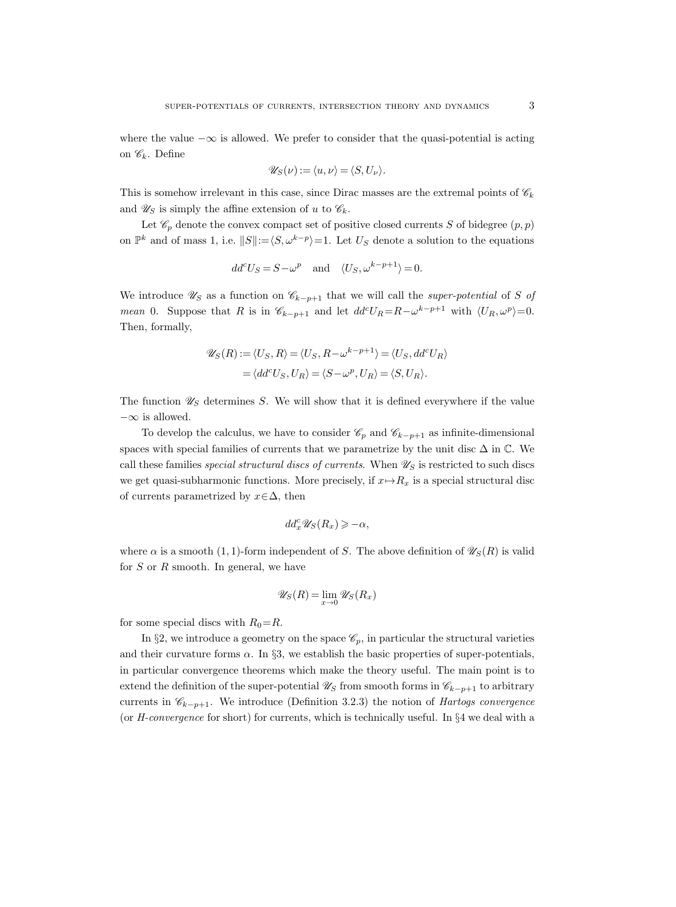where the value $-\infty$ is allowed. We prefer to consider that the quasi-potential is acting on $\mathscr{C}_k$. Define

$$\mathscr{U}_S(\nu) := \langle u, \nu\rangle = \langle S, U_\nu\rangle.$$

This is somehow irrelevant in this case, since Dirac masses are the extremal points of $\mathscr{C}_k$ and $\mathscr{U}_S$ is simply the affine extension of $u$ to $\mathscr{C}_k$.

Let $\mathscr{C}_p$ denote the convex compact set of positive closed currents $S$ of bidegree $(p,p)$ on $\mathbb{P}^k$ and of mass 1, i.e. $\|S\| := \langle S, \omega^{k-p}\rangle = 1$. Let $U_S$ denote a solution to the equations

$$dd^c U_S = S - \omega^p \quad \text{and} \quad \langle U_S, \omega^{k-p+1}\rangle = 0.$$

We introduce $\mathscr{U}_S$ as a function on $\mathscr{C}_{k-p+1}$ that we will call the *super-potential* of $S$ *of mean* 0. Suppose that $R$ is in $\mathscr{C}_{k-p+1}$ and let $dd^c U_R = R - \omega^{k-p+1}$ with $\langle U_R, \omega^p\rangle = 0$. Then, formally,

$$\begin{aligned}
\mathscr{U}_S(R) &:= \langle U_S, R\rangle = \langle U_S, R - \omega^{k-p+1}\rangle = \langle U_S, dd^c U_R\rangle \\
&= \langle dd^c U_S, U_R\rangle = \langle S - \omega^p, U_R\rangle = \langle S, U_R\rangle.
\end{aligned}$$

The function $\mathscr{U}_S$ determines $S$. We will show that it is defined everywhere if the value $-\infty$ is allowed.

To develop the calculus, we have to consider $\mathscr{C}_p$ and $\mathscr{C}_{k-p+1}$ as infinite-dimensional spaces with special families of currents that we parametrize by the unit disc $\Delta$ in $\mathbb{C}$. We call these families *special structural discs of currents*. When $\mathscr{U}_S$ is restricted to such discs we get quasi-subharmonic functions. More precisely, if $x \mapsto R_x$ is a special structural disc of currents parametrized by $x \in \Delta$, then

$$dd^c_x \mathscr{U}_S(R_x) \geqslant -\alpha,$$

where $\alpha$ is a smooth $(1,1)$-form independent of $S$. The above definition of $\mathscr{U}_S(R)$ is valid for $S$ or $R$ smooth. In general, we have

$$\mathscr{U}_S(R) = \lim_{x \to 0} \mathscr{U}_S(R_x)$$

for some special discs with $R_0 = R$.

In §2, we introduce a geometry on the space $\mathscr{C}_p$, in particular the structural varieties and their curvature forms $\alpha$. In §3, we establish the basic properties of super-potentials, in particular convergence theorems which make the theory useful. The main point is to extend the definition of the super-potential $\mathscr{U}_S$ from smooth forms in $\mathscr{C}_{k-p+1}$ to arbitrary currents in $\mathscr{C}_{k-p+1}$. We introduce (Definition 3.2.3) the notion of *Hartogs convergence* (or *H-convergence* for short) for currents, which is technically useful. In §4 we deal with a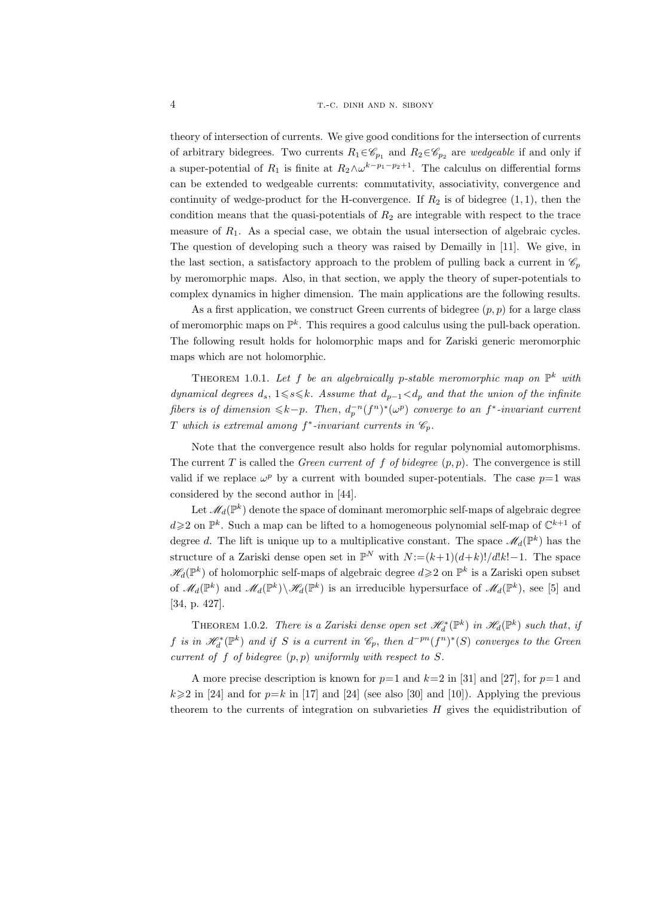theory of intersection of currents. We give good conditions for the intersection of currents of arbitrary bidegrees. Two currents $R_1\in\mathscr{C}_{p_1}$ and $R_2\in\mathscr{C}_{p_2}$ are *wedgeable* if and only if a super-potential of $R_1$ is finite at $R_2\wedge\omega^{k-p_1-p_2+1}$. The calculus on differential forms can be extended to wedgeable currents: commutativity, associativity, convergence and continuity of wedge-product for the H-convergence. If $R_2$ is of bidegree $(1,1)$, then the condition means that the quasi-potentials of $R_2$ are integrable with respect to the trace measure of $R_1$. As a special case, we obtain the usual intersection of algebraic cycles. The question of developing such a theory was raised by Demailly in [11]. We give, in the last section, a satisfactory approach to the problem of pulling back a current in $\mathscr{C}_p$ by meromorphic maps. Also, in that section, we apply the theory of super-potentials to complex dynamics in higher dimension. The main applications are the following results.

As a first application, we construct Green currents of bidegree $(p,p)$ for a large class of meromorphic maps on $\mathbb{P}^k$. This requires a good calculus using the pull-back operation. The following result holds for holomorphic maps and for Zariski generic meromorphic maps which are not holomorphic.

THEOREM 1.0.1. *Let $f$ be an algebraically $p$-stable meromorphic map on $\mathbb{P}^k$ with dynamical degrees $d_s$, $1\leqslant s\leqslant k$. Assume that $d_{p-1}<d_p$ and that the union of the infinite fibers is of dimension $\leqslant k-p$. Then, $d_p^{-n}(f^n)^*(\omega^p)$ converge to an $f^*$-invariant current $T$ which is extremal among $f^*$-invariant currents in $\mathscr{C}_p$.*

Note that the convergence result also holds for regular polynomial automorphisms. The current $T$ is called the *Green current of $f$ of bidegree $(p,p)$*. The convergence is still valid if we replace $\omega^p$ by a current with bounded super-potentials. The case $p=1$ was considered by the second author in [44].

Let $\mathscr{M}_d(\mathbb{P}^k)$ denote the space of dominant meromorphic self-maps of algebraic degree $d\geqslant 2$ on $\mathbb{P}^k$. Such a map can be lifted to a homogeneous polynomial self-map of $\mathbb{C}^{k+1}$ of degree $d$. The lift is unique up to a multiplicative constant. The space $\mathscr{M}_d(\mathbb{P}^k)$ has the structure of a Zariski dense open set in $\mathbb{P}^N$ with $N:=(k+1)(d+k)!/d!k!-1$. The space $\mathscr{H}_d(\mathbb{P}^k)$ of holomorphic self-maps of algebraic degree $d\geqslant 2$ on $\mathbb{P}^k$ is a Zariski open subset of $\mathscr{M}_d(\mathbb{P}^k)$ and $\mathscr{M}_d(\mathbb{P}^k)\setminus\mathscr{H}_d(\mathbb{P}^k)$ is an irreducible hypersurface of $\mathscr{M}_d(\mathbb{P}^k)$, see [5] and [34, p. 427].

THEOREM 1.0.2. *There is a Zariski dense open set $\mathscr{H}_d^*(\mathbb{P}^k)$ in $\mathscr{H}_d(\mathbb{P}^k)$ such that, if $f$ is in $\mathscr{H}_d^*(\mathbb{P}^k)$ and if $S$ is a current in $\mathscr{C}_p$, then $d^{-pn}(f^n)^*(S)$ converges to the Green current of $f$ of bidegree $(p,p)$ uniformly with respect to $S$.*

A more precise description is known for $p=1$ and $k=2$ in [31] and [27], for $p=1$ and $k\geqslant 2$ in [24] and for $p=k$ in [17] and [24] (see also [30] and [10]). Applying the previous theorem to the currents of integration on subvarieties $H$ gives the equidistribution of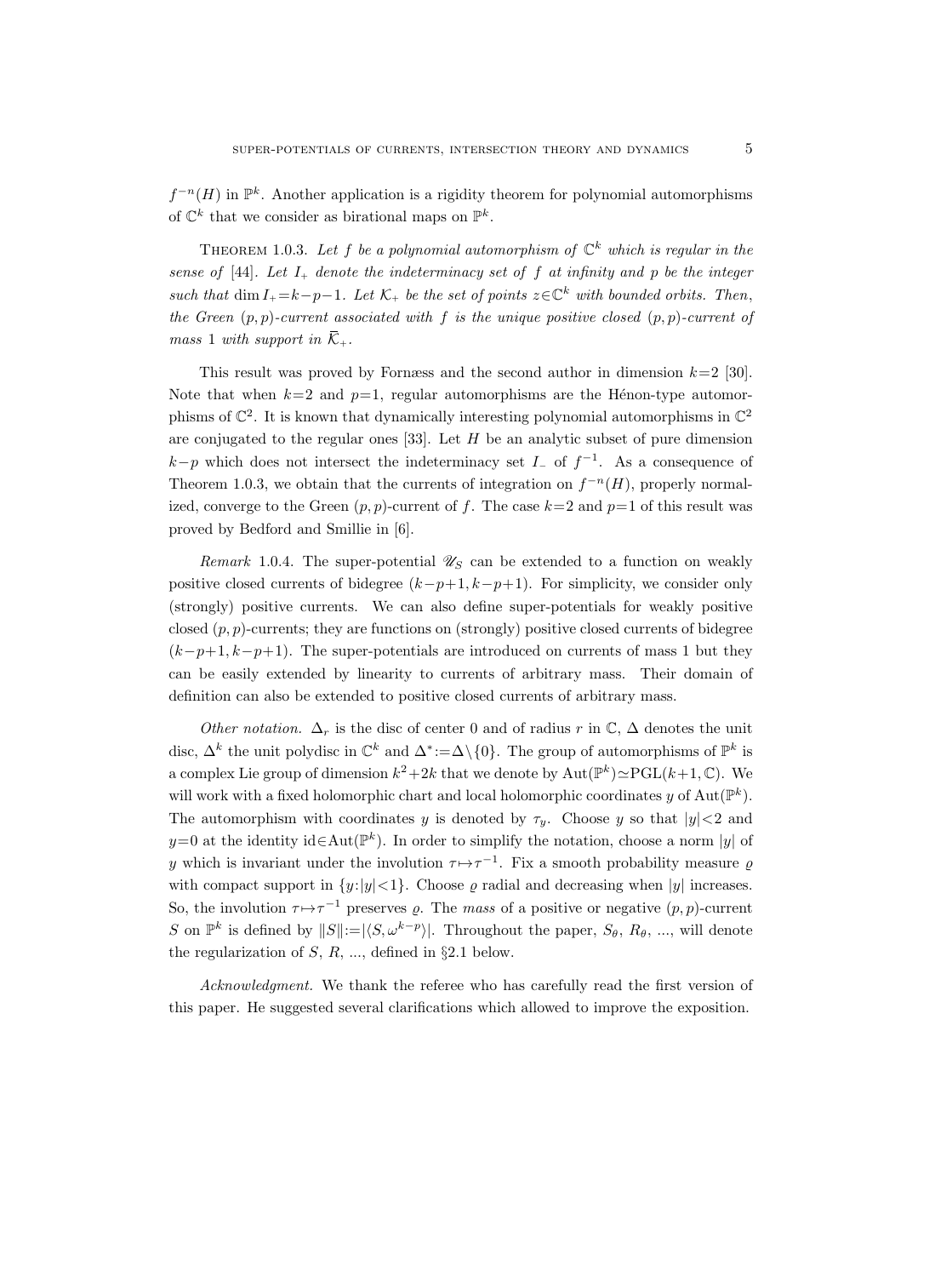$f^{-n}(H)$ in $\mathbb{P}^k$. Another application is a rigidity theorem for polynomial automorphisms of $\mathbb{C}^k$ that we consider as birational maps on $\mathbb{P}^k$.

THEOREM 1.0.3. *Let $f$ be a polynomial automorphism of $\mathbb{C}^k$ which is regular in the sense of* [44]*. Let $I_+$ denote the indeterminacy set of $f$ at infinity and $p$ be the integer such that $\dim I_+ = k-p-1$. Let $\mathcal{K}_+$ be the set of points $z \in \mathbb{C}^k$ with bounded orbits. Then, the Green $(p,p)$-current associated with $f$ is the unique positive closed $(p,p)$-current of mass 1 with support in $\overline{\mathcal{K}}_+$.*

This result was proved by Fornæss and the second author in dimension $k=2$ [30]. Note that when $k=2$ and $p=1$, regular automorphisms are the Hénon-type automorphisms of $\mathbb{C}^2$. It is known that dynamically interesting polynomial automorphisms in $\mathbb{C}^2$ are conjugated to the regular ones [33]. Let $H$ be an analytic subset of pure dimension $k-p$ which does not intersect the indeterminacy set $I_-$ of $f^{-1}$. As a consequence of Theorem 1.0.3, we obtain that the currents of integration on $f^{-n}(H)$, properly normalized, converge to the Green $(p,p)$-current of $f$. The case $k=2$ and $p=1$ of this result was proved by Bedford and Smillie in [6].

*Remark* 1.0.4. The super-potential $\mathscr{U}_S$ can be extended to a function on weakly positive closed currents of bidegree $(k-p+1, k-p+1)$. For simplicity, we consider only (strongly) positive currents. We can also define super-potentials for weakly positive closed $(p,p)$-currents; they are functions on (strongly) positive closed currents of bidegree $(k-p+1, k-p+1)$. The super-potentials are introduced on currents of mass 1 but they can be easily extended by linearity to currents of arbitrary mass. Their domain of definition can also be extended to positive closed currents of arbitrary mass.

*Other notation.* $\Delta_r$ is the disc of center 0 and of radius $r$ in $\mathbb{C}$, $\Delta$ denotes the unit disc, $\Delta^k$ the unit polydisc in $\mathbb{C}^k$ and $\Delta^* := \Delta \setminus \{0\}$. The group of automorphisms of $\mathbb{P}^k$ is a complex Lie group of dimension $k^2+2k$ that we denote by $\mathrm{Aut}(\mathbb{P}^k) \simeq \mathrm{PGL}(k+1, \mathbb{C})$. We will work with a fixed holomorphic chart and local holomorphic coordinates $y$ of $\mathrm{Aut}(\mathbb{P}^k)$. The automorphism with coordinates $y$ is denoted by $\tau_y$. Choose $y$ so that $|y|<2$ and $y=0$ at the identity $\mathrm{id} \in \mathrm{Aut}(\mathbb{P}^k)$. In order to simplify the notation, choose a norm $|y|$ of $y$ which is invariant under the involution $\tau \mapsto \tau^{-1}$. Fix a smooth probability measure $\varrho$ with compact support in $\{y : |y|<1\}$. Choose $\varrho$ radial and decreasing when $|y|$ increases. So, the involution $\tau \mapsto \tau^{-1}$ preserves $\varrho$. The *mass* of a positive or negative $(p,p)$-current $S$ on $\mathbb{P}^k$ is defined by $\|S\| := |\langle S, \omega^{k-p} \rangle|$. Throughout the paper, $S_\theta$, $R_\theta$, ..., will denote the regularization of $S$, $R$, ..., defined in §2.1 below.

*Acknowledgment.* We thank the referee who has carefully read the first version of this paper. He suggested several clarifications which allowed to improve the exposition.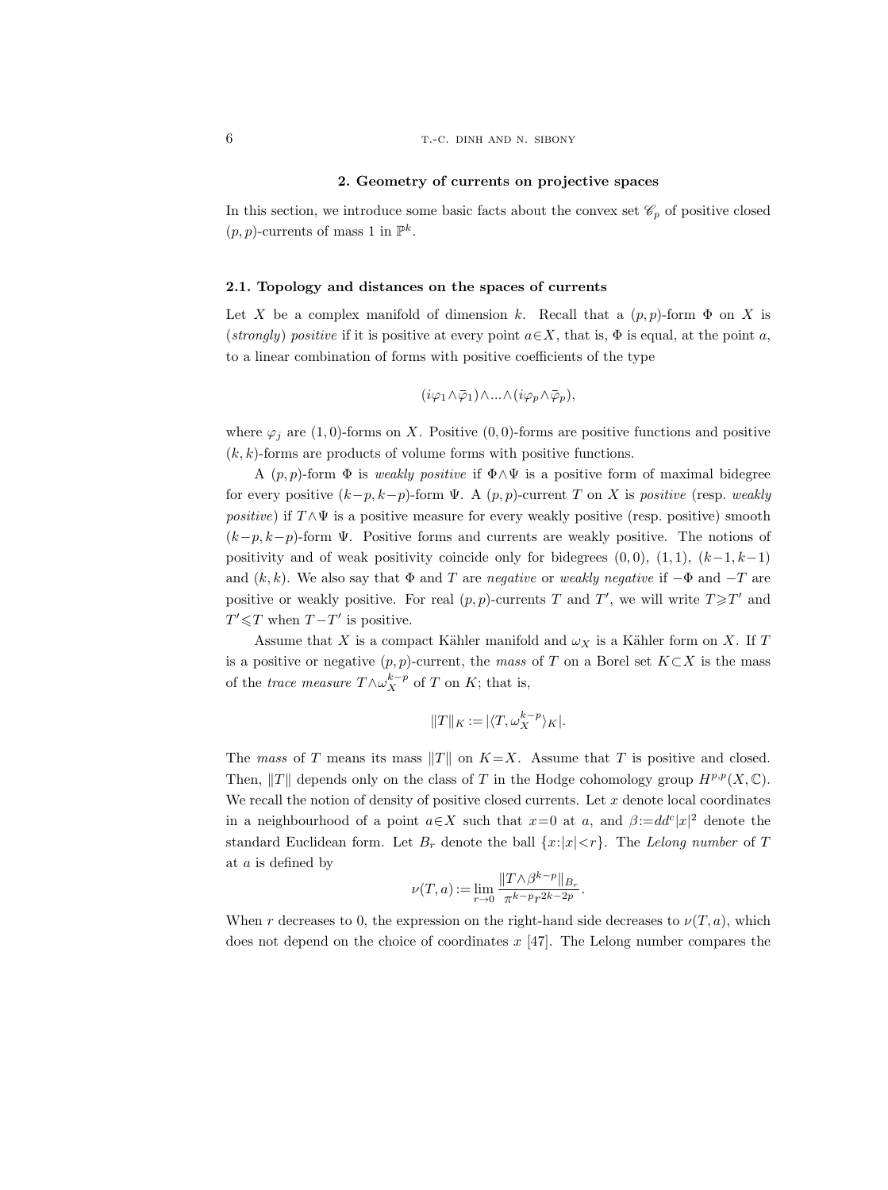## 2. Geometry of currents on projective spaces

In this section, we introduce some basic facts about the convex set $\mathscr{C}_p$ of positive closed $(p,p)$-currents of mass 1 in $\mathbb{P}^k$.

### 2.1. Topology and distances on the spaces of currents

Let $X$ be a complex manifold of dimension $k$. Recall that a $(p,p)$-form $\Phi$ on $X$ is (*strongly*) *positive* if it is positive at every point $a\in X$, that is, $\Phi$ is equal, at the point $a$, to a linear combination of forms with positive coefficients of the type

$$(i\varphi_1\wedge\bar{\varphi}_1)\wedge...\wedge(i\varphi_p\wedge\bar{\varphi}_p),$$

where $\varphi_j$ are $(1,0)$-forms on $X$. Positive $(0,0)$-forms are positive functions and positive $(k,k)$-forms are products of volume forms with positive functions.

A $(p,p)$-form $\Phi$ is *weakly positive* if $\Phi\wedge\Psi$ is a positive form of maximal bidegree for every positive $(k-p,k-p)$-form $\Psi$. A $(p,p)$-current $T$ on $X$ is *positive* (resp. *weakly positive*) if $T\wedge\Psi$ is a positive measure for every weakly positive (resp. positive) smooth $(k-p,k-p)$-form $\Psi$. Positive forms and currents are weakly positive. The notions of positivity and of weak positivity coincide only for bidegrees $(0,0)$, $(1,1)$, $(k-1,k-1)$ and $(k,k)$. We also say that $\Phi$ and $T$ are *negative* or *weakly negative* if $-\Phi$ and $-T$ are positive or weakly positive. For real $(p,p)$-currents $T$ and $T'$, we will write $T\geqslant T'$ and $T'\leqslant T$ when $T-T'$ is positive.

Assume that $X$ is a compact Kähler manifold and $\omega_X$ is a Kähler form on $X$. If $T$ is a positive or negative $(p,p)$-current, the *mass* of $T$ on a Borel set $K\subset X$ is the mass of the *trace measure* $T\wedge\omega_X^{k-p}$ of $T$ on $K$; that is,

$$\|T\|_K:=|\langle T,\omega_X^{k-p}\rangle_K|.$$

The *mass* of $T$ means its mass $\|T\|$ on $K=X$. Assume that $T$ is positive and closed. Then, $\|T\|$ depends only on the class of $T$ in the Hodge cohomology group $H^{p,p}(X,\mathbb{C})$. We recall the notion of density of positive closed currents. Let $x$ denote local coordinates in a neighbourhood of a point $a\in X$ such that $x=0$ at $a$, and $\beta:=dd^c|x|^2$ denote the standard Euclidean form. Let $B_r$ denote the ball $\{x:|x|<r\}$. The *Lelong number* of $T$ at $a$ is defined by

$$\nu(T,a):=\lim_{r\to 0}\frac{\|T\wedge\beta^{k-p}\|_{B_r}}{\pi^{k-p}r^{2k-2p}}.$$

When $r$ decreases to 0, the expression on the right-hand side decreases to $\nu(T,a)$, which does not depend on the choice of coordinates $x$ [47]. The Lelong number compares the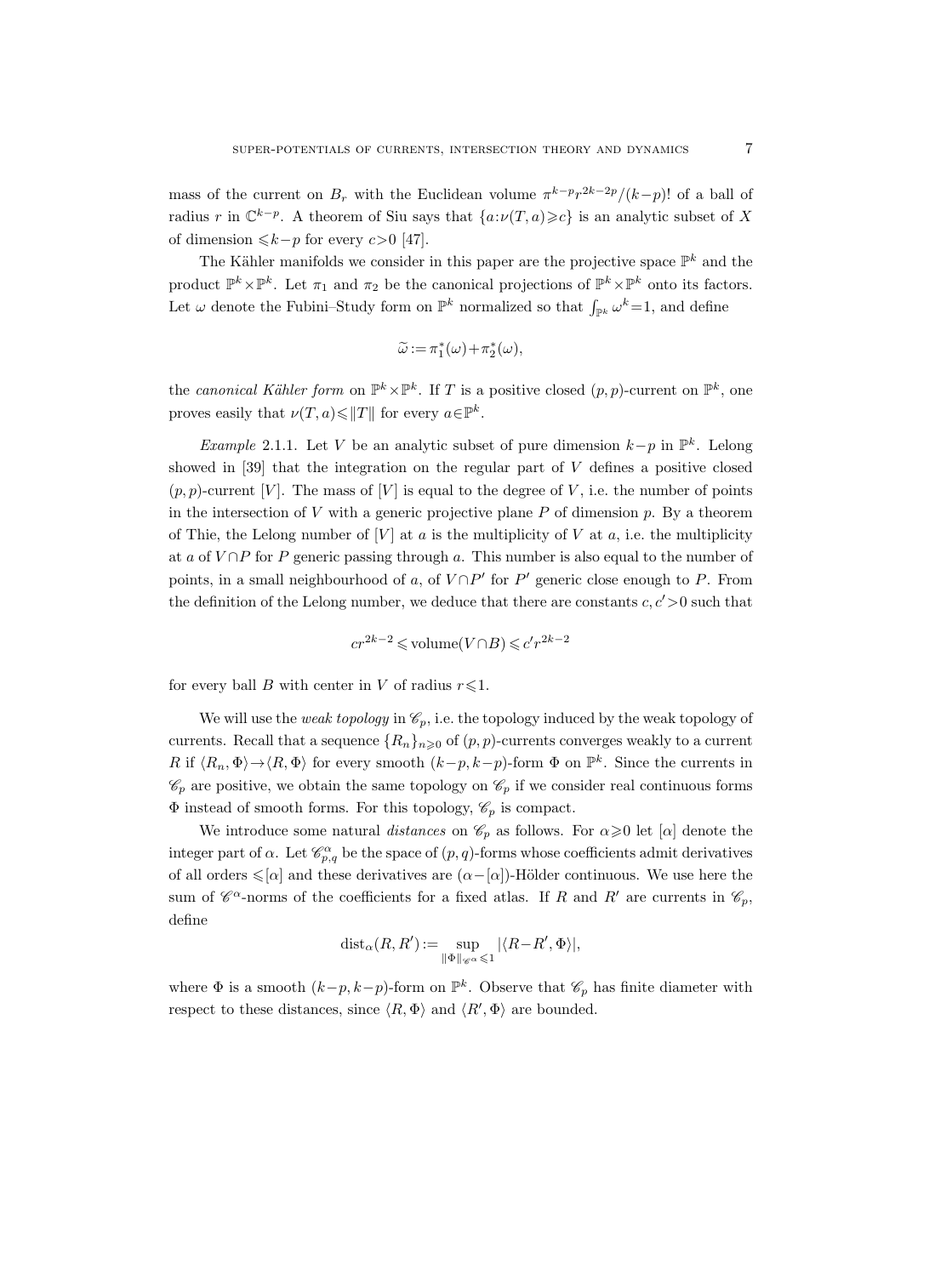mass of the current on $B_r$ with the Euclidean volume $\pi^{k-p}r^{2k-2p}/(k-p)!$ of a ball of radius $r$ in $\mathbb{C}^{k-p}$. A theorem of Siu says that $\{a:\nu(T,a)\geqslant c\}$ is an analytic subset of $X$ of dimension $\leqslant k-p$ for every $c>0$ [47].

The Kähler manifolds we consider in this paper are the projective space $\mathbb{P}^k$ and the product $\mathbb{P}^k\times\mathbb{P}^k$. Let $\pi_1$ and $\pi_2$ be the canonical projections of $\mathbb{P}^k\times\mathbb{P}^k$ onto its factors. Let $\omega$ denote the Fubini–Study form on $\mathbb{P}^k$ normalized so that $\int_{\mathbb{P}^k}\omega^k=1$, and define

$$\widetilde{\omega}:=\pi_1^*(\omega)+\pi_2^*(\omega),$$

the *canonical Kähler form* on $\mathbb{P}^k\times\mathbb{P}^k$. If $T$ is a positive closed $(p,p)$-current on $\mathbb{P}^k$, one proves easily that $\nu(T,a)\leqslant\|T\|$ for every $a\in\mathbb{P}^k$.

*Example* 2.1.1. Let $V$ be an analytic subset of pure dimension $k-p$ in $\mathbb{P}^k$. Lelong showed in [39] that the integration on the regular part of $V$ defines a positive closed $(p,p)$-current $[V]$. The mass of $[V]$ is equal to the degree of $V$, i.e. the number of points in the intersection of $V$ with a generic projective plane $P$ of dimension $p$. By a theorem of Thie, the Lelong number of $[V]$ at $a$ is the multiplicity of $V$ at $a$, i.e. the multiplicity at $a$ of $V\cap P$ for $P$ generic passing through $a$. This number is also equal to the number of points, in a small neighbourhood of $a$, of $V\cap P'$ for $P'$ generic close enough to $P$. From the definition of the Lelong number, we deduce that there are constants $c,c'>0$ such that

$$cr^{2k-2}\leqslant \operatorname{volume}(V\cap B)\leqslant c'r^{2k-2}$$

for every ball $B$ with center in $V$ of radius $r\leqslant 1$.

We will use the *weak topology* in $\mathscr{C}_p$, i.e. the topology induced by the weak topology of currents. Recall that a sequence $\{R_n\}_{n\geqslant 0}$ of $(p,p)$-currents converges weakly to a current $R$ if $\langle R_n,\Phi\rangle\to\langle R,\Phi\rangle$ for every smooth $(k-p,k-p)$-form $\Phi$ on $\mathbb{P}^k$. Since the currents in $\mathscr{C}_p$ are positive, we obtain the same topology on $\mathscr{C}_p$ if we consider real continuous forms $\Phi$ instead of smooth forms. For this topology, $\mathscr{C}_p$ is compact.

We introduce some natural *distances* on $\mathscr{C}_p$ as follows. For $\alpha\geqslant 0$ let $[\alpha]$ denote the integer part of $\alpha$. Let $\mathscr{C}^\alpha_{p,q}$ be the space of $(p,q)$-forms whose coefficients admit derivatives of all orders $\leqslant[\alpha]$ and these derivatives are $(\alpha-[\alpha])$-Hölder continuous. We use here the sum of $\mathscr{C}^\alpha$-norms of the coefficients for a fixed atlas. If $R$ and $R'$ are currents in $\mathscr{C}_p$, define

$$\operatorname{dist}_\alpha(R,R'):=\sup_{\|\Phi\|_{\mathscr{C}^\alpha}\leqslant 1}|\langle R-R',\Phi\rangle|,$$

where $\Phi$ is a smooth $(k-p,k-p)$-form on $\mathbb{P}^k$. Observe that $\mathscr{C}_p$ has finite diameter with respect to these distances, since $\langle R,\Phi\rangle$ and $\langle R',\Phi\rangle$ are bounded.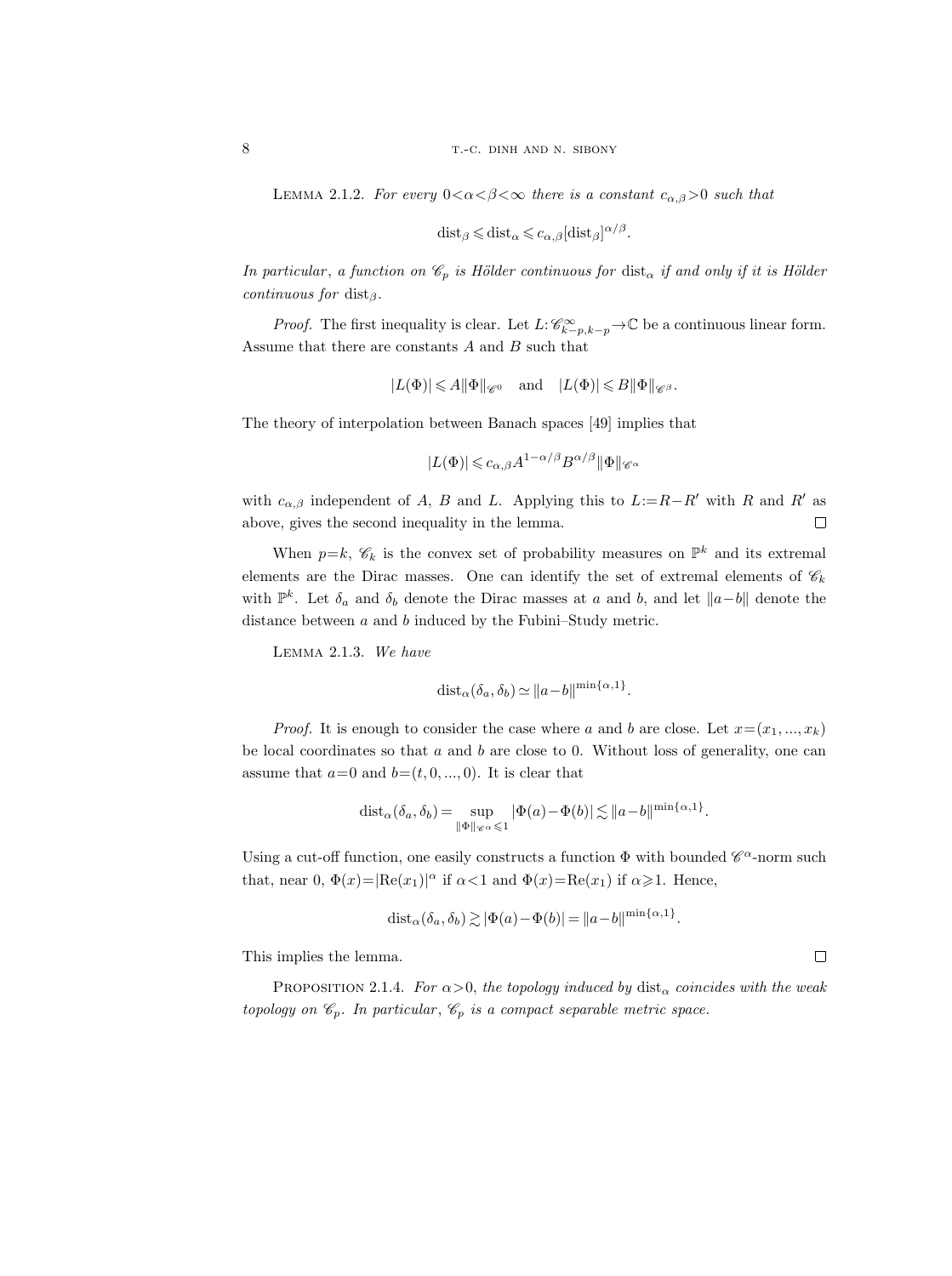Lemma 2.1.2. *For every $0<\alpha<\beta<\infty$ there is a constant $c_{\alpha,\beta}>0$ such that*

$$\mathrm{dist}_\beta \leqslant \mathrm{dist}_\alpha \leqslant c_{\alpha,\beta}[\mathrm{dist}_\beta]^{\alpha/\beta}.$$

*In particular, a function on $\mathscr{C}_p$ is Hölder continuous for $\mathrm{dist}_\alpha$ if and only if it is Hölder continuous for $\mathrm{dist}_\beta$.*

*Proof.* The first inequality is clear. Let $L:\mathscr{C}^\infty_{k-p,k-p}\to\mathbb{C}$ be a continuous linear form. Assume that there are constants $A$ and $B$ such that

$$|L(\Phi)|\leqslant A\|\Phi\|_{\mathscr{C}^0} \quad \text{and} \quad |L(\Phi)|\leqslant B\|\Phi\|_{\mathscr{C}^\beta}.$$

The theory of interpolation between Banach spaces [49] implies that

$$|L(\Phi)|\leqslant c_{\alpha,\beta}A^{1-\alpha/\beta}B^{\alpha/\beta}\|\Phi\|_{\mathscr{C}^\alpha}$$

with $c_{\alpha,\beta}$ independent of $A$, $B$ and $L$. Applying this to $L:=R-R'$ with $R$ and $R'$ as above, gives the second inequality in the lemma. $\square$

When $p=k$, $\mathscr{C}_k$ is the convex set of probability measures on $\mathbb{P}^k$ and its extremal elements are the Dirac masses. One can identify the set of extremal elements of $\mathscr{C}_k$ with $\mathbb{P}^k$. Let $\delta_a$ and $\delta_b$ denote the Dirac masses at $a$ and $b$, and let $\|a-b\|$ denote the distance between $a$ and $b$ induced by the Fubini–Study metric.

Lemma 2.1.3. *We have*

$$\mathrm{dist}_\alpha(\delta_a,\delta_b)\simeq\|a-b\|^{\min\{\alpha,1\}}.$$

*Proof.* It is enough to consider the case where $a$ and $b$ are close. Let $x=(x_1,...,x_k)$ be local coordinates so that $a$ and $b$ are close to 0. Without loss of generality, one can assume that $a=0$ and $b=(t,0,...,0)$. It is clear that

$$\mathrm{dist}_\alpha(\delta_a,\delta_b)=\sup_{\|\Phi\|_{\mathscr{C}^\alpha}\leqslant 1}|\Phi(a)-\Phi(b)|\lesssim\|a-b\|^{\min\{\alpha,1\}}.$$

Using a cut-off function, one easily constructs a function $\Phi$ with bounded $\mathscr{C}^\alpha$-norm such that, near 0, $\Phi(x)=|\mathrm{Re}(x_1)|^\alpha$ if $\alpha<1$ and $\Phi(x)=\mathrm{Re}(x_1)$ if $\alpha\geqslant 1$. Hence,

$$\mathrm{dist}_\alpha(\delta_a,\delta_b)\gtrsim|\Phi(a)-\Phi(b)|=\|a-b\|^{\min\{\alpha,1\}}.$$

This implies the lemma. $\square$

Proposition 2.1.4. *For $\alpha>0$, the topology induced by $\mathrm{dist}_\alpha$ coincides with the weak topology on $\mathscr{C}_p$. In particular, $\mathscr{C}_p$ is a compact separable metric space.*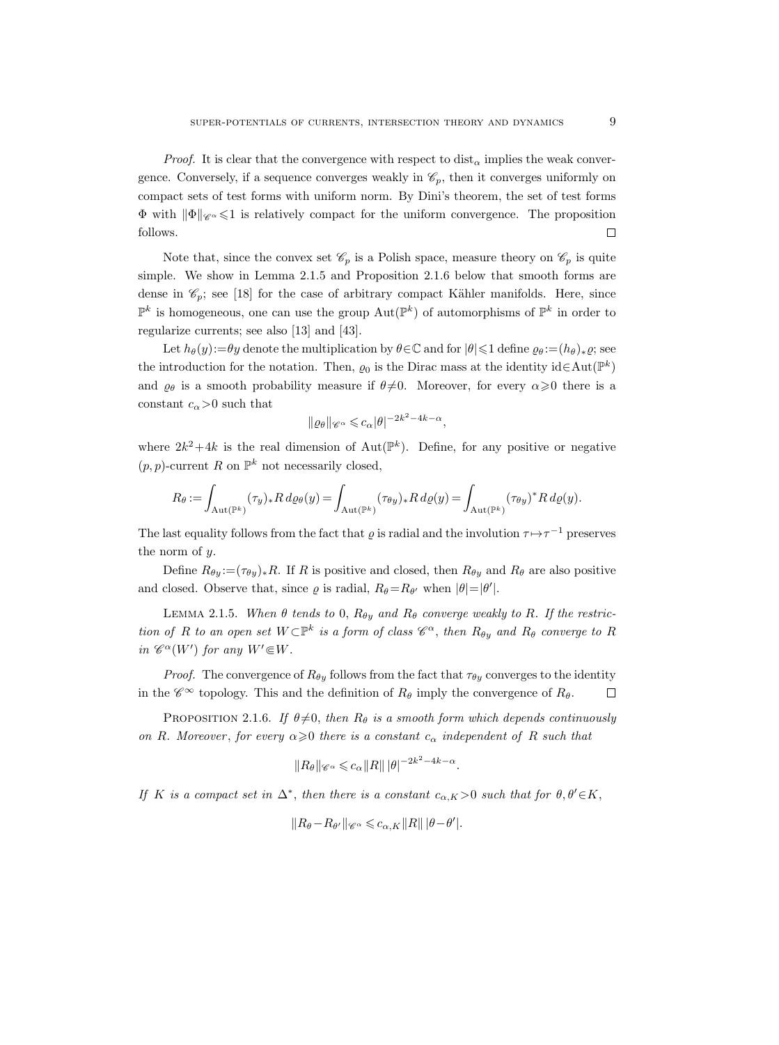*Proof.* It is clear that the convergence with respect to $\operatorname{dist}_\alpha$ implies the weak convergence. Conversely, if a sequence converges weakly in $\mathscr{C}_p$, then it converges uniformly on compact sets of test forms with uniform norm. By Dini's theorem, the set of test forms $\Phi$ with $\|\Phi\|_{\mathscr{C}^\alpha}\leqslant 1$ is relatively compact for the uniform convergence. The proposition follows. $\square$

Note that, since the convex set $\mathscr{C}_p$ is a Polish space, measure theory on $\mathscr{C}_p$ is quite simple. We show in Lemma 2.1.5 and Proposition 2.1.6 below that smooth forms are dense in $\mathscr{C}_p$; see [18] for the case of arbitrary compact Kähler manifolds. Here, since $\mathbb{P}^k$ is homogeneous, one can use the group $\operatorname{Aut}(\mathbb{P}^k)$ of automorphisms of $\mathbb{P}^k$ in order to regularize currents; see also [13] and [43].

Let $h_\theta(y):=\theta y$ denote the multiplication by $\theta\in\mathbb{C}$ and for $|\theta|\leqslant 1$ define $\varrho_\theta:=(h_\theta)_*\varrho$; see the introduction for the notation. Then, $\varrho_0$ is the Dirac mass at the identity $\operatorname{id}\in\operatorname{Aut}(\mathbb{P}^k)$ and $\varrho_\theta$ is a smooth probability measure if $\theta\neq 0$. Moreover, for every $\alpha\geqslant 0$ there is a constant $c_\alpha>0$ such that

$$\|\varrho_\theta\|_{\mathscr{C}^\alpha}\leqslant c_\alpha|\theta|^{-2k^2-4k-\alpha},$$

where $2k^2+4k$ is the real dimension of $\operatorname{Aut}(\mathbb{P}^k)$. Define, for any positive or negative $(p,p)$-current $R$ on $\mathbb{P}^k$ not necessarily closed,

$$R_\theta:=\int_{\operatorname{Aut}(\mathbb{P}^k)}(\tau_y)_*R\,d\varrho_\theta(y)=\int_{\operatorname{Aut}(\mathbb{P}^k)}(\tau_{\theta y})_*R\,d\varrho(y)=\int_{\operatorname{Aut}(\mathbb{P}^k)}(\tau_{\theta y})^*R\,d\varrho(y).$$

The last equality follows from the fact that $\varrho$ is radial and the involution $\tau\mapsto\tau^{-1}$ preserves the norm of $y$.

Define $R_{\theta y}:=(\tau_{\theta y})_*R$. If $R$ is positive and closed, then $R_{\theta y}$ and $R_\theta$ are also positive and closed. Observe that, since $\varrho$ is radial, $R_\theta=R_{\theta'}$ when $|\theta|=|\theta'|$.

Lemma 2.1.5. *When $\theta$ tends to $0$, $R_{\theta y}$ and $R_\theta$ converge weakly to $R$. If the restriction of $R$ to an open set $W\subset\mathbb{P}^k$ is a form of class $\mathscr{C}^\alpha$, then $R_{\theta y}$ and $R_\theta$ converge to $R$ in $\mathscr{C}^\alpha(W')$ for any $W'\Subset W$.*

*Proof.* The convergence of $R_{\theta y}$ follows from the fact that $\tau_{\theta y}$ converges to the identity in the $\mathscr{C}^\infty$ topology. This and the definition of $R_\theta$ imply the convergence of $R_\theta$. $\square$

Proposition 2.1.6. *If $\theta\neq 0$, then $R_\theta$ is a smooth form which depends continuously on $R$. Moreover, for every $\alpha\geqslant 0$ there is a constant $c_\alpha$ independent of $R$ such that*

$$\|R_\theta\|_{\mathscr{C}^\alpha}\leqslant c_\alpha\|R\|\,|\theta|^{-2k^2-4k-\alpha}.$$

*If $K$ is a compact set in $\Delta^*$, then there is a constant $c_{\alpha,K}>0$ such that for $\theta,\theta'\in K$,*

$$\|R_\theta-R_{\theta'}\|_{\mathscr{C}^\alpha}\leqslant c_{\alpha,K}\|R\|\,|\theta-\theta'|.$$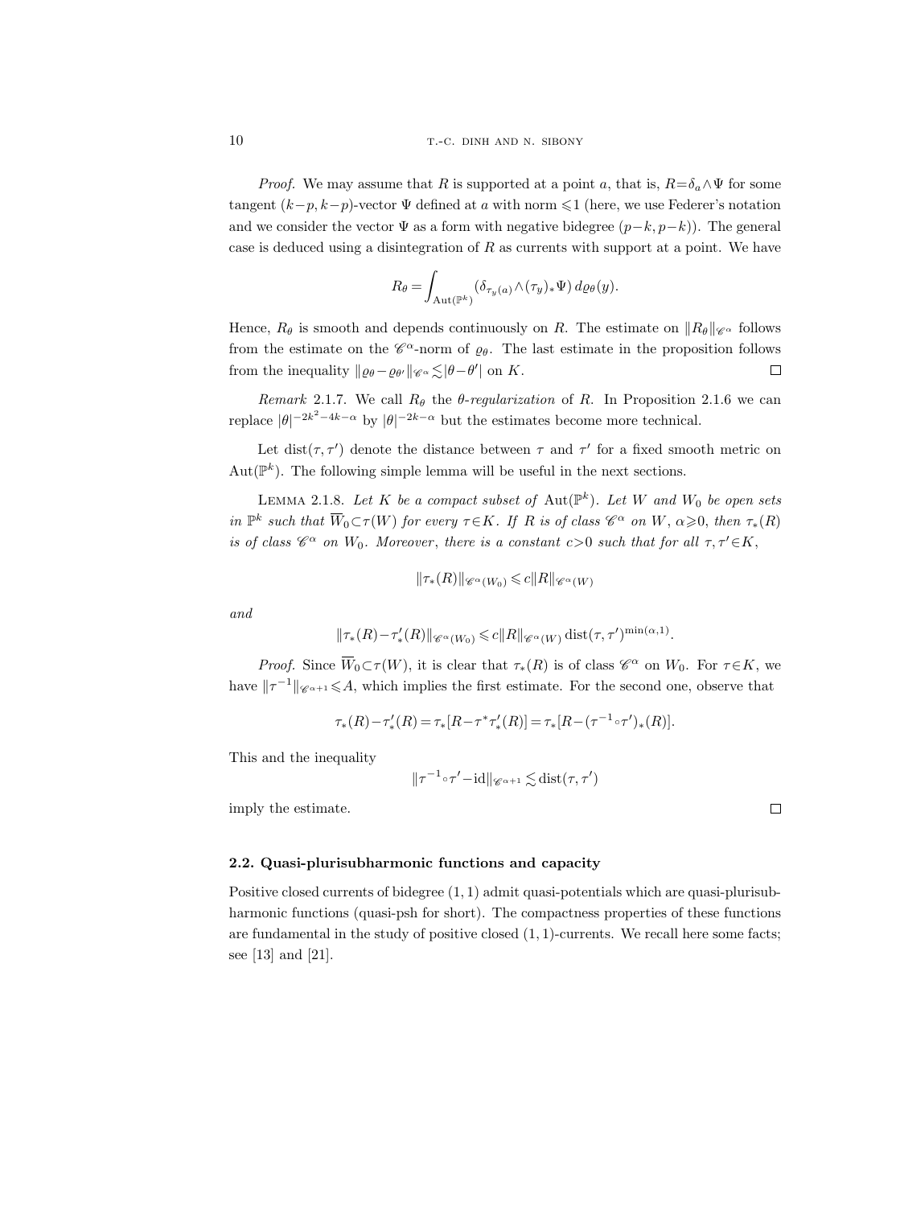*Proof.* We may assume that $R$ is supported at a point $a$, that is, $R=\delta_a\wedge\Psi$ for some tangent $(k-p,k-p)$-vector $\Psi$ defined at $a$ with norm $\leqslant 1$ (here, we use Federer's notation and we consider the vector $\Psi$ as a form with negative bidegree $(p-k,p-k)$). The general case is deduced using a disintegration of $R$ as currents with support at a point. We have

$$R_\theta=\int_{\mathrm{Aut}(\mathbb{P}^k)}(\delta_{\tau_y(a)}\wedge(\tau_y)_*\Psi)\,d\varrho_\theta(y).$$

Hence, $R_\theta$ is smooth and depends continuously on $R$. The estimate on $\|R_\theta\|_{\mathscr{C}^\alpha}$ follows from the estimate on the $\mathscr{C}^\alpha$-norm of $\varrho_\theta$. The last estimate in the proposition follows from the inequality $\|\varrho_\theta-\varrho_{\theta'}\|_{\mathscr{C}^\alpha}\lesssim|\theta-\theta'|$ on $K$. $\square$

*Remark* 2.1.7. We call $R_\theta$ the *$\theta$-regularization* of $R$. In Proposition 2.1.6 we can replace $|\theta|^{-2k^2-4k-\alpha}$ by $|\theta|^{-2k-\alpha}$ but the estimates become more technical.

Let $\mathrm{dist}(\tau,\tau')$ denote the distance between $\tau$ and $\tau'$ for a fixed smooth metric on $\mathrm{Aut}(\mathbb{P}^k)$. The following simple lemma will be useful in the next sections.

LEMMA 2.1.8. *Let $K$ be a compact subset of $\mathrm{Aut}(\mathbb{P}^k)$. Let $W$ and $W_0$ be open sets in $\mathbb{P}^k$ such that $\overline{W}_0\subset\tau(W)$ for every $\tau\in K$. If $R$ is of class $\mathscr{C}^\alpha$ on $W$, $\alpha\geqslant 0$, then $\tau_*(R)$ is of class $\mathscr{C}^\alpha$ on $W_0$. Moreover, there is a constant $c>0$ such that for all $\tau,\tau'\in K$,*

$$\|\tau_*(R)\|_{\mathscr{C}^\alpha(W_0)}\leqslant c\|R\|_{\mathscr{C}^\alpha(W)}$$

*and*

$$\|\tau_*(R)-\tau'_*(R)\|_{\mathscr{C}^\alpha(W_0)}\leqslant c\|R\|_{\mathscr{C}^\alpha(W)}\,\mathrm{dist}(\tau,\tau')^{\min(\alpha,1)}.$$

*Proof.* Since $\overline{W}_0\subset\tau(W)$, it is clear that $\tau_*(R)$ is of class $\mathscr{C}^\alpha$ on $W_0$. For $\tau\in K$, we have $\|\tau^{-1}\|_{\mathscr{C}^{\alpha+1}}\leqslant A$, which implies the first estimate. For the second one, observe that

$$\tau_*(R)-\tau'_*(R)=\tau_*[R-\tau^*\tau'_*(R)]=\tau_*[R-(\tau^{-1}\circ\tau')_*(R)].$$

This and the inequality

$$\|\tau^{-1}\circ\tau'-\mathrm{id}\|_{\mathscr{C}^{\alpha+1}}\lesssim\mathrm{dist}(\tau,\tau')$$

imply the estimate. $\square$

### 2.2. Quasi-plurisubharmonic functions and capacity

Positive closed currents of bidegree $(1,1)$ admit quasi-potentials which are quasi-plurisubharmonic functions (quasi-psh for short). The compactness properties of these functions are fundamental in the study of positive closed $(1,1)$-currents. We recall here some facts; see [13] and [21].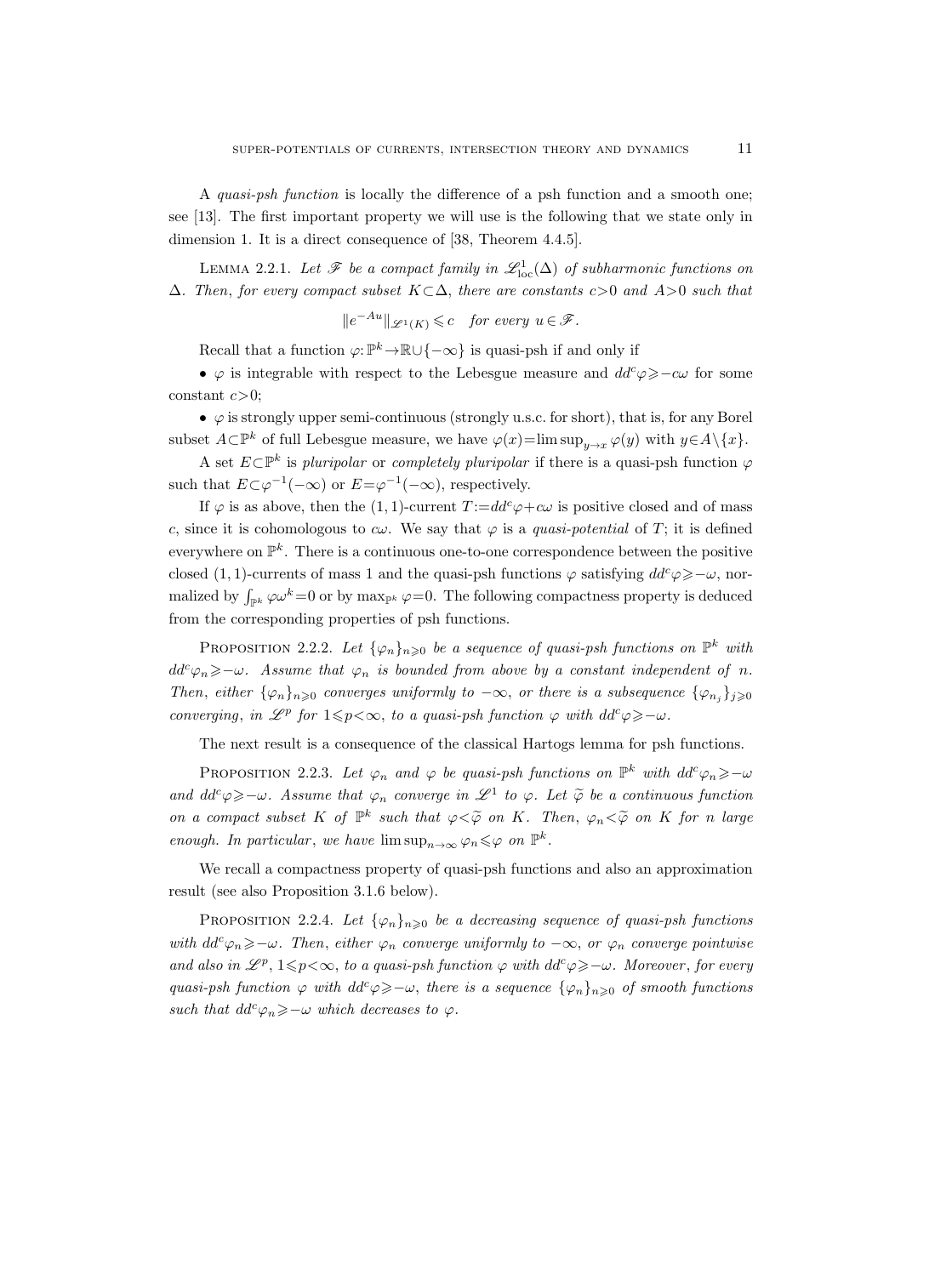A *quasi-psh function* is locally the difference of a psh function and a smooth one; see [13]. The first important property we will use is the following that we state only in dimension 1. It is a direct consequence of [38, Theorem 4.4.5].

LEMMA 2.2.1. *Let $\mathscr{F}$ be a compact family in $\mathscr{L}^1_{\mathrm{loc}}(\Delta)$ of subharmonic functions on $\Delta$. Then, for every compact subset $K\subset\Delta$, there are constants $c>0$ and $A>0$ such that*

$$\|e^{-Au}\|_{\mathscr{L}^1(K)} \leqslant c \quad \textit{for every } u\in\mathscr{F}.$$

Recall that a function $\varphi\colon\mathbb{P}^k\to\mathbb{R}\cup\{-\infty\}$ is quasi-psh if and only if

- $\varphi$ is integrable with respect to the Lebesgue measure and $dd^c\varphi\geqslant -c\omega$ for some constant $c>0$;
- $\varphi$ is strongly upper semi-continuous (strongly u.s.c. for short), that is, for any Borel subset $A\subset\mathbb{P}^k$ of full Lebesgue measure, we have $\varphi(x)=\limsup_{y\to x}\varphi(y)$ with $y\in A\setminus\{x\}$.

A set $E\subset\mathbb{P}^k$ is *pluripolar* or *completely pluripolar* if there is a quasi-psh function $\varphi$ such that $E\subset\varphi^{-1}(-\infty)$ or $E=\varphi^{-1}(-\infty)$, respectively.

If $\varphi$ is as above, then the $(1,1)$-current $T:=dd^c\varphi+c\omega$ is positive closed and of mass $c$, since it is cohomologous to $c\omega$. We say that $\varphi$ is a *quasi-potential* of $T$; it is defined everywhere on $\mathbb{P}^k$. There is a continuous one-to-one correspondence between the positive closed $(1,1)$-currents of mass 1 and the quasi-psh functions $\varphi$ satisfying $dd^c\varphi\geqslant -\omega$, normalized by $\int_{\mathbb{P}^k}\varphi\omega^k=0$ or by $\max_{\mathbb{P}^k}\varphi=0$. The following compactness property is deduced from the corresponding properties of psh functions.

PROPOSITION 2.2.2. *Let $\{\varphi_n\}_{n\geqslant 0}$ be a sequence of quasi-psh functions on $\mathbb{P}^k$ with $dd^c\varphi_n\geqslant-\omega$. Assume that $\varphi_n$ is bounded from above by a constant independent of $n$. Then, either $\{\varphi_n\}_{n\geqslant 0}$ converges uniformly to $-\infty$, or there is a subsequence $\{\varphi_{n_j}\}_{j\geqslant 0}$ converging, in $\mathscr{L}^p$ for $1\leqslant p<\infty$, to a quasi-psh function $\varphi$ with $dd^c\varphi\geqslant-\omega$.*

The next result is a consequence of the classical Hartogs lemma for psh functions.

PROPOSITION 2.2.3. *Let $\varphi_n$ and $\varphi$ be quasi-psh functions on $\mathbb{P}^k$ with $dd^c\varphi_n\geqslant-\omega$ and $dd^c\varphi\geqslant-\omega$. Assume that $\varphi_n$ converge in $\mathscr{L}^1$ to $\varphi$. Let $\widetilde{\varphi}$ be a continuous function on a compact subset $K$ of $\mathbb{P}^k$ such that $\varphi<\widetilde{\varphi}$ on $K$. Then, $\varphi_n<\widetilde{\varphi}$ on $K$ for $n$ large enough. In particular, we have $\limsup_{n\to\infty}\varphi_n\leqslant\varphi$ on $\mathbb{P}^k$.*

We recall a compactness property of quasi-psh functions and also an approximation result (see also Proposition 3.1.6 below).

PROPOSITION 2.2.4. *Let $\{\varphi_n\}_{n\geqslant 0}$ be a decreasing sequence of quasi-psh functions with $dd^c\varphi_n\geqslant-\omega$. Then, either $\varphi_n$ converge uniformly to $-\infty$, or $\varphi_n$ converge pointwise and also in $\mathscr{L}^p$, $1\leqslant p<\infty$, to a quasi-psh function $\varphi$ with $dd^c\varphi\geqslant-\omega$. Moreover, for every quasi-psh function $\varphi$ with $dd^c\varphi\geqslant-\omega$, there is a sequence $\{\varphi_n\}_{n\geqslant 0}$ of smooth functions such that $dd^c\varphi_n\geqslant-\omega$ which decreases to $\varphi$.*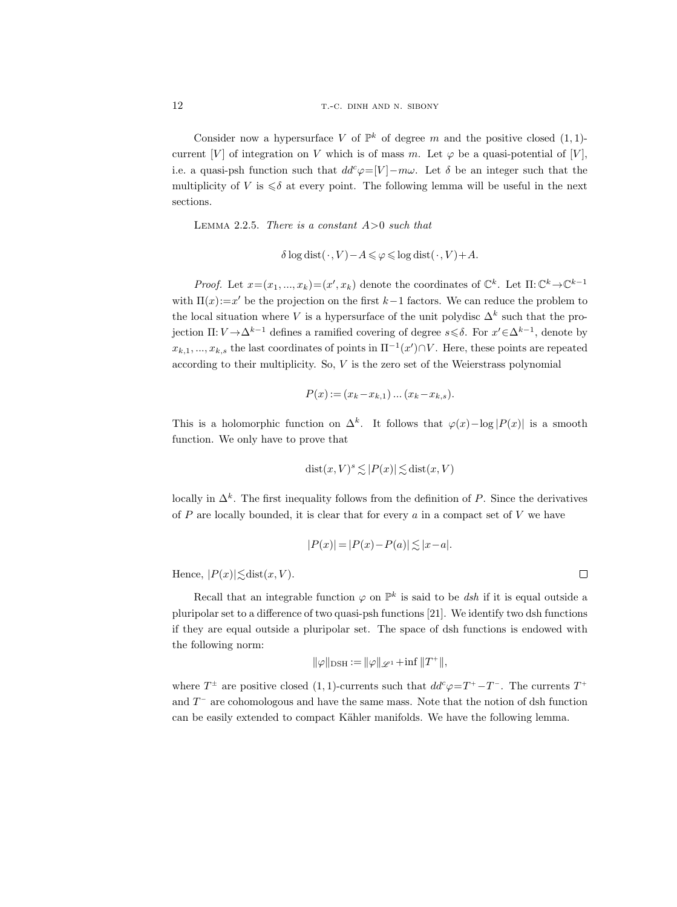Consider now a hypersurface $V$ of $\mathbb{P}^k$ of degree $m$ and the positive closed $(1,1)$-current $[V]$ of integration on $V$ which is of mass $m$. Let $\varphi$ be a quasi-potential of $[V]$, i.e. a quasi-psh function such that $dd^c\varphi=[V]-m\omega$. Let $\delta$ be an integer such that the multiplicity of $V$ is $\leqslant\delta$ at every point. The following lemma will be useful in the next sections.

Lemma 2.2.5. *There is a constant $A>0$ such that*

$$\delta\log\operatorname{dist}(\cdot\,,V)-A\leqslant\varphi\leqslant\log\operatorname{dist}(\cdot\,,V)+A.$$

*Proof.* Let $x=(x_1,...,x_k)=(x',x_k)$ denote the coordinates of $\mathbb{C}^k$. Let $\Pi\colon\mathbb{C}^k\to\mathbb{C}^{k-1}$ with $\Pi(x):=x'$ be the projection on the first $k-1$ factors. We can reduce the problem to the local situation where $V$ is a hypersurface of the unit polydisc $\Delta^k$ such that the projection $\Pi\colon V\to\Delta^{k-1}$ defines a ramified covering of degree $s\leqslant\delta$. For $x'\in\Delta^{k-1}$, denote by $x_{k,1},...,x_{k,s}$ the last coordinates of points in $\Pi^{-1}(x')\cap V$. Here, these points are repeated according to their multiplicity. So, $V$ is the zero set of the Weierstrass polynomial

$$P(x):=(x_k-x_{k,1})\,...\,(x_k-x_{k,s}).$$

This is a holomorphic function on $\Delta^k$. It follows that $\varphi(x)-\log|P(x)|$ is a smooth function. We only have to prove that

$$\operatorname{dist}(x,V)^s\lesssim|P(x)|\lesssim\operatorname{dist}(x,V)$$

locally in $\Delta^k$. The first inequality follows from the definition of $P$. Since the derivatives of $P$ are locally bounded, it is clear that for every $a$ in a compact set of $V$ we have

$$|P(x)|=|P(x)-P(a)|\lesssim|x-a|.$$

Hence, $|P(x)|\lesssim\operatorname{dist}(x,V)$. $\square$

Recall that an integrable function $\varphi$ on $\mathbb{P}^k$ is said to be *dsh* if it is equal outside a pluripolar set to a difference of two quasi-psh functions [21]. We identify two dsh functions if they are equal outside a pluripolar set. The space of dsh functions is endowed with the following norm:

$$\|\varphi\|_{\mathrm{DSH}}:=\|\varphi\|_{\mathscr{L}^1}+\inf\|T^+\|,$$

where $T^\pm$ are positive closed $(1,1)$-currents such that $dd^c\varphi=T^+-T^-$. The currents $T^+$ and $T^-$ are cohomologous and have the same mass. Note that the notion of dsh function can be easily extended to compact Kähler manifolds. We have the following lemma.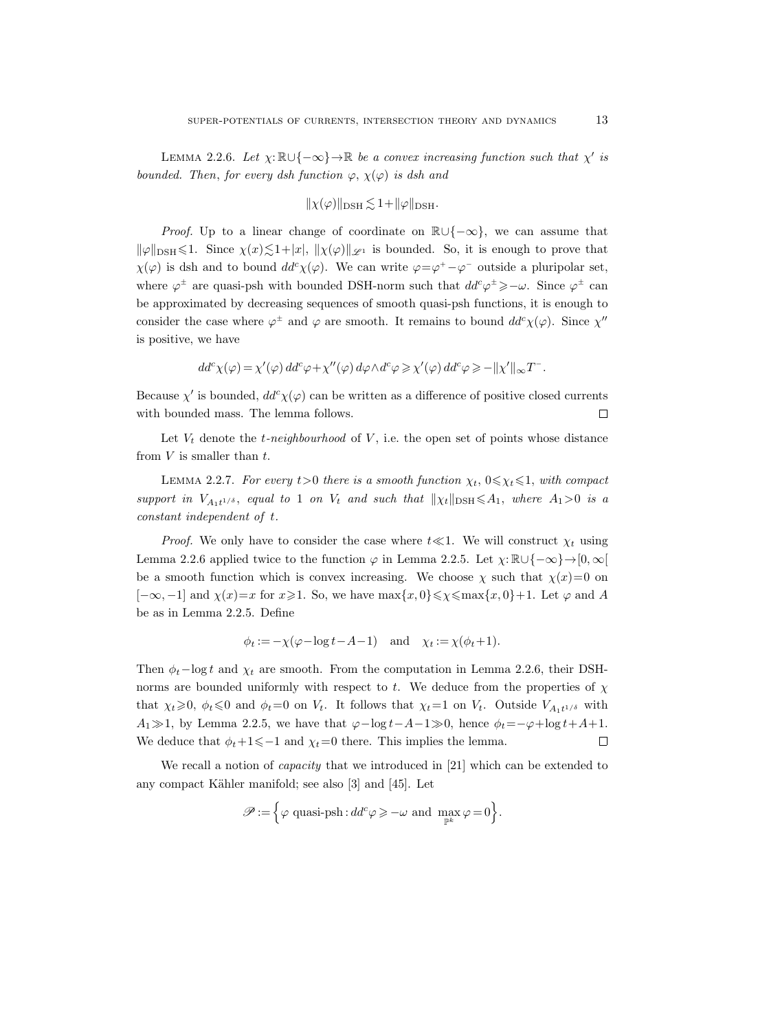**Lemma 2.2.6.** *Let $\chi:\mathbb{R}\cup\{-\infty\}\to\mathbb{R}$ be a convex increasing function such that $\chi'$ is bounded. Then, for every dsh function $\varphi$, $\chi(\varphi)$ is dsh and*

$$\|\chi(\varphi)\|_{\mathrm{DSH}} \lesssim 1+\|\varphi\|_{\mathrm{DSH}}.$$

*Proof.* Up to a linear change of coordinate on $\mathbb{R}\cup\{-\infty\}$, we can assume that $\|\varphi\|_{\mathrm{DSH}}\leqslant 1$. Since $\chi(x)\lesssim 1+|x|$, $\|\chi(\varphi)\|_{\mathscr{L}^1}$ is bounded. So, it is enough to prove that $\chi(\varphi)$ is dsh and to bound $dd^c\chi(\varphi)$. We can write $\varphi=\varphi^+-\varphi^-$ outside a pluripolar set, where $\varphi^\pm$ are quasi-psh with bounded DSH-norm such that $dd^c\varphi^\pm\geqslant -\omega$. Since $\varphi^\pm$ can be approximated by decreasing sequences of smooth quasi-psh functions, it is enough to consider the case where $\varphi^\pm$ and $\varphi$ are smooth. It remains to bound $dd^c\chi(\varphi)$. Since $\chi''$ is positive, we have

$$dd^c\chi(\varphi)=\chi'(\varphi)\,dd^c\varphi+\chi''(\varphi)\,d\varphi\wedge d^c\varphi\geqslant \chi'(\varphi)\,dd^c\varphi\geqslant -\|\chi'\|_\infty T^-.$$

Because $\chi'$ is bounded, $dd^c\chi(\varphi)$ can be written as a difference of positive closed currents with bounded mass. The lemma follows. $\square$

Let $V_t$ denote the *$t$-neighbourhood* of $V$, i.e. the open set of points whose distance from $V$ is smaller than $t$.

**Lemma 2.2.7.** *For every $t>0$ there is a smooth function $\chi_t$, $0\leqslant\chi_t\leqslant 1$, with compact support in $V_{A_1t^{1/\delta}}$, equal to $1$ on $V_t$ and such that $\|\chi_t\|_{\mathrm{DSH}}\leqslant A_1$, where $A_1>0$ is a constant independent of $t$.*

*Proof.* We only have to consider the case where $t\ll 1$. We will construct $\chi_t$ using Lemma 2.2.6 applied twice to the function $\varphi$ in Lemma 2.2.5. Let $\chi:\mathbb{R}\cup\{-\infty\}\to[0,\infty[$ be a smooth function which is convex increasing. We choose $\chi$ such that $\chi(x)=0$ on $[-\infty,-1]$ and $\chi(x)=x$ for $x\geqslant 1$. So, we have $\max\{x,0\}\leqslant\chi\leqslant\max\{x,0\}+1$. Let $\varphi$ and $A$ be as in Lemma 2.2.5. Define

$$\phi_t:=-\chi(\varphi-\log t-A-1)\quad\text{and}\quad \chi_t:=\chi(\phi_t+1).$$

Then $\phi_t-\log t$ and $\chi_t$ are smooth. From the computation in Lemma 2.2.6, their DSH-norms are bounded uniformly with respect to $t$. We deduce from the properties of $\chi$ that $\chi_t\geqslant 0$, $\phi_t\leqslant 0$ and $\phi_t=0$ on $V_t$. It follows that $\chi_t=1$ on $V_t$. Outside $V_{A_1t^{1/\delta}}$ with $A_1\gg 1$, by Lemma 2.2.5, we have that $\varphi-\log t-A-1\gg 0$, hence $\phi_t=-\varphi+\log t+A+1$. We deduce that $\phi_t+1\leqslant -1$ and $\chi_t=0$ there. This implies the lemma. $\square$

We recall a notion of *capacity* that we introduced in [21] which can be extended to any compact Kähler manifold; see also [3] and [45]. Let

$$\mathscr{P}:=\Big\{\varphi\text{ quasi-psh}: dd^c\varphi\geqslant-\omega \text{ and } \max_{\mathbb{P}^k}\varphi=0\Big\}.$$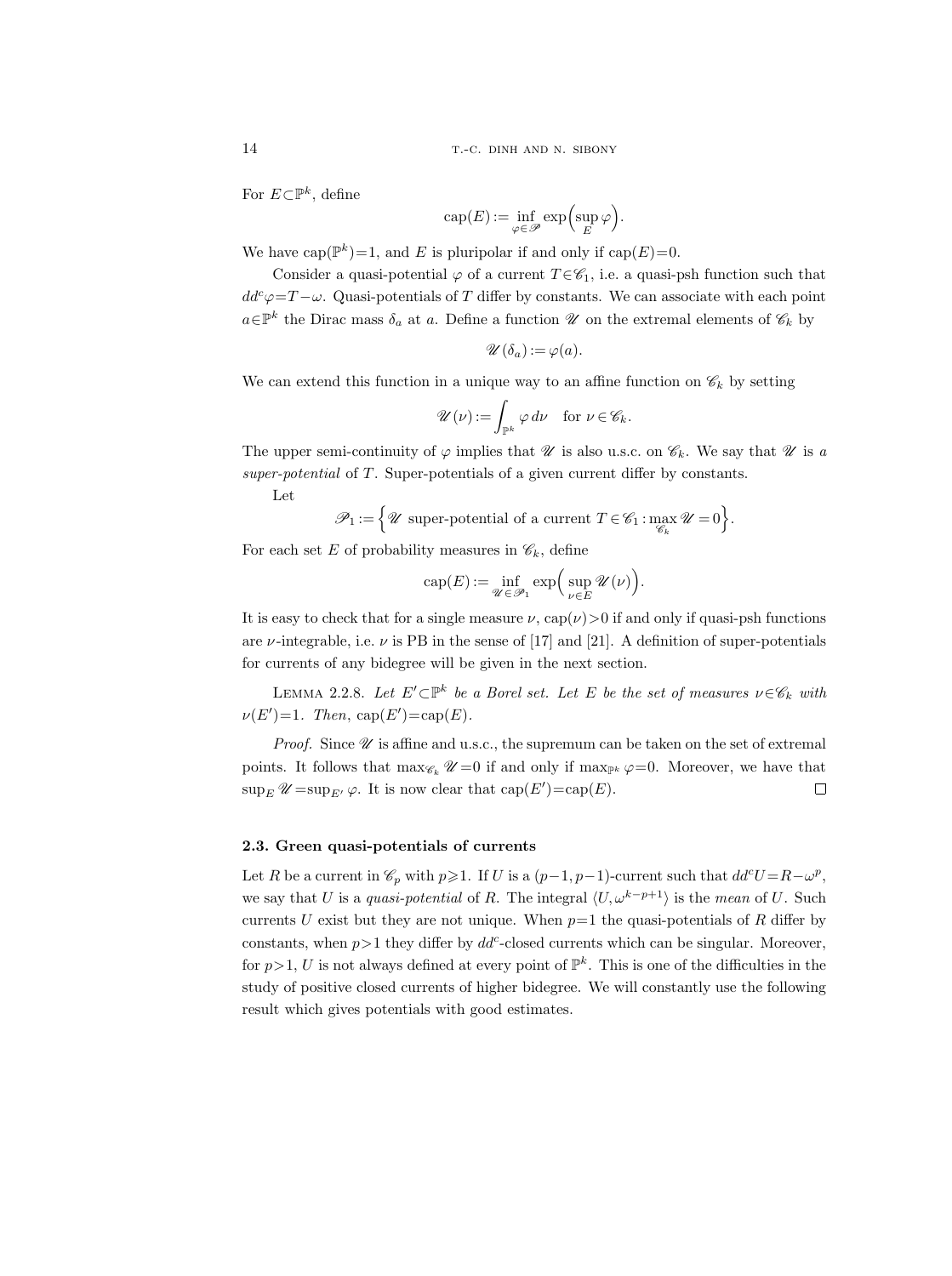For $E\subset\mathbb{P}^k$, define

$$\operatorname{cap}(E) := \inf_{\varphi\in\mathscr{P}} \exp\Big(\sup_E \varphi\Big).$$

We have $\operatorname{cap}(\mathbb{P}^k)=1$, and $E$ is pluripolar if and only if $\operatorname{cap}(E)=0$.

Consider a quasi-potential $\varphi$ of a current $T\in\mathscr{C}_1$, i.e. a quasi-psh function such that $dd^c\varphi=T-\omega$. Quasi-potentials of $T$ differ by constants. We can associate with each point $a\in\mathbb{P}^k$ the Dirac mass $\delta_a$ at $a$. Define a function $\mathscr{U}$ on the extremal elements of $\mathscr{C}_k$ by

$$\mathscr{U}(\delta_a) := \varphi(a).$$

We can extend this function in a unique way to an affine function on $\mathscr{C}_k$ by setting

$$\mathscr{U}(\nu) := \int_{\mathbb{P}^k} \varphi\, d\nu \quad \text{for } \nu\in\mathscr{C}_k.$$

The upper semi-continuity of $\varphi$ implies that $\mathscr{U}$ is also u.s.c. on $\mathscr{C}_k$. We say that $\mathscr{U}$ is *a super-potential* of $T$. Super-potentials of a given current differ by constants.

Let

$$\mathscr{P}_1 := \Big\{ \mathscr{U} \text{ super-potential of a current } T\in\mathscr{C}_1 : \max_{\mathscr{C}_k} \mathscr{U} = 0\Big\}.$$

For each set $E$ of probability measures in $\mathscr{C}_k$, define

$$\operatorname{cap}(E) := \inf_{\mathscr{U}\in\mathscr{P}_1} \exp\Big(\sup_{\nu\in E} \mathscr{U}(\nu)\Big).$$

It is easy to check that for a single measure $\nu$, $\operatorname{cap}(\nu)>0$ if and only if quasi-psh functions are $\nu$-integrable, i.e. $\nu$ is PB in the sense of [17] and [21]. A definition of super-potentials for currents of any bidegree will be given in the next section.

LEMMA 2.2.8. *Let $E'\subset\mathbb{P}^k$ be a Borel set. Let $E$ be the set of measures $\nu\in\mathscr{C}_k$ with $\nu(E')=1$. Then, $\operatorname{cap}(E')=\operatorname{cap}(E)$.*

*Proof.* Since $\mathscr{U}$ is affine and u.s.c., the supremum can be taken on the set of extremal points. It follows that $\max_{\mathscr{C}_k}\mathscr{U}=0$ if and only if $\max_{\mathbb{P}^k}\varphi=0$. Moreover, we have that $\sup_E\mathscr{U}=\sup_{E'}\varphi$. It is now clear that $\operatorname{cap}(E')=\operatorname{cap}(E)$. □

### 2.3. Green quasi-potentials of currents

Let $R$ be a current in $\mathscr{C}_p$ with $p\geqslant 1$. If $U$ is a $(p-1,p-1)$-current such that $dd^cU=R-\omega^p$, we say that $U$ is a *quasi-potential* of $R$. The integral $\langle U,\omega^{k-p+1}\rangle$ is the *mean* of $U$. Such currents $U$ exist but they are not unique. When $p=1$ the quasi-potentials of $R$ differ by constants, when $p>1$ they differ by $dd^c$-closed currents which can be singular. Moreover, for $p>1$, $U$ is not always defined at every point of $\mathbb{P}^k$. This is one of the difficulties in the study of positive closed currents of higher bidegree. We will constantly use the following result which gives potentials with good estimates.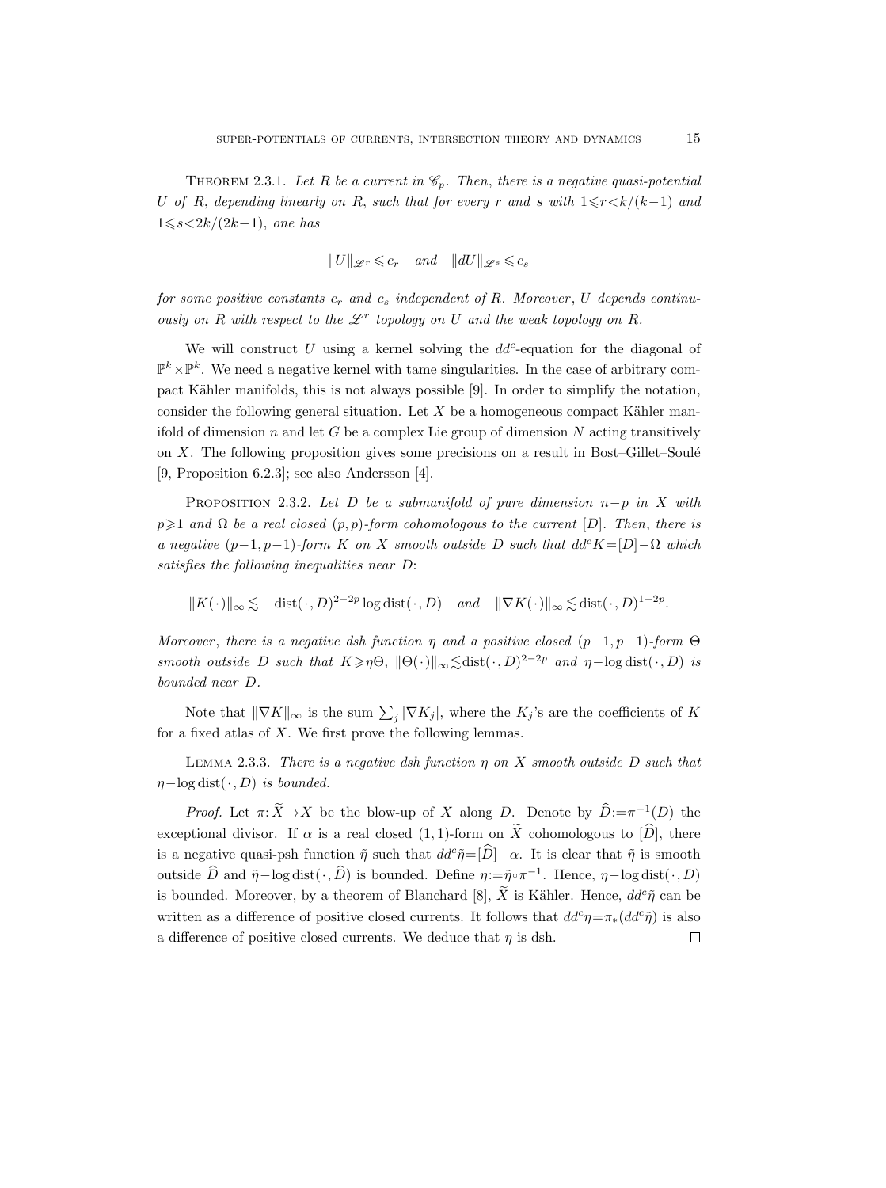THEOREM 2.3.1. *Let $R$ be a current in $\mathscr{C}_p$. Then, there is a negative quasi-potential $U$ of $R$, depending linearly on $R$, such that for every $r$ and $s$ with $1\leqslant r<k/(k-1)$ and $1\leqslant s<2k/(2k-1)$, one has*

$$\|U\|_{\mathscr{L}^r}\leqslant c_r \quad \text{and} \quad \|dU\|_{\mathscr{L}^s}\leqslant c_s$$

*for some positive constants $c_r$ and $c_s$ independent of $R$. Moreover, $U$ depends continuously on $R$ with respect to the $\mathscr{L}^r$ topology on $U$ and the weak topology on $R$.*

We will construct $U$ using a kernel solving the $dd^c$-equation for the diagonal of $\mathbb{P}^k\times\mathbb{P}^k$. We need a negative kernel with tame singularities. In the case of arbitrary compact Kähler manifolds, this is not always possible [9]. In order to simplify the notation, consider the following general situation. Let $X$ be a homogeneous compact Kähler manifold of dimension $n$ and let $G$ be a complex Lie group of dimension $N$ acting transitively on $X$. The following proposition gives some precisions on a result in Bost–Gillet–Soulé [9, Proposition 6.2.3]; see also Andersson [4].

PROPOSITION 2.3.2. *Let $D$ be a submanifold of pure dimension $n-p$ in $X$ with $p\geqslant 1$ and $\Omega$ be a real closed $(p,p)$-form cohomologous to the current $[D]$. Then, there is a negative $(p-1,p-1)$-form $K$ on $X$ smooth outside $D$ such that $dd^cK=[D]-\Omega$ which satisfies the following inequalities near $D$:*

$$\|K(\cdot)\|_\infty \lesssim -\operatorname{dist}(\cdot,D)^{2-2p}\log\operatorname{dist}(\cdot,D) \quad \text{and} \quad \|\nabla K(\cdot)\|_\infty\lesssim \operatorname{dist}(\cdot,D)^{1-2p}.$$

*Moreover, there is a negative dsh function $\eta$ and a positive closed $(p-1,p-1)$-form $\Theta$ smooth outside $D$ such that $K\geqslant\eta\Theta$, $\|\Theta(\cdot)\|_\infty\lesssim\operatorname{dist}(\cdot,D)^{2-2p}$ and $\eta-\log\operatorname{dist}(\cdot,D)$ is bounded near $D$.*

Note that $\|\nabla K\|_\infty$ is the sum $\sum_j|\nabla K_j|$, where the $K_j$'s are the coefficients of $K$ for a fixed atlas of $X$. We first prove the following lemmas.

LEMMA 2.3.3. *There is a negative dsh function $\eta$ on $X$ smooth outside $D$ such that $\eta-\log\operatorname{dist}(\cdot,D)$ is bounded.*

*Proof.* Let $\pi:\widetilde{X}\to X$ be the blow-up of $X$ along $D$. Denote by $\widehat{D}:=\pi^{-1}(D)$ the exceptional divisor. If $\alpha$ is a real closed $(1,1)$-form on $\widetilde{X}$ cohomologous to $[\widehat{D}]$, there is a negative quasi-psh function $\tilde\eta$ such that $dd^c\tilde\eta=[\widehat{D}]-\alpha$. It is clear that $\tilde\eta$ is smooth outside $\widehat{D}$ and $\tilde\eta-\log\operatorname{dist}(\cdot,\widehat{D})$ is bounded. Define $\eta:=\tilde\eta\circ\pi^{-1}$. Hence, $\eta-\log\operatorname{dist}(\cdot,D)$ is bounded. Moreover, by a theorem of Blanchard [8], $\widetilde{X}$ is Kähler. Hence, $dd^c\tilde\eta$ can be written as a difference of positive closed currents. It follows that $dd^c\eta=\pi_*(dd^c\tilde\eta)$ is also a difference of positive closed currents. We deduce that $\eta$ is dsh. $\square$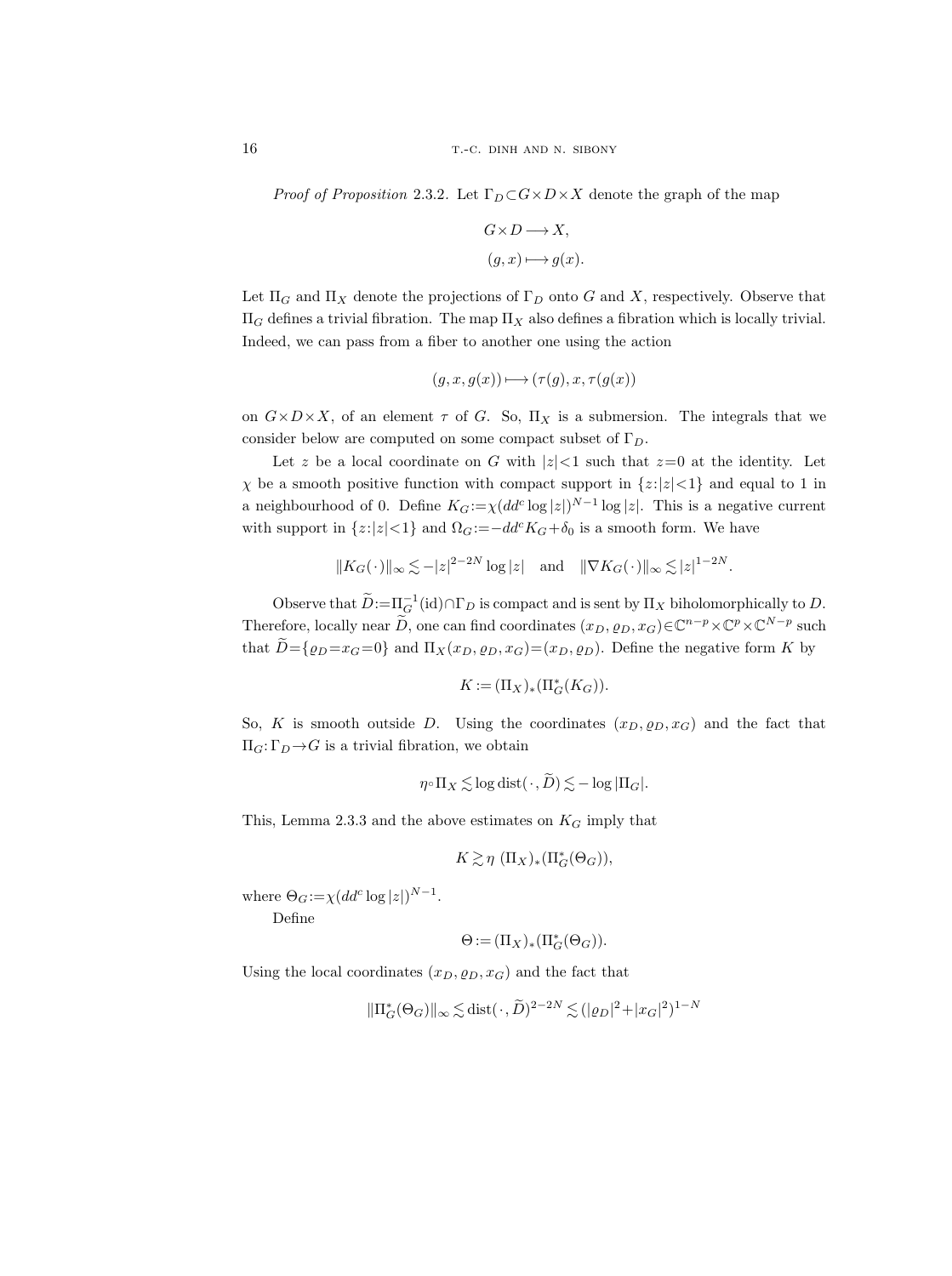*Proof of Proposition* 2.3.2. Let $\Gamma_D \subset G\times D\times X$ denote the graph of the map

$$\begin{aligned} G\times D &\longrightarrow X, \\ (g,x) &\longmapsto g(x). \end{aligned}$$

Let $\Pi_G$ and $\Pi_X$ denote the projections of $\Gamma_D$ onto $G$ and $X$, respectively. Observe that $\Pi_G$ defines a trivial fibration. The map $\Pi_X$ also defines a fibration which is locally trivial. Indeed, we can pass from a fiber to another one using the action

$$(g,x,g(x)) \longmapsto (\tau(g),x,\tau(g(x))$$

on $G\times D\times X$, of an element $\tau$ of $G$. So, $\Pi_X$ is a submersion. The integrals that we consider below are computed on some compact subset of $\Gamma_D$.

Let $z$ be a local coordinate on $G$ with $|z|<1$ such that $z=0$ at the identity. Let $\chi$ be a smooth positive function with compact support in $\{z:|z|<1\}$ and equal to 1 in a neighbourhood of 0. Define $K_G := \chi(dd^c \log|z|)^{N-1}\log|z|$. This is a negative current with support in $\{z:|z|<1\}$ and $\Omega_G := -dd^c K_G + \delta_0$ is a smooth form. We have

$$\|K_G(\,\cdot\,)\|_\infty \lesssim -|z|^{2-2N}\log|z| \quad \text{and} \quad \|\nabla K_G(\,\cdot\,)\|_\infty \lesssim |z|^{1-2N}.$$

Observe that $\widetilde{D} := \Pi_G^{-1}(\mathrm{id})\cap\Gamma_D$ is compact and is sent by $\Pi_X$ biholomorphically to $D$. Therefore, locally near $\widetilde{D}$, one can find coordinates $(x_D,\varrho_D,x_G)\in\mathbb{C}^{n-p}\times\mathbb{C}^p\times\mathbb{C}^{N-p}$ such that $\widetilde{D}=\{\varrho_D=x_G=0\}$ and $\Pi_X(x_D,\varrho_D,x_G)=(x_D,\varrho_D)$. Define the negative form $K$ by

$$K := (\Pi_X)_*(\Pi_G^*(K_G)).$$

So, $K$ is smooth outside $D$. Using the coordinates $(x_D,\varrho_D,x_G)$ and the fact that $\Pi_G\colon \Gamma_D\to G$ is a trivial fibration, we obtain

$$\eta\circ\Pi_X \lesssim \log \operatorname{dist}(\,\cdot\,,\widetilde{D}) \lesssim -\log|\Pi_G|.$$

This, Lemma 2.3.3 and the above estimates on $K_G$ imply that

$$K \gtrsim \eta\ (\Pi_X)_*(\Pi_G^*(\Theta_G)),$$

where $\Theta_G := \chi(dd^c\log|z|)^{N-1}$.

Define

$$\Theta := (\Pi_X)_*(\Pi_G^*(\Theta_G)).$$

Using the local coordinates $(x_D,\varrho_D,x_G)$ and the fact that

$$\|\Pi_G^*(\Theta_G)\|_\infty \lesssim \operatorname{dist}(\,\cdot\,,\widetilde{D})^{2-2N} \lesssim (|\varrho_D|^2+|x_G|^2)^{1-N}$$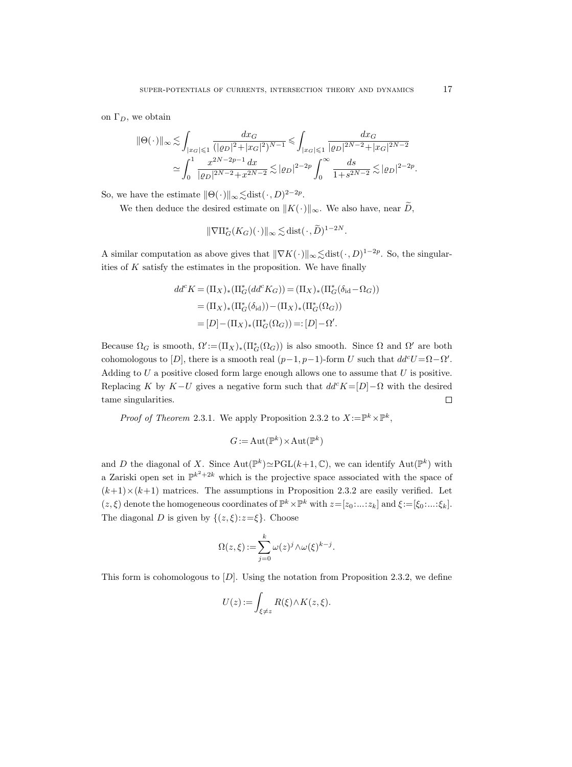on $\Gamma_D$, we obtain

$$\|\Theta(\cdot)\|_\infty \lesssim \int_{|x_G|\leqslant 1} \frac{dx_G}{(|\varrho_D|^2+|x_G|^2)^{N-1}} \leqslant \int_{|x_G|\leqslant 1} \frac{dx_G}{|\varrho_D|^{2N-2}+|x_G|^{2N-2}}$$
$$\simeq \int_0^1 \frac{x^{2N-2p-1}\,dx}{|\varrho_D|^{2N-2}+x^{2N-2}} \lesssim |\varrho_D|^{2-2p} \int_0^\infty \frac{ds}{1+s^{2N-2}} \lesssim |\varrho_D|^{2-2p}.$$

So, we have the estimate $\|\Theta(\cdot)\|_\infty \lesssim \operatorname{dist}(\cdot,D)^{2-2p}$.

We then deduce the desired estimate on $\|K(\cdot)\|_\infty$. We also have, near $\widetilde{D}$,

$$\|\nabla \Pi_G^*(K_G)(\cdot)\|_\infty \lesssim \operatorname{dist}(\cdot,\widetilde{D})^{1-2N}.$$

A similar computation as above gives that $\|\nabla K(\cdot)\|_\infty \lesssim \operatorname{dist}(\cdot,D)^{1-2p}$. So, the singularities of $K$ satisfy the estimates in the proposition. We have finally

$$\begin{aligned} dd^cK &= (\Pi_X)_*(\Pi_G^*(dd^cK_G)) = (\Pi_X)_*(\Pi_G^*(\delta_{\mathrm{id}}-\Omega_G)) \\ &= (\Pi_X)_*(\Pi_G^*(\delta_{\mathrm{id}})) - (\Pi_X)_*(\Pi_G^*(\Omega_G)) \\ &= [D] - (\Pi_X)_*(\Pi_G^*(\Omega_G)) =: [D]-\Omega'. \end{aligned}$$

Because $\Omega_G$ is smooth, $\Omega' := (\Pi_X)_*(\Pi_G^*(\Omega_G))$ is also smooth. Since $\Omega$ and $\Omega'$ are both cohomologous to $[D]$, there is a smooth real $(p-1,p-1)$-form $U$ such that $dd^cU=\Omega-\Omega'$. Adding to $U$ a positive closed form large enough allows one to assume that $U$ is positive. Replacing $K$ by $K-U$ gives a negative form such that $dd^cK=[D]-\Omega$ with the desired tame singularities. $\square$

*Proof of Theorem* 2.3.1. We apply Proposition 2.3.2 to $X:=\mathbb{P}^k\times\mathbb{P}^k$,

$$G := \operatorname{Aut}(\mathbb{P}^k)\times\operatorname{Aut}(\mathbb{P}^k)$$

and $D$ the diagonal of $X$. Since $\operatorname{Aut}(\mathbb{P}^k)\simeq \operatorname{PGL}(k+1,\mathbb{C})$, we can identify $\operatorname{Aut}(\mathbb{P}^k)$ with a Zariski open set in $\mathbb{P}^{k^2+2k}$ which is the projective space associated with the space of $(k+1)\times(k+1)$ matrices. The assumptions in Proposition 2.3.2 are easily verified. Let $(z,\xi)$ denote the homogeneous coordinates of $\mathbb{P}^k\times\mathbb{P}^k$ with $z=[z_0:\ldots:z_k]$ and $\xi:=[\xi_0:\ldots:\xi_k]$. The diagonal $D$ is given by $\{(z,\xi): z=\xi\}$. Choose

$$\Omega(z,\xi) := \sum_{j=0}^k \omega(z)^j\wedge\omega(\xi)^{k-j}.$$

This form is cohomologous to $[D]$. Using the notation from Proposition 2.3.2, we define

$$U(z) := \int_{\xi\neq z} R(\xi)\wedge K(z,\xi).$$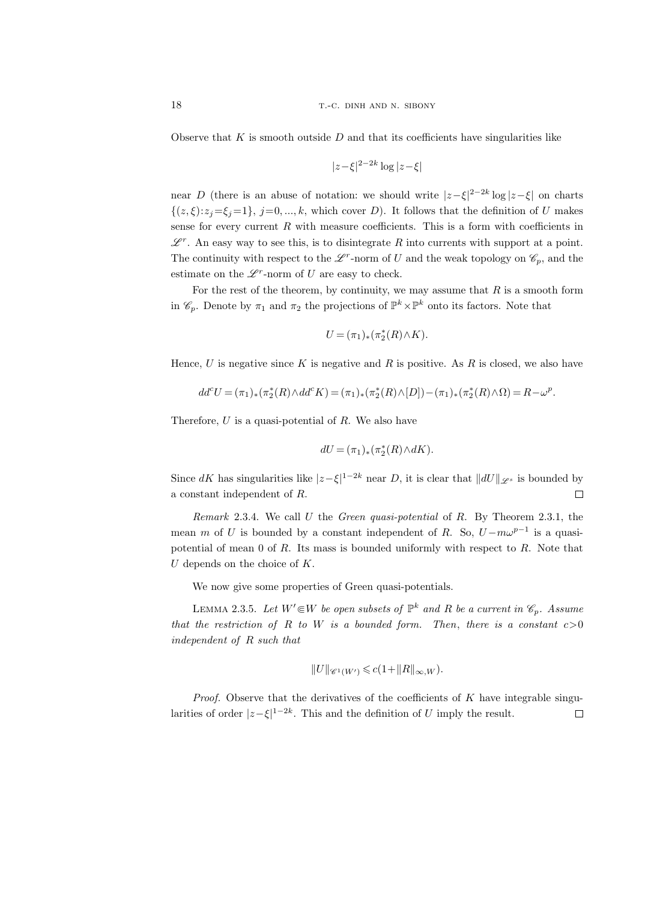Observe that $K$ is smooth outside $D$ and that its coefficients have singularities like

$$|z-\xi|^{2-2k}\log|z-\xi|$$

near $D$ (there is an abuse of notation: we should write $|z-\xi|^{2-2k}\log|z-\xi|$ on charts $\{(z,\xi): z_j=\xi_j=1\}$, $j=0,...,k$, which cover $D$). It follows that the definition of $U$ makes sense for every current $R$ with measure coefficients. This is a form with coefficients in $\mathscr{L}^r$. An easy way to see this, is to disintegrate $R$ into currents with support at a point. The continuity with respect to the $\mathscr{L}^r$-norm of $U$ and the weak topology on $\mathscr{C}_p$, and the estimate on the $\mathscr{L}^r$-norm of $U$ are easy to check.

For the rest of the theorem, by continuity, we may assume that $R$ is a smooth form in $\mathscr{C}_p$. Denote by $\pi_1$ and $\pi_2$ the projections of $\mathbb{P}^k\times\mathbb{P}^k$ onto its factors. Note that

$$U=(\pi_1)_*(\pi_2^*(R)\wedge K).$$

Hence, $U$ is negative since $K$ is negative and $R$ is positive. As $R$ is closed, we also have

$$dd^cU=(\pi_1)_*(\pi_2^*(R)\wedge dd^cK)=(\pi_1)_*(\pi_2^*(R)\wedge[D])-(\pi_1)_*(\pi_2^*(R)\wedge\Omega)=R-\omega^p.$$

Therefore, $U$ is a quasi-potential of $R$. We also have

$$dU=(\pi_1)_*(\pi_2^*(R)\wedge dK).$$

Since $dK$ has singularities like $|z-\xi|^{1-2k}$ near $D$, it is clear that $\|dU\|_{\mathscr{L}^s}$ is bounded by a constant independent of $R$. $\square$

*Remark* 2.3.4. We call $U$ the *Green quasi-potential* of $R$. By Theorem 2.3.1, the mean $m$ of $U$ is bounded by a constant independent of $R$. So, $U-m\omega^{p-1}$ is a quasi-potential of mean 0 of $R$. Its mass is bounded uniformly with respect to $R$. Note that $U$ depends on the choice of $K$.

We now give some properties of Green quasi-potentials.

LEMMA 2.3.5. *Let $W'\Subset W$ be open subsets of $\mathbb{P}^k$ and $R$ be a current in $\mathscr{C}_p$. Assume that the restriction of $R$ to $W$ is a bounded form. Then, there is a constant $c>0$ independent of $R$ such that*

$$\|U\|_{\mathscr{C}^1(W')}\leqslant c(1+\|R\|_{\infty,W}).$$

*Proof.* Observe that the derivatives of the coefficients of $K$ have integrable singularities of order $|z-\xi|^{1-2k}$. This and the definition of $U$ imply the result. $\square$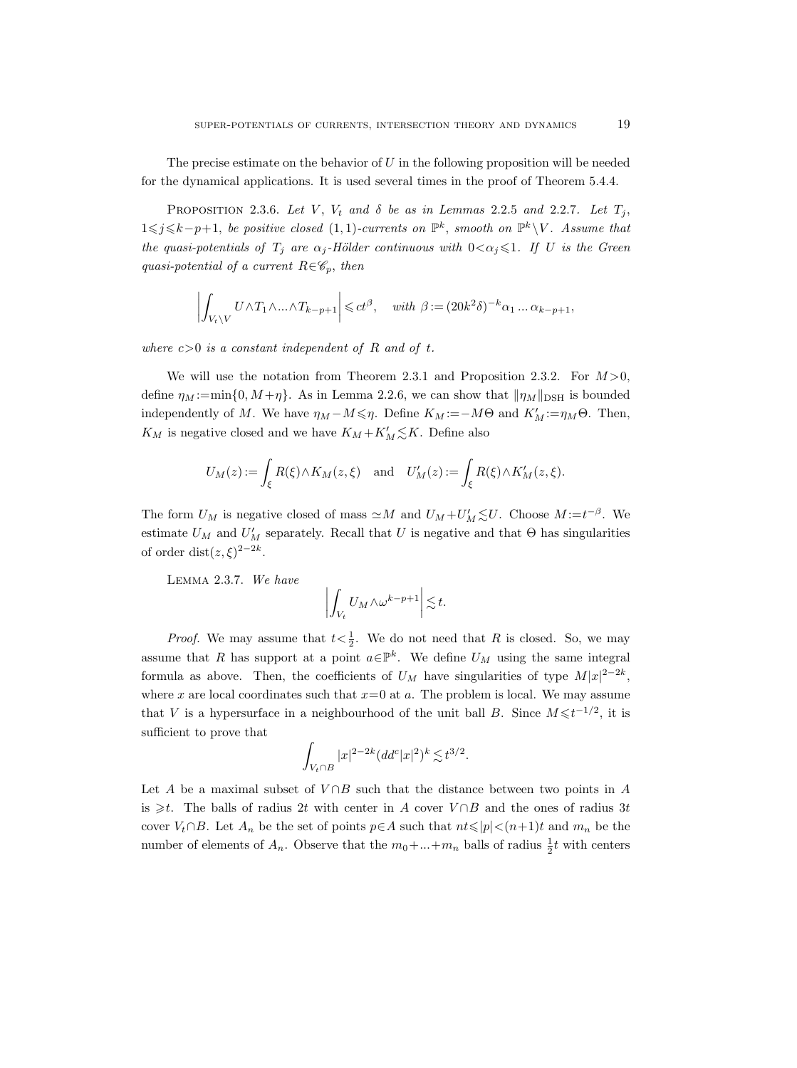The precise estimate on the behavior of $U$ in the following proposition will be needed for the dynamical applications. It is used several times in the proof of Theorem 5.4.4.

PROPOSITION 2.3.6. *Let $V$, $V_t$ and $\delta$ be as in Lemmas 2.2.5 and 2.2.7. Let $T_j$, $1\leqslant j\leqslant k-p+1$, be positive closed $(1,1)$-currents on $\mathbb{P}^k$, smooth on $\mathbb{P}^k\setminus V$. Assume that the quasi-potentials of $T_j$ are $\alpha_j$-Hölder continuous with $0<\alpha_j\leqslant 1$. If $U$ is the Green quasi-potential of a current $R\in\mathscr{C}_p$, then*

$$\left|\int_{V_t\setminus V} U\wedge T_1\wedge\ldots\wedge T_{k-p+1}\right|\leqslant ct^{\beta},\quad \textit{with } \beta:=(20k^2\delta)^{-k}\alpha_1\ldots\alpha_{k-p+1},$$

*where $c>0$ is a constant independent of $R$ and of $t$.*

We will use the notation from Theorem 2.3.1 and Proposition 2.3.2. For $M>0$, define $\eta_M:=\min\{0,M+\eta\}$. As in Lemma 2.2.6, we can show that $\|\eta_M\|_{\mathrm{DSH}}$ is bounded independently of $M$. We have $\eta_M-M\leqslant\eta$. Define $K_M:=-M\Theta$ and $K'_M:=\eta_M\Theta$. Then, $K_M$ is negative closed and we have $K_M+K'_M\lesssim K$. Define also

$$U_M(z):=\int_\xi R(\xi)\wedge K_M(z,\xi)\quad\text{and}\quad U'_M(z):=\int_\xi R(\xi)\wedge K'_M(z,\xi).$$

The form $U_M$ is negative closed of mass $\simeq M$ and $U_M+U'_M\lesssim U$. Choose $M:=t^{-\beta}$. We estimate $U_M$ and $U'_M$ separately. Recall that $U$ is negative and that $\Theta$ has singularities of order $\mathrm{dist}(z,\xi)^{2-2k}$.

LEMMA 2.3.7. *We have*

$$\left|\int_{V_t} U_M\wedge\omega^{k-p+1}\right|\lesssim t.$$

*Proof.* We may assume that $t<\frac{1}{2}$. We do not need that $R$ is closed. So, we may assume that $R$ has support at a point $a\in\mathbb{P}^k$. We define $U_M$ using the same integral formula as above. Then, the coefficients of $U_M$ have singularities of type $M|x|^{2-2k}$, where $x$ are local coordinates such that $x=0$ at $a$. The problem is local. We may assume that $V$ is a hypersurface in a neighbourhood of the unit ball $B$. Since $M\leqslant t^{-1/2}$, it is sufficient to prove that

$$\int_{V_t\cap B}|x|^{2-2k}(dd^c|x|^2)^k\lesssim t^{3/2}.$$

Let $A$ be a maximal subset of $V\cap B$ such that the distance between two points in $A$ is $\geqslant t$. The balls of radius $2t$ with center in $A$ cover $V\cap B$ and the ones of radius $3t$ cover $V_t\cap B$. Let $A_n$ be the set of points $p\in A$ such that $nt\leqslant|p|<(n+1)t$ and $m_n$ be the number of elements of $A_n$. Observe that the $m_0+\ldots+m_n$ balls of radius $\frac{1}{2}t$ with centers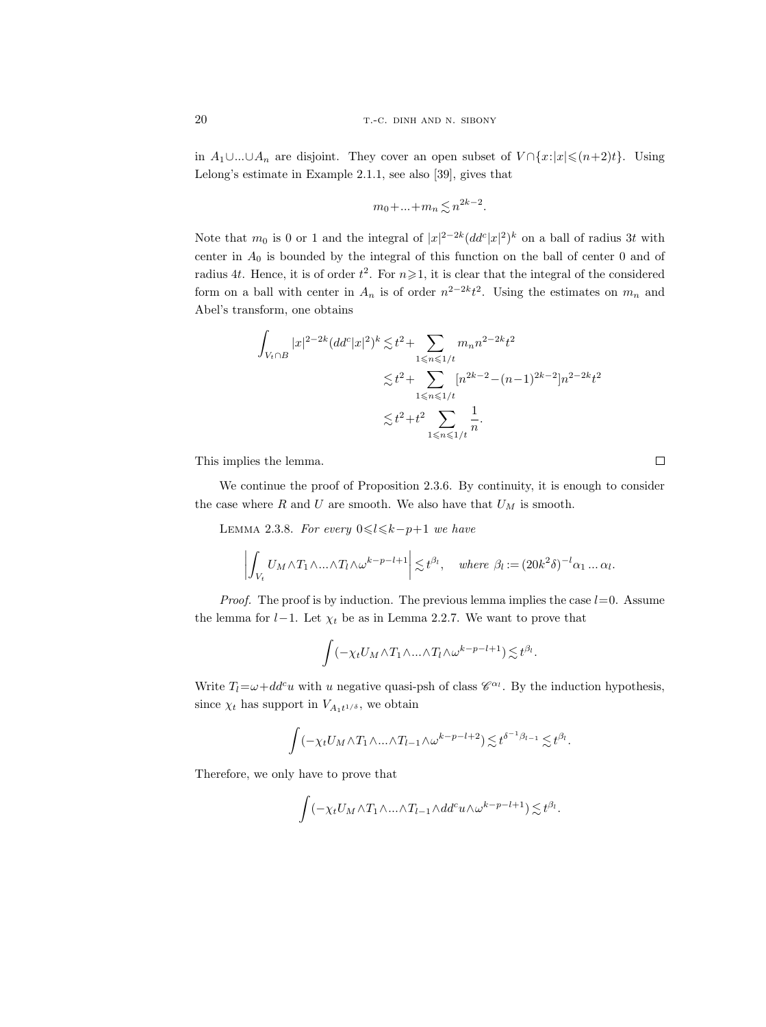in $A_1\cup...\cup A_n$ are disjoint. They cover an open subset of $V\cap\{x:|x|\leqslant(n+2)t\}$. Using Lelong's estimate in Example 2.1.1, see also [39], gives that

$$m_0+...+m_n\lesssim n^{2k-2}.$$

Note that $m_0$ is 0 or 1 and the integral of $|x|^{2-2k}(dd^c|x|^2)^k$ on a ball of radius $3t$ with center in $A_0$ is bounded by the integral of this function on the ball of center 0 and of radius $4t$. Hence, it is of order $t^2$. For $n\geqslant 1$, it is clear that the integral of the considered form on a ball with center in $A_n$ is of order $n^{2-2k}t^2$. Using the estimates on $m_n$ and Abel's transform, one obtains

$$\begin{aligned}
\int_{V_t\cap B}|x|^{2-2k}(dd^c|x|^2)^k &\lesssim t^2+\sum_{1\leqslant n\leqslant 1/t} m_n n^{2-2k}t^2\\
&\lesssim t^2+\sum_{1\leqslant n\leqslant 1/t}[n^{2k-2}-(n-1)^{2k-2}]n^{2-2k}t^2\\
&\lesssim t^2+t^2\sum_{1\leqslant n\leqslant 1/t}\frac{1}{n}.
\end{aligned}$$

This implies the lemma. $\square$

We continue the proof of Proposition 2.3.6. By continuity, it is enough to consider the case where $R$ and $U$ are smooth. We also have that $U_M$ is smooth.

Lemma 2.3.8. *For every $0\leqslant l\leqslant k-p+1$ we have*

$$\left|\int_{V_t} U_M\wedge T_1\wedge...\wedge T_l\wedge\omega^{k-p-l+1}\right|\lesssim t^{\beta_l},\quad \textit{where } \beta_l:=(20k^2\delta)^{-l}\alpha_1\,...\,\alpha_l.$$

*Proof.* The proof is by induction. The previous lemma implies the case $l=0$. Assume the lemma for $l-1$. Let $\chi_t$ be as in Lemma 2.2.7. We want to prove that

$$\int(-\chi_t U_M\wedge T_1\wedge...\wedge T_l\wedge\omega^{k-p-l+1})\lesssim t^{\beta_l}.$$

Write $T_l=\omega+dd^c u$ with $u$ negative quasi-psh of class $\mathscr{C}^{\alpha_l}$. By the induction hypothesis, since $\chi_t$ has support in $V_{A_1 t^{1/\delta}}$, we obtain

$$\int(-\chi_t U_M\wedge T_1\wedge...\wedge T_{l-1}\wedge\omega^{k-p-l+2})\lesssim t^{\delta^{-1}\beta_{l-1}}\lesssim t^{\beta_l}.$$

Therefore, we only have to prove that

$$\int(-\chi_t U_M\wedge T_1\wedge...\wedge T_{l-1}\wedge dd^c u\wedge\omega^{k-p-l+1})\lesssim t^{\beta_l}.$$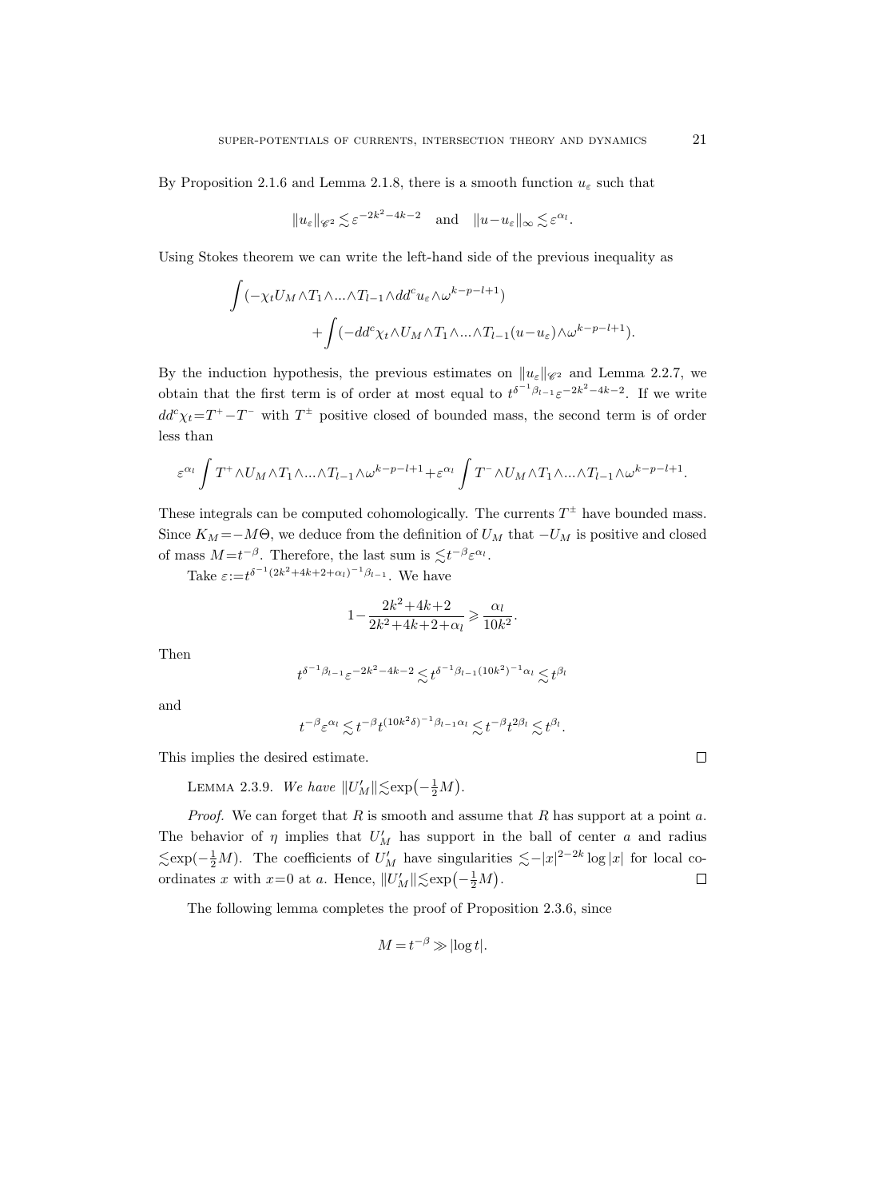By Proposition 2.1.6 and Lemma 2.1.8, there is a smooth function $u_\varepsilon$ such that

$$\|u_\varepsilon\|_{\mathscr{C}^2} \lesssim \varepsilon^{-2k^2-4k-2} \quad \text{and} \quad \|u-u_\varepsilon\|_\infty \lesssim \varepsilon^{\alpha_l}.$$

Using Stokes theorem we can write the left-hand side of the previous inequality as

$$\int (-\chi_t U_M \wedge T_1 \wedge \ldots \wedge T_{l-1} \wedge dd^c u_\varepsilon \wedge \omega^{k-p-l+1}) \\ + \int (-dd^c \chi_t \wedge U_M \wedge T_1 \wedge \ldots \wedge T_{l-1}(u-u_\varepsilon) \wedge \omega^{k-p-l+1}).$$

By the induction hypothesis, the previous estimates on $\|u_\varepsilon\|_{\mathscr{C}^2}$ and Lemma 2.2.7, we obtain that the first term is of order at most equal to $t^{\delta^{-1}\beta_{l-1}}\varepsilon^{-2k^2-4k-2}$. If we write $dd^c\chi_t = T^+ - T^-$ with $T^\pm$ positive closed of bounded mass, the second term is of order less than

$$\varepsilon^{\alpha_l} \int T^+ \wedge U_M \wedge T_1 \wedge \ldots \wedge T_{l-1} \wedge \omega^{k-p-l+1} + \varepsilon^{\alpha_l} \int T^- \wedge U_M \wedge T_1 \wedge \ldots \wedge T_{l-1} \wedge \omega^{k-p-l+1}.$$

These integrals can be computed cohomologically. The currents $T^\pm$ have bounded mass. Since $K_M = -M\Theta$, we deduce from the definition of $U_M$ that $-U_M$ is positive and closed of mass $M = t^{-\beta}$. Therefore, the last sum is $\lesssim t^{-\beta}\varepsilon^{\alpha_l}$.

Take $\varepsilon := t^{\delta^{-1}(2k^2+4k+2+\alpha_l)^{-1}\beta_{l-1}}$. We have

$$1 - \frac{2k^2+4k+2}{2k^2+4k+2+\alpha_l} \geqslant \frac{\alpha_l}{10k^2}.$$

Then

$$t^{\delta^{-1}\beta_{l-1}}\varepsilon^{-2k^2-4k-2} \lesssim t^{\delta^{-1}\beta_{l-1}(10k^2)^{-1}\alpha_l} \lesssim t^{\beta_l}$$

and

$$t^{-\beta}\varepsilon^{\alpha_l} \lesssim t^{-\beta} t^{(10k^2\delta)^{-1}\beta_{l-1}\alpha_l} \lesssim t^{-\beta} t^{2\beta_l} \lesssim t^{\beta_l}.$$

This implies the desired estimate. $\square$

Lemma 2.3.9. *We have* $\|U'_M\| \lesssim \exp\big(-\frac{1}{2}M\big)$.

*Proof.* We can forget that $R$ is smooth and assume that $R$ has support at a point $a$. The behavior of $\eta$ implies that $U'_M$ has support in the ball of center $a$ and radius $\lesssim \exp(-\frac{1}{2}M)$. The coefficients of $U'_M$ have singularities $\lesssim -|x|^{2-2k}\log|x|$ for local coordinates $x$ with $x=0$ at $a$. Hence, $\|U'_M\| \lesssim \exp\big(-\frac{1}{2}M\big)$. $\square$

The following lemma completes the proof of Proposition 2.3.6, since

$$M = t^{-\beta} \gg |\log t|.$$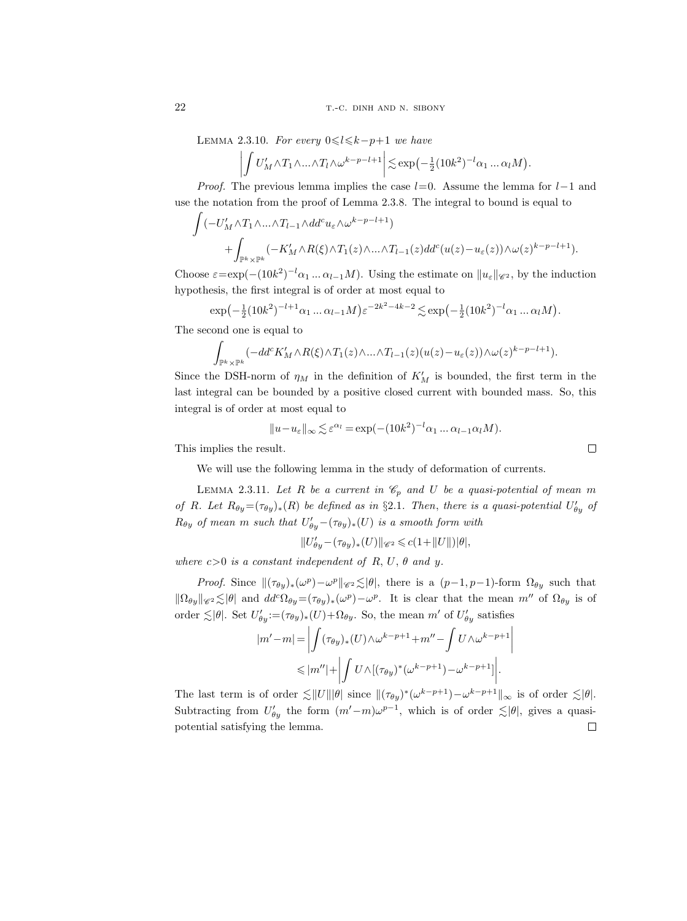LEMMA 2.3.10. *For every $0\leqslant l\leqslant k-p+1$ we have*

$$\left|\int U'_M\wedge T_1\wedge ...\wedge T_l\wedge\omega^{k-p-l+1}\right|\lesssim \exp\big(-\tfrac{1}{2}(10k^2)^{-l}\alpha_1 ... \alpha_l M\big).$$

*Proof.* The previous lemma implies the case $l=0$. Assume the lemma for $l-1$ and use the notation from the proof of Lemma 2.3.8. The integral to bound is equal to

$$\int(-U'_M\wedge T_1\wedge ...\wedge T_{l-1}\wedge dd^c u_\varepsilon\wedge\omega^{k-p-l+1})$$
$$+\int_{\mathbb{P}^k\times\mathbb{P}^k}(-K'_M\wedge R(\xi)\wedge T_1(z)\wedge ...\wedge T_{l-1}(z)dd^c(u(z)-u_\varepsilon(z))\wedge\omega(z)^{k-p-l+1}).$$

Choose $\varepsilon=\exp(-(10k^2)^{-l}\alpha_1 ... \alpha_{l-1}M)$. Using the estimate on $\|u_\varepsilon\|_{\mathscr{C}^2}$, by the induction hypothesis, the first integral is of order at most equal to

$$\exp\big(-\tfrac{1}{2}(10k^2)^{-l+1}\alpha_1 ... \alpha_{l-1}M\big)\varepsilon^{-2k^2-4k-2}\lesssim\exp\big(-\tfrac{1}{2}(10k^2)^{-l}\alpha_1 ... \alpha_l M\big).$$

The second one is equal to

$$\int_{\mathbb{P}^k\times\mathbb{P}^k}(-dd^c K'_M\wedge R(\xi)\wedge T_1(z)\wedge ...\wedge T_{l-1}(z)(u(z)-u_\varepsilon(z))\wedge\omega(z)^{k-p-l+1}).$$

Since the DSH-norm of $\eta_M$ in the definition of $K'_M$ is bounded, the first term in the last integral can be bounded by a positive closed current with bounded mass. So, this integral is of order at most equal to

$$\|u-u_\varepsilon\|_\infty\lesssim\varepsilon^{\alpha_l}=\exp(-(10k^2)^{-l}\alpha_1 ... \alpha_{l-1}\alpha_l M).$$

This implies the result. $\square$

We will use the following lemma in the study of deformation of currents.

LEMMA 2.3.11. *Let $R$ be a current in $\mathscr{C}_p$ and $U$ be a quasi-potential of mean $m$ of $R$. Let $R_{\theta y}=(\tau_{\theta y})_*(R)$ be defined as in §2.1. Then, there is a quasi-potential $U'_{\theta y}$ of $R_{\theta y}$ of mean $m$ such that $U'_{\theta y}-(\tau_{\theta y})_*(U)$ is a smooth form with*

$$\|U'_{\theta y}-(\tau_{\theta y})_*(U)\|_{\mathscr{C}^2}\leqslant c(1+\|U\|)|\theta|,$$

*where $c>0$ is a constant independent of $R$, $U$, $\theta$ and $y$.*

*Proof.* Since $\|(\tau_{\theta y})_*(\omega^p)-\omega^p\|_{\mathscr{C}^2}\lesssim|\theta|$, there is a $(p-1,p-1)$-form $\Omega_{\theta y}$ such that $\|\Omega_{\theta y}\|_{\mathscr{C}^2}\lesssim|\theta|$ and $dd^c\Omega_{\theta y}=(\tau_{\theta y})_*(\omega^p)-\omega^p$. It is clear that the mean $m''$ of $\Omega_{\theta y}$ is of order $\lesssim|\theta|$. Set $U'_{\theta y}:=(\tau_{\theta y})_*(U)+\Omega_{\theta y}$. So, the mean $m'$ of $U'_{\theta y}$ satisfies

$$|m'-m|=\left|\int(\tau_{\theta y})_*(U)\wedge\omega^{k-p+1}+m''-\int U\wedge\omega^{k-p+1}\right|$$
$$\leqslant|m''|+\left|\int U\wedge[(\tau_{\theta y})^*(\omega^{k-p+1})-\omega^{k-p+1}]\right|.$$

The last term is of order $\lesssim\|U\||\theta|$ since $\|(\tau_{\theta y})^*(\omega^{k-p+1})-\omega^{k-p+1}\|_\infty$ is of order $\lesssim|\theta|$. Subtracting from $U'_{\theta y}$ the form $(m'-m)\omega^{p-1}$, which is of order $\lesssim|\theta|$, gives a quasi-potential satisfying the lemma. $\square$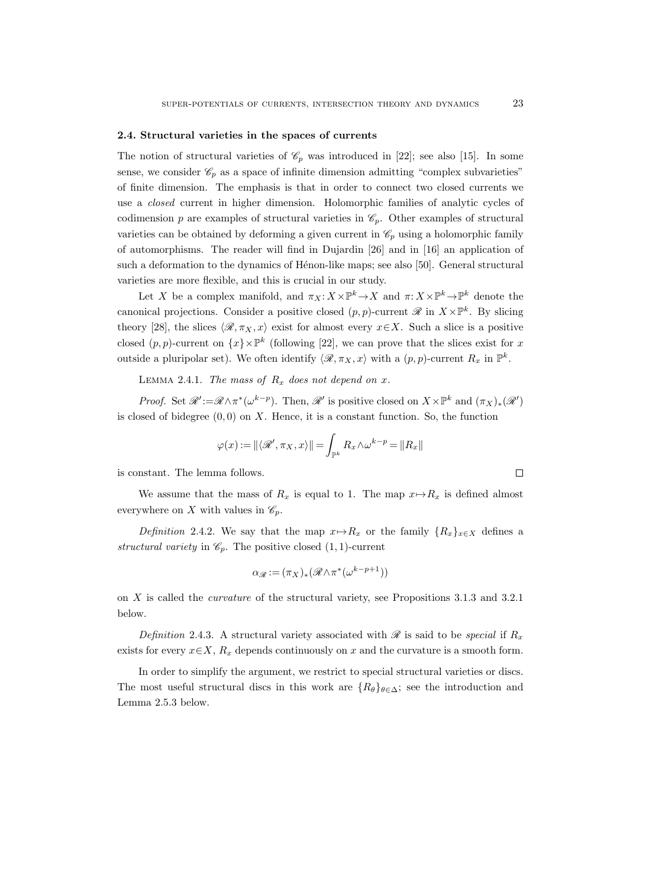### 2.4. Structural varieties in the spaces of currents

The notion of structural varieties of $\mathscr{C}_p$ was introduced in [22]; see also [15]. In some sense, we consider $\mathscr{C}_p$ as a space of infinite dimension admitting "complex subvarieties" of finite dimension. The emphasis is that in order to connect two closed currents we use a *closed* current in higher dimension. Holomorphic families of analytic cycles of codimension $p$ are examples of structural varieties in $\mathscr{C}_p$. Other examples of structural varieties can be obtained by deforming a given current in $\mathscr{C}_p$ using a holomorphic family of automorphisms. The reader will find in Dujardin [26] and in [16] an application of such a deformation to the dynamics of Hénon-like maps; see also [50]. General structural varieties are more flexible, and this is crucial in our study.

Let $X$ be a complex manifold, and $\pi_X: X\times\mathbb{P}^k\to X$ and $\pi: X\times\mathbb{P}^k\to\mathbb{P}^k$ denote the canonical projections. Consider a positive closed $(p,p)$-current $\mathscr{R}$ in $X\times\mathbb{P}^k$. By slicing theory [28], the slices $\langle\mathscr{R},\pi_X,x\rangle$ exist for almost every $x\in X$. Such a slice is a positive closed $(p,p)$-current on $\{x\}\times\mathbb{P}^k$ (following [22], we can prove that the slices exist for $x$ outside a pluripolar set). We often identify $\langle\mathscr{R},\pi_X,x\rangle$ with a $(p,p)$-current $R_x$ in $\mathbb{P}^k$.

Lemma 2.4.1. *The mass of $R_x$ does not depend on $x$.*

*Proof.* Set $\mathscr{R}':=\mathscr{R}\wedge\pi^*(\omega^{k-p})$. Then, $\mathscr{R}'$ is positive closed on $X\times\mathbb{P}^k$ and $(\pi_X)_*(\mathscr{R}')$ is closed of bidegree $(0,0)$ on $X$. Hence, it is a constant function. So, the function

$$\varphi(x):=\|\langle\mathscr{R}',\pi_X,x\rangle\|=\int_{\mathbb{P}^k}R_x\wedge\omega^{k-p}=\|R_x\|$$

is constant. The lemma follows. $\square$

We assume that the mass of $R_x$ is equal to 1. The map $x\mapsto R_x$ is defined almost everywhere on $X$ with values in $\mathscr{C}_p$.

*Definition* 2.4.2. We say that the map $x\mapsto R_x$ or the family $\{R_x\}_{x\in X}$ defines a *structural variety* in $\mathscr{C}_p$. The positive closed $(1,1)$-current

$$\alpha_{\mathscr{R}}:=(\pi_X)_*(\mathscr{R}\wedge\pi^*(\omega^{k-p+1}))$$

on $X$ is called the *curvature* of the structural variety, see Propositions 3.1.3 and 3.2.1 below.

*Definition* 2.4.3. A structural variety associated with $\mathscr{R}$ is said to be *special* if $R_x$ exists for every $x\in X$, $R_x$ depends continuously on $x$ and the curvature is a smooth form.

In order to simplify the argument, we restrict to special structural varieties or discs. The most useful structural discs in this work are $\{R_\theta\}_{\theta\in\Delta}$; see the introduction and Lemma 2.5.3 below.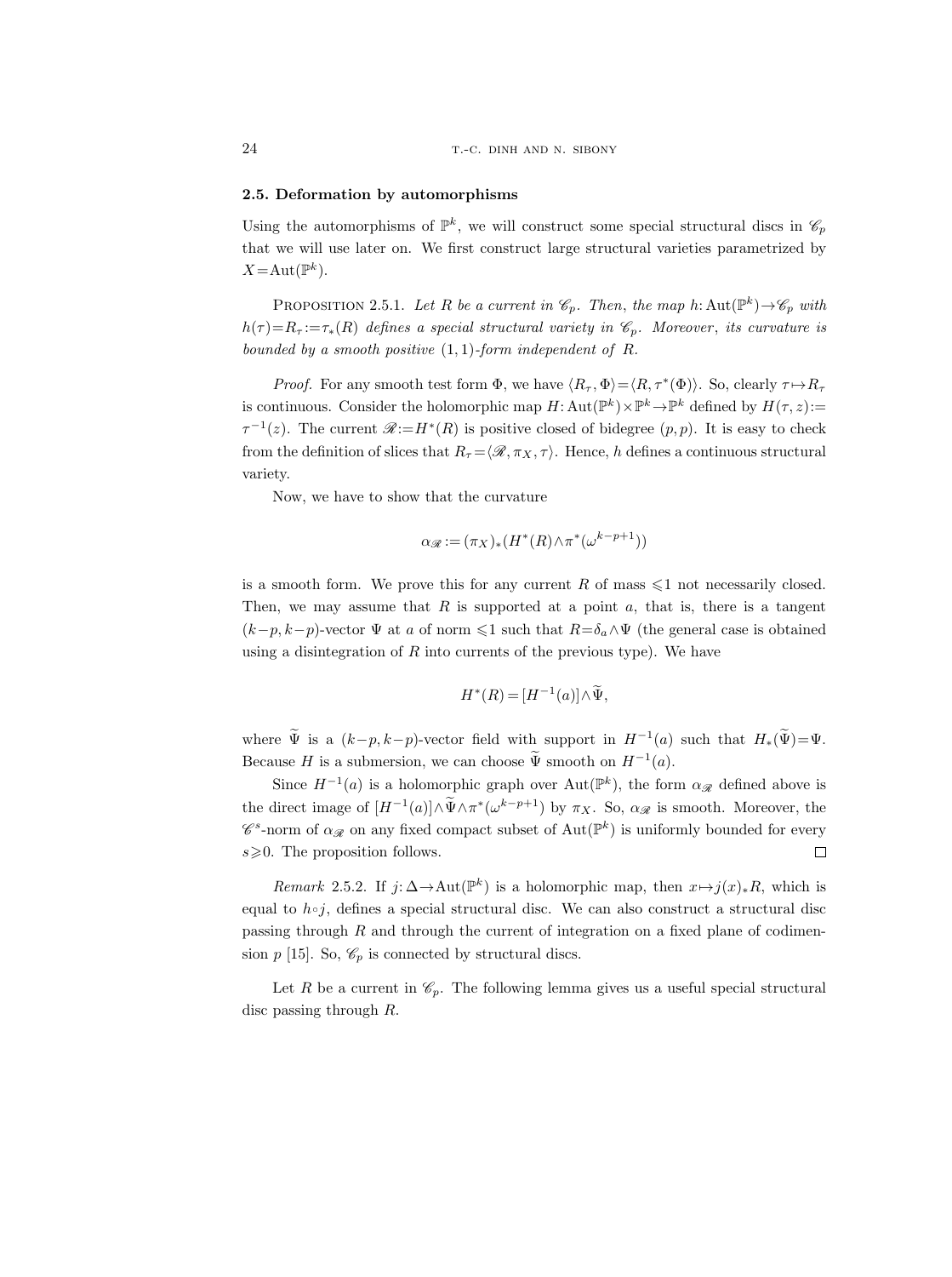### 2.5. Deformation by automorphisms

Using the automorphisms of $\mathbb{P}^k$, we will construct some special structural discs in $\mathscr{C}_p$ that we will use later on. We first construct large structural varieties parametrized by $X=\mathrm{Aut}(\mathbb{P}^k)$.

PROPOSITION 2.5.1. *Let $R$ be a current in $\mathscr{C}_p$. Then, the map $h:\mathrm{Aut}(\mathbb{P}^k)\to\mathscr{C}_p$ with $h(\tau)=R_\tau:=\tau_*(R)$ defines a special structural variety in $\mathscr{C}_p$. Moreover, its curvature is bounded by a smooth positive $(1,1)$-form independent of $R$.*

*Proof.* For any smooth test form $\Phi$, we have $\langle R_\tau,\Phi\rangle=\langle R,\tau^*(\Phi)\rangle$. So, clearly $\tau\mapsto R_\tau$ is continuous. Consider the holomorphic map $H:\mathrm{Aut}(\mathbb{P}^k)\times\mathbb{P}^k\to\mathbb{P}^k$ defined by $H(\tau,z):=\tau^{-1}(z)$. The current $\mathscr{R}:=H^*(R)$ is positive closed of bidegree $(p,p)$. It is easy to check from the definition of slices that $R_\tau=\langle\mathscr{R},\pi_X,\tau\rangle$. Hence, $h$ defines a continuous structural variety.

Now, we have to show that the curvature

$$\alpha_{\mathscr{R}}:=(\pi_X)_*(H^*(R)\wedge\pi^*(\omega^{k-p+1}))$$

is a smooth form. We prove this for any current $R$ of mass $\leqslant 1$ not necessarily closed. Then, we may assume that $R$ is supported at a point $a$, that is, there is a tangent $(k-p,k-p)$-vector $\Psi$ at $a$ of norm $\leqslant 1$ such that $R=\delta_a\wedge\Psi$ (the general case is obtained using a disintegration of $R$ into currents of the previous type). We have

$$H^*(R)=[H^{-1}(a)]\wedge\widetilde{\Psi},$$

where $\widetilde{\Psi}$ is a $(k-p,k-p)$-vector field with support in $H^{-1}(a)$ such that $H_*(\widetilde{\Psi})=\Psi$. Because $H$ is a submersion, we can choose $\widetilde{\Psi}$ smooth on $H^{-1}(a)$.

Since $H^{-1}(a)$ is a holomorphic graph over $\mathrm{Aut}(\mathbb{P}^k)$, the form $\alpha_{\mathscr{R}}$ defined above is the direct image of $[H^{-1}(a)]\wedge\widetilde{\Psi}\wedge\pi^*(\omega^{k-p+1})$ by $\pi_X$. So, $\alpha_{\mathscr{R}}$ is smooth. Moreover, the $\mathscr{C}^s$-norm of $\alpha_{\mathscr{R}}$ on any fixed compact subset of $\mathrm{Aut}(\mathbb{P}^k)$ is uniformly bounded for every $s\geqslant 0$. The proposition follows. $\square$

*Remark* 2.5.2. If $j:\Delta\to\mathrm{Aut}(\mathbb{P}^k)$ is a holomorphic map, then $x\mapsto j(x)_*R$, which is equal to $h\circ j$, defines a special structural disc. We can also construct a structural disc passing through $R$ and through the current of integration on a fixed plane of codimension $p$ [15]. So, $\mathscr{C}_p$ is connected by structural discs.

Let $R$ be a current in $\mathscr{C}_p$. The following lemma gives us a useful special structural disc passing through $R$.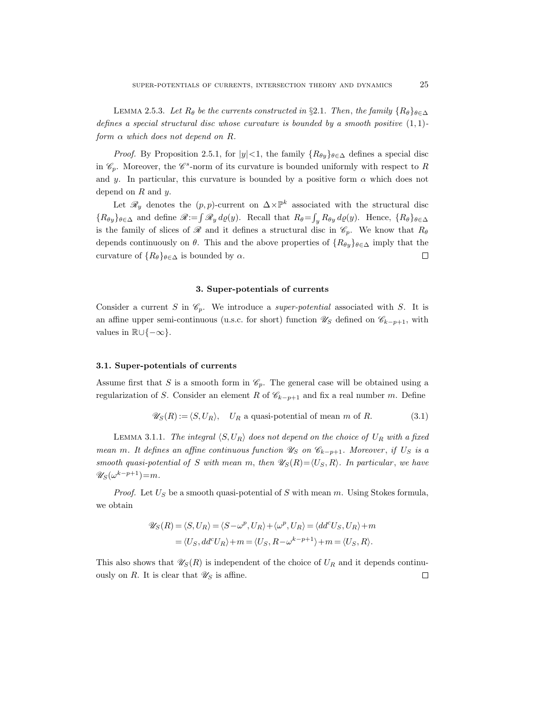LEMMA 2.5.3. *Let $R_\theta$ be the currents constructed in* §2.1. *Then, the family $\{R_\theta\}_{\theta\in\Delta}$ defines a special structural disc whose curvature is bounded by a smooth positive $(1,1)$-form $\alpha$ which does not depend on $R$.*

*Proof.* By Proposition 2.5.1, for $|y|<1$, the family $\{R_{\theta y}\}_{\theta\in\Delta}$ defines a special disc in $\mathscr{C}_p$. Moreover, the $\mathscr{C}^s$-norm of its curvature is bounded uniformly with respect to $R$ and $y$. In particular, this curvature is bounded by a positive form $\alpha$ which does not depend on $R$ and $y$.

Let $\mathscr{R}_y$ denotes the $(p,p)$-current on $\Delta\times\mathbb{P}^k$ associated with the structural disc $\{R_{\theta y}\}_{\theta\in\Delta}$ and define $\mathscr{R}:=\int\mathscr{R}_y\,d\varrho(y)$. Recall that $R_\theta=\int_y R_{\theta y}\,d\varrho(y)$. Hence, $\{R_\theta\}_{\theta\in\Delta}$ is the family of slices of $\mathscr{R}$ and it defines a structural disc in $\mathscr{C}_p$. We know that $R_\theta$ depends continuously on $\theta$. This and the above properties of $\{R_{\theta y}\}_{\theta\in\Delta}$ imply that the curvature of $\{R_\theta\}_{\theta\in\Delta}$ is bounded by $\alpha$. □

## 3. Super-potentials of currents

Consider a current $S$ in $\mathscr{C}_p$. We introduce a *super-potential* associated with $S$. It is an affine upper semi-continuous (u.s.c. for short) function $\mathscr{U}_S$ defined on $\mathscr{C}_{k-p+1}$, with values in $\mathbb{R}\cup\{-\infty\}$.

### 3.1. Super-potentials of currents

Assume first that $S$ is a smooth form in $\mathscr{C}_p$. The general case will be obtained using a regularization of $S$. Consider an element $R$ of $\mathscr{C}_{k-p+1}$ and fix a real number $m$. Define

$$\mathscr{U}_S(R):=\langle S,U_R\rangle,\quad U_R \text{ a quasi-potential of mean } m \text{ of } R. \tag{3.1}$$

LEMMA 3.1.1. *The integral $\langle S,U_R\rangle$ does not depend on the choice of $U_R$ with a fixed mean $m$. It defines an affine continuous function $\mathscr{U}_S$ on $\mathscr{C}_{k-p+1}$. Moreover, if $U_S$ is a smooth quasi-potential of $S$ with mean $m$, then $\mathscr{U}_S(R)=\langle U_S,R\rangle$. In particular, we have $\mathscr{U}_S(\omega^{k-p+1})=m$.*

*Proof.* Let $U_S$ be a smooth quasi-potential of $S$ with mean $m$. Using Stokes formula, we obtain

$$\begin{aligned}\mathscr{U}_S(R)&=\langle S,U_R\rangle=\langle S-\omega^p,U_R\rangle+\langle\omega^p,U_R\rangle=\langle dd^cU_S,U_R\rangle+m\\&=\langle U_S,dd^cU_R\rangle+m=\langle U_S,R-\omega^{k-p+1}\rangle+m=\langle U_S,R\rangle.\end{aligned}$$

This also shows that $\mathscr{U}_S(R)$ is independent of the choice of $U_R$ and it depends continuously on $R$. It is clear that $\mathscr{U}_S$ is affine. □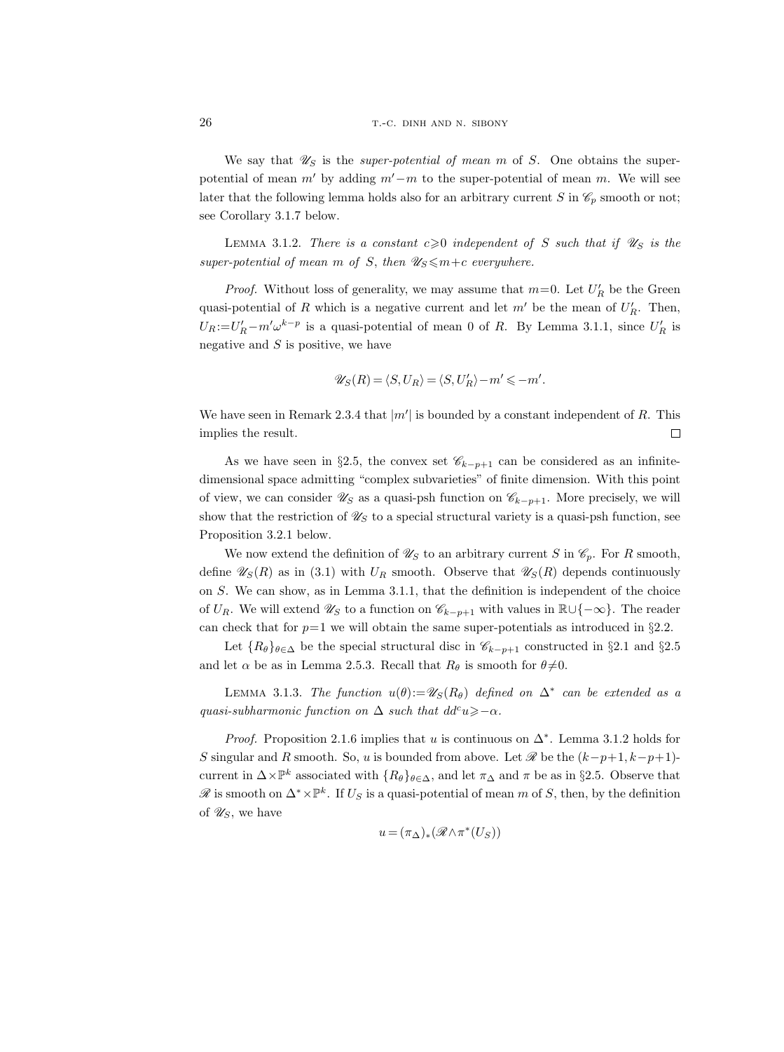We say that $\mathscr{U}_S$ is the *super-potential of mean* $m$ of $S$. One obtains the super-potential of mean $m'$ by adding $m'-m$ to the super-potential of mean $m$. We will see later that the following lemma holds also for an arbitrary current $S$ in $\mathscr{C}_p$ smooth or not; see Corollary 3.1.7 below.

Lemma 3.1.2. *There is a constant $c\geqslant 0$ independent of $S$ such that if $\mathscr{U}_S$ is the super-potential of mean $m$ of $S$, then $\mathscr{U}_S\leqslant m+c$ everywhere.*

*Proof.* Without loss of generality, we may assume that $m=0$. Let $U'_R$ be the Green quasi-potential of $R$ which is a negative current and let $m'$ be the mean of $U'_R$. Then, $U_R:=U'_R-m'\omega^{k-p}$ is a quasi-potential of mean 0 of $R$. By Lemma 3.1.1, since $U'_R$ is negative and $S$ is positive, we have

$$\mathscr{U}_S(R)=\langle S,U_R\rangle=\langle S,U'_R\rangle-m'\leqslant -m'.$$

We have seen in Remark 2.3.4 that $|m'|$ is bounded by a constant independent of $R$. This implies the result. $\square$

As we have seen in §2.5, the convex set $\mathscr{C}_{k-p+1}$ can be considered as an infinite-dimensional space admitting "complex subvarieties" of finite dimension. With this point of view, we can consider $\mathscr{U}_S$ as a quasi-psh function on $\mathscr{C}_{k-p+1}$. More precisely, we will show that the restriction of $\mathscr{U}_S$ to a special structural variety is a quasi-psh function, see Proposition 3.2.1 below.

We now extend the definition of $\mathscr{U}_S$ to an arbitrary current $S$ in $\mathscr{C}_p$. For $R$ smooth, define $\mathscr{U}_S(R)$ as in (3.1) with $U_R$ smooth. Observe that $\mathscr{U}_S(R)$ depends continuously on $S$. We can show, as in Lemma 3.1.1, that the definition is independent of the choice of $U_R$. We will extend $\mathscr{U}_S$ to a function on $\mathscr{C}_{k-p+1}$ with values in $\mathbb{R}\cup\{-\infty\}$. The reader can check that for $p=1$ we will obtain the same super-potentials as introduced in §2.2.

Let $\{R_\theta\}_{\theta\in\Delta}$ be the special structural disc in $\mathscr{C}_{k-p+1}$ constructed in §2.1 and §2.5 and let $\alpha$ be as in Lemma 2.5.3. Recall that $R_\theta$ is smooth for $\theta\neq 0$.

Lemma 3.1.3. *The function $u(\theta):=\mathscr{U}_S(R_\theta)$ defined on $\Delta^*$ can be extended as a quasi-subharmonic function on $\Delta$ such that $dd^c u\geqslant -\alpha$.*

*Proof.* Proposition 2.1.6 implies that $u$ is continuous on $\Delta^*$. Lemma 3.1.2 holds for $S$ singular and $R$ smooth. So, $u$ is bounded from above. Let $\mathscr{R}$ be the $(k-p+1,k-p+1)$-current in $\Delta\times\mathbb{P}^k$ associated with $\{R_\theta\}_{\theta\in\Delta}$, and let $\pi_\Delta$ and $\pi$ be as in §2.5. Observe that $\mathscr{R}$ is smooth on $\Delta^*\times\mathbb{P}^k$. If $U_S$ is a quasi-potential of mean $m$ of $S$, then, by the definition of $\mathscr{U}_S$, we have

$$u=(\pi_\Delta)_*(\mathscr{R}\wedge\pi^*(U_S))$$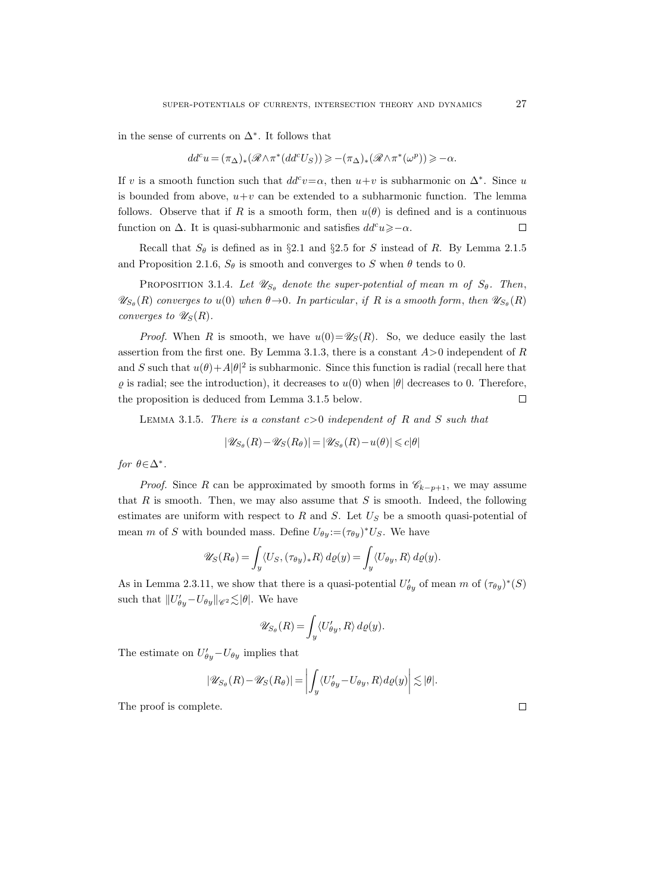in the sense of currents on $\Delta^*$. It follows that

$$dd^c u = (\pi_\Delta)_*(\mathscr{R}\wedge\pi^*(dd^c U_S)) \geqslant -(\pi_\Delta)_*(\mathscr{R}\wedge\pi^*(\omega^p)) \geqslant -\alpha.$$

If $v$ is a smooth function such that $dd^c v=\alpha$, then $u+v$ is subharmonic on $\Delta^*$. Since $u$ is bounded from above, $u+v$ can be extended to a subharmonic function. The lemma follows. Observe that if $R$ is a smooth form, then $u(\theta)$ is defined and is a continuous function on $\Delta$. It is quasi-subharmonic and satisfies $dd^c u \geqslant -\alpha$. □

Recall that $S_\theta$ is defined as in §2.1 and §2.5 for $S$ instead of $R$. By Lemma 2.1.5 and Proposition 2.1.6, $S_\theta$ is smooth and converges to $S$ when $\theta$ tends to 0.

Proposition 3.1.4. *Let $\mathscr{U}_{S_\theta}$ denote the super-potential of mean $m$ of $S_\theta$. Then, $\mathscr{U}_{S_\theta}(R)$ converges to $u(0)$ when $\theta\to 0$. In particular, if $R$ is a smooth form, then $\mathscr{U}_{S_\theta}(R)$ converges to $\mathscr{U}_S(R)$.*

*Proof.* When $R$ is smooth, we have $u(0)=\mathscr{U}_S(R)$. So, we deduce easily the last assertion from the first one. By Lemma 3.1.3, there is a constant $A>0$ independent of $R$ and $S$ such that $u(\theta)+A|\theta|^2$ is subharmonic. Since this function is radial (recall here that $\varrho$ is radial; see the introduction), it decreases to $u(0)$ when $|\theta|$ decreases to 0. Therefore, the proposition is deduced from Lemma 3.1.5 below. □

Lemma 3.1.5. *There is a constant $c>0$ independent of $R$ and $S$ such that*

$$|\mathscr{U}_{S_\theta}(R)-\mathscr{U}_S(R_\theta)| = |\mathscr{U}_{S_\theta}(R)-u(\theta)| \leqslant c|\theta|$$

*for $\theta\in\Delta^*$.*

*Proof.* Since $R$ can be approximated by smooth forms in $\mathscr{C}_{k-p+1}$, we may assume that $R$ is smooth. Then, we may also assume that $S$ is smooth. Indeed, the following estimates are uniform with respect to $R$ and $S$. Let $U_S$ be a smooth quasi-potential of mean $m$ of $S$ with bounded mass. Define $U_{\theta y} := (\tau_{\theta y})^* U_S$. We have

$$\mathscr{U}_S(R_\theta) = \int_y \langle U_S, (\tau_{\theta y})_* R\rangle \, d\varrho(y) = \int_y \langle U_{\theta y}, R\rangle \, d\varrho(y).$$

As in Lemma 2.3.11, we show that there is a quasi-potential $U'_{\theta y}$ of mean $m$ of $(\tau_{\theta y})^*(S)$ such that $\|U'_{\theta y} - U_{\theta y}\|_{\mathscr{C}^2} \lesssim |\theta|$. We have

$$\mathscr{U}_{S_\theta}(R) = \int_y \langle U'_{\theta y}, R\rangle \, d\varrho(y).$$

The estimate on $U'_{\theta y}-U_{\theta y}$ implies that

$$|\mathscr{U}_{S_\theta}(R)-\mathscr{U}_S(R_\theta)| = \left| \int_y \langle U'_{\theta y}-U_{\theta y}, R\rangle d\varrho(y)\right| \lesssim |\theta|.$$

The proof is complete. □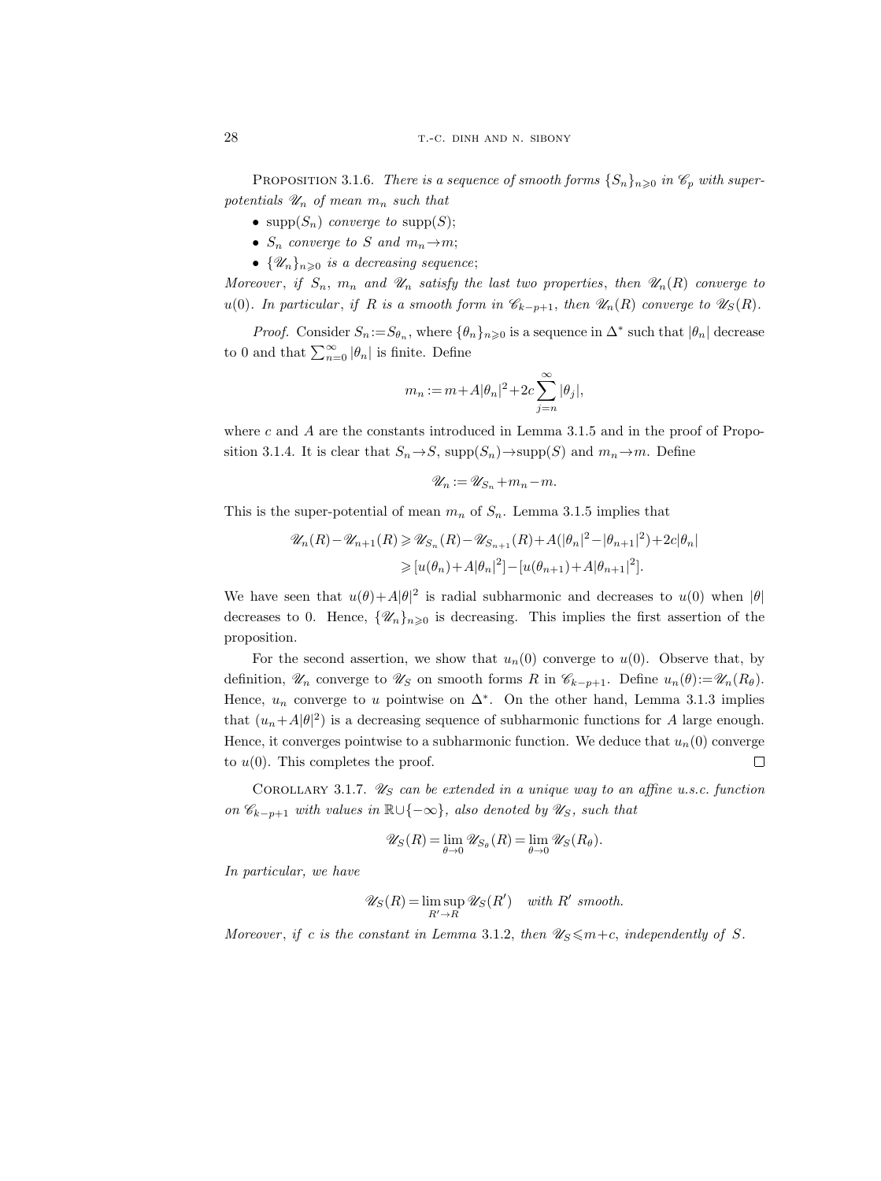PROPOSITION 3.1.6. *There is a sequence of smooth forms $\{S_n\}_{n\geqslant 0}$ in $\mathscr{C}_p$ with super-potentials $\mathscr{U}_n$ of mean $m_n$ such that*

- $\mathrm{supp}(S_n)$ *converge to* $\mathrm{supp}(S)$;
- $S_n$ *converge to* $S$ *and* $m_n\to m$;
- $\{\mathscr{U}_n\}_{n\geqslant 0}$ *is a decreasing sequence*;

*Moreover, if* $S_n$, $m_n$ *and* $\mathscr{U}_n$ *satisfy the last two properties, then* $\mathscr{U}_n(R)$ *converge to* $u(0)$. *In particular, if* $R$ *is a smooth form in* $\mathscr{C}_{k-p+1}$, *then* $\mathscr{U}_n(R)$ *converge to* $\mathscr{U}_S(R)$.

*Proof.* Consider $S_n:=S_{\theta_n}$, where $\{\theta_n\}_{n\geqslant 0}$ is a sequence in $\Delta^*$ such that $|\theta_n|$ decrease to 0 and that $\sum_{n=0}^{\infty}|\theta_n|$ is finite. Define

$$m_n := m+A|\theta_n|^2+2c\sum_{j=n}^{\infty}|\theta_j|,$$

where $c$ and $A$ are the constants introduced in Lemma 3.1.5 and in the proof of Proposition 3.1.4. It is clear that $S_n\to S$, $\mathrm{supp}(S_n)\to\mathrm{supp}(S)$ and $m_n\to m$. Define

$$\mathscr{U}_n := \mathscr{U}_{S_n}+m_n-m.$$

This is the super-potential of mean $m_n$ of $S_n$. Lemma 3.1.5 implies that

$$\begin{aligned}\mathscr{U}_n(R)-\mathscr{U}_{n+1}(R) &\geqslant \mathscr{U}_{S_n}(R)-\mathscr{U}_{S_{n+1}}(R)+A(|\theta_n|^2-|\theta_{n+1}|^2)+2c|\theta_n|\\ &\geqslant [u(\theta_n)+A|\theta_n|^2]-[u(\theta_{n+1})+A|\theta_{n+1}|^2].\end{aligned}$$

We have seen that $u(\theta)+A|\theta|^2$ is radial subharmonic and decreases to $u(0)$ when $|\theta|$ decreases to 0. Hence, $\{\mathscr{U}_n\}_{n\geqslant 0}$ is decreasing. This implies the first assertion of the proposition.

For the second assertion, we show that $u_n(0)$ converge to $u(0)$. Observe that, by definition, $\mathscr{U}_n$ converge to $\mathscr{U}_S$ on smooth forms $R$ in $\mathscr{C}_{k-p+1}$. Define $u_n(\theta):=\mathscr{U}_n(R_\theta)$. Hence, $u_n$ converge to $u$ pointwise on $\Delta^*$. On the other hand, Lemma 3.1.3 implies that $(u_n+A|\theta|^2)$ is a decreasing sequence of subharmonic functions for $A$ large enough. Hence, it converges pointwise to a subharmonic function. We deduce that $u_n(0)$ converge to $u(0)$. This completes the proof. □

COROLLARY 3.1.7. *$\mathscr{U}_S$ can be extended in a unique way to an affine u.s.c. function on $\mathscr{C}_{k-p+1}$ with values in $\mathbb{R}\cup\{-\infty\}$, also denoted by $\mathscr{U}_S$, such that*

$$\mathscr{U}_S(R)=\lim_{\theta\to 0}\mathscr{U}_{S_\theta}(R)=\lim_{\theta\to 0}\mathscr{U}_S(R_\theta).$$

*In particular, we have*

$$\mathscr{U}_S(R)=\limsup_{R'\to R}\mathscr{U}_S(R') \quad \textit{with } R' \textit{ smooth}.$$

*Moreover, if $c$ is the constant in Lemma 3.1.2, then $\mathscr{U}_S\leqslant m+c$, independently of $S$.*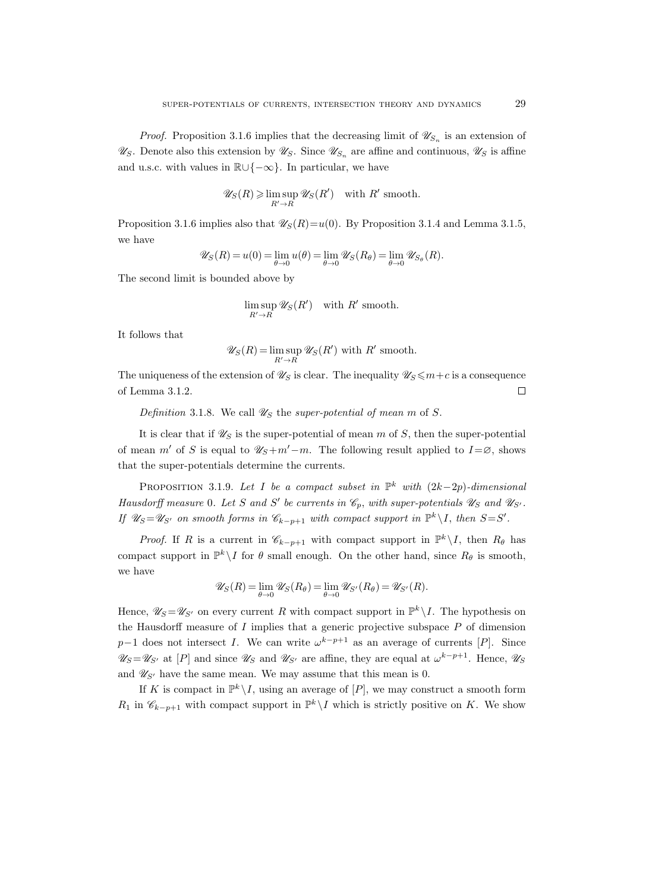*Proof.* Proposition 3.1.6 implies that the decreasing limit of $\mathscr{U}_{S_n}$ is an extension of $\mathscr{U}_S$. Denote also this extension by $\mathscr{U}_S$. Since $\mathscr{U}_{S_n}$ are affine and continuous, $\mathscr{U}_S$ is affine and u.s.c. with values in $\mathbb{R}\cup\{-\infty\}$. In particular, we have

$$\mathscr{U}_S(R) \geqslant \limsup_{R'\to R} \mathscr{U}_S(R') \quad \text{with } R' \text{ smooth.}$$

Proposition 3.1.6 implies also that $\mathscr{U}_S(R)=u(0)$. By Proposition 3.1.4 and Lemma 3.1.5, we have

$$\mathscr{U}_S(R) = u(0) = \lim_{\theta\to 0} u(\theta) = \lim_{\theta\to 0} \mathscr{U}_S(R_\theta) = \lim_{\theta\to 0} \mathscr{U}_{S_\theta}(R).$$

The second limit is bounded above by

$$\limsup_{R'\to R} \mathscr{U}_S(R') \quad \text{with } R' \text{ smooth.}$$

It follows that

$$\mathscr{U}_S(R) = \limsup_{R'\to R} \mathscr{U}_S(R') \text{ with } R' \text{ smooth.}$$

The uniqueness of the extension of $\mathscr{U}_S$ is clear. The inequality $\mathscr{U}_S \leqslant m+c$ is a consequence of Lemma 3.1.2. $\square$

*Definition* 3.1.8. We call $\mathscr{U}_S$ the *super-potential of mean* $m$ of $S$.

It is clear that if $\mathscr{U}_S$ is the super-potential of mean $m$ of $S$, then the super-potential of mean $m'$ of $S$ is equal to $\mathscr{U}_S+m'-m$. The following result applied to $I=\varnothing$, shows that the super-potentials determine the currents.

Proposition 3.1.9. *Let $I$ be a compact subset in $\mathbb{P}^k$ with $(2k-2p)$-dimensional Hausdorff measure* 0. *Let $S$ and $S'$ be currents in $\mathscr{C}_p$, with super-potentials $\mathscr{U}_S$ and $\mathscr{U}_{S'}$. If $\mathscr{U}_S=\mathscr{U}_{S'}$ on smooth forms in $\mathscr{C}_{k-p+1}$ with compact support in $\mathbb{P}^k\setminus I$, then $S=S'$.*

*Proof.* If $R$ is a current in $\mathscr{C}_{k-p+1}$ with compact support in $\mathbb{P}^k\setminus I$, then $R_\theta$ has compact support in $\mathbb{P}^k\setminus I$ for $\theta$ small enough. On the other hand, since $R_\theta$ is smooth, we have

$$\mathscr{U}_S(R) = \lim_{\theta\to 0} \mathscr{U}_S(R_\theta) = \lim_{\theta\to 0} \mathscr{U}_{S'}(R_\theta) = \mathscr{U}_{S'}(R).$$

Hence, $\mathscr{U}_S=\mathscr{U}_{S'}$ on every current $R$ with compact support in $\mathbb{P}^k\setminus I$. The hypothesis on the Hausdorff measure of $I$ implies that a generic projective subspace $P$ of dimension $p-1$ does not intersect $I$. We can write $\omega^{k-p+1}$ as an average of currents $[P]$. Since $\mathscr{U}_S=\mathscr{U}_{S'}$ at $[P]$ and since $\mathscr{U}_S$ and $\mathscr{U}_{S'}$ are affine, they are equal at $\omega^{k-p+1}$. Hence, $\mathscr{U}_S$ and $\mathscr{U}_{S'}$ have the same mean. We may assume that this mean is 0.

If $K$ is compact in $\mathbb{P}^k\setminus I$, using an average of $[P]$, we may construct a smooth form $R_1$ in $\mathscr{C}_{k-p+1}$ with compact support in $\mathbb{P}^k\setminus I$ which is strictly positive on $K$. We show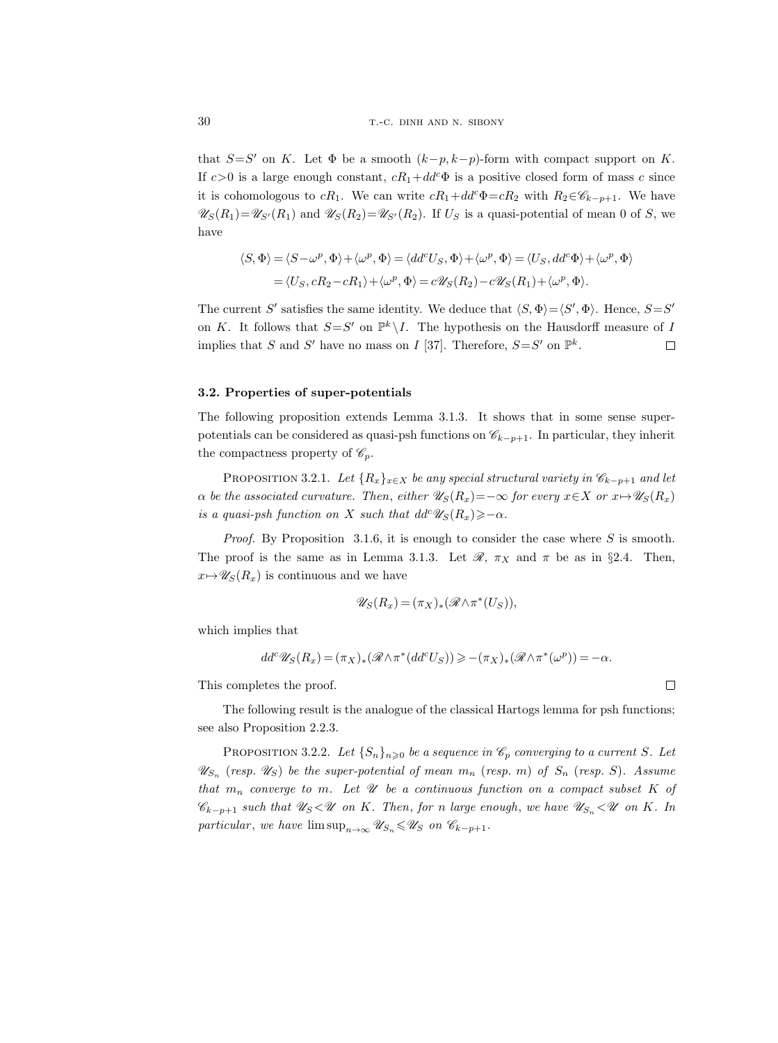that $S=S'$ on $K$. Let $\Phi$ be a smooth $(k-p,k-p)$-form with compact support on $K$. If $c>0$ is a large enough constant, $cR_1+dd^c\Phi$ is a positive closed form of mass $c$ since it is cohomologous to $cR_1$. We can write $cR_1+dd^c\Phi=cR_2$ with $R_2\in\mathscr{C}_{k-p+1}$. We have $\mathscr{U}_S(R_1)=\mathscr{U}_{S'}(R_1)$ and $\mathscr{U}_S(R_2)=\mathscr{U}_{S'}(R_2)$. If $U_S$ is a quasi-potential of mean 0 of $S$, we have

$$
\begin{aligned}
\langle S,\Phi\rangle &= \langle S-\omega^p,\Phi\rangle+\langle\omega^p,\Phi\rangle=\langle dd^cU_S,\Phi\rangle+\langle\omega^p,\Phi\rangle=\langle U_S,dd^c\Phi\rangle+\langle\omega^p,\Phi\rangle\\
&= \langle U_S,cR_2-cR_1\rangle+\langle\omega^p,\Phi\rangle=c\mathscr{U}_S(R_2)-c\mathscr{U}_S(R_1)+\langle\omega^p,\Phi\rangle.
\end{aligned}
$$

The current $S'$ satisfies the same identity. We deduce that $\langle S,\Phi\rangle=\langle S',\Phi\rangle$. Hence, $S=S'$ on $K$. It follows that $S=S'$ on $\mathbb{P}^k\setminus I$. The hypothesis on the Hausdorff measure of $I$ implies that $S$ and $S'$ have no mass on $I$ [37]. Therefore, $S=S'$ on $\mathbb{P}^k$. $\square$

### 3.2. Properties of super-potentials

The following proposition extends Lemma 3.1.3. It shows that in some sense super-potentials can be considered as quasi-psh functions on $\mathscr{C}_{k-p+1}$. In particular, they inherit the compactness property of $\mathscr{C}_p$.

PROPOSITION 3.2.1. *Let $\{R_x\}_{x\in X}$ be any special structural variety in $\mathscr{C}_{k-p+1}$ and let $\alpha$ be the associated curvature. Then, either $\mathscr{U}_S(R_x)=-\infty$ for every $x\in X$ or $x\mapsto\mathscr{U}_S(R_x)$ is a quasi-psh function on $X$ such that $dd^c\mathscr{U}_S(R_x)\geqslant-\alpha$.*

*Proof.* By Proposition 3.1.6, it is enough to consider the case where $S$ is smooth. The proof is the same as in Lemma 3.1.3. Let $\mathscr{R}$, $\pi_X$ and $\pi$ be as in §2.4. Then, $x\mapsto\mathscr{U}_S(R_x)$ is continuous and we have

$$
\mathscr{U}_S(R_x)=(\pi_X)_*(\mathscr{R}\wedge\pi^*(U_S)),
$$

which implies that

$$
dd^c\mathscr{U}_S(R_x)=(\pi_X)_*(\mathscr{R}\wedge\pi^*(dd^cU_S))\geqslant-(\pi_X)_*(\mathscr{R}\wedge\pi^*(\omega^p))=-\alpha.
$$

This completes the proof. $\square$

The following result is the analogue of the classical Hartogs lemma for psh functions; see also Proposition 2.2.3.

PROPOSITION 3.2.2. *Let $\{S_n\}_{n\geqslant0}$ be a sequence in $\mathscr{C}_p$ converging to a current $S$. Let $\mathscr{U}_{S_n}$ (resp. $\mathscr{U}_S$) be the super-potential of mean $m_n$ (resp. $m$) of $S_n$ (resp. $S$). Assume that $m_n$ converge to $m$. Let $\mathscr{U}$ be a continuous function on a compact subset $K$ of $\mathscr{C}_{k-p+1}$ such that $\mathscr{U}_S<\mathscr{U}$ on $K$. Then, for $n$ large enough, we have $\mathscr{U}_{S_n}<\mathscr{U}$ on $K$. In particular, we have $\limsup_{n\to\infty}\mathscr{U}_{S_n}\leqslant\mathscr{U}_S$ on $\mathscr{C}_{k-p+1}$.*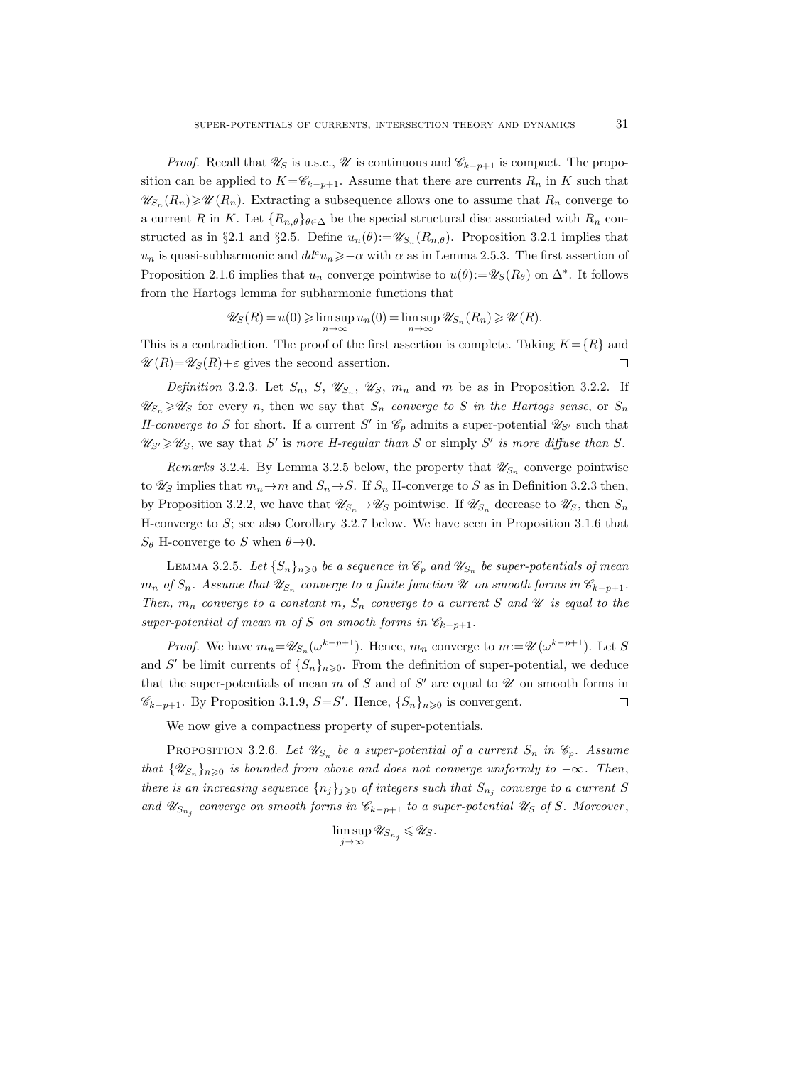*Proof.* Recall that $\mathscr{U}_S$ is u.s.c., $\mathscr{U}$ is continuous and $\mathscr{C}_{k-p+1}$ is compact. The proposition can be applied to $K=\mathscr{C}_{k-p+1}$. Assume that there are currents $R_n$ in $K$ such that $\mathscr{U}_{S_n}(R_n)\geqslant\mathscr{U}(R_n)$. Extracting a subsequence allows one to assume that $R_n$ converge to a current $R$ in $K$. Let $\{R_{n,\theta}\}_{\theta\in\Delta}$ be the special structural disc associated with $R_n$ constructed as in §2.1 and §2.5. Define $u_n(\theta):=\mathscr{U}_{S_n}(R_{n,\theta})$. Proposition 3.2.1 implies that $u_n$ is quasi-subharmonic and $dd^c u_n\geqslant -\alpha$ with $\alpha$ as in Lemma 2.5.3. The first assertion of Proposition 2.1.6 implies that $u_n$ converge pointwise to $u(\theta):=\mathscr{U}_S(R_\theta)$ on $\Delta^*$. It follows from the Hartogs lemma for subharmonic functions that

$$\mathscr{U}_S(R)=u(0)\geqslant\limsup_{n\to\infty}u_n(0)=\limsup_{n\to\infty}\mathscr{U}_{S_n}(R_n)\geqslant\mathscr{U}(R).$$

This is a contradiction. The proof of the first assertion is complete. Taking $K=\{R\}$ and $\mathscr{U}(R)=\mathscr{U}_S(R)+\varepsilon$ gives the second assertion. $\square$

*Definition* 3.2.3. Let $S_n$, $S$, $\mathscr{U}_{S_n}$, $\mathscr{U}_S$, $m_n$ and $m$ be as in Proposition 3.2.2. If $\mathscr{U}_{S_n}\geqslant\mathscr{U}_S$ for every $n$, then we say that $S_n$ *converge to* $S$ *in the Hartogs sense*, or $S_n$ *H-converge to* $S$ for short. If a current $S'$ in $\mathscr{C}_p$ admits a super-potential $\mathscr{U}_{S'}$ such that $\mathscr{U}_{S'}\geqslant\mathscr{U}_S$, we say that $S'$ is *more H-regular than* $S$ or simply $S'$ *is more diffuse than* $S$.

*Remarks* 3.2.4. By Lemma 3.2.5 below, the property that $\mathscr{U}_{S_n}$ converge pointwise to $\mathscr{U}_S$ implies that $m_n\to m$ and $S_n\to S$. If $S_n$ H-converge to $S$ as in Definition 3.2.3 then, by Proposition 3.2.2, we have that $\mathscr{U}_{S_n}\to\mathscr{U}_S$ pointwise. If $\mathscr{U}_{S_n}$ decrease to $\mathscr{U}_S$, then $S_n$ H-converge to $S$; see also Corollary 3.2.7 below. We have seen in Proposition 3.1.6 that $S_\theta$ H-converge to $S$ when $\theta\to 0$.

Lemma 3.2.5. *Let $\{S_n\}_{n\geqslant 0}$ be a sequence in $\mathscr{C}_p$ and $\mathscr{U}_{S_n}$ be super-potentials of mean $m_n$ of $S_n$. Assume that $\mathscr{U}_{S_n}$ converge to a finite function $\mathscr{U}$ on smooth forms in $\mathscr{C}_{k-p+1}$. Then, $m_n$ converge to a constant $m$, $S_n$ converge to a current $S$ and $\mathscr{U}$ is equal to the super-potential of mean $m$ of $S$ on smooth forms in $\mathscr{C}_{k-p+1}$.*

*Proof.* We have $m_n=\mathscr{U}_{S_n}(\omega^{k-p+1})$. Hence, $m_n$ converge to $m:=\mathscr{U}(\omega^{k-p+1})$. Let $S$ and $S'$ be limit currents of $\{S_n\}_{n\geqslant 0}$. From the definition of super-potential, we deduce that the super-potentials of mean $m$ of $S$ and of $S'$ are equal to $\mathscr{U}$ on smooth forms in $\mathscr{C}_{k-p+1}$. By Proposition 3.1.9, $S=S'$. Hence, $\{S_n\}_{n\geqslant 0}$ is convergent. $\square$

We now give a compactness property of super-potentials.

Proposition 3.2.6. *Let $\mathscr{U}_{S_n}$ be a super-potential of a current $S_n$ in $\mathscr{C}_p$. Assume that $\{\mathscr{U}_{S_n}\}_{n\geqslant 0}$ is bounded from above and does not converge uniformly to $-\infty$. Then, there is an increasing sequence $\{n_j\}_{j\geqslant 0}$ of integers such that $S_{n_j}$ converge to a current $S$ and $\mathscr{U}_{S_{n_j}}$ converge on smooth forms in $\mathscr{C}_{k-p+1}$ to a super-potential $\mathscr{U}_S$ of $S$. Moreover,*

$$\limsup_{j\to\infty}\mathscr{U}_{S_{n_j}}\leqslant\mathscr{U}_S.$$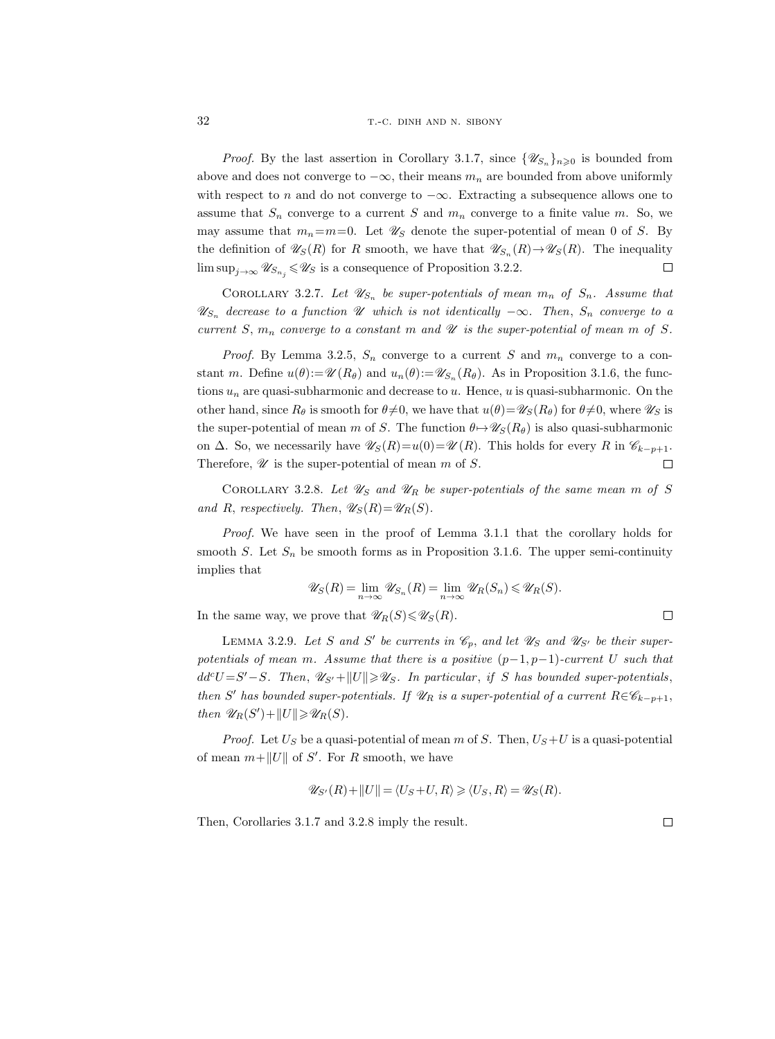*Proof.* By the last assertion in Corollary 3.1.7, since $\{\mathscr{U}_{S_n}\}_{n\geqslant 0}$ is bounded from above and does not converge to $-\infty$, their means $m_n$ are bounded from above uniformly with respect to $n$ and do not converge to $-\infty$. Extracting a subsequence allows one to assume that $S_n$ converge to a current $S$ and $m_n$ converge to a finite value $m$. So, we may assume that $m_n=m=0$. Let $\mathscr{U}_S$ denote the super-potential of mean 0 of $S$. By the definition of $\mathscr{U}_S(R)$ for $R$ smooth, we have that $\mathscr{U}_{S_n}(R)\to\mathscr{U}_S(R)$. The inequality $\limsup_{j\to\infty}\mathscr{U}_{S_{n_j}}\leqslant\mathscr{U}_S$ is a consequence of Proposition 3.2.2. $\square$

COROLLARY 3.2.7. *Let $\mathscr{U}_{S_n}$ be super-potentials of mean $m_n$ of $S_n$. Assume that $\mathscr{U}_{S_n}$ decrease to a function $\mathscr{U}$ which is not identically $-\infty$. Then, $S_n$ converge to a current $S$, $m_n$ converge to a constant $m$ and $\mathscr{U}$ is the super-potential of mean $m$ of $S$.*

*Proof.* By Lemma 3.2.5, $S_n$ converge to a current $S$ and $m_n$ converge to a constant $m$. Define $u(\theta):=\mathscr{U}(R_\theta)$ and $u_n(\theta):=\mathscr{U}_{S_n}(R_\theta)$. As in Proposition 3.1.6, the functions $u_n$ are quasi-subharmonic and decrease to $u$. Hence, $u$ is quasi-subharmonic. On the other hand, since $R_\theta$ is smooth for $\theta\neq 0$, we have that $u(\theta)=\mathscr{U}_S(R_\theta)$ for $\theta\neq 0$, where $\mathscr{U}_S$ is the super-potential of mean $m$ of $S$. The function $\theta\mapsto\mathscr{U}_S(R_\theta)$ is also quasi-subharmonic on $\Delta$. So, we necessarily have $\mathscr{U}_S(R)=u(0)=\mathscr{U}(R)$. This holds for every $R$ in $\mathscr{C}_{k-p+1}$. Therefore, $\mathscr{U}$ is the super-potential of mean $m$ of $S$. $\square$

COROLLARY 3.2.8. *Let $\mathscr{U}_S$ and $\mathscr{U}_R$ be super-potentials of the same mean $m$ of $S$ and $R$, respectively. Then, $\mathscr{U}_S(R)=\mathscr{U}_R(S)$.*

*Proof.* We have seen in the proof of Lemma 3.1.1 that the corollary holds for smooth $S$. Let $S_n$ be smooth forms as in Proposition 3.1.6. The upper semi-continuity implies that

$$\mathscr{U}_S(R)=\lim_{n\to\infty}\mathscr{U}_{S_n}(R)=\lim_{n\to\infty}\mathscr{U}_R(S_n)\leqslant\mathscr{U}_R(S).$$

In the same way, we prove that $\mathscr{U}_R(S)\leqslant\mathscr{U}_S(R)$. $\square$

LEMMA 3.2.9. *Let $S$ and $S'$ be currents in $\mathscr{C}_p$, and let $\mathscr{U}_S$ and $\mathscr{U}_{S'}$ be their super-potentials of mean $m$. Assume that there is a positive $(p-1,p-1)$-current $U$ such that $dd^cU=S'-S$. Then, $\mathscr{U}_{S'}+\|U\|\geqslant\mathscr{U}_S$. In particular, if $S$ has bounded super-potentials, then $S'$ has bounded super-potentials. If $\mathscr{U}_R$ is a super-potential of a current $R\in\mathscr{C}_{k-p+1}$, then $\mathscr{U}_R(S')+\|U\|\geqslant\mathscr{U}_R(S)$.*

*Proof.* Let $U_S$ be a quasi-potential of mean $m$ of $S$. Then, $U_S+U$ is a quasi-potential of mean $m+\|U\|$ of $S'$. For $R$ smooth, we have

$$\mathscr{U}_{S'}(R)+\|U\|=\langle U_S+U,R\rangle\geqslant\langle U_S,R\rangle=\mathscr{U}_S(R).$$

Then, Corollaries 3.1.7 and 3.2.8 imply the result. $\square$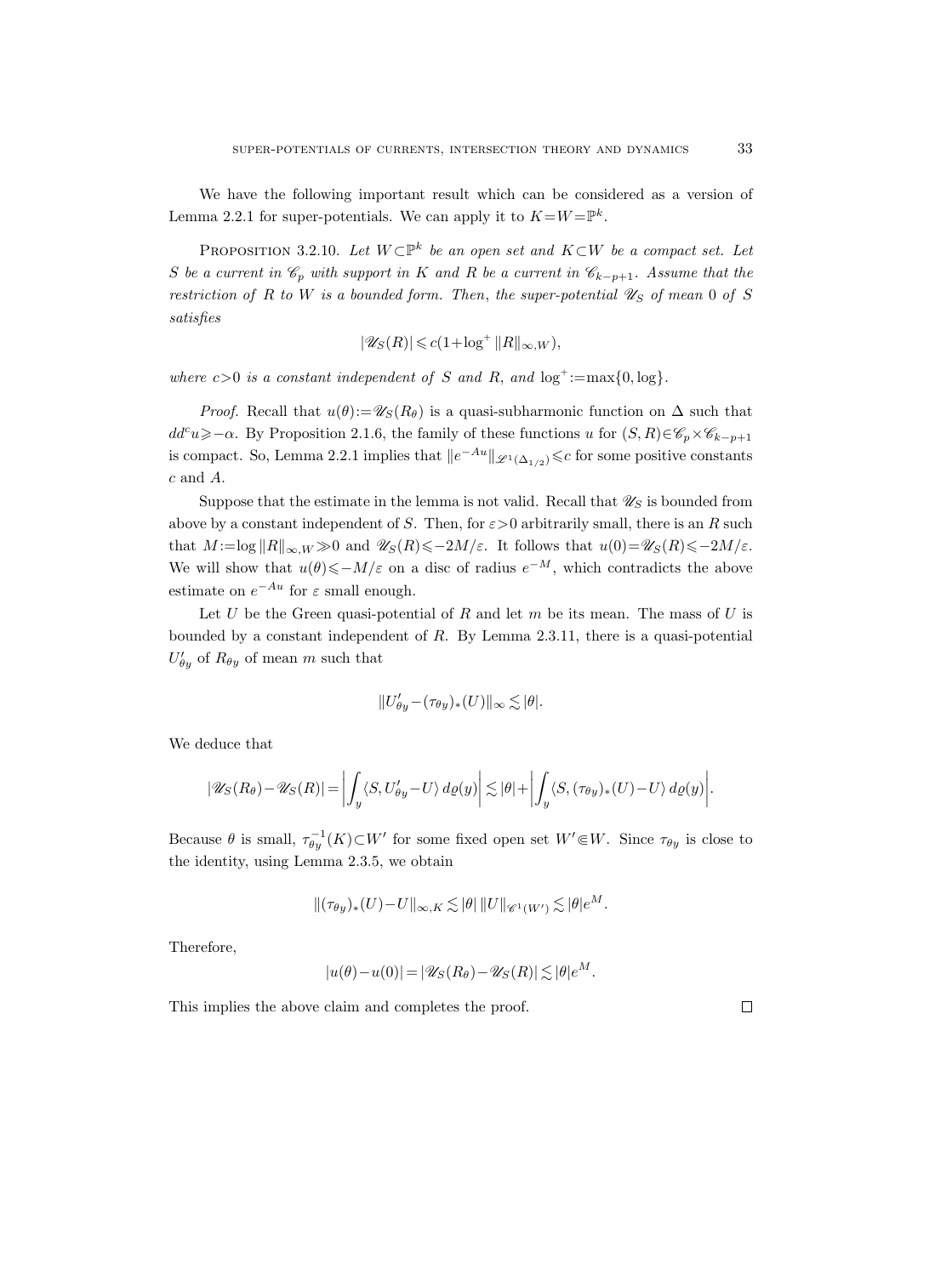We have the following important result which can be considered as a version of Lemma 2.2.1 for super-potentials. We can apply it to $K=W=\mathbb{P}^k$.

**Proposition 3.2.10.** *Let $W\subset\mathbb{P}^k$ be an open set and $K\subset W$ be a compact set. Let $S$ be a current in $\mathscr{C}_p$ with support in $K$ and $R$ be a current in $\mathscr{C}_{k-p+1}$. Assume that the restriction of $R$ to $W$ is a bounded form. Then, the super-potential $\mathscr{U}_S$ of mean $0$ of $S$ satisfies*

$$|\mathscr{U}_S(R)|\leqslant c(1+\log^+\|R\|_{\infty,W}),$$

*where $c>0$ is a constant independent of $S$ and $R$, and $\log^+:=\max\{0,\log\}$.*

*Proof.* Recall that $u(\theta):=\mathscr{U}_S(R_\theta)$ is a quasi-subharmonic function on $\Delta$ such that $dd^c u\geqslant -\alpha$. By Proposition 2.1.6, the family of these functions $u$ for $(S,R)\in\mathscr{C}_p\times\mathscr{C}_{k-p+1}$ is compact. So, Lemma 2.2.1 implies that $\|e^{-Au}\|_{\mathscr{L}^1(\Delta_{1/2})}\leqslant c$ for some positive constants $c$ and $A$.

Suppose that the estimate in the lemma is not valid. Recall that $\mathscr{U}_S$ is bounded from above by a constant independent of $S$. Then, for $\varepsilon>0$ arbitrarily small, there is an $R$ such that $M:=\log\|R\|_{\infty,W}\gg 0$ and $\mathscr{U}_S(R)\leqslant -2M/\varepsilon$. It follows that $u(0)=\mathscr{U}_S(R)\leqslant -2M/\varepsilon$. We will show that $u(\theta)\leqslant -M/\varepsilon$ on a disc of radius $e^{-M}$, which contradicts the above estimate on $e^{-Au}$ for $\varepsilon$ small enough.

Let $U$ be the Green quasi-potential of $R$ and let $m$ be its mean. The mass of $U$ is bounded by a constant independent of $R$. By Lemma 2.3.11, there is a quasi-potential $U'_{\theta y}$ of $R_{\theta y}$ of mean $m$ such that

$$\|U'_{\theta y}-(\tau_{\theta y})_*(U)\|_\infty\lesssim|\theta|.$$

We deduce that

$$|\mathscr{U}_S(R_\theta)-\mathscr{U}_S(R)|=\left|\int_y\langle S,U'_{\theta y}-U\rangle\,d\varrho(y)\right|\lesssim|\theta|+\left|\int_y\langle S,(\tau_{\theta y})_*(U)-U\rangle\,d\varrho(y)\right|.$$

Because $\theta$ is small, $\tau_{\theta y}^{-1}(K)\subset W'$ for some fixed open set $W'\Subset W$. Since $\tau_{\theta y}$ is close to the identity, using Lemma 2.3.5, we obtain

$$\|(\tau_{\theta y})_*(U)-U\|_{\infty,K}\lesssim|\theta|\,\|U\|_{\mathscr{C}^1(W')}\lesssim|\theta|e^M.$$

Therefore,

$$|u(\theta)-u(0)|=|\mathscr{U}_S(R_\theta)-\mathscr{U}_S(R)|\lesssim|\theta|e^M.$$

This implies the above claim and completes the proof. $\square$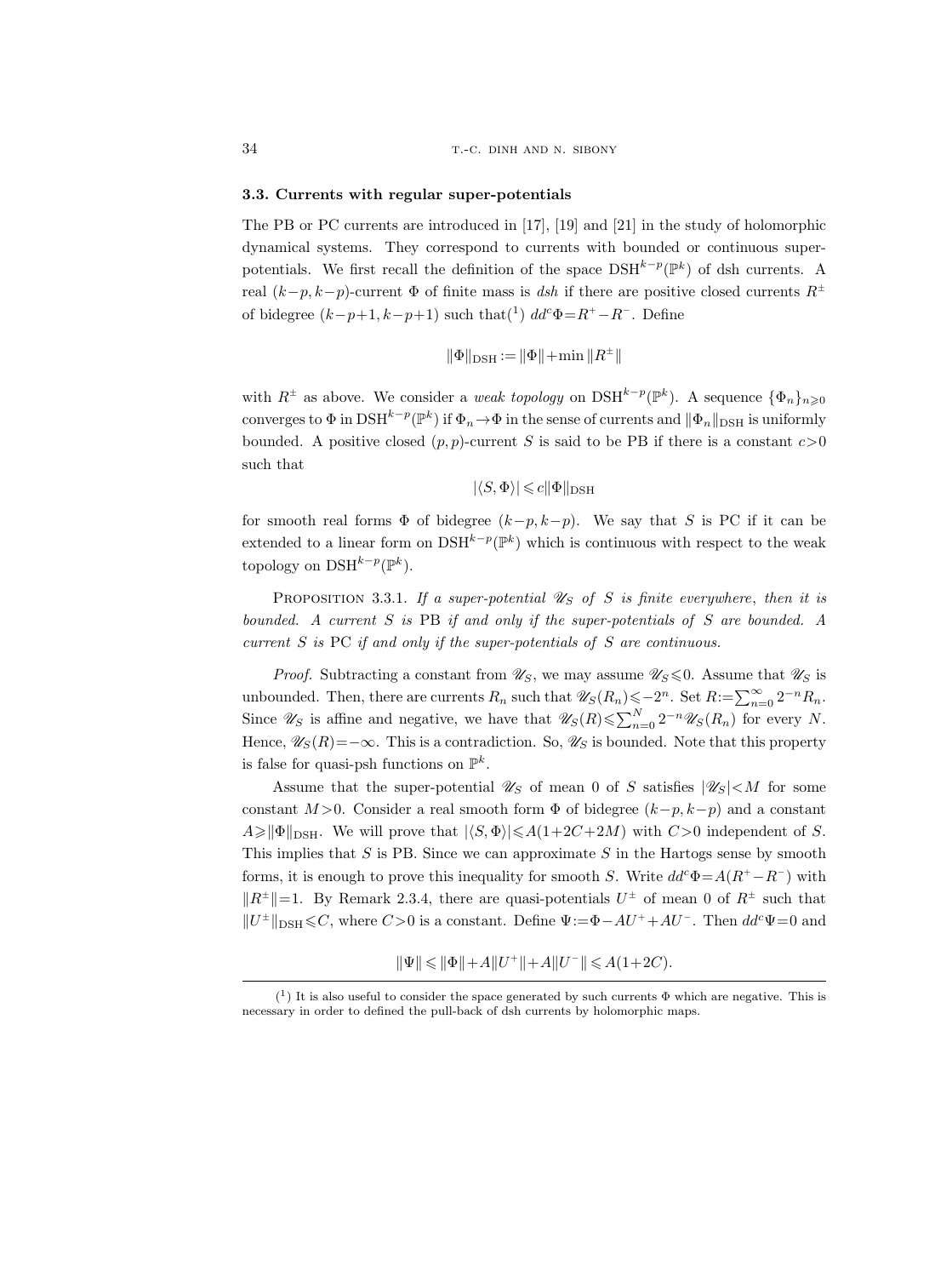### 3.3. Currents with regular super-potentials

The PB or PC currents are introduced in [17], [19] and [21] in the study of holomorphic dynamical systems. They correspond to currents with bounded or continuous super-potentials. We first recall the definition of the space $\mathrm{DSH}^{k-p}(\mathbb{P}^k)$ of dsh currents. A real $(k-p,k-p)$-current $\Phi$ of finite mass is *dsh* if there are positive closed currents $R^\pm$ of bidegree $(k-p+1,k-p+1)$ such that[1] $dd^c\Phi=R^+-R^-$. Define

$$\|\Phi\|_{\mathrm{DSH}} := \|\Phi\|+\min\|R^\pm\|$$

with $R^\pm$ as above. We consider a *weak topology* on $\mathrm{DSH}^{k-p}(\mathbb{P}^k)$. A sequence $\{\Phi_n\}_{n\geqslant 0}$ converges to $\Phi$ in $\mathrm{DSH}^{k-p}(\mathbb{P}^k)$ if $\Phi_n\to\Phi$ in the sense of currents and $\|\Phi_n\|_{\mathrm{DSH}}$ is uniformly bounded. A positive closed $(p,p)$-current $S$ is said to be PB if there is a constant $c>0$ such that

$$|\langle S,\Phi\rangle|\leqslant c\|\Phi\|_{\mathrm{DSH}}$$

for smooth real forms $\Phi$ of bidegree $(k-p,k-p)$. We say that $S$ is PC if it can be extended to a linear form on $\mathrm{DSH}^{k-p}(\mathbb{P}^k)$ which is continuous with respect to the weak topology on $\mathrm{DSH}^{k-p}(\mathbb{P}^k)$.

Proposition 3.3.1. *If a super-potential $\mathscr{U}_S$ of $S$ is finite everywhere, then it is bounded. A current $S$ is* PB *if and only if the super-potentials of $S$ are bounded. A current $S$ is* PC *if and only if the super-potentials of $S$ are continuous.*

*Proof.* Subtracting a constant from $\mathscr{U}_S$, we may assume $\mathscr{U}_S\leqslant 0$. Assume that $\mathscr{U}_S$ is unbounded. Then, there are currents $R_n$ such that $\mathscr{U}_S(R_n)\leqslant -2^n$. Set $R:=\sum_{n=0}^\infty 2^{-n}R_n$. Since $\mathscr{U}_S$ is affine and negative, we have that $\mathscr{U}_S(R)\leqslant\sum_{n=0}^N 2^{-n}\mathscr{U}_S(R_n)$ for every $N$. Hence, $\mathscr{U}_S(R)=-\infty$. This is a contradiction. So, $\mathscr{U}_S$ is bounded. Note that this property is false for quasi-psh functions on $\mathbb{P}^k$.

Assume that the super-potential $\mathscr{U}_S$ of mean 0 of $S$ satisfies $|\mathscr{U}_S|<M$ for some constant $M>0$. Consider a real smooth form $\Phi$ of bidegree $(k-p,k-p)$ and a constant $A\geqslant\|\Phi\|_{\mathrm{DSH}}$. We will prove that $|\langle S,\Phi\rangle|\leqslant A(1+2C+2M)$ with $C>0$ independent of $S$. This implies that $S$ is PB. Since we can approximate $S$ in the Hartogs sense by smooth forms, it is enough to prove this inequality for smooth $S$. Write $dd^c\Phi=A(R^+-R^-)$ with $\|R^\pm\|=1$. By Remark 2.3.4, there are quasi-potentials $U^\pm$ of mean 0 of $R^\pm$ such that $\|U^\pm\|_{\mathrm{DSH}}\leqslant C$, where $C>0$ is a constant. Define $\Psi:=\Phi-AU^++AU^-$. Then $dd^c\Psi=0$ and

$$\|\Psi\|\leqslant\|\Phi\|+A\|U^+\|+A\|U^-\|\leqslant A(1+2C).$$

---

[1] It is also useful to consider the space generated by such currents $\Phi$ which are negative. This is necessary in order to defined the pull-back of dsh currents by holomorphic maps.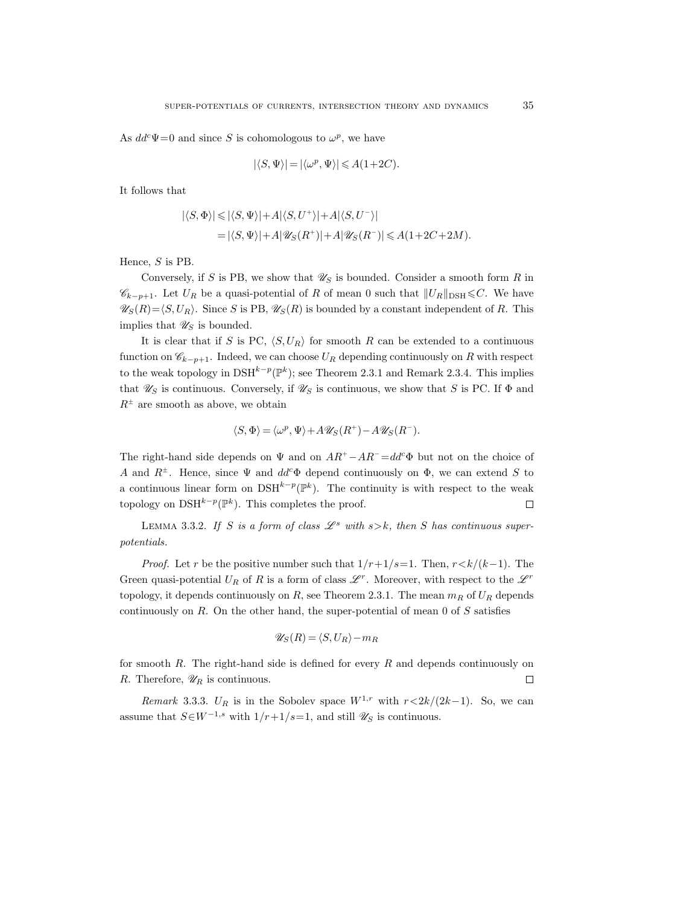As $dd^c\Psi=0$ and since $S$ is cohomologous to $\omega^p$, we have

$$|\langle S,\Psi\rangle| = |\langle \omega^p,\Psi\rangle| \leqslant A(1+2C).$$

It follows that

$$\begin{aligned}
|\langle S,\Phi\rangle| &\leqslant |\langle S,\Psi\rangle| + A|\langle S,U^+\rangle| + A|\langle S,U^-\rangle| \\
&= |\langle S,\Psi\rangle| + A|\mathscr{U}_S(R^+)| + A|\mathscr{U}_S(R^-)| \leqslant A(1+2C+2M).
\end{aligned}$$

Hence, $S$ is PB.

Conversely, if $S$ is PB, we show that $\mathscr{U}_S$ is bounded. Consider a smooth form $R$ in $\mathscr{C}_{k-p+1}$. Let $U_R$ be a quasi-potential of $R$ of mean 0 such that $\|U_R\|_{\mathrm{DSH}}\leqslant C$. We have $\mathscr{U}_S(R)=\langle S,U_R\rangle$. Since $S$ is PB, $\mathscr{U}_S(R)$ is bounded by a constant independent of $R$. This implies that $\mathscr{U}_S$ is bounded.

It is clear that if $S$ is PC, $\langle S,U_R\rangle$ for smooth $R$ can be extended to a continuous function on $\mathscr{C}_{k-p+1}$. Indeed, we can choose $U_R$ depending continuously on $R$ with respect to the weak topology in $\mathrm{DSH}^{k-p}(\mathbb{P}^k)$; see Theorem 2.3.1 and Remark 2.3.4. This implies that $\mathscr{U}_S$ is continuous. Conversely, if $\mathscr{U}_S$ is continuous, we show that $S$ is PC. If $\Phi$ and $R^\pm$ are smooth as above, we obtain

$$\langle S,\Phi\rangle = \langle \omega^p,\Psi\rangle + A\mathscr{U}_S(R^+) - A\mathscr{U}_S(R^-).$$

The right-hand side depends on $\Psi$ and on $AR^+-AR^-=dd^c\Phi$ but not on the choice of $A$ and $R^\pm$. Hence, since $\Psi$ and $dd^c\Phi$ depend continuously on $\Phi$, we can extend $S$ to a continuous linear form on $\mathrm{DSH}^{k-p}(\mathbb{P}^k)$. The continuity is with respect to the weak topology on $\mathrm{DSH}^{k-p}(\mathbb{P}^k)$. This completes the proof. □

Lemma 3.3.2. *If $S$ is a form of class $\mathscr{L}^s$ with $s>k$, then $S$ has continuous super-potentials.*

*Proof.* Let $r$ be the positive number such that $1/r+1/s=1$. Then, $r<k/(k-1)$. The Green quasi-potential $U_R$ of $R$ is a form of class $\mathscr{L}^r$. Moreover, with respect to the $\mathscr{L}^r$ topology, it depends continuously on $R$, see Theorem 2.3.1. The mean $m_R$ of $U_R$ depends continuously on $R$. On the other hand, the super-potential of mean 0 of $S$ satisfies

$$\mathscr{U}_S(R) = \langle S,U_R\rangle - m_R$$

for smooth $R$. The right-hand side is defined for every $R$ and depends continuously on $R$. Therefore, $\mathscr{U}_R$ is continuous. □

*Remark* 3.3.3. $U_R$ is in the Sobolev space $W^{1,r}$ with $r<2k/(2k-1)$. So, we can assume that $S\in W^{-1,s}$ with $1/r+1/s=1$, and still $\mathscr{U}_S$ is continuous.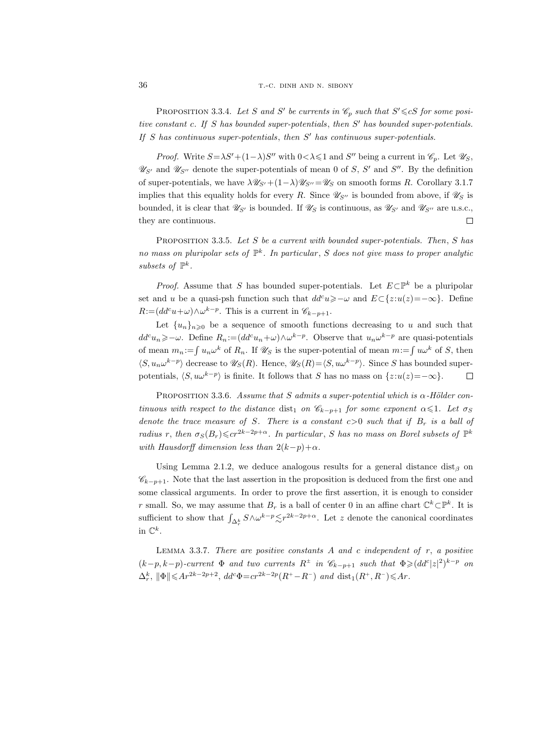PROPOSITION 3.3.4. *Let $S$ and $S'$ be currents in $\mathscr{C}_p$ such that $S'\leqslant cS$ for some positive constant $c$. If $S$ has bounded super-potentials, then $S'$ has bounded super-potentials. If $S$ has continuous super-potentials, then $S'$ has continuous super-potentials.*

*Proof.* Write $S=\lambda S'+(1-\lambda)S''$ with $0<\lambda\leqslant 1$ and $S''$ being a current in $\mathscr{C}_p$. Let $\mathscr{U}_S$, $\mathscr{U}_{S'}$ and $\mathscr{U}_{S''}$ denote the super-potentials of mean 0 of $S$, $S'$ and $S''$. By the definition of super-potentials, we have $\lambda\mathscr{U}_{S'}+(1-\lambda)\mathscr{U}_{S''}=\mathscr{U}_S$ on smooth forms $R$. Corollary 3.1.7 implies that this equality holds for every $R$. Since $\mathscr{U}_{S''}$ is bounded from above, if $\mathscr{U}_S$ is bounded, it is clear that $\mathscr{U}_{S'}$ is bounded. If $\mathscr{U}_S$ is continuous, as $\mathscr{U}_{S'}$ and $\mathscr{U}_{S''}$ are u.s.c., they are continuous. $\square$

PROPOSITION 3.3.5. *Let $S$ be a current with bounded super-potentials. Then, $S$ has no mass on pluripolar sets of $\mathbb{P}^k$. In particular, $S$ does not give mass to proper analytic subsets of $\mathbb{P}^k$.*

*Proof.* Assume that $S$ has bounded super-potentials. Let $E\subset\mathbb{P}^k$ be a pluripolar set and $u$ be a quasi-psh function such that $dd^c u\geqslant -\omega$ and $E\subset\{z:u(z)=-\infty\}$. Define $R:=(dd^c u+\omega)\wedge\omega^{k-p}$. This is a current in $\mathscr{C}_{k-p+1}$.

Let $\{u_n\}_{n\geqslant 0}$ be a sequence of smooth functions decreasing to $u$ and such that $dd^c u_n\geqslant -\omega$. Define $R_n:=(dd^c u_n+\omega)\wedge\omega^{k-p}$. Observe that $u_n\omega^{k-p}$ are quasi-potentials of mean $m_n:=\int u_n\omega^k$ of $R_n$. If $\mathscr{U}_S$ is the super-potential of mean $m:=\int u\omega^k$ of $S$, then $\langle S,u_n\omega^{k-p}\rangle$ decrease to $\mathscr{U}_S(R)$. Hence, $\mathscr{U}_S(R)=\langle S,u\omega^{k-p}\rangle$. Since $S$ has bounded super-potentials, $\langle S,u\omega^{k-p}\rangle$ is finite. It follows that $S$ has no mass on $\{z:u(z)=-\infty\}$. $\square$

PROPOSITION 3.3.6. *Assume that $S$ admits a super-potential which is $\alpha$-Hölder continuous with respect to the distance $\mathrm{dist}_1$ on $\mathscr{C}_{k-p+1}$ for some exponent $\alpha\leqslant 1$. Let $\sigma_S$ denote the trace measure of $S$. There is a constant $c>0$ such that if $B_r$ is a ball of radius $r$, then $\sigma_S(B_r)\leqslant cr^{2k-2p+\alpha}$. In particular, $S$ has no mass on Borel subsets of $\mathbb{P}^k$ with Hausdorff dimension less than $2(k-p)+\alpha$.*

Using Lemma 2.1.2, we deduce analogous results for a general distance $\mathrm{dist}_\beta$ on $\mathscr{C}_{k-p+1}$. Note that the last assertion in the proposition is deduced from the first one and some classical arguments. In order to prove the first assertion, it is enough to consider $r$ small. So, we may assume that $B_r$ is a ball of center 0 in an affine chart $\mathbb{C}^k\subset\mathbb{P}^k$. It is sufficient to show that $\int_{\Delta_r^k} S\wedge\omega^{k-p}\lesssim r^{2k-2p+\alpha}$. Let $z$ denote the canonical coordinates in $\mathbb{C}^k$.

LEMMA 3.3.7. *There are positive constants $A$ and $c$ independent of $r$, a positive $(k-p,k-p)$-current $\Phi$ and two currents $R^\pm$ in $\mathscr{C}_{k-p+1}$ such that $\Phi\geqslant(dd^c|z|^2)^{k-p}$ on $\Delta_r^k$, $\|\Phi\|\leqslant Ar^{2k-2p+2}$, $dd^c\Phi=cr^{2k-2p}(R^+-R^-)$ and $\mathrm{dist}_1(R^+,R^-)\leqslant Ar$.*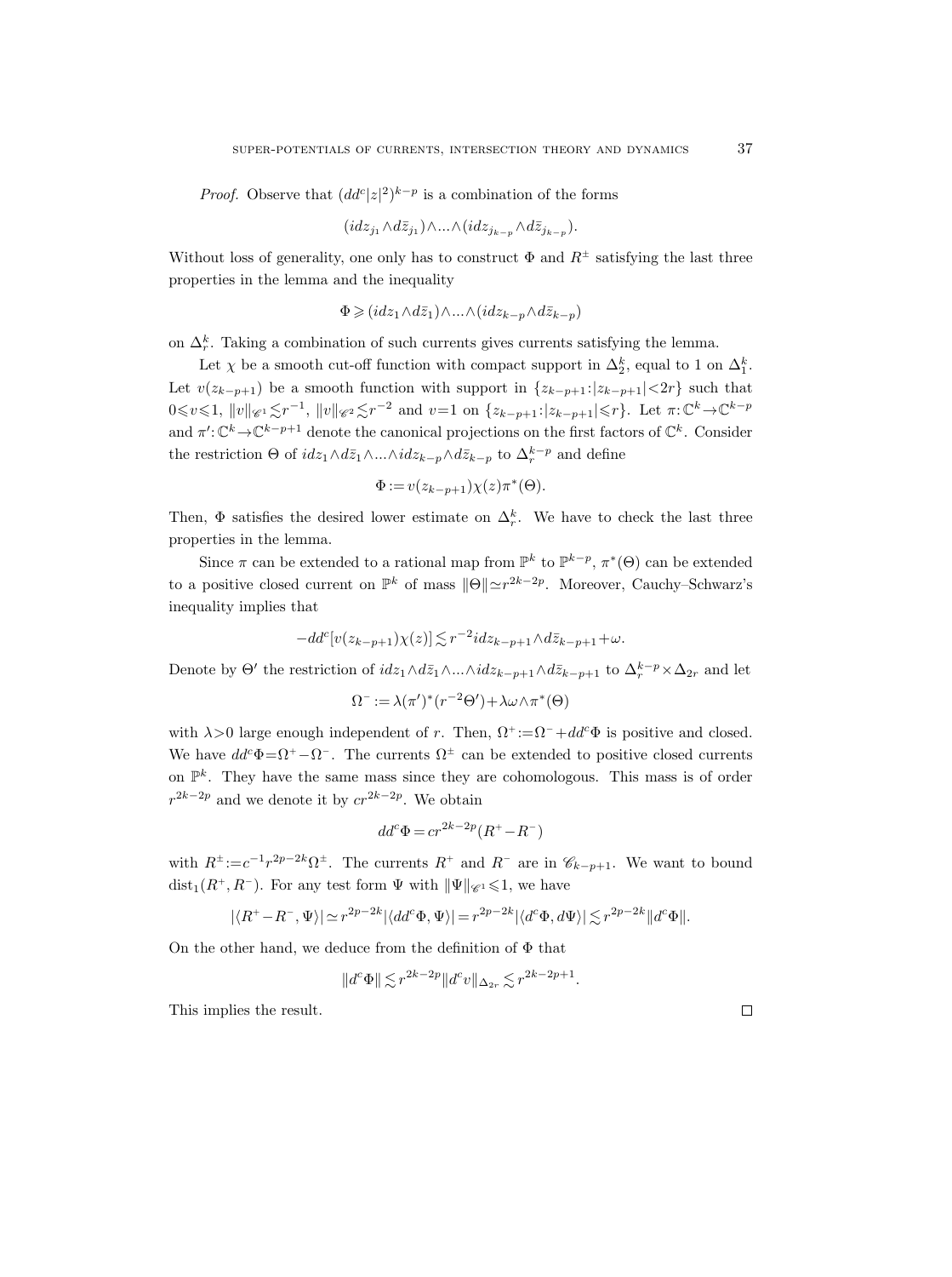*Proof.* Observe that $(dd^c|z|^2)^{k-p}$ is a combination of the forms

$$(idz_{j_1}\wedge d\bar z_{j_1})\wedge...\wedge(idz_{j_{k-p}}\wedge d\bar z_{j_{k-p}}).$$

Without loss of generality, one only has to construct $\Phi$ and $R^\pm$ satisfying the last three properties in the lemma and the inequality

$$\Phi\geqslant(idz_1\wedge d\bar z_1)\wedge...\wedge(idz_{k-p}\wedge d\bar z_{k-p})$$

on $\Delta_r^k$. Taking a combination of such currents gives currents satisfying the lemma.

Let $\chi$ be a smooth cut-off function with compact support in $\Delta_2^k$, equal to 1 on $\Delta_1^k$. Let $v(z_{k-p+1})$ be a smooth function with support in $\{z_{k-p+1}:|z_{k-p+1}|<2r\}$ such that $0\leqslant v\leqslant 1$, $\|v\|_{\mathscr{C}^1}\lesssim r^{-1}$, $\|v\|_{\mathscr{C}^2}\lesssim r^{-2}$ and $v=1$ on $\{z_{k-p+1}:|z_{k-p+1}|\leqslant r\}$. Let $\pi:\mathbb{C}^k\to\mathbb{C}^{k-p}$ and $\pi':\mathbb{C}^k\to\mathbb{C}^{k-p+1}$ denote the canonical projections on the first factors of $\mathbb{C}^k$. Consider the restriction $\Theta$ of $idz_1\wedge d\bar z_1\wedge...\wedge idz_{k-p}\wedge d\bar z_{k-p}$ to $\Delta_r^{k-p}$ and define

$$\Phi:=v(z_{k-p+1})\chi(z)\pi^*(\Theta).$$

Then, $\Phi$ satisfies the desired lower estimate on $\Delta_r^k$. We have to check the last three properties in the lemma.

Since $\pi$ can be extended to a rational map from $\mathbb{P}^k$ to $\mathbb{P}^{k-p}$, $\pi^*(\Theta)$ can be extended to a positive closed current on $\mathbb{P}^k$ of mass $\|\Theta\|\simeq r^{2k-2p}$. Moreover, Cauchy–Schwarz's inequality implies that

$$-dd^c[v(z_{k-p+1})\chi(z)]\lesssim r^{-2}idz_{k-p+1}\wedge d\bar z_{k-p+1}+\omega.$$

Denote by $\Theta'$ the restriction of $idz_1\wedge d\bar z_1\wedge...\wedge idz_{k-p+1}\wedge d\bar z_{k-p+1}$ to $\Delta_r^{k-p}\times\Delta_{2r}$ and let

$$\Omega^-:=\lambda(\pi')^*(r^{-2}\Theta')+\lambda\omega\wedge\pi^*(\Theta)$$

with $\lambda>0$ large enough independent of $r$. Then, $\Omega^+:=\Omega^-+dd^c\Phi$ is positive and closed. We have $dd^c\Phi=\Omega^+-\Omega^-$. The currents $\Omega^\pm$ can be extended to positive closed currents on $\mathbb{P}^k$. They have the same mass since they are cohomologous. This mass is of order $r^{2k-2p}$ and we denote it by $cr^{2k-2p}$. We obtain

$$dd^c\Phi=cr^{2k-2p}(R^+-R^-)$$

with $R^\pm:=c^{-1}r^{2p-2k}\Omega^\pm$. The currents $R^+$ and $R^-$ are in $\mathscr{C}_{k-p+1}$. We want to bound $\operatorname{dist}_1(R^+,R^-)$. For any test form $\Psi$ with $\|\Psi\|_{\mathscr{C}^1}\leqslant 1$, we have

$$|\langle R^+-R^-,\Psi\rangle|\simeq r^{2p-2k}|\langle dd^c\Phi,\Psi\rangle|=r^{2p-2k}|\langle d^c\Phi,d\Psi\rangle|\lesssim r^{2p-2k}\|d^c\Phi\|.$$

On the other hand, we deduce from the definition of $\Phi$ that

$$\|d^c\Phi\|\lesssim r^{2k-2p}\|d^cv\|_{\Delta_{2r}}\lesssim r^{2k-2p+1}.$$

This implies the result. $\square$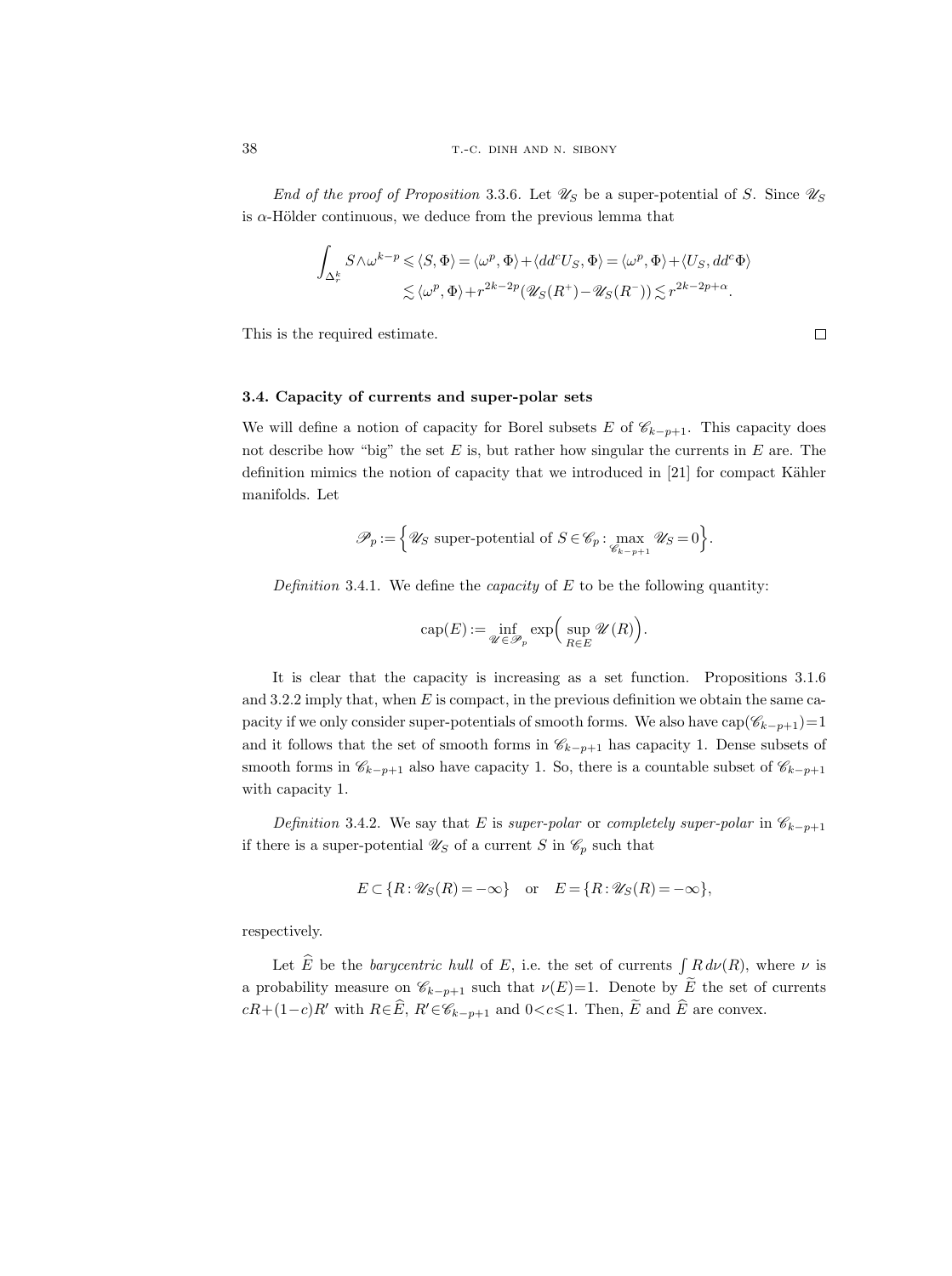*End of the proof of Proposition* 3.3.6. Let $\mathscr{U}_S$ be a super-potential of $S$. Since $\mathscr{U}_S$ is $\alpha$-Hölder continuous, we deduce from the previous lemma that

$$\begin{aligned}\int_{\Delta_r^k} S\wedge\omega^{k-p} &\leqslant \langle S,\Phi\rangle = \langle \omega^p,\Phi\rangle + \langle dd^c U_S,\Phi\rangle = \langle\omega^p,\Phi\rangle + \langle U_S, dd^c\Phi\rangle \\ &\lesssim \langle\omega^p,\Phi\rangle + r^{2k-2p}(\mathscr{U}_S(R^+)-\mathscr{U}_S(R^-)) \lesssim r^{2k-2p+\alpha}.\end{aligned}$$

This is the required estimate. $\square$

### 3.4. Capacity of currents and super-polar sets

We will define a notion of capacity for Borel subsets $E$ of $\mathscr{C}_{k-p+1}$. This capacity does not describe how "big" the set $E$ is, but rather how singular the currents in $E$ are. The definition mimics the notion of capacity that we introduced in [21] for compact Kähler manifolds. Let

$$\mathscr{P}_p := \Big\{ \mathscr{U}_S \text{ super-potential of } S\in\mathscr{C}_p : \max_{\mathscr{C}_{k-p+1}} \mathscr{U}_S = 0 \Big\}.$$

*Definition* 3.4.1. We define the *capacity* of $E$ to be the following quantity:

$$\operatorname{cap}(E) := \inf_{\mathscr{U}\in\mathscr{P}_p} \exp\Big(\sup_{R\in E} \mathscr{U}(R)\Big).$$

It is clear that the capacity is increasing as a set function. Propositions 3.1.6 and 3.2.2 imply that, when $E$ is compact, in the previous definition we obtain the same capacity if we only consider super-potentials of smooth forms. We also have $\operatorname{cap}(\mathscr{C}_{k-p+1})=1$ and it follows that the set of smooth forms in $\mathscr{C}_{k-p+1}$ has capacity 1. Dense subsets of smooth forms in $\mathscr{C}_{k-p+1}$ also have capacity 1. So, there is a countable subset of $\mathscr{C}_{k-p+1}$ with capacity 1.

*Definition* 3.4.2. We say that $E$ is *super-polar* or *completely super-polar* in $\mathscr{C}_{k-p+1}$ if there is a super-potential $\mathscr{U}_S$ of a current $S$ in $\mathscr{C}_p$ such that

$$E\subset\{R:\mathscr{U}_S(R)=-\infty\} \quad\text{or}\quad E=\{R:\mathscr{U}_S(R)=-\infty\},$$

respectively.

Let $\widehat{E}$ be the *barycentric hull* of $E$, i.e. the set of currents $\int R\,d\nu(R)$, where $\nu$ is a probability measure on $\mathscr{C}_{k-p+1}$ such that $\nu(E)=1$. Denote by $\widetilde{E}$ the set of currents $cR+(1-c)R'$ with $R\in\widehat{E}$, $R'\in\mathscr{C}_{k-p+1}$ and $0<c\leqslant 1$. Then, $\widetilde{E}$ and $\widehat{E}$ are convex.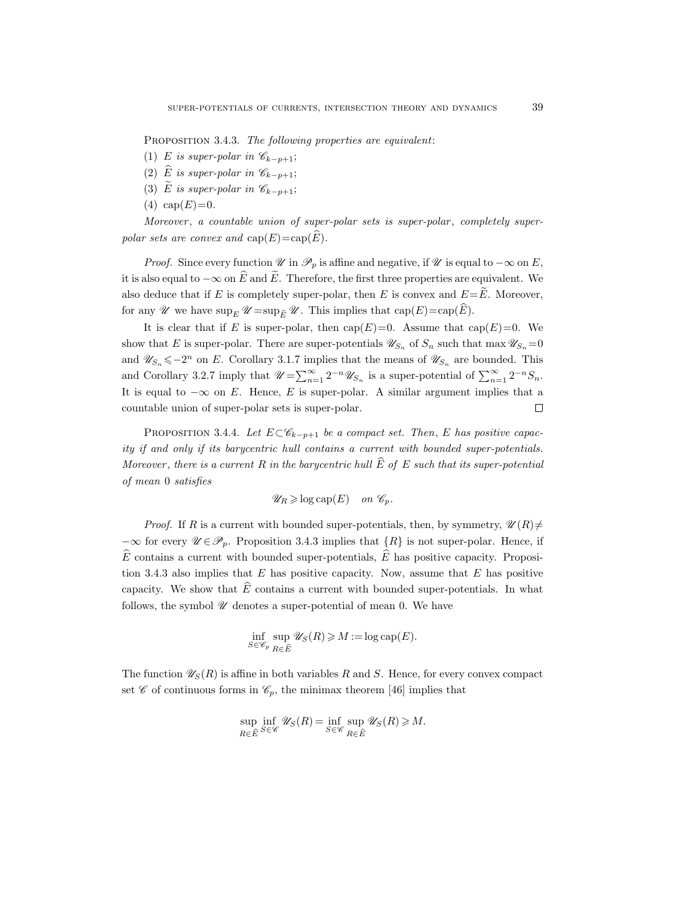PROPOSITION 3.4.3. *The following properties are equivalent*:

(1) $E$ *is super-polar in* $\mathscr{C}_{k-p+1}$;

(2) $\widehat{E}$ *is super-polar in* $\mathscr{C}_{k-p+1}$;

(3) $\widetilde{E}$ *is super-polar in* $\mathscr{C}_{k-p+1}$;

(4) $\operatorname{cap}(E)=0$.

*Moreover*, *a countable union of super-polar sets is super-polar*, *completely super-polar sets are convex and* $\operatorname{cap}(E)=\operatorname{cap}(\widehat{E})$.

*Proof.* Since every function $\mathscr{U}$ in $\mathscr{P}_p$ is affine and negative, if $\mathscr{U}$ is equal to $-\infty$ on $E$, it is also equal to $-\infty$ on $\widehat{E}$ and $\widetilde{E}$. Therefore, the first three properties are equivalent. We also deduce that if $E$ is completely super-polar, then $E$ is convex and $E=\widetilde{E}$. Moreover, for any $\mathscr{U}$ we have $\sup_E \mathscr{U}=\sup_{\widehat{E}} \mathscr{U}$. This implies that $\operatorname{cap}(E)=\operatorname{cap}(\widehat{E})$.

It is clear that if $E$ is super-polar, then $\operatorname{cap}(E)=0$. Assume that $\operatorname{cap}(E)=0$. We show that $E$ is super-polar. There are super-potentials $\mathscr{U}_{S_n}$ of $S_n$ such that $\max \mathscr{U}_{S_n}=0$ and $\mathscr{U}_{S_n}\leqslant -2^n$ on $E$. Corollary 3.1.7 implies that the means of $\mathscr{U}_{S_n}$ are bounded. This and Corollary 3.2.7 imply that $\mathscr{U}=\sum_{n=1}^\infty 2^{-n}\mathscr{U}_{S_n}$ is a super-potential of $\sum_{n=1}^\infty 2^{-n}S_n$. It is equal to $-\infty$ on $E$. Hence, $E$ is super-polar. A similar argument implies that a countable union of super-polar sets is super-polar. $\square$

PROPOSITION 3.4.4. *Let* $E\subset\mathscr{C}_{k-p+1}$ *be a compact set. Then*, $E$ *has positive capacity if and only if its barycentric hull contains a current with bounded super-potentials. Moreover*, *there is a current* $R$ *in the barycentric hull* $\widehat{E}$ *of* $E$ *such that its super-potential of mean* 0 *satisfies*

$$\mathscr{U}_R \geqslant \log \operatorname{cap}(E) \quad \text{on } \mathscr{C}_p.$$

*Proof.* If $R$ is a current with bounded super-potentials, then, by symmetry, $\mathscr{U}(R)\neq -\infty$ for every $\mathscr{U}\in\mathscr{P}_p$. Proposition 3.4.3 implies that $\{R\}$ is not super-polar. Hence, if $\widehat{E}$ contains a current with bounded super-potentials, $\widehat{E}$ has positive capacity. Proposition 3.4.3 also implies that $E$ has positive capacity. Now, assume that $E$ has positive capacity. We show that $\widehat{E}$ contains a current with bounded super-potentials. In what follows, the symbol $\mathscr{U}$ denotes a super-potential of mean 0. We have

$$\inf_{S\in\mathscr{C}_p} \sup_{R\in\widehat{E}} \mathscr{U}_S(R) \geqslant M := \log \operatorname{cap}(E).$$

The function $\mathscr{U}_S(R)$ is affine in both variables $R$ and $S$. Hence, for every convex compact set $\mathscr{C}$ of continuous forms in $\mathscr{C}_p$, the minimax theorem [46] implies that

$$\sup_{R\in\widehat{E}} \inf_{S\in\mathscr{C}} \mathscr{U}_S(R) = \inf_{S\in\mathscr{C}} \sup_{R\in\widehat{E}} \mathscr{U}_S(R) \geqslant M.$$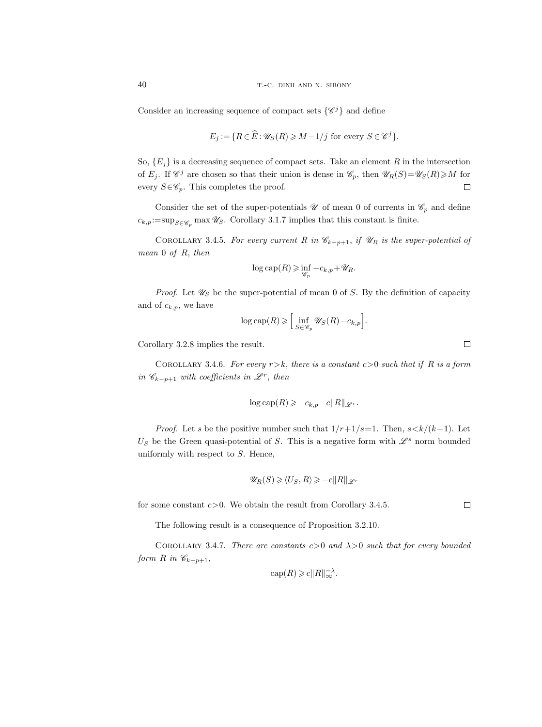Consider an increasing sequence of compact sets $\{\mathscr{C}^j\}$ and define

$$E_j := \{R \in \widehat{E} : \mathscr{U}_S(R) \geqslant M - 1/j \text{ for every } S \in \mathscr{C}^j\}.$$

So, $\{E_j\}$ is a decreasing sequence of compact sets. Take an element $R$ in the intersection of $E_j$. If $\mathscr{C}^j$ are chosen so that their union is dense in $\mathscr{C}_p$, then $\mathscr{U}_R(S) = \mathscr{U}_S(R) \geqslant M$ for every $S \in \mathscr{C}_p$. This completes the proof. $\square$

Consider the set of the super-potentials $\mathscr{U}$ of mean 0 of currents in $\mathscr{C}_p$ and define $c_{k,p} := \sup_{S \in \mathscr{C}_p} \max \mathscr{U}_S$. Corollary 3.1.7 implies that this constant is finite.

COROLLARY 3.4.5. *For every current $R$ in $\mathscr{C}_{k-p+1}$, if $\mathscr{U}_R$ is the super-potential of mean 0 of $R$, then*

$$\log \operatorname{cap}(R) \geqslant \inf_{\mathscr{C}_p} -c_{k,p} + \mathscr{U}_R.$$

*Proof.* Let $\mathscr{U}_S$ be the super-potential of mean 0 of $S$. By the definition of capacity and of $c_{k,p}$, we have

$$\log \operatorname{cap}(R) \geqslant \Big[ \inf_{S \in \mathscr{C}_p} \mathscr{U}_S(R) - c_{k,p} \Big].$$

Corollary 3.2.8 implies the result. $\square$

COROLLARY 3.4.6. *For every $r > k$, there is a constant $c > 0$ such that if $R$ is a form in $\mathscr{C}_{k-p+1}$ with coefficients in $\mathscr{L}^r$, then*

$$\log \operatorname{cap}(R) \geqslant -c_{k,p} - c\|R\|_{\mathscr{L}^r}.$$

*Proof.* Let $s$ be the positive number such that $1/r + 1/s = 1$. Then, $s < k/(k-1)$. Let $U_S$ be the Green quasi-potential of $S$. This is a negative form with $\mathscr{L}^s$ norm bounded uniformly with respect to $S$. Hence,

$$\mathscr{U}_R(S) \geqslant \langle U_S, R \rangle \geqslant -c\|R\|_{\mathscr{L}^r}$$

for some constant $c > 0$. We obtain the result from Corollary 3.4.5. $\square$

The following result is a consequence of Proposition 3.2.10.

COROLLARY 3.4.7. *There are constants $c > 0$ and $\lambda > 0$ such that for every bounded form $R$ in $\mathscr{C}_{k-p+1}$,*

$$\operatorname{cap}(R) \geqslant c\|R\|_\infty^{-\lambda}.$$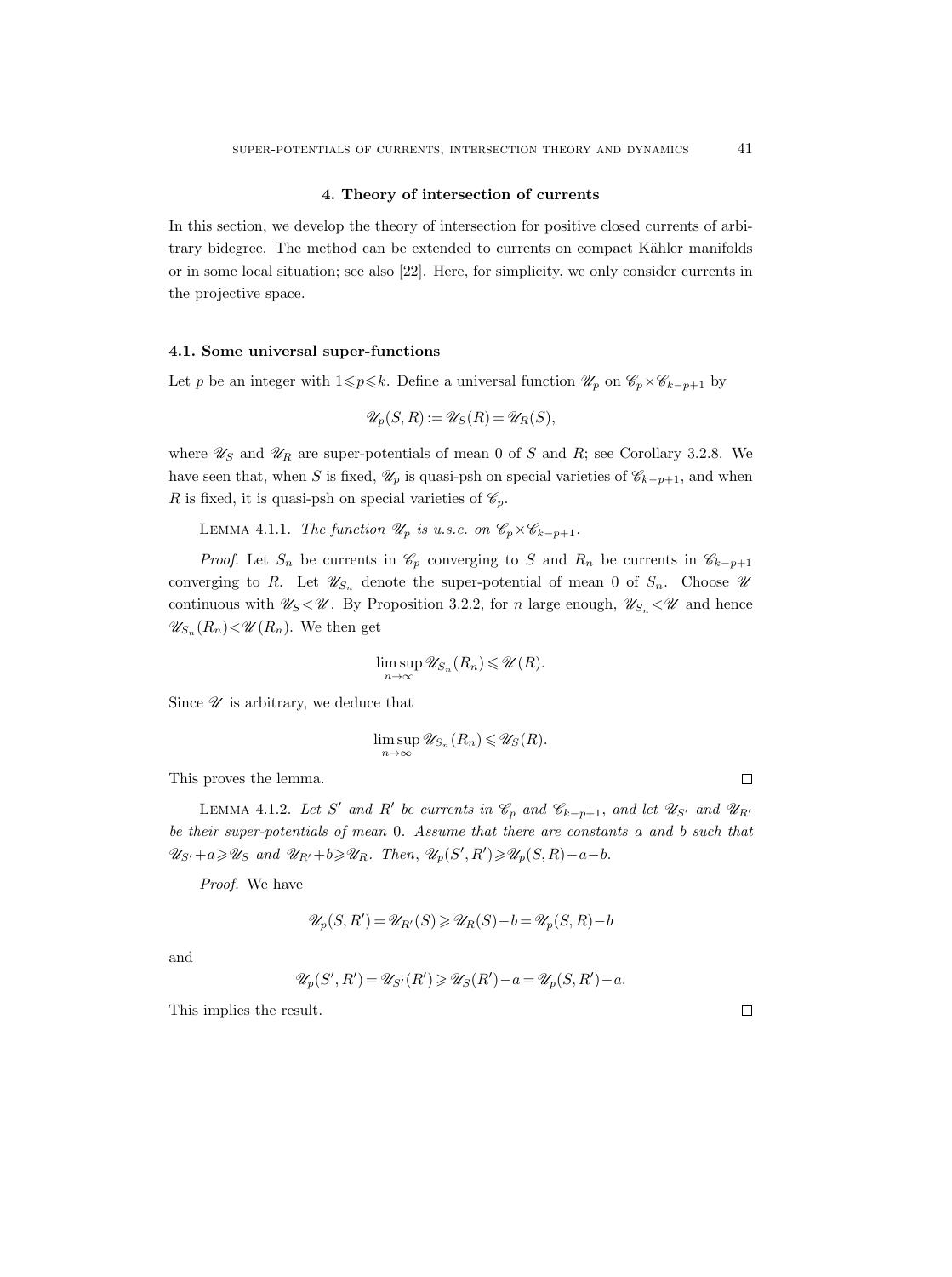## 4. Theory of intersection of currents

In this section, we develop the theory of intersection for positive closed currents of arbitrary bidegree. The method can be extended to currents on compact Kähler manifolds or in some local situation; see also [22]. Here, for simplicity, we only consider currents in the projective space.

### 4.1. Some universal super-functions

Let $p$ be an integer with $1 \leqslant p \leqslant k$. Define a universal function $\mathscr{U}_p$ on $\mathscr{C}_p \times \mathscr{C}_{k-p+1}$ by

$$\mathscr{U}_p(S, R) := \mathscr{U}_S(R) = \mathscr{U}_R(S),$$

where $\mathscr{U}_S$ and $\mathscr{U}_R$ are super-potentials of mean 0 of $S$ and $R$; see Corollary 3.2.8. We have seen that, when $S$ is fixed, $\mathscr{U}_p$ is quasi-psh on special varieties of $\mathscr{C}_{k-p+1}$, and when $R$ is fixed, it is quasi-psh on special varieties of $\mathscr{C}_p$.

LEMMA 4.1.1. *The function $\mathscr{U}_p$ is u.s.c. on $\mathscr{C}_p \times \mathscr{C}_{k-p+1}$.*

*Proof.* Let $S_n$ be currents in $\mathscr{C}_p$ converging to $S$ and $R_n$ be currents in $\mathscr{C}_{k-p+1}$ converging to $R$. Let $\mathscr{U}_{S_n}$ denote the super-potential of mean 0 of $S_n$. Choose $\mathscr{U}$ continuous with $\mathscr{U}_S < \mathscr{U}$. By Proposition 3.2.2, for $n$ large enough, $\mathscr{U}_{S_n} < \mathscr{U}$ and hence $\mathscr{U}_{S_n}(R_n) < \mathscr{U}(R_n)$. We then get

$$\limsup_{n\to\infty} \mathscr{U}_{S_n}(R_n) \leqslant \mathscr{U}(R).$$

Since $\mathscr{U}$ is arbitrary, we deduce that

$$\limsup_{n\to\infty} \mathscr{U}_{S_n}(R_n) \leqslant \mathscr{U}_S(R).$$

This proves the lemma. □

LEMMA 4.1.2. *Let $S'$ and $R'$ be currents in $\mathscr{C}_p$ and $\mathscr{C}_{k-p+1}$, and let $\mathscr{U}_{S'}$ and $\mathscr{U}_{R'}$ be their super-potentials of mean 0. Assume that there are constants $a$ and $b$ such that $\mathscr{U}_{S'} + a \geqslant \mathscr{U}_S$ and $\mathscr{U}_{R'} + b \geqslant \mathscr{U}_R$. Then, $\mathscr{U}_p(S', R') \geqslant \mathscr{U}_p(S, R) - a - b$.*

*Proof.* We have

$$\mathscr{U}_p(S, R') = \mathscr{U}_{R'}(S) \geqslant \mathscr{U}_R(S) - b = \mathscr{U}_p(S, R) - b$$

and

$$\mathscr{U}_p(S', R') = \mathscr{U}_{S'}(R') \geqslant \mathscr{U}_S(R') - a = \mathscr{U}_p(S, R') - a.$$

This implies the result. □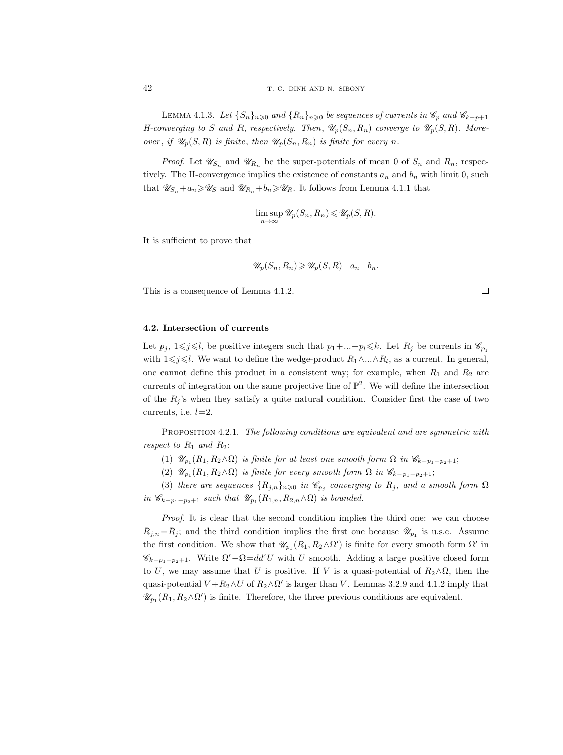LEMMA 4.1.3. *Let $\{S_n\}_{n\geqslant 0}$ and $\{R_n\}_{n\geqslant 0}$ be sequences of currents in $\mathscr{C}_p$ and $\mathscr{C}_{k-p+1}$ H-converging to $S$ and $R$, respectively. Then, $\mathscr{U}_p(S_n,R_n)$ converge to $\mathscr{U}_p(S,R)$. Moreover, if $\mathscr{U}_p(S,R)$ is finite, then $\mathscr{U}_p(S_n,R_n)$ is finite for every $n$.*

*Proof.* Let $\mathscr{U}_{S_n}$ and $\mathscr{U}_{R_n}$ be the super-potentials of mean 0 of $S_n$ and $R_n$, respectively. The H-convergence implies the existence of constants $a_n$ and $b_n$ with limit 0, such that $\mathscr{U}_{S_n}+a_n\geqslant\mathscr{U}_S$ and $\mathscr{U}_{R_n}+b_n\geqslant\mathscr{U}_R$. It follows from Lemma 4.1.1 that

$$\limsup_{n\to\infty}\mathscr{U}_p(S_n,R_n)\leqslant\mathscr{U}_p(S,R).$$

It is sufficient to prove that

$$\mathscr{U}_p(S_n,R_n)\geqslant\mathscr{U}_p(S,R)-a_n-b_n.$$

This is a consequence of Lemma 4.1.2. $\square$

### 4.2. Intersection of currents

Let $p_j$, $1\leqslant j\leqslant l$, be positive integers such that $p_1+...+p_l\leqslant k$. Let $R_j$ be currents in $\mathscr{C}_{p_j}$ with $1\leqslant j\leqslant l$. We want to define the wedge-product $R_1\wedge...\wedge R_l$, as a current. In general, one cannot define this product in a consistent way; for example, when $R_1$ and $R_2$ are currents of integration on the same projective line of $\mathbb{P}^2$. We will define the intersection of the $R_j$'s when they satisfy a quite natural condition. Consider first the case of two currents, i.e. $l=2$.

PROPOSITION 4.2.1. *The following conditions are equivalent and are symmetric with respect to $R_1$ and $R_2$:*

(1) *$\mathscr{U}_{p_1}(R_1,R_2\wedge\Omega)$ is finite for at least one smooth form $\Omega$ in $\mathscr{C}_{k-p_1-p_2+1}$;*

(2) *$\mathscr{U}_{p_1}(R_1,R_2\wedge\Omega)$ is finite for every smooth form $\Omega$ in $\mathscr{C}_{k-p_1-p_2+1}$;*

(3) *there are sequences $\{R_{j,n}\}_{n\geqslant 0}$ in $\mathscr{C}_{p_j}$ converging to $R_j$, and a smooth form $\Omega$ in $\mathscr{C}_{k-p_1-p_2+1}$ such that $\mathscr{U}_{p_1}(R_{1,n},R_{2,n}\wedge\Omega)$ is bounded.*

*Proof.* It is clear that the second condition implies the third one: we can choose $R_{j,n}=R_j$; and the third condition implies the first one because $\mathscr{U}_{p_1}$ is u.s.c. Assume the first condition. We show that $\mathscr{U}_{p_1}(R_1,R_2\wedge\Omega')$ is finite for every smooth form $\Omega'$ in $\mathscr{C}_{k-p_1-p_2+1}$. Write $\Omega'-\Omega=dd^cU$ with $U$ smooth. Adding a large positive closed form to $U$, we may assume that $U$ is positive. If $V$ is a quasi-potential of $R_2\wedge\Omega$, then the quasi-potential $V+R_2\wedge U$ of $R_2\wedge\Omega'$ is larger than $V$. Lemmas 3.2.9 and 4.1.2 imply that $\mathscr{U}_{p_1}(R_1,R_2\wedge\Omega')$ is finite. Therefore, the three previous conditions are equivalent.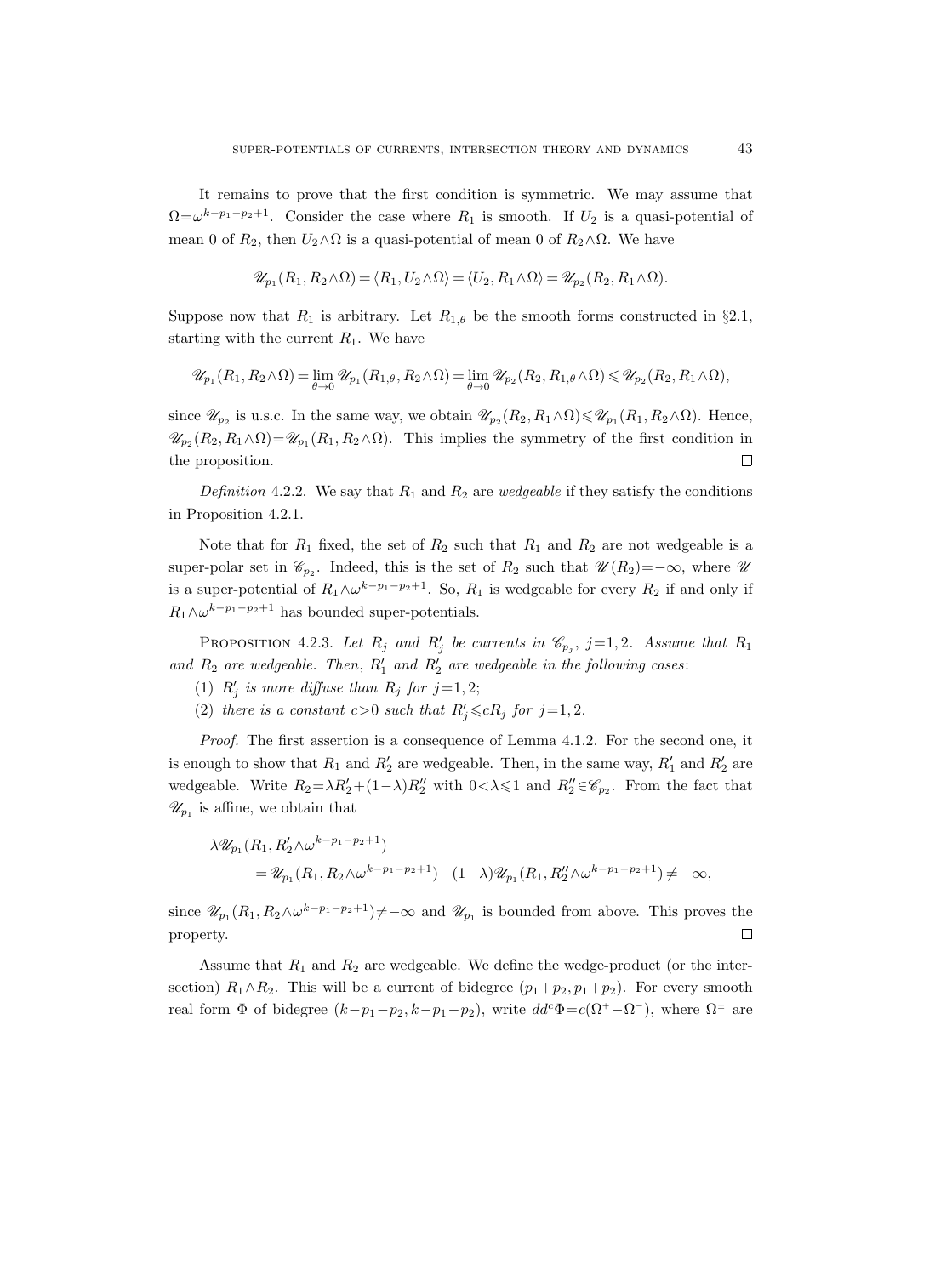It remains to prove that the first condition is symmetric. We may assume that $\Omega=\omega^{k-p_1-p_2+1}$. Consider the case where $R_1$ is smooth. If $U_2$ is a quasi-potential of mean 0 of $R_2$, then $U_2\wedge\Omega$ is a quasi-potential of mean 0 of $R_2\wedge\Omega$. We have

$$\mathscr{U}_{p_1}(R_1, R_2\wedge\Omega) = \langle R_1, U_2\wedge\Omega\rangle = \langle U_2, R_1\wedge\Omega\rangle = \mathscr{U}_{p_2}(R_2, R_1\wedge\Omega).$$

Suppose now that $R_1$ is arbitrary. Let $R_{1,\theta}$ be the smooth forms constructed in §2.1, starting with the current $R_1$. We have

$$\mathscr{U}_{p_1}(R_1, R_2\wedge\Omega) = \lim_{\theta\to 0}\mathscr{U}_{p_1}(R_{1,\theta}, R_2\wedge\Omega) = \lim_{\theta\to 0}\mathscr{U}_{p_2}(R_2, R_{1,\theta}\wedge\Omega) \leqslant \mathscr{U}_{p_2}(R_2, R_1\wedge\Omega),$$

since $\mathscr{U}_{p_2}$ is u.s.c. In the same way, we obtain $\mathscr{U}_{p_2}(R_2, R_1\wedge\Omega)\leqslant\mathscr{U}_{p_1}(R_1, R_2\wedge\Omega)$. Hence, $\mathscr{U}_{p_2}(R_2, R_1\wedge\Omega)=\mathscr{U}_{p_1}(R_1, R_2\wedge\Omega)$. This implies the symmetry of the first condition in the proposition. □

*Definition* 4.2.2. We say that $R_1$ and $R_2$ are *wedgeable* if they satisfy the conditions in Proposition 4.2.1.

Note that for $R_1$ fixed, the set of $R_2$ such that $R_1$ and $R_2$ are not wedgeable is a super-polar set in $\mathscr{C}_{p_2}$. Indeed, this is the set of $R_2$ such that $\mathscr{U}(R_2)=-\infty$, where $\mathscr{U}$ is a super-potential of $R_1\wedge\omega^{k-p_1-p_2+1}$. So, $R_1$ is wedgeable for every $R_2$ if and only if $R_1\wedge\omega^{k-p_1-p_2+1}$ has bounded super-potentials.

PROPOSITION 4.2.3. *Let $R_j$ and $R'_j$ be currents in $\mathscr{C}_{p_j}$, $j=1,2$. Assume that $R_1$ and $R_2$ are wedgeable. Then, $R'_1$ and $R'_2$ are wedgeable in the following cases*:

(1) *$R'_j$ is more diffuse than $R_j$ for $j=1,2$;*

(2) *there is a constant $c>0$ such that $R'_j\leqslant cR_j$ for $j=1,2$.*

*Proof.* The first assertion is a consequence of Lemma 4.1.2. For the second one, it is enough to show that $R_1$ and $R'_2$ are wedgeable. Then, in the same way, $R'_1$ and $R'_2$ are wedgeable. Write $R_2=\lambda R'_2+(1-\lambda)R''_2$ with $0<\lambda\leqslant 1$ and $R''_2\in\mathscr{C}_{p_2}$. From the fact that $\mathscr{U}_{p_1}$ is affine, we obtain that

$$\begin{aligned}
\lambda\mathscr{U}_{p_1}&(R_1, R'_2\wedge\omega^{k-p_1-p_2+1})\\
&= \mathscr{U}_{p_1}(R_1, R_2\wedge\omega^{k-p_1-p_2+1}) - (1-\lambda)\mathscr{U}_{p_1}(R_1, R''_2\wedge\omega^{k-p_1-p_2+1}) \neq -\infty,
\end{aligned}$$

since $\mathscr{U}_{p_1}(R_1, R_2\wedge\omega^{k-p_1-p_2+1})\neq-\infty$ and $\mathscr{U}_{p_1}$ is bounded from above. This proves the property. □

Assume that $R_1$ and $R_2$ are wedgeable. We define the wedge-product (or the intersection) $R_1\wedge R_2$. This will be a current of bidegree $(p_1+p_2, p_1+p_2)$. For every smooth real form $\Phi$ of bidegree $(k-p_1-p_2, k-p_1-p_2)$, write $dd^c\Phi=c(\Omega^+-\Omega^-)$, where $\Omega^\pm$ are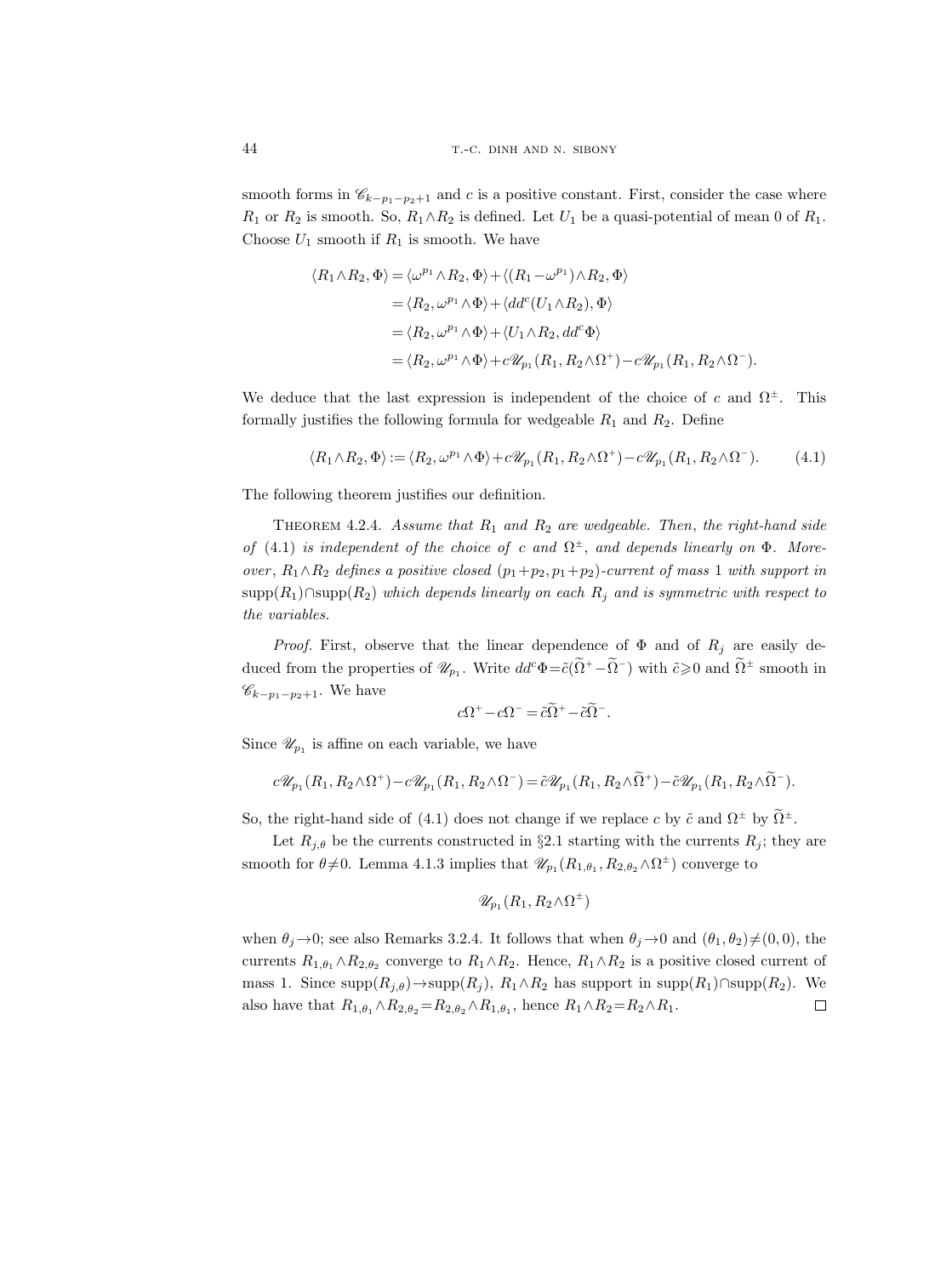smooth forms in $\mathscr{C}_{k-p_1-p_2+1}$ and $c$ is a positive constant. First, consider the case where $R_1$ or $R_2$ is smooth. So, $R_1\wedge R_2$ is defined. Let $U_1$ be a quasi-potential of mean 0 of $R_1$. Choose $U_1$ smooth if $R_1$ is smooth. We have

$$
\begin{aligned}
\langle R_1\wedge R_2,\Phi\rangle &= \langle \omega^{p_1}\wedge R_2,\Phi\rangle+\langle (R_1-\omega^{p_1})\wedge R_2,\Phi\rangle\\
&= \langle R_2,\omega^{p_1}\wedge\Phi\rangle+\langle dd^c(U_1\wedge R_2),\Phi\rangle\\
&= \langle R_2,\omega^{p_1}\wedge\Phi\rangle+\langle U_1\wedge R_2,dd^c\Phi\rangle\\
&= \langle R_2,\omega^{p_1}\wedge\Phi\rangle+c\mathscr{U}_{p_1}(R_1,R_2\wedge\Omega^+)-c\mathscr{U}_{p_1}(R_1,R_2\wedge\Omega^-).
\end{aligned}
$$

We deduce that the last expression is independent of the choice of $c$ and $\Omega^\pm$. This formally justifies the following formula for wedgeable $R_1$ and $R_2$. Define

$$
\langle R_1\wedge R_2,\Phi\rangle := \langle R_2,\omega^{p_1}\wedge\Phi\rangle+c\mathscr{U}_{p_1}(R_1,R_2\wedge\Omega^+)-c\mathscr{U}_{p_1}(R_1,R_2\wedge\Omega^-). \tag{4.1}
$$

The following theorem justifies our definition.

THEOREM 4.2.4. *Assume that $R_1$ and $R_2$ are wedgeable. Then, the right-hand side of* (4.1) *is independent of the choice of $c$ and $\Omega^\pm$, and depends linearly on $\Phi$. Moreover, $R_1\wedge R_2$ defines a positive closed $(p_1+p_2,p_1+p_2)$-current of mass* 1 *with support in* $\operatorname{supp}(R_1)\cap\operatorname{supp}(R_2)$ *which depends linearly on each $R_j$ and is symmetric with respect to the variables.*

*Proof.* First, observe that the linear dependence of $\Phi$ and of $R_j$ are easily deduced from the properties of $\mathscr{U}_{p_1}$. Write $dd^c\Phi=\tilde c(\widetilde\Omega^+-\widetilde\Omega^-)$ with $\tilde c\geqslant 0$ and $\widetilde\Omega^\pm$ smooth in $\mathscr{C}_{k-p_1-p_2+1}$. We have

$$
c\Omega^+-c\Omega^-=\tilde c\widetilde\Omega^+-\tilde c\widetilde\Omega^-.
$$

Since $\mathscr{U}_{p_1}$ is affine on each variable, we have

$$
c\mathscr{U}_{p_1}(R_1,R_2\wedge\Omega^+)-c\mathscr{U}_{p_1}(R_1,R_2\wedge\Omega^-)=\tilde c\mathscr{U}_{p_1}(R_1,R_2\wedge\widetilde\Omega^+)-\tilde c\mathscr{U}_{p_1}(R_1,R_2\wedge\widetilde\Omega^-).
$$

So, the right-hand side of (4.1) does not change if we replace $c$ by $\tilde c$ and $\Omega^\pm$ by $\widetilde\Omega^\pm$.

Let $R_{j,\theta}$ be the currents constructed in §2.1 starting with the currents $R_j$; they are smooth for $\theta\neq 0$. Lemma 4.1.3 implies that $\mathscr{U}_{p_1}(R_{1,\theta_1},R_{2,\theta_2}\wedge\Omega^\pm)$ converge to

$$
\mathscr{U}_{p_1}(R_1,R_2\wedge\Omega^\pm)
$$

when $\theta_j\to 0$; see also Remarks 3.2.4. It follows that when $\theta_j\to 0$ and $(\theta_1,\theta_2)\neq(0,0)$, the currents $R_{1,\theta_1}\wedge R_{2,\theta_2}$ converge to $R_1\wedge R_2$. Hence, $R_1\wedge R_2$ is a positive closed current of mass 1. Since $\operatorname{supp}(R_{j,\theta})\to\operatorname{supp}(R_j)$, $R_1\wedge R_2$ has support in $\operatorname{supp}(R_1)\cap\operatorname{supp}(R_2)$. We also have that $R_{1,\theta_1}\wedge R_{2,\theta_2}=R_{2,\theta_2}\wedge R_{1,\theta_1}$, hence $R_1\wedge R_2=R_2\wedge R_1$. ◻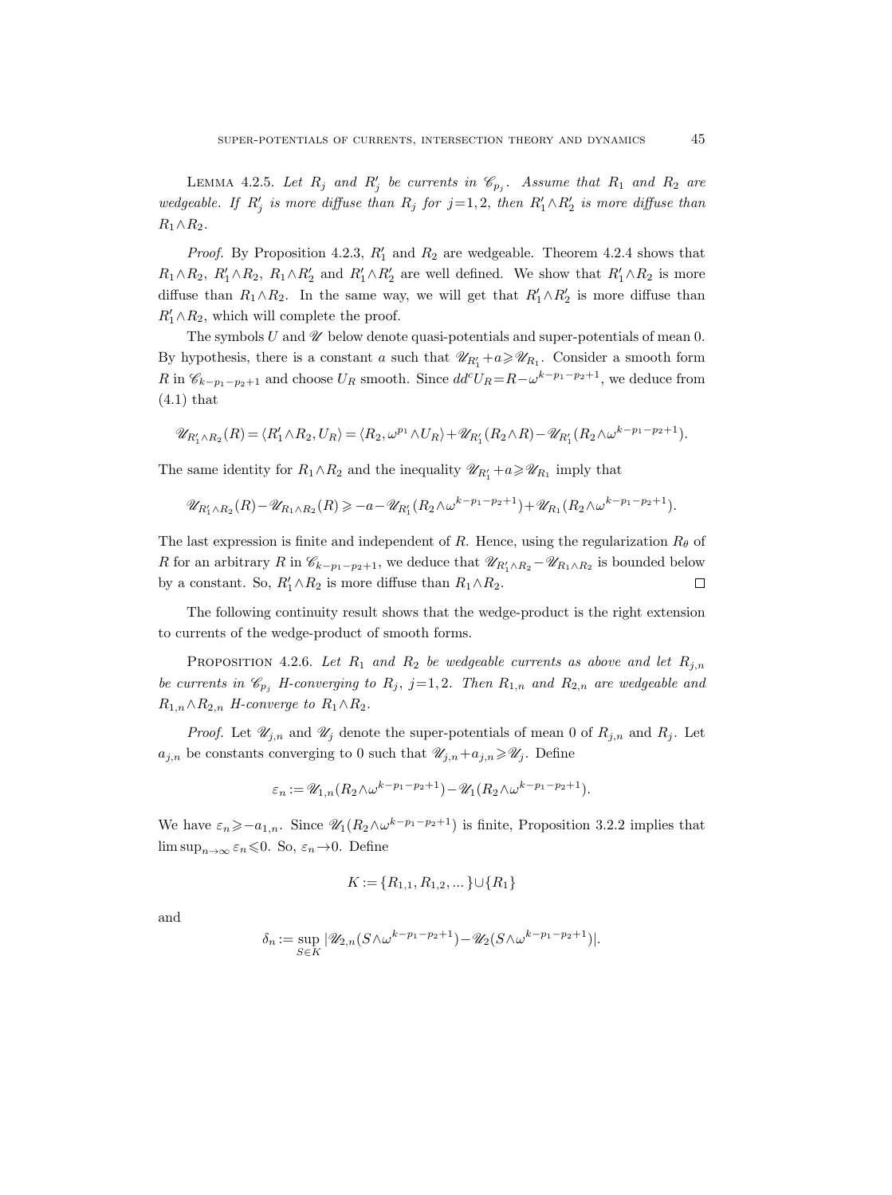**Lemma 4.2.5.** *Let $R_j$ and $R'_j$ be currents in $\mathscr{C}_{p_j}$. Assume that $R_1$ and $R_2$ are wedgeable. If $R'_j$ is more diffuse than $R_j$ for $j=1,2$, then $R'_1\wedge R'_2$ is more diffuse than $R_1\wedge R_2$.*

*Proof.* By Proposition 4.2.3, $R'_1$ and $R_2$ are wedgeable. Theorem 4.2.4 shows that $R_1\wedge R_2$, $R'_1\wedge R_2$, $R_1\wedge R'_2$ and $R'_1\wedge R'_2$ are well defined. We show that $R'_1\wedge R_2$ is more diffuse than $R_1\wedge R_2$. In the same way, we will get that $R'_1\wedge R'_2$ is more diffuse than $R'_1\wedge R_2$, which will complete the proof.

The symbols $U$ and $\mathscr{U}$ below denote quasi-potentials and super-potentials of mean 0. By hypothesis, there is a constant $a$ such that $\mathscr{U}_{R'_1}+a\geqslant\mathscr{U}_{R_1}$. Consider a smooth form $R$ in $\mathscr{C}_{k-p_1-p_2+1}$ and choose $U_R$ smooth. Since $dd^cU_R=R-\omega^{k-p_1-p_2+1}$, we deduce from (4.1) that

$$\mathscr{U}_{R'_1\wedge R_2}(R)=\langle R'_1\wedge R_2,U_R\rangle=\langle R_2,\omega^{p_1}\wedge U_R\rangle+\mathscr{U}_{R'_1}(R_2\wedge R)-\mathscr{U}_{R'_1}(R_2\wedge\omega^{k-p_1-p_2+1}).$$

The same identity for $R_1\wedge R_2$ and the inequality $\mathscr{U}_{R'_1}+a\geqslant\mathscr{U}_{R_1}$ imply that

$$\mathscr{U}_{R'_1\wedge R_2}(R)-\mathscr{U}_{R_1\wedge R_2}(R)\geqslant -a-\mathscr{U}_{R'_1}(R_2\wedge\omega^{k-p_1-p_2+1})+\mathscr{U}_{R_1}(R_2\wedge\omega^{k-p_1-p_2+1}).$$

The last expression is finite and independent of $R$. Hence, using the regularization $R_\theta$ of $R$ for an arbitrary $R$ in $\mathscr{C}_{k-p_1-p_2+1}$, we deduce that $\mathscr{U}_{R'_1\wedge R_2}-\mathscr{U}_{R_1\wedge R_2}$ is bounded below by a constant. So, $R'_1\wedge R_2$ is more diffuse than $R_1\wedge R_2$. $\square$

The following continuity result shows that the wedge-product is the right extension to currents of the wedge-product of smooth forms.

**Proposition 4.2.6.** *Let $R_1$ and $R_2$ be wedgeable currents as above and let $R_{j,n}$ be currents in $\mathscr{C}_{p_j}$ H-converging to $R_j$, $j=1,2$. Then $R_{1,n}$ and $R_{2,n}$ are wedgeable and $R_{1,n}\wedge R_{2,n}$ H-converge to $R_1\wedge R_2$.*

*Proof.* Let $\mathscr{U}_{j,n}$ and $\mathscr{U}_j$ denote the super-potentials of mean 0 of $R_{j,n}$ and $R_j$. Let $a_{j,n}$ be constants converging to 0 such that $\mathscr{U}_{j,n}+a_{j,n}\geqslant\mathscr{U}_j$. Define

$$\varepsilon_n:=\mathscr{U}_{1,n}(R_2\wedge\omega^{k-p_1-p_2+1})-\mathscr{U}_1(R_2\wedge\omega^{k-p_1-p_2+1}).$$

We have $\varepsilon_n\geqslant -a_{1,n}$. Since $\mathscr{U}_1(R_2\wedge\omega^{k-p_1-p_2+1})$ is finite, Proposition 3.2.2 implies that $\limsup_{n\to\infty}\varepsilon_n\leqslant 0$. So, $\varepsilon_n\to 0$. Define

$$K:=\{R_{1,1},R_{1,2},\ldots\}\cup\{R_1\}$$

and

$$\delta_n:=\sup_{S\in K}|\mathscr{U}_{2,n}(S\wedge\omega^{k-p_1-p_2+1})-\mathscr{U}_2(S\wedge\omega^{k-p_1-p_2+1})|.$$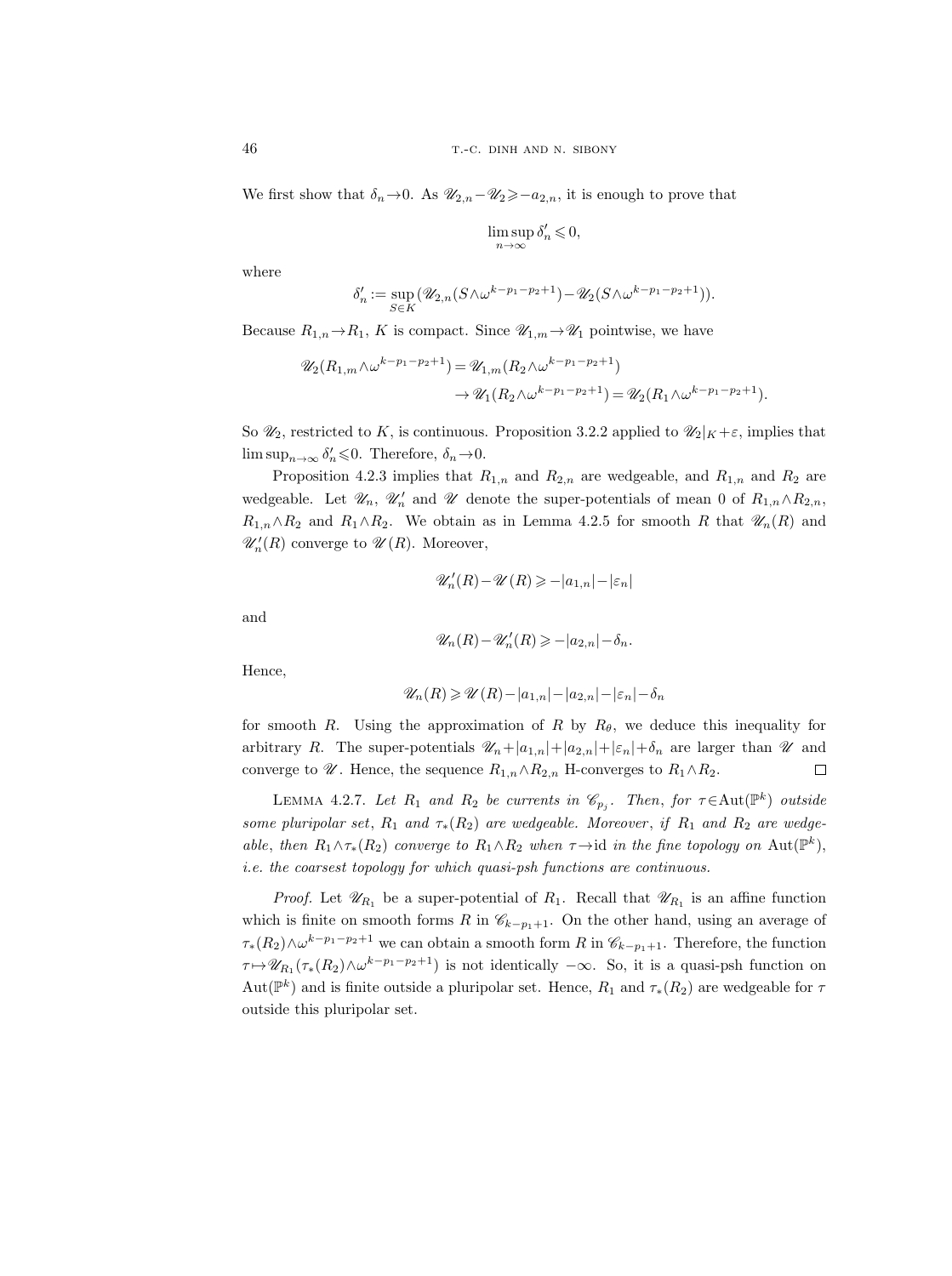We first show that $\delta_n\to 0$. As $\mathscr{U}_{2,n}-\mathscr{U}_2\geqslant -a_{2,n}$, it is enough to prove that

$$\limsup_{n\to\infty}\delta_n'\leqslant 0,$$

where

$$\delta_n' := \sup_{S\in K}(\mathscr{U}_{2,n}(S\wedge\omega^{k-p_1-p_2+1})-\mathscr{U}_2(S\wedge\omega^{k-p_1-p_2+1})).$$

Because $R_{1,n}\to R_1$, $K$ is compact. Since $\mathscr{U}_{1,m}\to\mathscr{U}_1$ pointwise, we have

$$\begin{aligned}\mathscr{U}_2(R_{1,m}\wedge\omega^{k-p_1-p_2+1}) &= \mathscr{U}_{1,m}(R_2\wedge\omega^{k-p_1-p_2+1})\\ &\to \mathscr{U}_1(R_2\wedge\omega^{k-p_1-p_2+1}) = \mathscr{U}_2(R_1\wedge\omega^{k-p_1-p_2+1}).\end{aligned}$$

So $\mathscr{U}_2$, restricted to $K$, is continuous. Proposition 3.2.2 applied to $\mathscr{U}_2|_K+\varepsilon$, implies that $\limsup_{n\to\infty}\delta_n'\leqslant 0$. Therefore, $\delta_n\to 0$.

Proposition 4.2.3 implies that $R_{1,n}$ and $R_{2,n}$ are wedgeable, and $R_{1,n}$ and $R_2$ are wedgeable. Let $\mathscr{U}_n$, $\mathscr{U}_n'$ and $\mathscr{U}$ denote the super-potentials of mean 0 of $R_{1,n}\wedge R_{2,n}$, $R_{1,n}\wedge R_2$ and $R_1\wedge R_2$. We obtain as in Lemma 4.2.5 for smooth $R$ that $\mathscr{U}_n(R)$ and $\mathscr{U}_n'(R)$ converge to $\mathscr{U}(R)$. Moreover,

$$\mathscr{U}_n'(R)-\mathscr{U}(R)\geqslant -|a_{1,n}|-|\varepsilon_n|$$

and

$$\mathscr{U}_n(R)-\mathscr{U}_n'(R)\geqslant -|a_{2,n}|-\delta_n.$$

Hence,

$$\mathscr{U}_n(R)\geqslant\mathscr{U}(R)-|a_{1,n}|-|a_{2,n}|-|\varepsilon_n|-\delta_n$$

for smooth $R$. Using the approximation of $R$ by $R_\theta$, we deduce this inequality for arbitrary $R$. The super-potentials $\mathscr{U}_n+|a_{1,n}|+|a_{2,n}|+|\varepsilon_n|+\delta_n$ are larger than $\mathscr{U}$ and converge to $\mathscr{U}$. Hence, the sequence $R_{1,n}\wedge R_{2,n}$ H-converges to $R_1\wedge R_2$. $\square$

Lemma 4.2.7. *Let $R_1$ and $R_2$ be currents in $\mathscr{C}_{p_j}$. Then, for $\tau\in\operatorname{Aut}(\mathbb{P}^k)$ outside some pluripolar set, $R_1$ and $\tau_*(R_2)$ are wedgeable. Moreover, if $R_1$ and $R_2$ are wedgeable, then $R_1\wedge\tau_*(R_2)$ converge to $R_1\wedge R_2$ when $\tau\to\mathrm{id}$ in the fine topology on $\operatorname{Aut}(\mathbb{P}^k)$, i.e. the coarsest topology for which quasi-psh functions are continuous.*

*Proof.* Let $\mathscr{U}_{R_1}$ be a super-potential of $R_1$. Recall that $\mathscr{U}_{R_1}$ is an affine function which is finite on smooth forms $R$ in $\mathscr{C}_{k-p_1+1}$. On the other hand, using an average of $\tau_*(R_2)\wedge\omega^{k-p_1-p_2+1}$ we can obtain a smooth form $R$ in $\mathscr{C}_{k-p_1+1}$. Therefore, the function $\tau\mapsto\mathscr{U}_{R_1}(\tau_*(R_2)\wedge\omega^{k-p_1-p_2+1})$ is not identically $-\infty$. So, it is a quasi-psh function on $\operatorname{Aut}(\mathbb{P}^k)$ and is finite outside a pluripolar set. Hence, $R_1$ and $\tau_*(R_2)$ are wedgeable for $\tau$ outside this pluripolar set.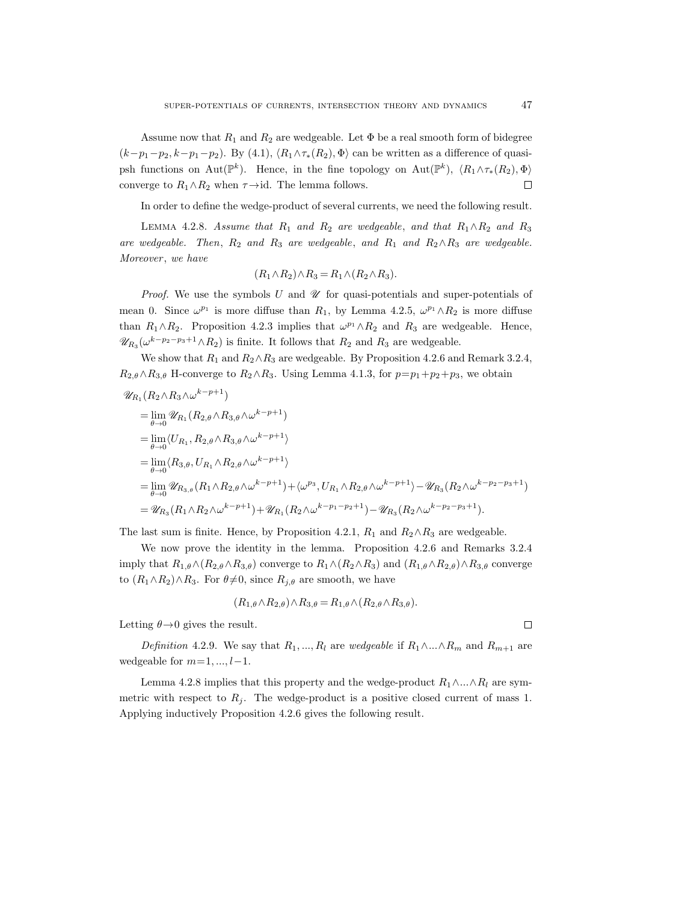Assume now that $R_1$ and $R_2$ are wedgeable. Let $\Phi$ be a real smooth form of bidegree $(k-p_1-p_2, k-p_1-p_2)$. By (4.1), $\langle R_1\wedge\tau_*(R_2), \Phi\rangle$ can be written as a difference of quasi-psh functions on $\mathrm{Aut}(\mathbb{P}^k)$. Hence, in the fine topology on $\mathrm{Aut}(\mathbb{P}^k)$, $\langle R_1\wedge\tau_*(R_2), \Phi\rangle$ converge to $R_1\wedge R_2$ when $\tau\to\mathrm{id}$. The lemma follows. $\square$

In order to define the wedge-product of several currents, we need the following result.

LEMMA 4.2.8. *Assume that $R_1$ and $R_2$ are wedgeable, and that $R_1\wedge R_2$ and $R_3$ are wedgeable. Then, $R_2$ and $R_3$ are wedgeable, and $R_1$ and $R_2\wedge R_3$ are wedgeable. Moreover, we have*

$$(R_1\wedge R_2)\wedge R_3 = R_1\wedge(R_2\wedge R_3).$$

*Proof.* We use the symbols $U$ and $\mathscr{U}$ for quasi-potentials and super-potentials of mean 0. Since $\omega^{p_1}$ is more diffuse than $R_1$, by Lemma 4.2.5, $\omega^{p_1}\wedge R_2$ is more diffuse than $R_1\wedge R_2$. Proposition 4.2.3 implies that $\omega^{p_1}\wedge R_2$ and $R_3$ are wedgeable. Hence, $\mathscr{U}_{R_3}(\omega^{k-p_2-p_3+1}\wedge R_2)$ is finite. It follows that $R_2$ and $R_3$ are wedgeable.

We show that $R_1$ and $R_2\wedge R_3$ are wedgeable. By Proposition 4.2.6 and Remark 3.2.4, $R_{2,\theta}\wedge R_{3,\theta}$ H-converge to $R_2\wedge R_3$. Using Lemma 4.1.3, for $p=p_1+p_2+p_3$, we obtain

$$\begin{aligned}
&\mathscr{U}_{R_1}(R_2\wedge R_3\wedge\omega^{k-p+1})\\
&\quad=\lim_{\theta\to 0}\mathscr{U}_{R_1}(R_{2,\theta}\wedge R_{3,\theta}\wedge\omega^{k-p+1})\\
&\quad=\lim_{\theta\to 0}\langle U_{R_1}, R_{2,\theta}\wedge R_{3,\theta}\wedge\omega^{k-p+1}\rangle\\
&\quad=\lim_{\theta\to 0}\langle R_{3,\theta}, U_{R_1}\wedge R_{2,\theta}\wedge\omega^{k-p+1}\rangle\\
&\quad=\lim_{\theta\to 0}\mathscr{U}_{R_{3,\theta}}(R_1\wedge R_{2,\theta}\wedge\omega^{k-p+1})+\langle\omega^{p_3}, U_{R_1}\wedge R_{2,\theta}\wedge\omega^{k-p+1}\rangle-\mathscr{U}_{R_3}(R_2\wedge\omega^{k-p_2-p_3+1})\\
&\quad=\mathscr{U}_{R_3}(R_1\wedge R_2\wedge\omega^{k-p+1})+\mathscr{U}_{R_1}(R_2\wedge\omega^{k-p_1-p_2+1})-\mathscr{U}_{R_3}(R_2\wedge\omega^{k-p_2-p_3+1}).
\end{aligned}$$

The last sum is finite. Hence, by Proposition 4.2.1, $R_1$ and $R_2\wedge R_3$ are wedgeable.

We now prove the identity in the lemma. Proposition 4.2.6 and Remarks 3.2.4 imply that $R_{1,\theta}\wedge(R_{2,\theta}\wedge R_{3,\theta})$ converge to $R_1\wedge(R_2\wedge R_3)$ and $(R_{1,\theta}\wedge R_{2,\theta})\wedge R_{3,\theta}$ converge to $(R_1\wedge R_2)\wedge R_3$. For $\theta\neq 0$, since $R_{j,\theta}$ are smooth, we have

$$(R_{1,\theta}\wedge R_{2,\theta})\wedge R_{3,\theta} = R_{1,\theta}\wedge(R_{2,\theta}\wedge R_{3,\theta}).$$

Letting $\theta\to 0$ gives the result. $\square$

*Definition* 4.2.9. We say that $R_1, ..., R_l$ are *wedgeable* if $R_1\wedge...\wedge R_m$ and $R_{m+1}$ are wedgeable for $m=1, ..., l-1$.

Lemma 4.2.8 implies that this property and the wedge-product $R_1\wedge...\wedge R_l$ are symmetric with respect to $R_j$. The wedge-product is a positive closed current of mass 1. Applying inductively Proposition 4.2.6 gives the following result.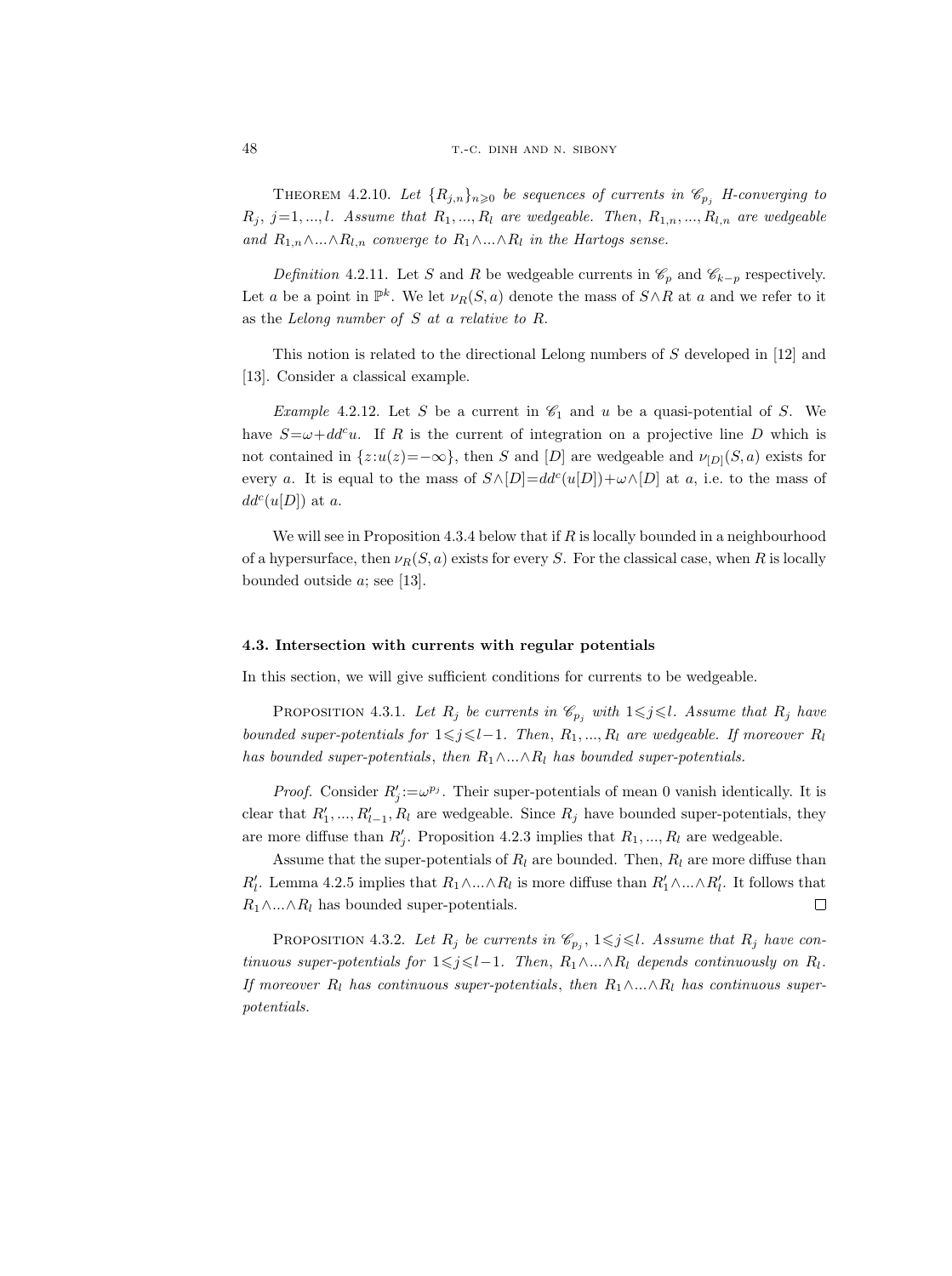THEOREM 4.2.10. *Let $\{R_{j,n}\}_{n\geqslant 0}$ be sequences of currents in $\mathscr{C}_{p_j}$ H-converging to $R_j$, $j=1,...,l$. Assume that $R_1,...,R_l$ are wedgeable. Then, $R_{1,n},...,R_{l,n}$ are wedgeable and $R_{1,n}\wedge...\wedge R_{l,n}$ converge to $R_1\wedge...\wedge R_l$ in the Hartogs sense.*

*Definition* 4.2.11. Let $S$ and $R$ be wedgeable currents in $\mathscr{C}_p$ and $\mathscr{C}_{k-p}$ respectively. Let $a$ be a point in $\mathbb{P}^k$. We let $\nu_R(S,a)$ denote the mass of $S\wedge R$ at $a$ and we refer to it as the *Lelong number of $S$ at $a$ relative to $R$*.

This notion is related to the directional Lelong numbers of $S$ developed in [12] and [13]. Consider a classical example.

*Example* 4.2.12. Let $S$ be a current in $\mathscr{C}_1$ and $u$ be a quasi-potential of $S$. We have $S=\omega+dd^c u$. If $R$ is the current of integration on a projective line $D$ which is not contained in $\{z:u(z)=-\infty\}$, then $S$ and $[D]$ are wedgeable and $\nu_{[D]}(S,a)$ exists for every $a$. It is equal to the mass of $S\wedge[D]=dd^c(u[D])+\omega\wedge[D]$ at $a$, i.e. to the mass of $dd^c(u[D])$ at $a$.

We will see in Proposition 4.3.4 below that if $R$ is locally bounded in a neighbourhood of a hypersurface, then $\nu_R(S,a)$ exists for every $S$. For the classical case, when $R$ is locally bounded outside $a$; see [13].

### 4.3. Intersection with currents with regular potentials

In this section, we will give sufficient conditions for currents to be wedgeable.

PROPOSITION 4.3.1. *Let $R_j$ be currents in $\mathscr{C}_{p_j}$ with $1\leqslant j\leqslant l$. Assume that $R_j$ have bounded super-potentials for $1\leqslant j\leqslant l-1$. Then, $R_1,...,R_l$ are wedgeable. If moreover $R_l$ has bounded super-potentials, then $R_1\wedge...\wedge R_l$ has bounded super-potentials.*

*Proof.* Consider $R_j':=\omega^{p_j}$. Their super-potentials of mean 0 vanish identically. It is clear that $R_1',...,R_{l-1}',R_l$ are wedgeable. Since $R_j$ have bounded super-potentials, they are more diffuse than $R_j'$. Proposition 4.2.3 implies that $R_1,...,R_l$ are wedgeable.

Assume that the super-potentials of $R_l$ are bounded. Then, $R_l$ are more diffuse than $R_l'$. Lemma 4.2.5 implies that $R_1\wedge...\wedge R_l$ is more diffuse than $R_1'\wedge...\wedge R_l'$. It follows that $R_1\wedge...\wedge R_l$ has bounded super-potentials. $\square$

PROPOSITION 4.3.2. *Let $R_j$ be currents in $\mathscr{C}_{p_j}$, $1\leqslant j\leqslant l$. Assume that $R_j$ have continuous super-potentials for $1\leqslant j\leqslant l-1$. Then, $R_1\wedge...\wedge R_l$ depends continuously on $R_l$. If moreover $R_l$ has continuous super-potentials, then $R_1\wedge...\wedge R_l$ has continuous super-potentials.*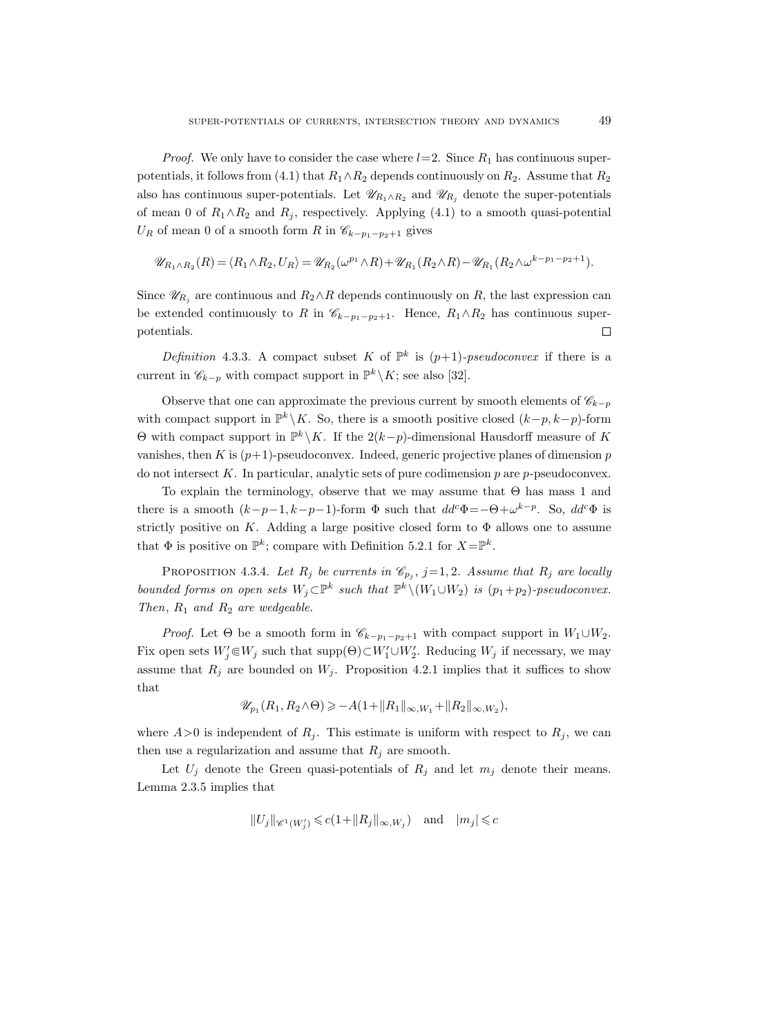*Proof.* We only have to consider the case where $l=2$. Since $R_1$ has continuous super-potentials, it follows from (4.1) that $R_1\wedge R_2$ depends continuously on $R_2$. Assume that $R_2$ also has continuous super-potentials. Let $\mathscr{U}_{R_1\wedge R_2}$ and $\mathscr{U}_{R_j}$ denote the super-potentials of mean 0 of $R_1\wedge R_2$ and $R_j$, respectively. Applying (4.1) to a smooth quasi-potential $U_R$ of mean 0 of a smooth form $R$ in $\mathscr{C}_{k-p_1-p_2+1}$ gives

$$\mathscr{U}_{R_1\wedge R_2}(R)=\langle R_1\wedge R_2,U_R\rangle=\mathscr{U}_{R_2}(\omega^{p_1}\wedge R)+\mathscr{U}_{R_1}(R_2\wedge R)-\mathscr{U}_{R_1}(R_2\wedge\omega^{k-p_1-p_2+1}).$$

Since $\mathscr{U}_{R_j}$ are continuous and $R_2\wedge R$ depends continuously on $R$, the last expression can be extended continuously to $R$ in $\mathscr{C}_{k-p_1-p_2+1}$. Hence, $R_1\wedge R_2$ has continuous super-potentials. $\square$

*Definition* 4.3.3. A compact subset $K$ of $\mathbb{P}^k$ is $(p+1)$-*pseudoconvex* if there is a current in $\mathscr{C}_{k-p}$ with compact support in $\mathbb{P}^k\setminus K$; see also [32].

Observe that one can approximate the previous current by smooth elements of $\mathscr{C}_{k-p}$ with compact support in $\mathbb{P}^k\setminus K$. So, there is a smooth positive closed $(k-p,k-p)$-form $\Theta$ with compact support in $\mathbb{P}^k\setminus K$. If the $2(k-p)$-dimensional Hausdorff measure of $K$ vanishes, then $K$ is $(p+1)$-pseudoconvex. Indeed, generic projective planes of dimension $p$ do not intersect $K$. In particular, analytic sets of pure codimension $p$ are $p$-pseudoconvex.

To explain the terminology, observe that we may assume that $\Theta$ has mass 1 and there is a smooth $(k-p-1,k-p-1)$-form $\Phi$ such that $dd^c\Phi=-\Theta+\omega^{k-p}$. So, $dd^c\Phi$ is strictly positive on $K$. Adding a large positive closed form to $\Phi$ allows one to assume that $\Phi$ is positive on $\mathbb{P}^k$; compare with Definition 5.2.1 for $X=\mathbb{P}^k$.

PROPOSITION 4.3.4. *Let $R_j$ be currents in $\mathscr{C}_{p_j}$, $j=1,2$. Assume that $R_j$ are locally bounded forms on open sets $W_j\subset\mathbb{P}^k$ such that $\mathbb{P}^k\setminus(W_1\cup W_2)$ is $(p_1+p_2)$-pseudoconvex. Then, $R_1$ and $R_2$ are wedgeable.*

*Proof.* Let $\Theta$ be a smooth form in $\mathscr{C}_{k-p_1-p_2+1}$ with compact support in $W_1\cup W_2$. Fix open sets $W_j'\Subset W_j$ such that $\operatorname{supp}(\Theta)\subset W_1'\cup W_2'$. Reducing $W_j$ if necessary, we may assume that $R_j$ are bounded on $W_j$. Proposition 4.2.1 implies that it suffices to show that

$$\mathscr{U}_{p_1}(R_1,R_2\wedge\Theta)\geqslant -A(1+\|R_1\|_{\infty,W_1}+\|R_2\|_{\infty,W_2}),$$

where $A>0$ is independent of $R_j$. This estimate is uniform with respect to $R_j$, we can then use a regularization and assume that $R_j$ are smooth.

Let $U_j$ denote the Green quasi-potentials of $R_j$ and let $m_j$ denote their means. Lemma 2.3.5 implies that

$$\|U_j\|_{\mathscr{C}^1(W_j')}\leqslant c(1+\|R_j\|_{\infty,W_j})\quad\text{and}\quad |m_j|\leqslant c$$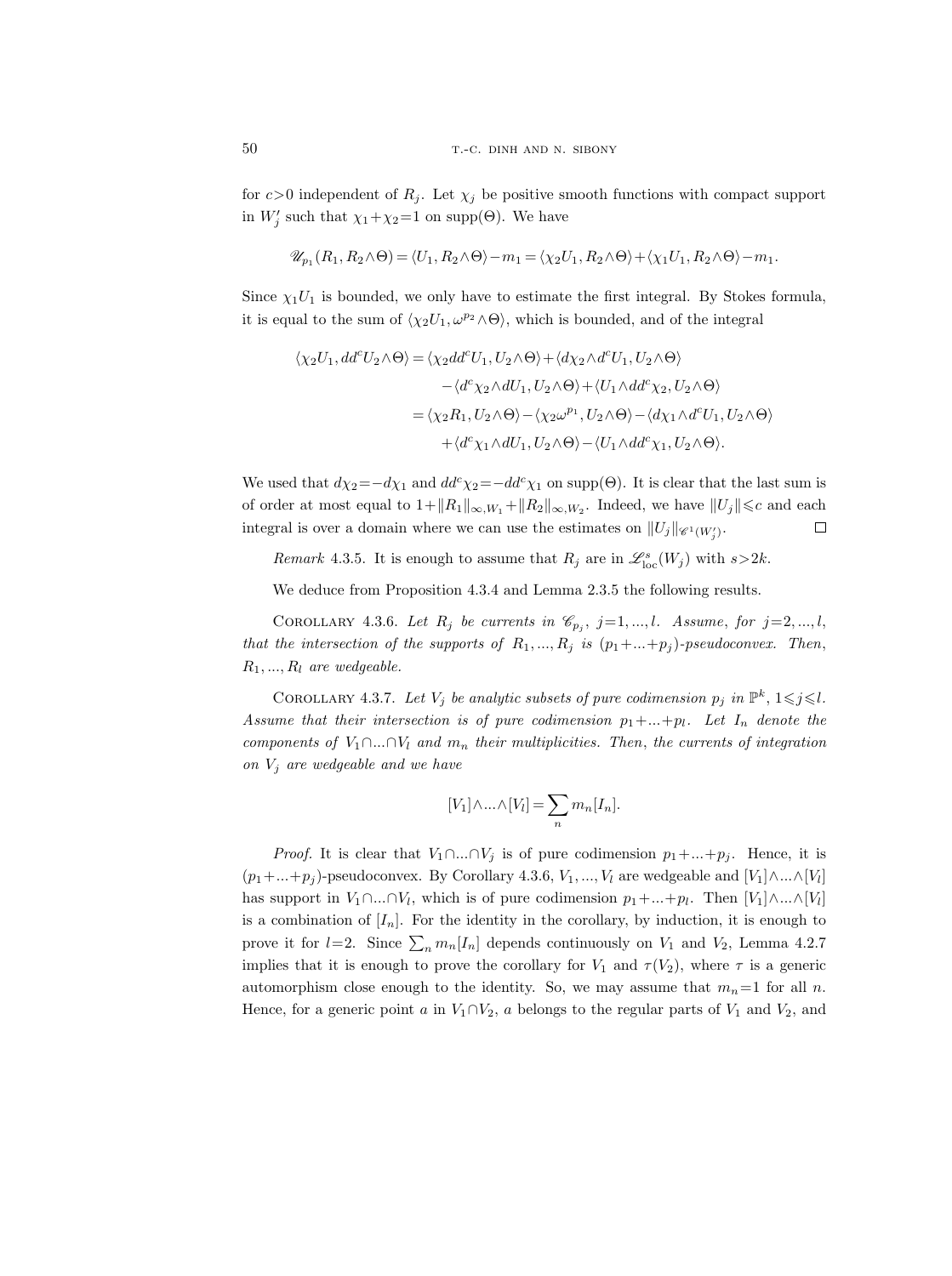for $c>0$ independent of $R_j$. Let $\chi_j$ be positive smooth functions with compact support in $W_j'$ such that $\chi_1+\chi_2=1$ on $\mathrm{supp}(\Theta)$. We have

$$\mathscr{U}_{p_1}(R_1, R_2\wedge\Theta) = \langle U_1, R_2\wedge\Theta\rangle - m_1 = \langle \chi_2 U_1, R_2\wedge\Theta\rangle + \langle \chi_1 U_1, R_2\wedge\Theta\rangle - m_1.$$

Since $\chi_1 U_1$ is bounded, we only have to estimate the first integral. By Stokes formula, it is equal to the sum of $\langle \chi_2 U_1, \omega^{p_2}\wedge\Theta\rangle$, which is bounded, and of the integral

$$\begin{aligned}
\langle \chi_2 U_1, dd^c U_2\wedge\Theta\rangle &= \langle \chi_2 dd^c U_1, U_2\wedge\Theta\rangle + \langle d\chi_2\wedge d^c U_1, U_2\wedge\Theta\rangle \\
&\quad - \langle d^c\chi_2\wedge dU_1, U_2\wedge\Theta\rangle + \langle U_1\wedge dd^c\chi_2, U_2\wedge\Theta\rangle \\
&= \langle \chi_2 R_1, U_2\wedge\Theta\rangle - \langle \chi_2\omega^{p_1}, U_2\wedge\Theta\rangle - \langle d\chi_1\wedge d^c U_1, U_2\wedge\Theta\rangle \\
&\quad + \langle d^c\chi_1\wedge dU_1, U_2\wedge\Theta\rangle - \langle U_1\wedge dd^c\chi_1, U_2\wedge\Theta\rangle.
\end{aligned}$$

We used that $d\chi_2=-d\chi_1$ and $dd^c\chi_2=-dd^c\chi_1$ on $\mathrm{supp}(\Theta)$. It is clear that the last sum is of order at most equal to $1+\|R_1\|_{\infty,W_1}+\|R_2\|_{\infty,W_2}$. Indeed, we have $\|U_j\|\leqslant c$ and each integral is over a domain where we can use the estimates on $\|U_j\|_{\mathscr{C}^1(W_j')}$. $\square$

*Remark* 4.3.5. It is enough to assume that $R_j$ are in $\mathscr{L}^s_{\mathrm{loc}}(W_j)$ with $s>2k$.

We deduce from Proposition 4.3.4 and Lemma 2.3.5 the following results.

Corollary 4.3.6. *Let $R_j$ be currents in $\mathscr{C}_{p_j}$, $j=1,...,l$. Assume, for $j=2,...,l$, that the intersection of the supports of $R_1,...,R_j$ is $(p_1+...+p_j)$-pseudoconvex. Then, $R_1,...,R_l$ are wedgeable.*

Corollary 4.3.7. *Let $V_j$ be analytic subsets of pure codimension $p_j$ in $\mathbb{P}^k$, $1\leqslant j\leqslant l$. Assume that their intersection is of pure codimension $p_1+...+p_l$. Let $I_n$ denote the components of $V_1\cap...\cap V_l$ and $m_n$ their multiplicities. Then, the currents of integration on $V_j$ are wedgeable and we have*

$$[V_1]\wedge...\wedge[V_l] = \sum_n m_n[I_n].$$

*Proof.* It is clear that $V_1\cap...\cap V_j$ is of pure codimension $p_1+...+p_j$. Hence, it is $(p_1+...+p_j)$-pseudoconvex. By Corollary 4.3.6, $V_1,...,V_l$ are wedgeable and $[V_1]\wedge...\wedge[V_l]$ has support in $V_1\cap...\cap V_l$, which is of pure codimension $p_1+...+p_l$. Then $[V_1]\wedge...\wedge[V_l]$ is a combination of $[I_n]$. For the identity in the corollary, by induction, it is enough to prove it for $l=2$. Since $\sum_n m_n[I_n]$ depends continuously on $V_1$ and $V_2$, Lemma 4.2.7 implies that it is enough to prove the corollary for $V_1$ and $\tau(V_2)$, where $\tau$ is a generic automorphism close enough to the identity. So, we may assume that $m_n=1$ for all $n$. Hence, for a generic point $a$ in $V_1\cap V_2$, $a$ belongs to the regular parts of $V_1$ and $V_2$, and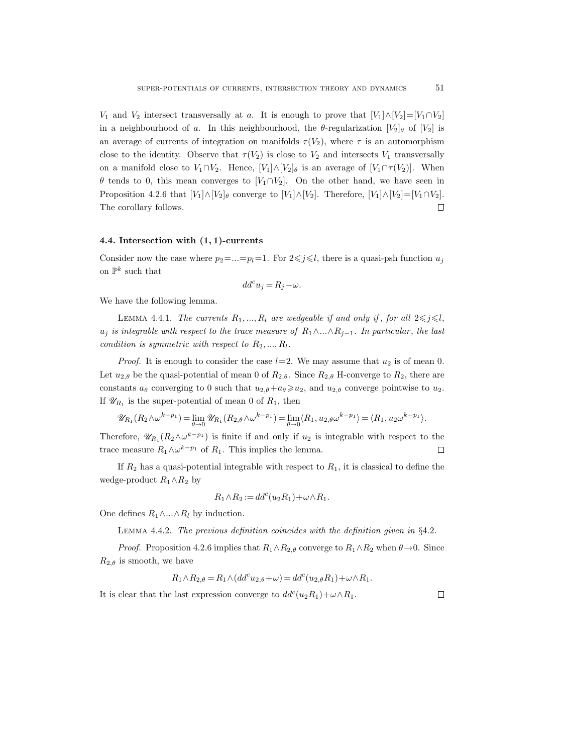$V_1$ and $V_2$ intersect transversally at $a$. It is enough to prove that $[V_1]\wedge[V_2]=[V_1\cap V_2]$ in a neighbourhood of $a$. In this neighbourhood, the $\theta$-regularization $[V_2]_\theta$ of $[V_2]$ is an average of currents of integration on manifolds $\tau(V_2)$, where $\tau$ is an automorphism close to the identity. Observe that $\tau(V_2)$ is close to $V_2$ and intersects $V_1$ transversally on a manifold close to $V_1\cap V_2$. Hence, $[V_1]\wedge[V_2]_\theta$ is an average of $[V_1\cap\tau(V_2)]$. When $\theta$ tends to 0, this mean converges to $[V_1\cap V_2]$. On the other hand, we have seen in Proposition 4.2.6 that $[V_1]\wedge[V_2]_\theta$ converge to $[V_1]\wedge[V_2]$. Therefore, $[V_1]\wedge[V_2]=[V_1\cap V_2]$. The corollary follows. $\square$

### 4.4. Intersection with $(1,1)$-currents

Consider now the case where $p_2=...=p_l=1$. For $2\leqslant j\leqslant l$, there is a quasi-psh function $u_j$ on $\mathbb{P}^k$ such that

$$dd^c u_j = R_j - \omega.$$

We have the following lemma.

Lemma 4.4.1. *The currents $R_1,...,R_l$ are wedgeable if and only if, for all $2\leqslant j\leqslant l$, $u_j$ is integrable with respect to the trace measure of $R_1\wedge...\wedge R_{j-1}$. In particular, the last condition is symmetric with respect to $R_2,...,R_l$.*

*Proof.* It is enough to consider the case $l=2$. We may assume that $u_2$ is of mean 0. Let $u_{2,\theta}$ be the quasi-potential of mean 0 of $R_{2,\theta}$. Since $R_{2,\theta}$ H-converge to $R_2$, there are constants $a_\theta$ converging to 0 such that $u_{2,\theta}+a_\theta\geqslant u_2$, and $u_{2,\theta}$ converge pointwise to $u_2$. If $\mathscr{U}_{R_1}$ is the super-potential of mean 0 of $R_1$, then

$$\mathscr{U}_{R_1}(R_2\wedge\omega^{k-p_1}) = \lim_{\theta\to 0}\mathscr{U}_{R_1}(R_{2,\theta}\wedge\omega^{k-p_1}) = \lim_{\theta\to 0}\langle R_1, u_{2,\theta}\omega^{k-p_1}\rangle = \langle R_1, u_2\omega^{k-p_1}\rangle.$$

Therefore, $\mathscr{U}_{R_1}(R_2\wedge\omega^{k-p_1})$ is finite if and only if $u_2$ is integrable with respect to the trace measure $R_1\wedge\omega^{k-p_1}$ of $R_1$. This implies the lemma. $\square$

If $R_2$ has a quasi-potential integrable with respect to $R_1$, it is classical to define the wedge-product $R_1\wedge R_2$ by

$$R_1\wedge R_2 := dd^c(u_2R_1)+\omega\wedge R_1.$$

One defines $R_1\wedge...\wedge R_l$ by induction.

Lemma 4.4.2. *The previous definition coincides with the definition given in §4.2.*

*Proof.* Proposition 4.2.6 implies that $R_1\wedge R_{2,\theta}$ converge to $R_1\wedge R_2$ when $\theta\to 0$. Since $R_{2,\theta}$ is smooth, we have

$$R_1\wedge R_{2,\theta} = R_1\wedge(dd^c u_{2,\theta}+\omega) = dd^c(u_{2,\theta}R_1)+\omega\wedge R_1.$$

It is clear that the last expression converge to $dd^c(u_2R_1)+\omega\wedge R_1$. $\square$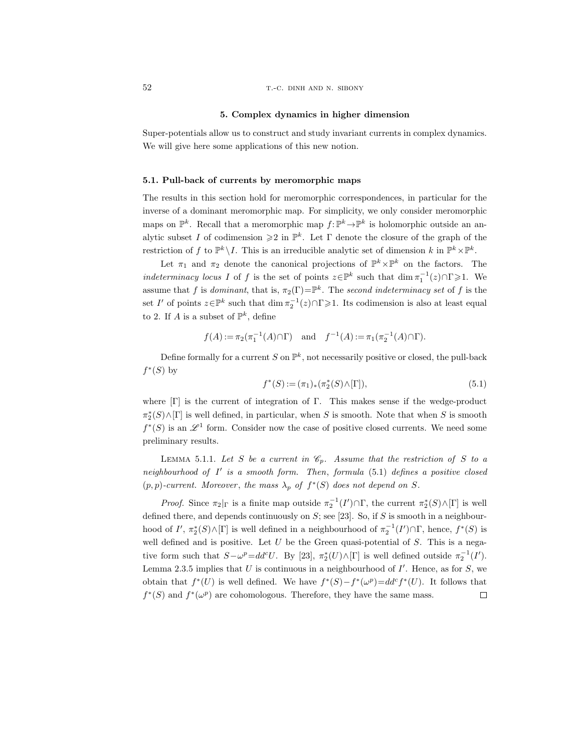## 5. Complex dynamics in higher dimension

Super-potentials allow us to construct and study invariant currents in complex dynamics. We will give here some applications of this new notion.

### 5.1. Pull-back of currents by meromorphic maps

The results in this section hold for meromorphic correspondences, in particular for the inverse of a dominant meromorphic map. For simplicity, we only consider meromorphic maps on $\mathbb{P}^k$. Recall that a meromorphic map $f:\mathbb{P}^k\to\mathbb{P}^k$ is holomorphic outside an analytic subset $I$ of codimension $\geqslant 2$ in $\mathbb{P}^k$. Let $\Gamma$ denote the closure of the graph of the restriction of $f$ to $\mathbb{P}^k\setminus I$. This is an irreducible analytic set of dimension $k$ in $\mathbb{P}^k\times\mathbb{P}^k$.

Let $\pi_1$ and $\pi_2$ denote the canonical projections of $\mathbb{P}^k\times\mathbb{P}^k$ on the factors. The *indeterminacy locus* $I$ of $f$ is the set of points $z\in\mathbb{P}^k$ such that $\dim\pi_1^{-1}(z)\cap\Gamma\geqslant 1$. We assume that $f$ is *dominant*, that is, $\pi_2(\Gamma)=\mathbb{P}^k$. The *second indeterminacy set* of $f$ is the set $I'$ of points $z\in\mathbb{P}^k$ such that $\dim\pi_2^{-1}(z)\cap\Gamma\geqslant 1$. Its codimension is also at least equal to 2. If $A$ is a subset of $\mathbb{P}^k$, define

$$f(A):=\pi_2(\pi_1^{-1}(A)\cap\Gamma) \quad\text{and}\quad f^{-1}(A):=\pi_1(\pi_2^{-1}(A)\cap\Gamma).$$

Define formally for a current $S$ on $\mathbb{P}^k$, not necessarily positive or closed, the pull-back $f^*(S)$ by

$$f^*(S):=(\pi_1)_*(\pi_2^*(S)\wedge[\Gamma]), \tag{5.1}$$

where $[\Gamma]$ is the current of integration of $\Gamma$. This makes sense if the wedge-product $\pi_2^*(S)\wedge[\Gamma]$ is well defined, in particular, when $S$ is smooth. Note that when $S$ is smooth $f^*(S)$ is an $\mathscr{L}^1$ form. Consider now the case of positive closed currents. We need some preliminary results.

Lemma 5.1.1. *Let $S$ be a current in $\mathscr{C}_p$. Assume that the restriction of $S$ to a neighbourhood of $I'$ is a smooth form. Then, formula* (5.1) *defines a positive closed $(p,p)$-current. Moreover, the mass $\lambda_p$ of $f^*(S)$ does not depend on $S$.*

*Proof.* Since $\pi_2|_\Gamma$ is a finite map outside $\pi_2^{-1}(I')\cap\Gamma$, the current $\pi_2^*(S)\wedge[\Gamma]$ is well defined there, and depends continuously on $S$; see [23]. So, if $S$ is smooth in a neighbourhood of $I'$, $\pi_2^*(S)\wedge[\Gamma]$ is well defined in a neighbourhood of $\pi_2^{-1}(I')\cap\Gamma$, hence, $f^*(S)$ is well defined and is positive. Let $U$ be the Green quasi-potential of $S$. This is a negative form such that $S-\omega^p=dd^cU$. By [23], $\pi_2^*(U)\wedge[\Gamma]$ is well defined outside $\pi_2^{-1}(I')$. Lemma 2.3.5 implies that $U$ is continuous in a neighbourhood of $I'$. Hence, as for $S$, we obtain that $f^*(U)$ is well defined. We have $f^*(S)-f^*(\omega^p)=dd^cf^*(U)$. It follows that $f^*(S)$ and $f^*(\omega^p)$ are cohomologous. Therefore, they have the same mass. $\square$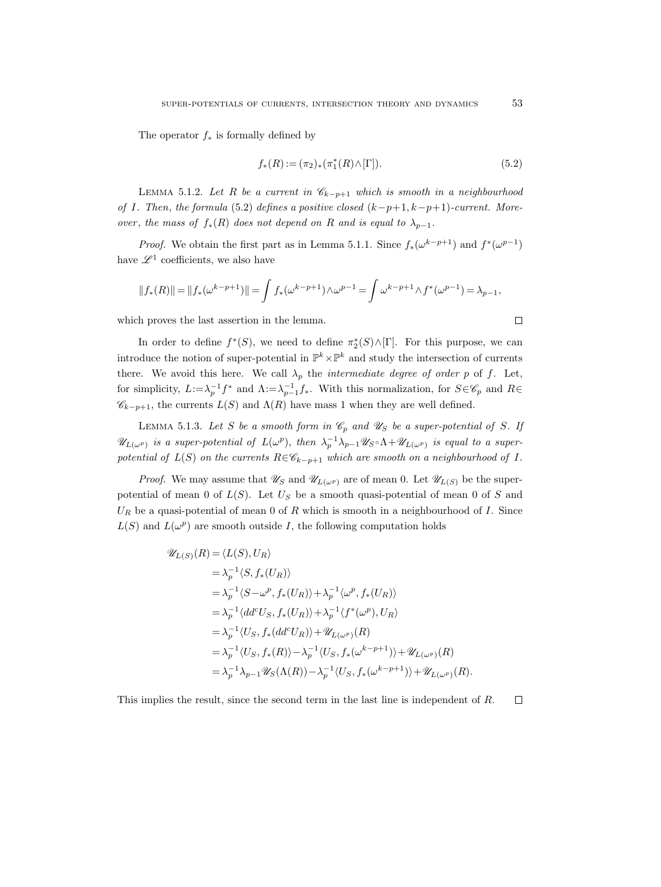The operator $f_*$ is formally defined by

$$f_*(R) := (\pi_2)_*(\pi_1^*(R)\wedge[\Gamma]). \tag{5.2}$$

LEMMA 5.1.2. *Let $R$ be a current in $\mathscr{C}_{k-p+1}$ which is smooth in a neighbourhood of $I$. Then, the formula* (5.2) *defines a positive closed $(k-p+1,k-p+1)$-current. Moreover, the mass of $f_*(R)$ does not depend on $R$ and is equal to $\lambda_{p-1}$.*

*Proof.* We obtain the first part as in Lemma 5.1.1. Since $f_*(\omega^{k-p+1})$ and $f^*(\omega^{p-1})$ have $\mathscr{L}^1$ coefficients, we also have

$$\|f_*(R)\| = \|f_*(\omega^{k-p+1})\| = \int f_*(\omega^{k-p+1})\wedge\omega^{p-1} = \int \omega^{k-p+1}\wedge f^*(\omega^{p-1}) = \lambda_{p-1},$$

which proves the last assertion in the lemma. $\square$

In order to define $f^*(S)$, we need to define $\pi_2^*(S)\wedge[\Gamma]$. For this purpose, we can introduce the notion of super-potential in $\mathbb{P}^k\times\mathbb{P}^k$ and study the intersection of currents there. We avoid this here. We call $\lambda_p$ the *intermediate degree of order $p$* of $f$. Let, for simplicity, $L:=\lambda_p^{-1}f^*$ and $\Lambda:=\lambda_{p-1}^{-1}f_*$. With this normalization, for $S\in\mathscr{C}_p$ and $R\in\mathscr{C}_{k-p+1}$, the currents $L(S)$ and $\Lambda(R)$ have mass 1 when they are well defined.

LEMMA 5.1.3. *Let $S$ be a smooth form in $\mathscr{C}_p$ and $\mathscr{U}_S$ be a super-potential of $S$. If $\mathscr{U}_{L(\omega^p)}$ is a super-potential of $L(\omega^p)$, then $\lambda_p^{-1}\lambda_{p-1}\mathscr{U}_S\circ\Lambda+\mathscr{U}_{L(\omega^p)}$ is equal to a super-potential of $L(S)$ on the currents $R\in\mathscr{C}_{k-p+1}$ which are smooth on a neighbourhood of $I$.*

*Proof.* We may assume that $\mathscr{U}_S$ and $\mathscr{U}_{L(\omega^p)}$ are of mean 0. Let $\mathscr{U}_{L(S)}$ be the super-potential of mean 0 of $L(S)$. Let $U_S$ be a smooth quasi-potential of mean 0 of $S$ and $U_R$ be a quasi-potential of mean 0 of $R$ which is smooth in a neighbourhood of $I$. Since $L(S)$ and $L(\omega^p)$ are smooth outside $I$, the following computation holds

$$\begin{aligned}
\mathscr{U}_{L(S)}(R) &= \langle L(S), U_R\rangle \\
&= \lambda_p^{-1}\langle S, f_*(U_R)\rangle \\
&= \lambda_p^{-1}\langle S-\omega^p, f_*(U_R)\rangle+\lambda_p^{-1}\langle \omega^p, f_*(U_R)\rangle \\
&= \lambda_p^{-1}\langle dd^cU_S, f_*(U_R)\rangle+\lambda_p^{-1}\langle f^*(\omega^p), U_R\rangle \\
&= \lambda_p^{-1}\langle U_S, f_*(dd^cU_R)\rangle+\mathscr{U}_{L(\omega^p)}(R) \\
&= \lambda_p^{-1}\langle U_S, f_*(R)\rangle-\lambda_p^{-1}\langle U_S, f_*(\omega^{k-p+1})\rangle+\mathscr{U}_{L(\omega^p)}(R) \\
&= \lambda_p^{-1}\lambda_{p-1}\mathscr{U}_S(\Lambda(R))-\lambda_p^{-1}\langle U_S, f_*(\omega^{k-p+1})\rangle+\mathscr{U}_{L(\omega^p)}(R).
\end{aligned}$$

This implies the result, since the second term in the last line is independent of $R$. $\square$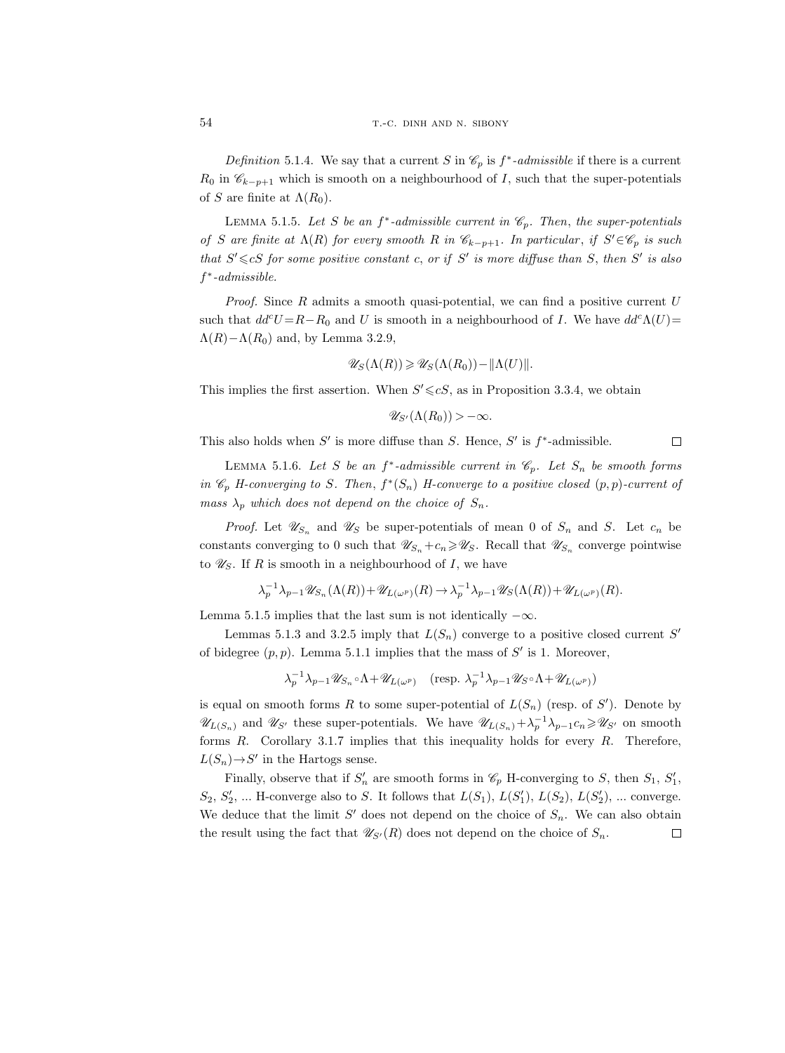*Definition* 5.1.4. We say that a current $S$ in $\mathscr{C}_p$ is *$f^*$-admissible* if there is a current $R_0$ in $\mathscr{C}_{k-p+1}$ which is smooth on a neighbourhood of $I$, such that the super-potentials of $S$ are finite at $\Lambda(R_0)$.

LEMMA 5.1.5. *Let $S$ be an $f^*$-admissible current in $\mathscr{C}_p$. Then, the super-potentials of $S$ are finite at $\Lambda(R)$ for every smooth $R$ in $\mathscr{C}_{k-p+1}$. In particular, if $S'\in\mathscr{C}_p$ is such that $S'\leqslant cS$ for some positive constant $c$, or if $S'$ is more diffuse than $S$, then $S'$ is also $f^*$-admissible.*

*Proof.* Since $R$ admits a smooth quasi-potential, we can find a positive current $U$ such that $dd^cU=R-R_0$ and $U$ is smooth in a neighbourhood of $I$. We have $dd^c\Lambda(U)=\Lambda(R)-\Lambda(R_0)$ and, by Lemma 3.2.9,

$$\mathscr{U}_S(\Lambda(R))\geqslant\mathscr{U}_S(\Lambda(R_0))-\|\Lambda(U)\|.$$

This implies the first assertion. When $S'\leqslant cS$, as in Proposition 3.3.4, we obtain

$$\mathscr{U}_{S'}(\Lambda(R_0))>-\infty.$$

This also holds when $S'$ is more diffuse than $S$. Hence, $S'$ is $f^*$-admissible. $\square$

LEMMA 5.1.6. *Let $S$ be an $f^*$-admissible current in $\mathscr{C}_p$. Let $S_n$ be smooth forms in $\mathscr{C}_p$ H-converging to $S$. Then, $f^*(S_n)$ H-converge to a positive closed $(p,p)$-current of mass $\lambda_p$ which does not depend on the choice of $S_n$.*

*Proof.* Let $\mathscr{U}_{S_n}$ and $\mathscr{U}_S$ be super-potentials of mean 0 of $S_n$ and $S$. Let $c_n$ be constants converging to 0 such that $\mathscr{U}_{S_n}+c_n\geqslant\mathscr{U}_S$. Recall that $\mathscr{U}_{S_n}$ converge pointwise to $\mathscr{U}_S$. If $R$ is smooth in a neighbourhood of $I$, we have

$$\lambda_p^{-1}\lambda_{p-1}\mathscr{U}_{S_n}(\Lambda(R))+\mathscr{U}_{L(\omega^p)}(R)\to\lambda_p^{-1}\lambda_{p-1}\mathscr{U}_S(\Lambda(R))+\mathscr{U}_{L(\omega^p)}(R).$$

Lemma 5.1.5 implies that the last sum is not identically $-\infty$.

Lemmas 5.1.3 and 3.2.5 imply that $L(S_n)$ converge to a positive closed current $S'$ of bidegree $(p,p)$. Lemma 5.1.1 implies that the mass of $S'$ is 1. Moreover,

$$\lambda_p^{-1}\lambda_{p-1}\mathscr{U}_{S_n}\circ\Lambda+\mathscr{U}_{L(\omega^p)}\quad(\text{resp. }\lambda_p^{-1}\lambda_{p-1}\mathscr{U}_{S}\circ\Lambda+\mathscr{U}_{L(\omega^p)})$$

is equal on smooth forms $R$ to some super-potential of $L(S_n)$ (resp. of $S'$). Denote by $\mathscr{U}_{L(S_n)}$ and $\mathscr{U}_{S'}$ these super-potentials. We have $\mathscr{U}_{L(S_n)}+\lambda_p^{-1}\lambda_{p-1}c_n\geqslant\mathscr{U}_{S'}$ on smooth forms $R$. Corollary 3.1.7 implies that this inequality holds for every $R$. Therefore, $L(S_n)\to S'$ in the Hartogs sense.

Finally, observe that if $S_n'$ are smooth forms in $\mathscr{C}_p$ H-converging to $S$, then $S_1$, $S_1'$, $S_2$, $S_2'$, ... H-converge also to $S$. It follows that $L(S_1)$, $L(S_1')$, $L(S_2)$, $L(S_2')$, ... converge. We deduce that the limit $S'$ does not depend on the choice of $S_n$. We can also obtain the result using the fact that $\mathscr{U}_{S'}(R)$ does not depend on the choice of $S_n$. $\square$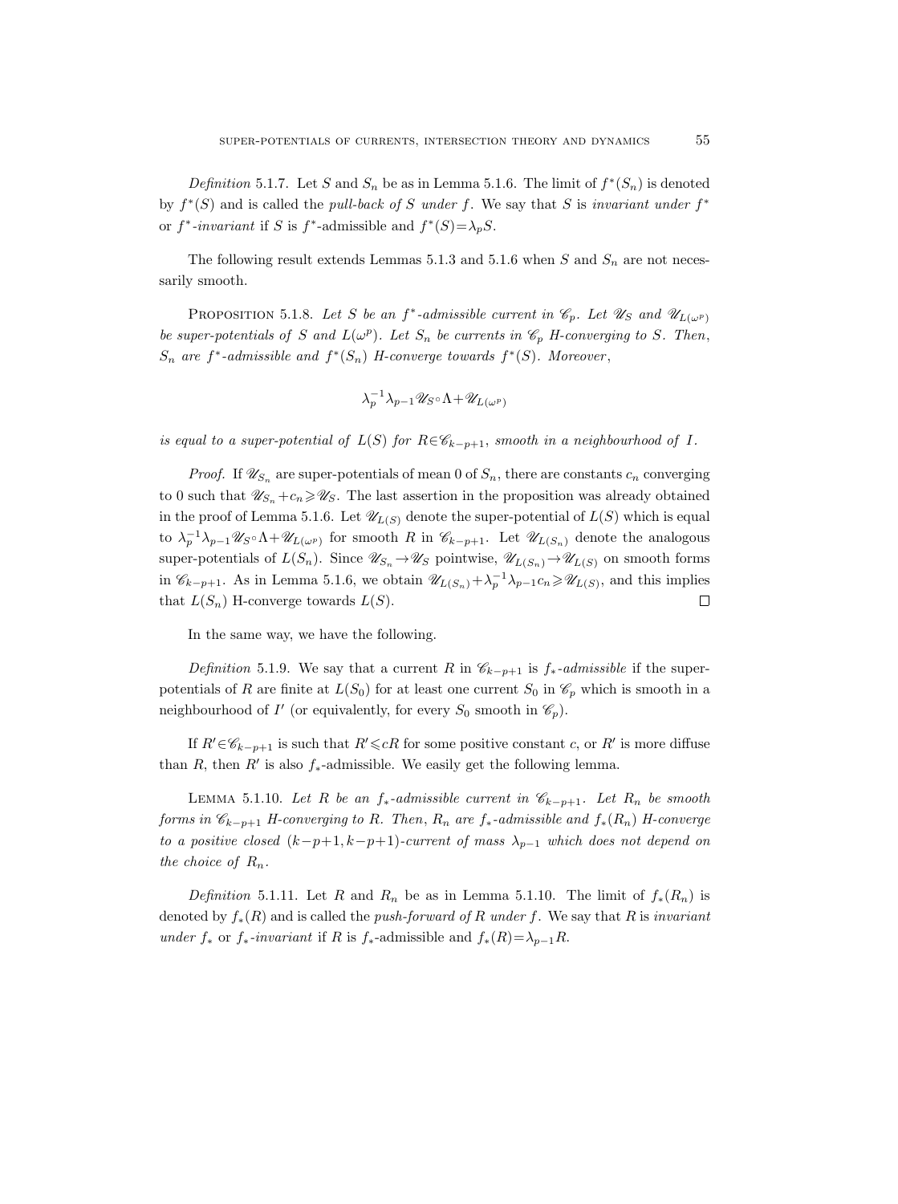*Definition* 5.1.7. Let $S$ and $S_n$ be as in Lemma 5.1.6. The limit of $f^*(S_n)$ is denoted by $f^*(S)$ and is called the *pull-back of $S$ under $f$*. We say that $S$ is *invariant under $f^*$* or *$f^*$-invariant* if $S$ is $f^*$-admissible and $f^*(S)=\lambda_p S$.

The following result extends Lemmas 5.1.3 and 5.1.6 when $S$ and $S_n$ are not necessarily smooth.

PROPOSITION 5.1.8. *Let $S$ be an $f^*$-admissible current in $\mathscr{C}_p$. Let $\mathscr{U}_S$ and $\mathscr{U}_{L(\omega^p)}$ be super-potentials of $S$ and $L(\omega^p)$. Let $S_n$ be currents in $\mathscr{C}_p$ H-converging to $S$. Then, $S_n$ are $f^*$-admissible and $f^*(S_n)$ H-converge towards $f^*(S)$. Moreover,*

$$\lambda_p^{-1}\lambda_{p-1}\mathscr{U}_S\circ\Lambda+\mathscr{U}_{L(\omega^p)}$$

*is equal to a super-potential of $L(S)$ for $R\in\mathscr{C}_{k-p+1}$, smooth in a neighbourhood of $I$.*

*Proof.* If $\mathscr{U}_{S_n}$ are super-potentials of mean 0 of $S_n$, there are constants $c_n$ converging to 0 such that $\mathscr{U}_{S_n}+c_n\geqslant\mathscr{U}_S$. The last assertion in the proposition was already obtained in the proof of Lemma 5.1.6. Let $\mathscr{U}_{L(S)}$ denote the super-potential of $L(S)$ which is equal to $\lambda_p^{-1}\lambda_{p-1}\mathscr{U}_S\circ\Lambda+\mathscr{U}_{L(\omega^p)}$ for smooth $R$ in $\mathscr{C}_{k-p+1}$. Let $\mathscr{U}_{L(S_n)}$ denote the analogous super-potentials of $L(S_n)$. Since $\mathscr{U}_{S_n}\to\mathscr{U}_S$ pointwise, $\mathscr{U}_{L(S_n)}\to\mathscr{U}_{L(S)}$ on smooth forms in $\mathscr{C}_{k-p+1}$. As in Lemma 5.1.6, we obtain $\mathscr{U}_{L(S_n)}+\lambda_p^{-1}\lambda_{p-1}c_n\geqslant\mathscr{U}_{L(S)}$, and this implies that $L(S_n)$ H-converge towards $L(S)$. $\square$

In the same way, we have the following.

*Definition* 5.1.9. We say that a current $R$ in $\mathscr{C}_{k-p+1}$ is *$f_*$-admissible* if the super-potentials of $R$ are finite at $L(S_0)$ for at least one current $S_0$ in $\mathscr{C}_p$ which is smooth in a neighbourhood of $I'$ (or equivalently, for every $S_0$ smooth in $\mathscr{C}_p$).

If $R'\in\mathscr{C}_{k-p+1}$ is such that $R'\leqslant cR$ for some positive constant $c$, or $R'$ is more diffuse than $R$, then $R'$ is also $f_*$-admissible. We easily get the following lemma.

LEMMA 5.1.10. *Let $R$ be an $f_*$-admissible current in $\mathscr{C}_{k-p+1}$. Let $R_n$ be smooth forms in $\mathscr{C}_{k-p+1}$ H-converging to $R$. Then, $R_n$ are $f_*$-admissible and $f_*(R_n)$ H-converge to a positive closed $(k-p+1,k-p+1)$-current of mass $\lambda_{p-1}$ which does not depend on the choice of $R_n$.*

*Definition* 5.1.11. Let $R$ and $R_n$ be as in Lemma 5.1.10. The limit of $f_*(R_n)$ is denoted by $f_*(R)$ and is called the *push-forward of $R$ under $f$*. We say that $R$ is *invariant under $f_*$* or *$f_*$-invariant* if $R$ is $f_*$-admissible and $f_*(R)=\lambda_{p-1}R$.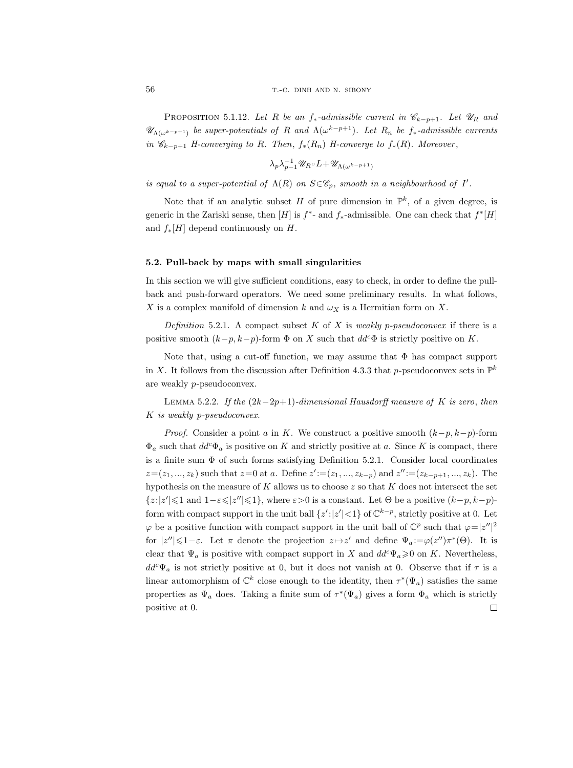**Proposition 5.1.12.** *Let $R$ be an $f_*$-admissible current in $\mathscr{C}_{k-p+1}$. Let $\mathscr{U}_R$ and $\mathscr{U}_{\Lambda(\omega^{k-p+1})}$ be super-potentials of $R$ and $\Lambda(\omega^{k-p+1})$. Let $R_n$ be $f_*$-admissible currents in $\mathscr{C}_{k-p+1}$ H-converging to $R$. Then, $f_*(R_n)$ H-converge to $f_*(R)$. Moreover,*

$$\lambda_p \lambda_{p-1}^{-1} \mathscr{U}_R \circ L + \mathscr{U}_{\Lambda(\omega^{k-p+1})}$$

*is equal to a super-potential of $\Lambda(R)$ on $S \in \mathscr{C}_p$, smooth in a neighbourhood of $I'$.*

Note that if an analytic subset $H$ of pure dimension in $\mathbb{P}^k$, of a given degree, is generic in the Zariski sense, then $[H]$ is $f^*$- and $f_*$-admissible. One can check that $f^*[H]$ and $f_*[H]$ depend continuously on $H$.

## 5.2. Pull-back by maps with small singularities

In this section we will give sufficient conditions, easy to check, in order to define the pull-back and push-forward operators. We need some preliminary results. In what follows, $X$ is a complex manifold of dimension $k$ and $\omega_X$ is a Hermitian form on $X$.

*Definition* 5.2.1. A compact subset $K$ of $X$ is *weakly $p$-pseudoconvex* if there is a positive smooth $(k-p, k-p)$-form $\Phi$ on $X$ such that $dd^c\Phi$ is strictly positive on $K$.

Note that, using a cut-off function, we may assume that $\Phi$ has compact support in $X$. It follows from the discussion after Definition 4.3.3 that $p$-pseudoconvex sets in $\mathbb{P}^k$ are weakly $p$-pseudoconvex.

**Lemma 5.2.2.** *If the $(2k-2p+1)$-dimensional Hausdorff measure of $K$ is zero, then $K$ is weakly $p$-pseudoconvex.*

*Proof.* Consider a point $a$ in $K$. We construct a positive smooth $(k-p, k-p)$-form $\Phi_a$ such that $dd^c\Phi_a$ is positive on $K$ and strictly positive at $a$. Since $K$ is compact, there is a finite sum $\Phi$ of such forms satisfying Definition 5.2.1. Consider local coordinates $z=(z_1, ..., z_k)$ such that $z=0$ at $a$. Define $z' := (z_1, ..., z_{k-p})$ and $z'' := (z_{k-p+1}, ..., z_k)$. The hypothesis on the measure of $K$ allows us to choose $z$ so that $K$ does not intersect the set $\{z : |z'| \leqslant 1 \text{ and } 1-\varepsilon \leqslant |z''| \leqslant 1\}$, where $\varepsilon > 0$ is a constant. Let $\Theta$ be a positive $(k-p, k-p)$-form with compact support in the unit ball $\{z' : |z'| < 1\}$ of $\mathbb{C}^{k-p}$, strictly positive at 0. Let $\varphi$ be a positive function with compact support in the unit ball of $\mathbb{C}^p$ such that $\varphi = |z''|^2$ for $|z''| \leqslant 1-\varepsilon$. Let $\pi$ denote the projection $z \mapsto z'$ and define $\Psi_a := \varphi(z'')\pi^*(\Theta)$. It is clear that $\Psi_a$ is positive with compact support in $X$ and $dd^c\Psi_a \geqslant 0$ on $K$. Nevertheless, $dd^c\Psi_a$ is not strictly positive at 0, but it does not vanish at 0. Observe that if $\tau$ is a linear automorphism of $\mathbb{C}^k$ close enough to the identity, then $\tau^*(\Psi_a)$ satisfies the same properties as $\Psi_a$ does. Taking a finite sum of $\tau^*(\Psi_a)$ gives a form $\Phi_a$ which is strictly positive at 0. $\square$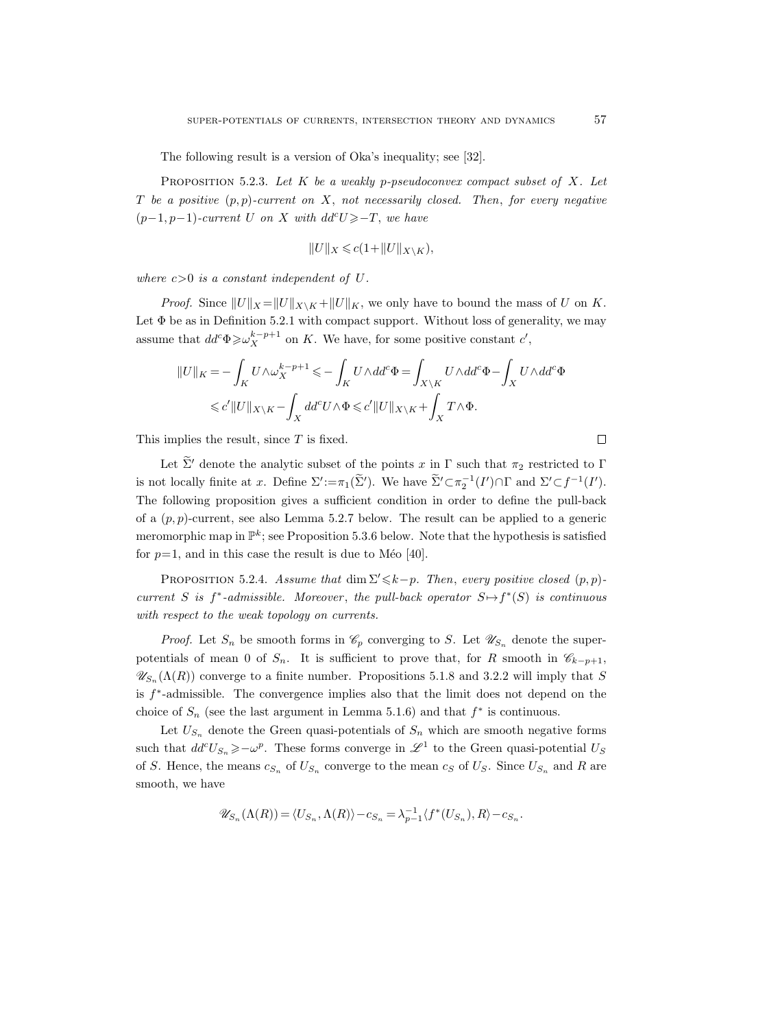The following result is a version of Oka's inequality; see [32].

Proposition 5.2.3. *Let $K$ be a weakly $p$-pseudoconvex compact subset of $X$. Let $T$ be a positive $(p,p)$-current on $X$, not necessarily closed. Then, for every negative $(p-1,p-1)$-current $U$ on $X$ with $dd^cU \geqslant -T$, we have*

$$\|U\|_X \leqslant c(1+\|U\|_{X\setminus K}),$$

*where $c>0$ is a constant independent of $U$.*

*Proof.* Since $\|U\|_X = \|U\|_{X\setminus K} + \|U\|_K$, we only have to bound the mass of $U$ on $K$. Let $\Phi$ be as in Definition 5.2.1 with compact support. Without loss of generality, we may assume that $dd^c\Phi \geqslant \omega_X^{k-p+1}$ on $K$. We have, for some positive constant $c'$,

$$\begin{aligned}
\|U\|_K &= -\int_K U\wedge\omega_X^{k-p+1} \leqslant -\int_K U\wedge dd^c\Phi = \int_{X\setminus K} U\wedge dd^c\Phi - \int_X U\wedge dd^c\Phi \\
&\leqslant c'\|U\|_{X\setminus K} - \int_X dd^cU\wedge\Phi \leqslant c'\|U\|_{X\setminus K} + \int_X T\wedge\Phi.
\end{aligned}$$

This implies the result, since $T$ is fixed. $\square$

Let $\widetilde{\Sigma}'$ denote the analytic subset of the points $x$ in $\Gamma$ such that $\pi_2$ restricted to $\Gamma$ is not locally finite at $x$. Define $\Sigma' := \pi_1(\widetilde{\Sigma}')$. We have $\widetilde{\Sigma}' \subset \pi_2^{-1}(I')\cap\Gamma$ and $\Sigma' \subset f^{-1}(I')$. The following proposition gives a sufficient condition in order to define the pull-back of a $(p,p)$-current, see also Lemma 5.2.7 below. The result can be applied to a generic meromorphic map in $\mathbb{P}^k$; see Proposition 5.3.6 below. Note that the hypothesis is satisfied for $p=1$, and in this case the result is due to Méo [40].

Proposition 5.2.4. *Assume that $\dim\Sigma' \leqslant k-p$. Then, every positive closed $(p,p)$-current $S$ is $f^*$-admissible. Moreover, the pull-back operator $S\mapsto f^*(S)$ is continuous with respect to the weak topology on currents.*

*Proof.* Let $S_n$ be smooth forms in $\mathscr{C}_p$ converging to $S$. Let $\mathscr{U}_{S_n}$ denote the super-potentials of mean 0 of $S_n$. It is sufficient to prove that, for $R$ smooth in $\mathscr{C}_{k-p+1}$, $\mathscr{U}_{S_n}(\Lambda(R))$ converge to a finite number. Propositions 5.1.8 and 3.2.2 will imply that $S$ is $f^*$-admissible. The convergence implies also that the limit does not depend on the choice of $S_n$ (see the last argument in Lemma 5.1.6) and that $f^*$ is continuous.

Let $U_{S_n}$ denote the Green quasi-potentials of $S_n$ which are smooth negative forms such that $dd^cU_{S_n} \geqslant -\omega^p$. These forms converge in $\mathscr{L}^1$ to the Green quasi-potential $U_S$ of $S$. Hence, the means $c_{S_n}$ of $U_{S_n}$ converge to the mean $c_S$ of $U_S$. Since $U_{S_n}$ and $R$ are smooth, we have

$$\mathscr{U}_{S_n}(\Lambda(R)) = \langle U_{S_n}, \Lambda(R)\rangle - c_{S_n} = \lambda_{p-1}^{-1}\langle f^*(U_{S_n}), R\rangle - c_{S_n}.$$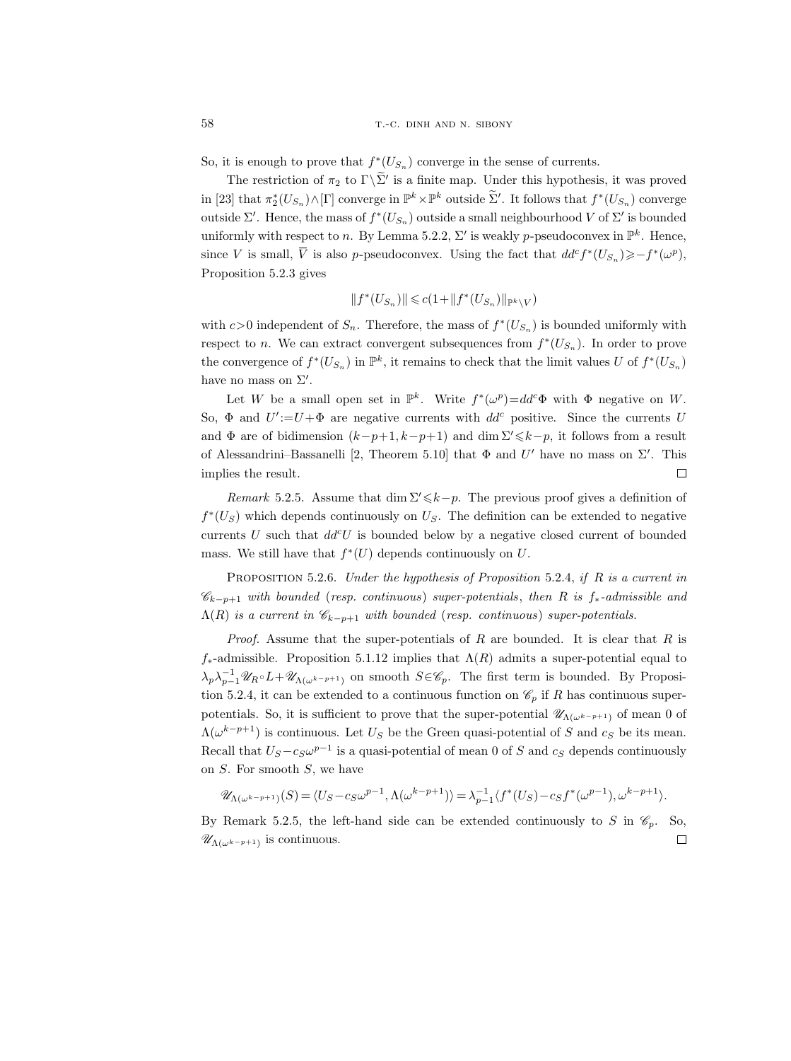So, it is enough to prove that $f^*(U_{S_n})$ converge in the sense of currents.

The restriction of $\pi_2$ to $\Gamma\setminus\widetilde{\Sigma}'$ is a finite map. Under this hypothesis, it was proved in [23] that $\pi_2^*(U_{S_n})\wedge[\Gamma]$ converge in $\mathbb{P}^k\times\mathbb{P}^k$ outside $\widetilde{\Sigma}'$. It follows that $f^*(U_{S_n})$ converge outside $\Sigma'$. Hence, the mass of $f^*(U_{S_n})$ outside a small neighbourhood $V$ of $\Sigma'$ is bounded uniformly with respect to $n$. By Lemma 5.2.2, $\Sigma'$ is weakly $p$-pseudoconvex in $\mathbb{P}^k$. Hence, since $V$ is small, $\overline{V}$ is also $p$-pseudoconvex. Using the fact that $dd^c f^*(U_{S_n})\geqslant -f^*(\omega^p)$, Proposition 5.2.3 gives

$$\|f^*(U_{S_n})\|\leqslant c(1+\|f^*(U_{S_n})\|_{\mathbb{P}^k\setminus V})$$

with $c>0$ independent of $S_n$. Therefore, the mass of $f^*(U_{S_n})$ is bounded uniformly with respect to $n$. We can extract convergent subsequences from $f^*(U_{S_n})$. In order to prove the convergence of $f^*(U_{S_n})$ in $\mathbb{P}^k$, it remains to check that the limit values $U$ of $f^*(U_{S_n})$ have no mass on $\Sigma'$.

Let $W$ be a small open set in $\mathbb{P}^k$. Write $f^*(\omega^p)=dd^c\Phi$ with $\Phi$ negative on $W$. So, $\Phi$ and $U':=U+\Phi$ are negative currents with $dd^c$ positive. Since the currents $U$ and $\Phi$ are of bidimension $(k-p+1,k-p+1)$ and $\dim\Sigma'\leqslant k-p$, it follows from a result of Alessandrini–Bassanelli [2, Theorem 5.10] that $\Phi$ and $U'$ have no mass on $\Sigma'$. This implies the result. $\square$

*Remark* 5.2.5. Assume that $\dim\Sigma'\leqslant k-p$. The previous proof gives a definition of $f^*(U_S)$ which depends continuously on $U_S$. The definition can be extended to negative currents $U$ such that $dd^cU$ is bounded below by a negative closed current of bounded mass. We still have that $f^*(U)$ depends continuously on $U$.

PROPOSITION 5.2.6. *Under the hypothesis of Proposition* 5.2.4, *if $R$ is a current in $\mathscr{C}_{k-p+1}$ with bounded* (*resp. continuous*) *super-potentials*, *then $R$ is $f_*$-admissible and $\Lambda(R)$ is a current in $\mathscr{C}_{k-p+1}$ with bounded* (*resp. continuous*) *super-potentials.*

*Proof.* Assume that the super-potentials of $R$ are bounded. It is clear that $R$ is $f_*$-admissible. Proposition 5.1.12 implies that $\Lambda(R)$ admits a super-potential equal to $\lambda_p\lambda_{p-1}^{-1}\mathscr{U}_R\circ L+\mathscr{U}_{\Lambda(\omega^{k-p+1})}$ on smooth $S\in\mathscr{C}_p$. The first term is bounded. By Proposition 5.2.4, it can be extended to a continuous function on $\mathscr{C}_p$ if $R$ has continuous super-potentials. So, it is sufficient to prove that the super-potential $\mathscr{U}_{\Lambda(\omega^{k-p+1})}$ of mean 0 of $\Lambda(\omega^{k-p+1})$ is continuous. Let $U_S$ be the Green quasi-potential of $S$ and $c_S$ be its mean. Recall that $U_S-c_S\omega^{p-1}$ is a quasi-potential of mean 0 of $S$ and $c_S$ depends continuously on $S$. For smooth $S$, we have

$$\mathscr{U}_{\Lambda(\omega^{k-p+1})}(S)=\langle U_S-c_S\omega^{p-1},\Lambda(\omega^{k-p+1})\rangle=\lambda_{p-1}^{-1}\langle f^*(U_S)-c_Sf^*(\omega^{p-1}),\omega^{k-p+1}\rangle.$$

By Remark 5.2.5, the left-hand side can be extended continuously to $S$ in $\mathscr{C}_p$. So, $\mathscr{U}_{\Lambda(\omega^{k-p+1})}$ is continuous. $\square$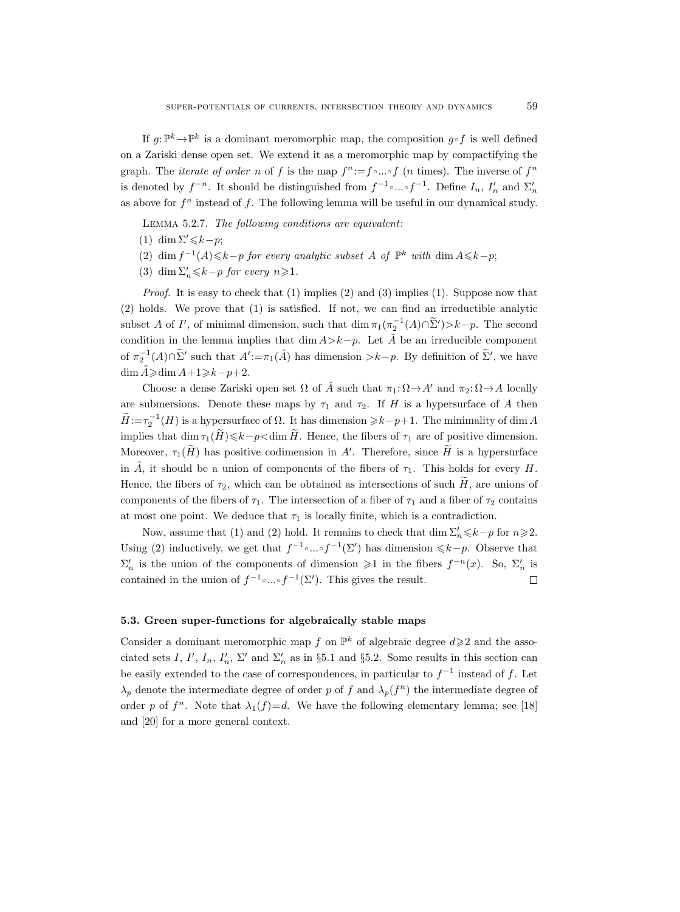If $g\colon\mathbb{P}^k\to\mathbb{P}^k$ is a dominant meromorphic map, the composition $g\circ f$ is well defined on a Zariski dense open set. We extend it as a meromorphic map by compactifying the graph. The *iterate of order* $n$ of $f$ is the map $f^n:=f\circ...\circ f$ ($n$ times). The inverse of $f^n$ is denoted by $f^{-n}$. It should be distinguished from $f^{-1}\circ...\circ f^{-1}$. Define $I_n$, $I'_n$ and $\Sigma'_n$ as above for $f^n$ instead of $f$. The following lemma will be useful in our dynamical study.

Lemma 5.2.7. *The following conditions are equivalent*:

(1) $\dim\Sigma'\leqslant k-p$;

(2) $\dim f^{-1}(A)\leqslant k-p$ *for every analytic subset* $A$ *of* $\mathbb{P}^k$ *with* $\dim A\leqslant k-p$;

(3) $\dim\Sigma'_n\leqslant k-p$ *for every* $n\geqslant 1$.

*Proof.* It is easy to check that (1) implies (2) and (3) implies (1). Suppose now that (2) holds. We prove that (1) is satisfied. If not, we can find an irreductible analytic subset $A$ of $I'$, of minimal dimension, such that $\dim\pi_1(\pi_2^{-1}(A)\cap\widetilde{\Sigma}')>k-p$. The second condition in the lemma implies that $\dim A>k-p$. Let $\tilde{A}$ be an irreducible component of $\pi_2^{-1}(A)\cap\widetilde{\Sigma}'$ such that $A':=\pi_1(\tilde{A})$ has dimension $>k-p$. By definition of $\widetilde{\Sigma}'$, we have $\dim\tilde{A}\geqslant\dim A+1\geqslant k-p+2$.

Choose a dense Zariski open set $\Omega$ of $\tilde{A}$ such that $\pi_1\colon\Omega\to A'$ and $\pi_2\colon\Omega\to A$ locally are submersions. Denote these maps by $\tau_1$ and $\tau_2$. If $H$ is a hypersurface of $A$ then $\widetilde{H}:=\tau_2^{-1}(H)$ is a hypersurface of $\Omega$. It has dimension $\geqslant k-p+1$. The minimality of $\dim A$ implies that $\dim\tau_1(\widetilde{H})\leqslant k-p<\dim\widetilde{H}$. Hence, the fibers of $\tau_1$ are of positive dimension. Moreover, $\tau_1(\widetilde{H})$ has positive codimension in $A'$. Therefore, since $\widetilde{H}$ is a hypersurface in $\tilde{A}$, it should be a union of components of the fibers of $\tau_1$. This holds for every $H$. Hence, the fibers of $\tau_2$, which can be obtained as intersections of such $\widetilde{H}$, are unions of components of the fibers of $\tau_1$. The intersection of a fiber of $\tau_1$ and a fiber of $\tau_2$ contains at most one point. We deduce that $\tau_1$ is locally finite, which is a contradiction.

Now, assume that (1) and (2) hold. It remains to check that $\dim\Sigma'_n\leqslant k-p$ for $n\geqslant 2$. Using (2) inductively, we get that $f^{-1}\circ...\circ f^{-1}(\Sigma')$ has dimension $\leqslant k-p$. Observe that $\Sigma'_n$ is the union of the components of dimension $\geqslant 1$ in the fibers $f^{-n}(x)$. So, $\Sigma'_n$ is contained in the union of $f^{-1}\circ...\circ f^{-1}(\Sigma')$. This gives the result. $\square$

### 5.3. Green super-functions for algebraically stable maps

Consider a dominant meromorphic map $f$ on $\mathbb{P}^k$ of algebraic degree $d\geqslant 2$ and the associated sets $I$, $I'$, $I_n$, $I'_n$, $\Sigma'$ and $\Sigma'_n$ as in §5.1 and §5.2. Some results in this section can be easily extended to the case of correspondences, in particular to $f^{-1}$ instead of $f$. Let $\lambda_p$ denote the intermediate degree of order $p$ of $f$ and $\lambda_p(f^n)$ the intermediate degree of order $p$ of $f^n$. Note that $\lambda_1(f)=d$. We have the following elementary lemma; see [18] and [20] for a more general context.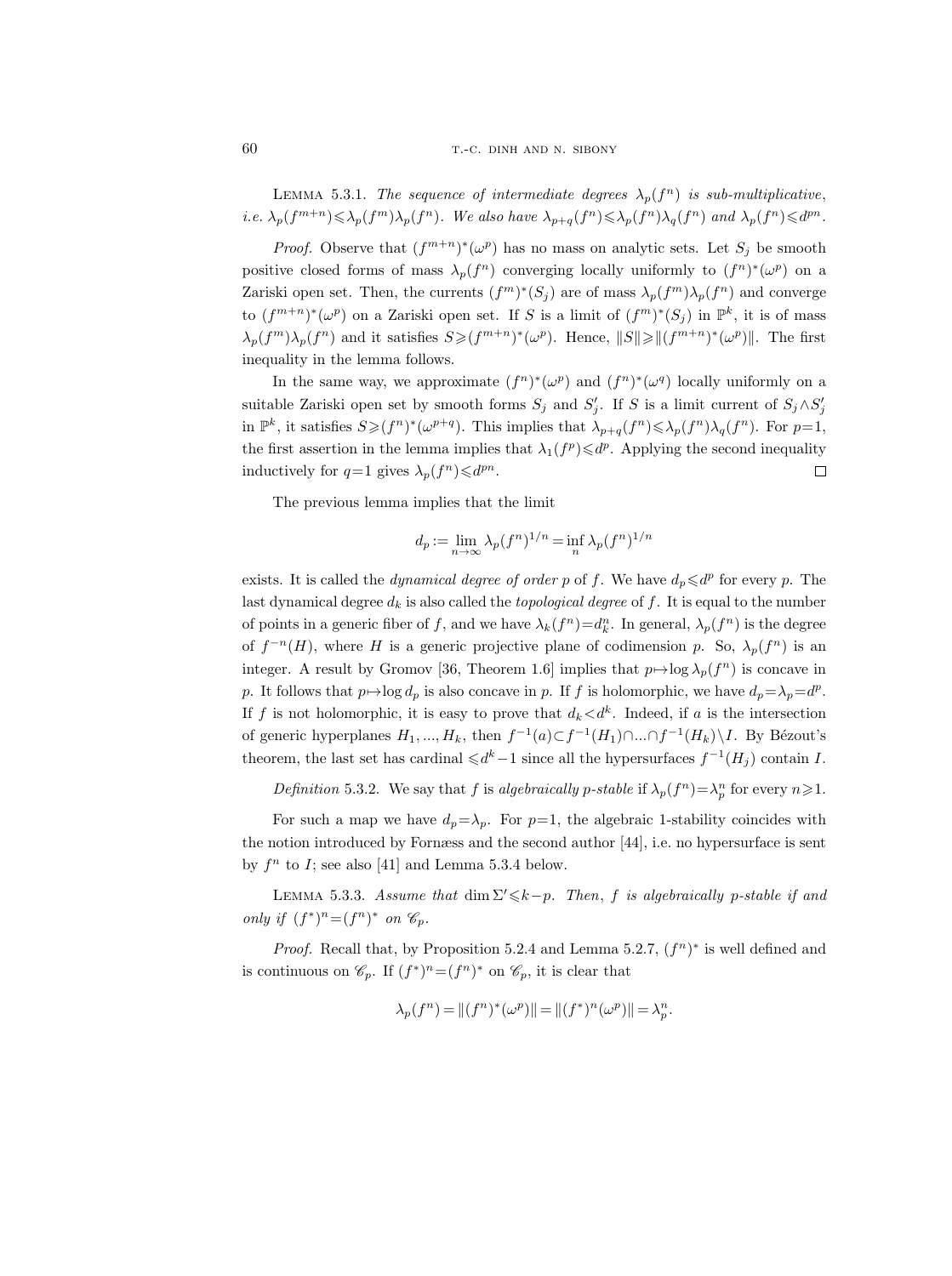LEMMA 5.3.1. *The sequence of intermediate degrees $\lambda_p(f^n)$ is sub-multiplicative, i.e. $\lambda_p(f^{m+n})\leqslant\lambda_p(f^m)\lambda_p(f^n)$. We also have $\lambda_{p+q}(f^n)\leqslant\lambda_p(f^n)\lambda_q(f^n)$ and $\lambda_p(f^n)\leqslant d^{pn}$.*

*Proof.* Observe that $(f^{m+n})^*(\omega^p)$ has no mass on analytic sets. Let $S_j$ be smooth positive closed forms of mass $\lambda_p(f^n)$ converging locally uniformly to $(f^n)^*(\omega^p)$ on a Zariski open set. Then, the currents $(f^m)^*(S_j)$ are of mass $\lambda_p(f^m)\lambda_p(f^n)$ and converge to $(f^{m+n})^*(\omega^p)$ on a Zariski open set. If $S$ is a limit of $(f^m)^*(S_j)$ in $\mathbb{P}^k$, it is of mass $\lambda_p(f^m)\lambda_p(f^n)$ and it satisfies $S\geqslant(f^{m+n})^*(\omega^p)$. Hence, $\|S\|\geqslant\|(f^{m+n})^*(\omega^p)\|$. The first inequality in the lemma follows.

In the same way, we approximate $(f^n)^*(\omega^p)$ and $(f^n)^*(\omega^q)$ locally uniformly on a suitable Zariski open set by smooth forms $S_j$ and $S'_j$. If $S$ is a limit current of $S_j\wedge S'_j$ in $\mathbb{P}^k$, it satisfies $S\geqslant(f^n)^*(\omega^{p+q})$. This implies that $\lambda_{p+q}(f^n)\leqslant\lambda_p(f^n)\lambda_q(f^n)$. For $p=1$, the first assertion in the lemma implies that $\lambda_1(f^p)\leqslant d^p$. Applying the second inequality inductively for $q=1$ gives $\lambda_p(f^n)\leqslant d^{pn}$. $\square$

The previous lemma implies that the limit

$$d_p:=\lim_{n\to\infty}\lambda_p(f^n)^{1/n}=\inf_n\lambda_p(f^n)^{1/n}$$

exists. It is called the *dynamical degree of order $p$* of $f$. We have $d_p\leqslant d^p$ for every $p$. The last dynamical degree $d_k$ is also called the *topological degree* of $f$. It is equal to the number of points in a generic fiber of $f$, and we have $\lambda_k(f^n)=d_k^n$. In general, $\lambda_p(f^n)$ is the degree of $f^{-n}(H)$, where $H$ is a generic projective plane of codimension $p$. So, $\lambda_p(f^n)$ is an integer. A result by Gromov [36, Theorem 1.6] implies that $p\mapsto\log\lambda_p(f^n)$ is concave in $p$. It follows that $p\mapsto\log d_p$ is also concave in $p$. If $f$ is holomorphic, we have $d_p=\lambda_p=d^p$. If $f$ is not holomorphic, it is easy to prove that $d_k<d^k$. Indeed, if $a$ is the intersection of generic hyperplanes $H_1,...,H_k$, then $f^{-1}(a)\subset f^{-1}(H_1)\cap...\cap f^{-1}(H_k)\setminus I$. By Bézout's theorem, the last set has cardinal $\leqslant d^k-1$ since all the hypersurfaces $f^{-1}(H_j)$ contain $I$.

*Definition* 5.3.2. We say that $f$ is *algebraically $p$-stable* if $\lambda_p(f^n)=\lambda_p^n$ for every $n\geqslant1$.

For such a map we have $d_p=\lambda_p$. For $p=1$, the algebraic 1-stability coincides with the notion introduced by Fornæss and the second author [44], i.e. no hypersurface is sent by $f^n$ to $I$; see also [41] and Lemma 5.3.4 below.

LEMMA 5.3.3. *Assume that $\dim\Sigma'\leqslant k-p$. Then, $f$ is algebraically $p$-stable if and only if $(f^*)^n=(f^n)^*$ on $\mathscr{C}_p$.*

*Proof.* Recall that, by Proposition 5.2.4 and Lemma 5.2.7, $(f^n)^*$ is well defined and is continuous on $\mathscr{C}_p$. If $(f^*)^n=(f^n)^*$ on $\mathscr{C}_p$, it is clear that

$$\lambda_p(f^n)=\|(f^n)^*(\omega^p)\|=\|(f^*)^n(\omega^p)\|=\lambda_p^n.$$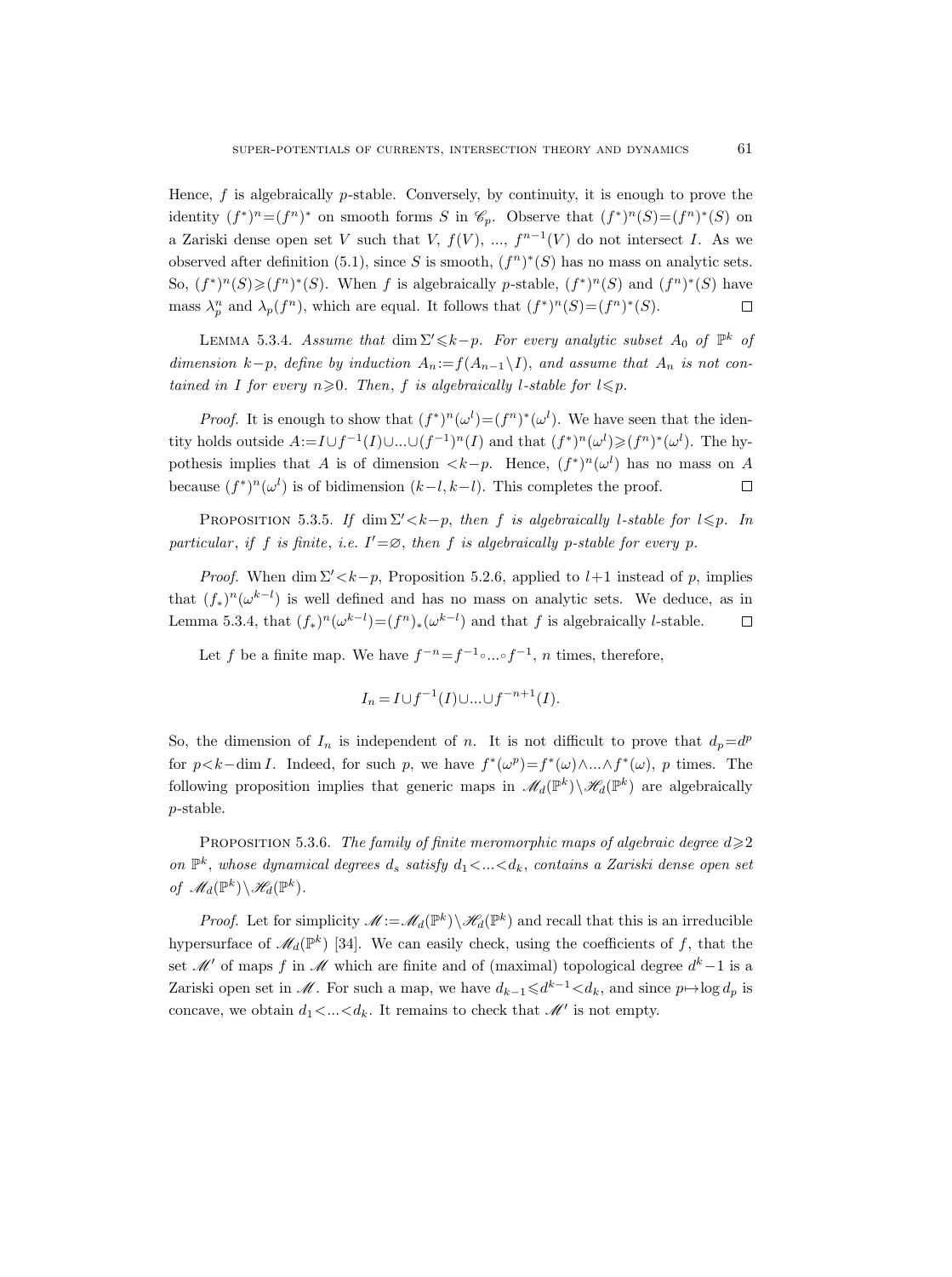Hence, $f$ is algebraically $p$-stable. Conversely, by continuity, it is enough to prove the identity $(f^*)^n=(f^n)^*$ on smooth forms $S$ in $\mathscr{C}_p$. Observe that $(f^*)^n(S)=(f^n)^*(S)$ on a Zariski dense open set $V$ such that $V$, $f(V)$, ..., $f^{n-1}(V)$ do not intersect $I$. As we observed after definition (5.1), since $S$ is smooth, $(f^n)^*(S)$ has no mass on analytic sets. So, $(f^*)^n(S)\geqslant(f^n)^*(S)$. When $f$ is algebraically $p$-stable, $(f^*)^n(S)$ and $(f^n)^*(S)$ have mass $\lambda_p^n$ and $\lambda_p(f^n)$, which are equal. It follows that $(f^*)^n(S)=(f^n)^*(S)$. □

LEMMA 5.3.4. *Assume that* $\dim\Sigma'\leqslant k-p$. *For every analytic subset* $A_0$ *of* $\mathbb{P}^k$ *of dimension* $k-p$, *define by induction* $A_n:=f(A_{n-1}\setminus I)$, *and assume that* $A_n$ *is not contained in* $I$ *for every* $n\geqslant 0$. *Then*, $f$ *is algebraically* $l$-*stable for* $l\leqslant p$.

*Proof.* It is enough to show that $(f^*)^n(\omega^l)=(f^n)^*(\omega^l)$. We have seen that the identity holds outside $A:=I\cup f^{-1}(I)\cup...\cup(f^{-1})^n(I)$ and that $(f^*)^n(\omega^l)\geqslant(f^n)^*(\omega^l)$. The hypothesis implies that $A$ is of dimension $<k-p$. Hence, $(f^*)^n(\omega^l)$ has no mass on $A$ because $(f^*)^n(\omega^l)$ is of bidimension $(k-l,k-l)$. This completes the proof. □

PROPOSITION 5.3.5. *If* $\dim\Sigma'<k-p$, *then* $f$ *is algebraically* $l$-*stable for* $l\leqslant p$. *In particular*, *if* $f$ *is finite, i.e.* $I'=\varnothing$, *then* $f$ *is algebraically* $p$-*stable for every* $p$.

*Proof.* When $\dim\Sigma'<k-p$, Proposition 5.2.6, applied to $l+1$ instead of $p$, implies that $(f_*)^n(\omega^{k-l})$ is well defined and has no mass on analytic sets. We deduce, as in Lemma 5.3.4, that $(f_*)^n(\omega^{k-l})=(f^n)_*(\omega^{k-l})$ and that $f$ is algebraically $l$-stable. □

Let $f$ be a finite map. We have $f^{-n}=f^{-1}\circ...\circ f^{-1}$, $n$ times, therefore,

$$I_n=I\cup f^{-1}(I)\cup...\cup f^{-n+1}(I).$$

So, the dimension of $I_n$ is independent of $n$. It is not difficult to prove that $d_p=d^p$ for $p<k-\dim I$. Indeed, for such $p$, we have $f^*(\omega^p)=f^*(\omega)\wedge...\wedge f^*(\omega)$, $p$ times. The following proposition implies that generic maps in $\mathscr{M}_d(\mathbb{P}^k)\setminus\mathscr{H}_d(\mathbb{P}^k)$ are algebraically $p$-stable.

PROPOSITION 5.3.6. *The family of finite meromorphic maps of algebraic degree* $d\geqslant 2$ *on* $\mathbb{P}^k$, *whose dynamical degrees* $d_s$ *satisfy* $d_1<...<d_k$, *contains a Zariski dense open set of* $\mathscr{M}_d(\mathbb{P}^k)\setminus\mathscr{H}_d(\mathbb{P}^k)$.

*Proof.* Let for simplicity $\mathscr{M}:=\mathscr{M}_d(\mathbb{P}^k)\setminus\mathscr{H}_d(\mathbb{P}^k)$ and recall that this is an irreducible hypersurface of $\mathscr{M}_d(\mathbb{P}^k)$ [34]. We can easily check, using the coefficients of $f$, that the set $\mathscr{M}'$ of maps $f$ in $\mathscr{M}$ which are finite and of (maximal) topological degree $d^k-1$ is a Zariski open set in $\mathscr{M}$. For such a map, we have $d_{k-1}\leqslant d^{k-1}<d_k$, and since $p\mapsto\log d_p$ is concave, we obtain $d_1<...<d_k$. It remains to check that $\mathscr{M}'$ is not empty.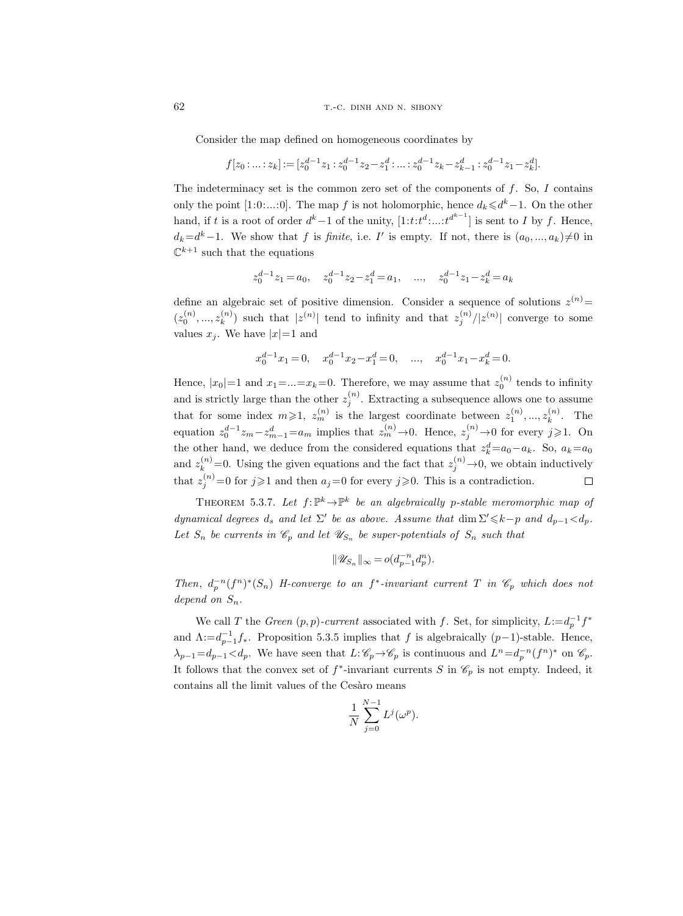Consider the map defined on homogeneous coordinates by

$$f[z_0:...:z_k] := [z_0^{d-1}z_1 : z_0^{d-1}z_2 - z_1^d : ... : z_0^{d-1}z_k - z_{k-1}^d : z_0^{d-1}z_1 - z_k^d].$$

The indeterminacy set is the common zero set of the components of $f$. So, $I$ contains only the point $[1:0:...:0]$. The map $f$ is not holomorphic, hence $d_k \leqslant d^k - 1$. On the other hand, if $t$ is a root of order $d^k-1$ of the unity, $[1:t:t^d:...:t^{d^{k-1}}]$ is sent to $I$ by $f$. Hence, $d_k = d^k - 1$. We show that $f$ is *finite*, i.e. $I'$ is empty. If not, there is $(a_0, ..., a_k) \neq 0$ in $\mathbb{C}^{k+1}$ such that the equations

$$z_0^{d-1}z_1 = a_0, \quad z_0^{d-1}z_2 - z_1^d = a_1, \quad ..., \quad z_0^{d-1}z_1 - z_k^d = a_k$$

define an algebraic set of positive dimension. Consider a sequence of solutions $z^{(n)} = (z_0^{(n)}, ..., z_k^{(n)})$ such that $|z^{(n)}|$ tend to infinity and that $z_j^{(n)}/|z^{(n)}|$ converge to some values $x_j$. We have $|x| = 1$ and

$$x_0^{d-1}x_1 = 0, \quad x_0^{d-1}x_2 - x_1^d = 0, \quad ..., \quad x_0^{d-1}x_1 - x_k^d = 0.$$

Hence, $|x_0| = 1$ and $x_1 = ... = x_k = 0$. Therefore, we may assume that $z_0^{(n)}$ tends to infinity and is strictly large than the other $z_j^{(n)}$. Extracting a subsequence allows one to assume that for some index $m \geqslant 1$, $z_m^{(n)}$ is the largest coordinate between $z_1^{(n)}, ..., z_k^{(n)}$. The equation $z_0^{d-1}z_m - z_{m-1}^d = a_m$ implies that $z_m^{(n)} \to 0$. Hence, $z_j^{(n)} \to 0$ for every $j \geqslant 1$. On the other hand, we deduce from the considered equations that $z_k^d = a_0 - a_k$. So, $a_k = a_0$ and $z_k^{(n)} = 0$. Using the given equations and the fact that $z_j^{(n)} \to 0$, we obtain inductively that $z_j^{(n)} = 0$ for $j \geqslant 1$ and then $a_j = 0$ for every $j \geqslant 0$. This is a contradiction. □

THEOREM 5.3.7. *Let $f: \mathbb{P}^k \to \mathbb{P}^k$ be an algebraically $p$-stable meromorphic map of dynamical degrees $d_s$ and let $\Sigma'$ be as above. Assume that $\dim \Sigma' \leqslant k-p$ and $d_{p-1} < d_p$. Let $S_n$ be currents in $\mathscr{C}_p$ and let $\mathscr{U}_{S_n}$ be super-potentials of $S_n$ such that*

$$\|\mathscr{U}_{S_n}\|_\infty = o(d_{p-1}^{-n} d_p^n).$$

*Then, $d_p^{-n}(f^n)^*(S_n)$ H-converge to an $f^*$-invariant current $T$ in $\mathscr{C}_p$ which does not depend on $S_n$.*

We call $T$ the *Green $(p,p)$-current* associated with $f$. Set, for simplicity, $L := d_p^{-1} f^*$ and $\Lambda := d_{p-1}^{-1} f_*$. Proposition 5.3.5 implies that $f$ is algebraically $(p-1)$-stable. Hence, $\lambda_{p-1} = d_{p-1} < d_p$. We have seen that $L: \mathscr{C}_p \to \mathscr{C}_p$ is continuous and $L^n = d_p^{-n}(f^n)^*$ on $\mathscr{C}_p$. It follows that the convex set of $f^*$-invariant currents $S$ in $\mathscr{C}_p$ is not empty. Indeed, it contains all the limit values of the Cesàro means

$$\frac{1}{N} \sum_{j=0}^{N-1} L^j(\omega^p).$$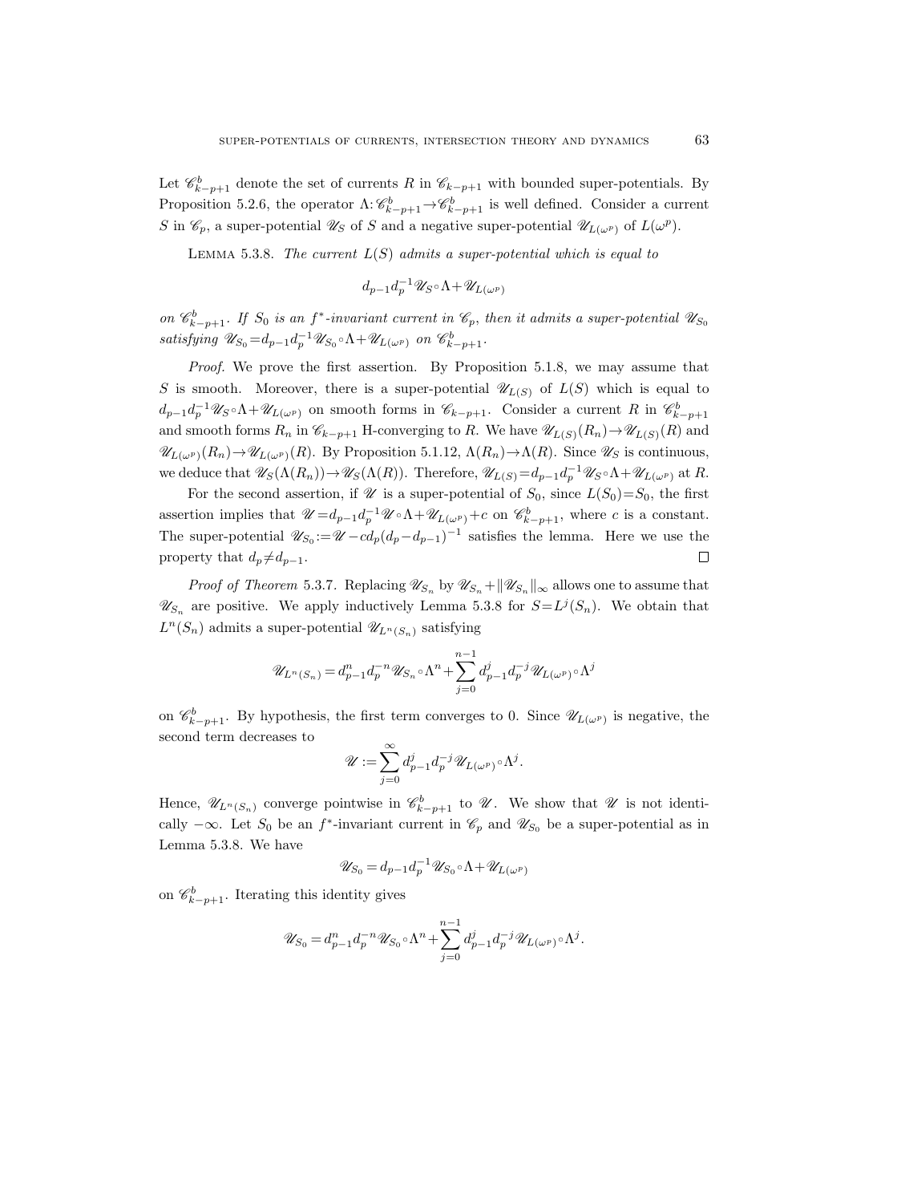Let $\mathscr{C}^b_{k-p+1}$ denote the set of currents $R$ in $\mathscr{C}_{k-p+1}$ with bounded super-potentials. By Proposition 5.2.6, the operator $\Lambda: \mathscr{C}^b_{k-p+1} \to \mathscr{C}^b_{k-p+1}$ is well defined. Consider a current $S$ in $\mathscr{C}_p$, a super-potential $\mathscr{U}_S$ of $S$ and a negative super-potential $\mathscr{U}_{L(\omega^p)}$ of $L(\omega^p)$.

Lemma 5.3.8. *The current $L(S)$ admits a super-potential which is equal to*

$$d_{p-1}d_p^{-1}\mathscr{U}_S \circ \Lambda + \mathscr{U}_{L(\omega^p)}$$

*on $\mathscr{C}^b_{k-p+1}$. If $S_0$ is an $f^*$-invariant current in $\mathscr{C}_p$, then it admits a super-potential $\mathscr{U}_{S_0}$ satisfying $\mathscr{U}_{S_0} = d_{p-1}d_p^{-1}\mathscr{U}_{S_0} \circ \Lambda + \mathscr{U}_{L(\omega^p)}$ on $\mathscr{C}^b_{k-p+1}$.*

*Proof.* We prove the first assertion. By Proposition 5.1.8, we may assume that $S$ is smooth. Moreover, there is a super-potential $\mathscr{U}_{L(S)}$ of $L(S)$ which is equal to $d_{p-1}d_p^{-1}\mathscr{U}_S \circ \Lambda + \mathscr{U}_{L(\omega^p)}$ on smooth forms in $\mathscr{C}_{k-p+1}$. Consider a current $R$ in $\mathscr{C}^b_{k-p+1}$ and smooth forms $R_n$ in $\mathscr{C}_{k-p+1}$ H-converging to $R$. We have $\mathscr{U}_{L(S)}(R_n) \to \mathscr{U}_{L(S)}(R)$ and $\mathscr{U}_{L(\omega^p)}(R_n) \to \mathscr{U}_{L(\omega^p)}(R)$. By Proposition 5.1.12, $\Lambda(R_n) \to \Lambda(R)$. Since $\mathscr{U}_S$ is continuous, we deduce that $\mathscr{U}_S(\Lambda(R_n)) \to \mathscr{U}_S(\Lambda(R))$. Therefore, $\mathscr{U}_{L(S)} = d_{p-1}d_p^{-1}\mathscr{U}_S \circ \Lambda + \mathscr{U}_{L(\omega^p)}$ at $R$.

For the second assertion, if $\mathscr{U}$ is a super-potential of $S_0$, since $L(S_0) = S_0$, the first assertion implies that $\mathscr{U} = d_{p-1}d_p^{-1}\mathscr{U} \circ \Lambda + \mathscr{U}_{L(\omega^p)} + c$ on $\mathscr{C}^b_{k-p+1}$, where $c$ is a constant. The super-potential $\mathscr{U}_{S_0} := \mathscr{U} - c d_p (d_p - d_{p-1})^{-1}$ satisfies the lemma. Here we use the property that $d_p \neq d_{p-1}$. $\square$

*Proof of Theorem* 5.3.7. Replacing $\mathscr{U}_{S_n}$ by $\mathscr{U}_{S_n} + \|\mathscr{U}_{S_n}\|_\infty$ allows one to assume that $\mathscr{U}_{S_n}$ are positive. We apply inductively Lemma 5.3.8 for $S = L^j(S_n)$. We obtain that $L^n(S_n)$ admits a super-potential $\mathscr{U}_{L^n(S_n)}$ satisfying

$$\mathscr{U}_{L^n(S_n)} = d^n_{p-1}d_p^{-n}\mathscr{U}_{S_n} \circ \Lambda^n + \sum_{j=0}^{n-1} d^j_{p-1}d_p^{-j}\mathscr{U}_{L(\omega^p)} \circ \Lambda^j$$

on $\mathscr{C}^b_{k-p+1}$. By hypothesis, the first term converges to 0. Since $\mathscr{U}_{L(\omega^p)}$ is negative, the second term decreases to

$$\mathscr{U} := \sum_{j=0}^{\infty} d^j_{p-1}d_p^{-j}\mathscr{U}_{L(\omega^p)} \circ \Lambda^j.$$

Hence, $\mathscr{U}_{L^n(S_n)}$ converge pointwise in $\mathscr{C}^b_{k-p+1}$ to $\mathscr{U}$. We show that $\mathscr{U}$ is not identically $-\infty$. Let $S_0$ be an $f^*$-invariant current in $\mathscr{C}_p$ and $\mathscr{U}_{S_0}$ be a super-potential as in Lemma 5.3.8. We have

$$\mathscr{U}_{S_0} = d_{p-1}d_p^{-1}\mathscr{U}_{S_0} \circ \Lambda + \mathscr{U}_{L(\omega^p)}$$

on $\mathscr{C}^b_{k-p+1}$. Iterating this identity gives

$$\mathscr{U}_{S_0} = d^n_{p-1}d_p^{-n}\mathscr{U}_{S_0} \circ \Lambda^n + \sum_{j=0}^{n-1} d^j_{p-1}d_p^{-j}\mathscr{U}_{L(\omega^p)} \circ \Lambda^j.$$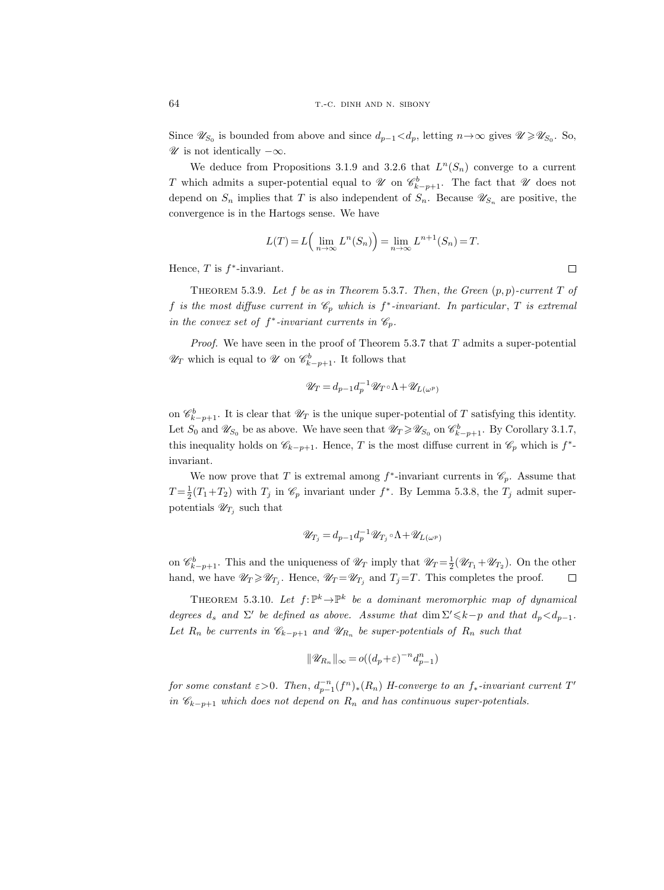Since $\mathscr{U}_{S_0}$ is bounded from above and since $d_{p-1}<d_p$, letting $n\to\infty$ gives $\mathscr{U}\geqslant\mathscr{U}_{S_0}$. So, $\mathscr{U}$ is not identically $-\infty$.

We deduce from Propositions 3.1.9 and 3.2.6 that $L^n(S_n)$ converge to a current $T$ which admits a super-potential equal to $\mathscr{U}$ on $\mathscr{C}^b_{k-p+1}$. The fact that $\mathscr{U}$ does not depend on $S_n$ implies that $T$ is also independent of $S_n$. Because $\mathscr{U}_{S_n}$ are positive, the convergence is in the Hartogs sense. We have

$$L(T)=L\Big(\lim_{n\to\infty}L^n(S_n)\Big)=\lim_{n\to\infty}L^{n+1}(S_n)=T.$$

Hence, $T$ is $f^*$-invariant. $\square$

Theorem 5.3.9. *Let $f$ be as in Theorem 5.3.7. Then, the Green $(p,p)$-current $T$ of $f$ is the most diffuse current in $\mathscr{C}_p$ which is $f^*$-invariant. In particular, $T$ is extremal in the convex set of $f^*$-invariant currents in $\mathscr{C}_p$.*

*Proof.* We have seen in the proof of Theorem 5.3.7 that $T$ admits a super-potential $\mathscr{U}_T$ which is equal to $\mathscr{U}$ on $\mathscr{C}^b_{k-p+1}$. It follows that

$$\mathscr{U}_T=d_{p-1}d_p^{-1}\mathscr{U}_T\circ\Lambda+\mathscr{U}_{L(\omega^p)}$$

on $\mathscr{C}^b_{k-p+1}$. It is clear that $\mathscr{U}_T$ is the unique super-potential of $T$ satisfying this identity. Let $S_0$ and $\mathscr{U}_{S_0}$ be as above. We have seen that $\mathscr{U}_T\geqslant\mathscr{U}_{S_0}$ on $\mathscr{C}^b_{k-p+1}$. By Corollary 3.1.7, this inequality holds on $\mathscr{C}_{k-p+1}$. Hence, $T$ is the most diffuse current in $\mathscr{C}_p$ which is $f^*$-invariant.

We now prove that $T$ is extremal among $f^*$-invariant currents in $\mathscr{C}_p$. Assume that $T=\frac{1}{2}(T_1+T_2)$ with $T_j$ in $\mathscr{C}_p$ invariant under $f^*$. By Lemma 5.3.8, the $T_j$ admit super-potentials $\mathscr{U}_{T_j}$ such that

$$\mathscr{U}_{T_j}=d_{p-1}d_p^{-1}\mathscr{U}_{T_j}\circ\Lambda+\mathscr{U}_{L(\omega^p)}$$

on $\mathscr{C}^b_{k-p+1}$. This and the uniqueness of $\mathscr{U}_T$ imply that $\mathscr{U}_T=\frac{1}{2}(\mathscr{U}_{T_1}+\mathscr{U}_{T_2})$. On the other hand, we have $\mathscr{U}_T\geqslant\mathscr{U}_{T_j}$. Hence, $\mathscr{U}_T=\mathscr{U}_{T_j}$ and $T_j=T$. This completes the proof. $\square$

Theorem 5.3.10. *Let $f\colon\mathbb{P}^k\to\mathbb{P}^k$ be a dominant meromorphic map of dynamical degrees $d_s$ and $\Sigma'$ be defined as above. Assume that $\dim\Sigma'\leqslant k-p$ and that $d_p<d_{p-1}$. Let $R_n$ be currents in $\mathscr{C}_{k-p+1}$ and $\mathscr{U}_{R_n}$ be super-potentials of $R_n$ such that*

$$\|\mathscr{U}_{R_n}\|_\infty=o((d_p+\varepsilon)^{-n}d_{p-1}^n)$$

*for some constant $\varepsilon>0$. Then, $d_{p-1}^{-n}(f^n)_*(R_n)$ H-converge to an $f_*$-invariant current $T'$ in $\mathscr{C}_{k-p+1}$ which does not depend on $R_n$ and has continuous super-potentials.*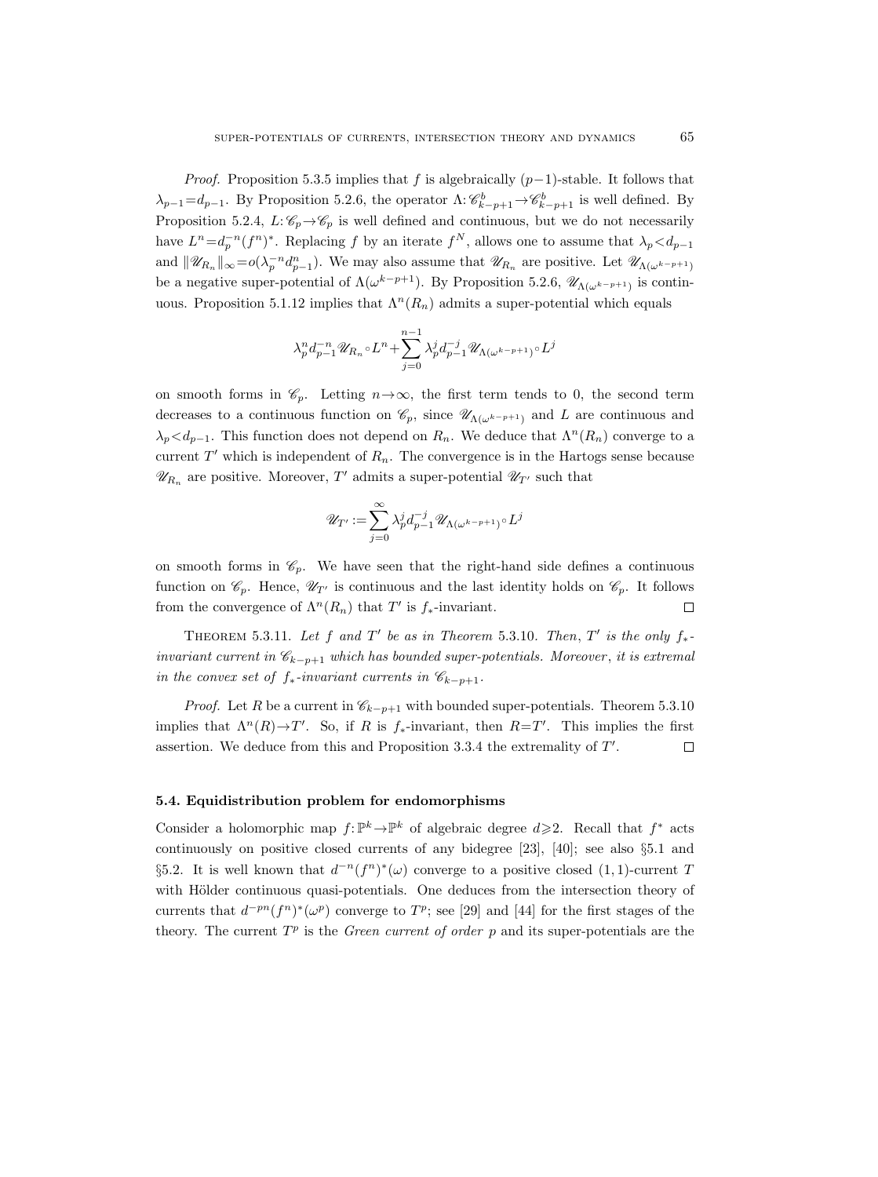*Proof.* Proposition 5.3.5 implies that $f$ is algebraically $(p-1)$-stable. It follows that $\lambda_{p-1}=d_{p-1}$. By Proposition 5.2.6, the operator $\Lambda:\mathscr{C}^b_{k-p+1}\to\mathscr{C}^b_{k-p+1}$ is well defined. By Proposition 5.2.4, $L:\mathscr{C}_p\to\mathscr{C}_p$ is well defined and continuous, but we do not necessarily have $L^n=d_p^{-n}(f^n)^*$. Replacing $f$ by an iterate $f^N$, allows one to assume that $\lambda_p<d_{p-1}$ and $\|\mathscr{U}_{R_n}\|_\infty=o(\lambda_p^{-n}d_{p-1}^n)$. We may also assume that $\mathscr{U}_{R_n}$ are positive. Let $\mathscr{U}_{\Lambda(\omega^{k-p+1})}$ be a negative super-potential of $\Lambda(\omega^{k-p+1})$. By Proposition 5.2.6, $\mathscr{U}_{\Lambda(\omega^{k-p+1})}$ is continuous. Proposition 5.1.12 implies that $\Lambda^n(R_n)$ admits a super-potential which equals

$$\lambda_p^n d_{p-1}^{-n}\mathscr{U}_{R_n}\circ L^n+\sum_{j=0}^{n-1}\lambda_p^j d_{p-1}^{-j}\mathscr{U}_{\Lambda(\omega^{k-p+1})}\circ L^j$$

on smooth forms in $\mathscr{C}_p$. Letting $n\to\infty$, the first term tends to 0, the second term decreases to a continuous function on $\mathscr{C}_p$, since $\mathscr{U}_{\Lambda(\omega^{k-p+1})}$ and $L$ are continuous and $\lambda_p<d_{p-1}$. This function does not depend on $R_n$. We deduce that $\Lambda^n(R_n)$ converge to a current $T'$ which is independent of $R_n$. The convergence is in the Hartogs sense because $\mathscr{U}_{R_n}$ are positive. Moreover, $T'$ admits a super-potential $\mathscr{U}_{T'}$ such that

$$\mathscr{U}_{T'}:=\sum_{j=0}^{\infty}\lambda_p^j d_{p-1}^{-j}\mathscr{U}_{\Lambda(\omega^{k-p+1})}\circ L^j$$

on smooth forms in $\mathscr{C}_p$. We have seen that the right-hand side defines a continuous function on $\mathscr{C}_p$. Hence, $\mathscr{U}_{T'}$ is continuous and the last identity holds on $\mathscr{C}_p$. It follows from the convergence of $\Lambda^n(R_n)$ that $T'$ is $f_*$-invariant. $\square$

Theorem 5.3.11. *Let $f$ and $T'$ be as in Theorem* 5.3.10. *Then, $T'$ is the only $f_*$-invariant current in $\mathscr{C}_{k-p+1}$ which has bounded super-potentials. Moreover, it is extremal in the convex set of $f_*$-invariant currents in $\mathscr{C}_{k-p+1}$.*

*Proof.* Let $R$ be a current in $\mathscr{C}_{k-p+1}$ with bounded super-potentials. Theorem 5.3.10 implies that $\Lambda^n(R)\to T'$. So, if $R$ is $f_*$-invariant, then $R=T'$. This implies the first assertion. We deduce from this and Proposition 3.3.4 the extremality of $T'$. $\square$

### 5.4. Equidistribution problem for endomorphisms

Consider a holomorphic map $f:\mathbb{P}^k\to\mathbb{P}^k$ of algebraic degree $d\geqslant 2$. Recall that $f^*$ acts continuously on positive closed currents of any bidegree [23], [40]; see also §5.1 and §5.2. It is well known that $d^{-n}(f^n)^*(\omega)$ converge to a positive closed $(1,1)$-current $T$ with Hölder continuous quasi-potentials. One deduces from the intersection theory of currents that $d^{-pn}(f^n)^*(\omega^p)$ converge to $T^p$; see [29] and [44] for the first stages of the theory. The current $T^p$ is the *Green current of order $p$* and its super-potentials are the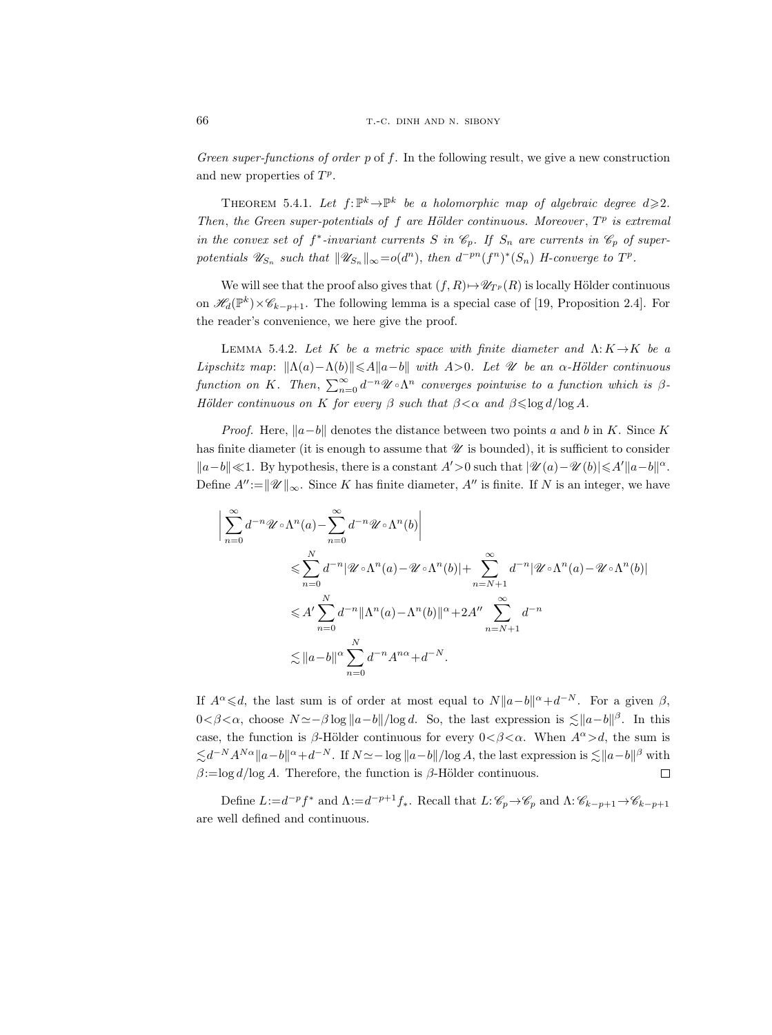*Green super-functions of order $p$* of $f$. In the following result, we give a new construction and new properties of $T^p$.

THEOREM 5.4.1. *Let $f:\mathbb{P}^k\to\mathbb{P}^k$ be a holomorphic map of algebraic degree $d\geqslant 2$. Then, the Green super-potentials of $f$ are Hölder continuous. Moreover, $T^p$ is extremal in the convex set of $f^*$-invariant currents $S$ in $\mathscr{C}_p$. If $S_n$ are currents in $\mathscr{C}_p$ of super-potentials $\mathscr{U}_{S_n}$ such that $\|\mathscr{U}_{S_n}\|_\infty=o(d^n)$, then $d^{-pn}(f^n)^*(S_n)$ H-converge to $T^p$.*

We will see that the proof also gives that $(f,R)\mapsto\mathscr{U}_{T^p}(R)$ is locally Hölder continuous on $\mathscr{H}_d(\mathbb{P}^k)\times\mathscr{C}_{k-p+1}$. The following lemma is a special case of [19, Proposition 2.4]. For the reader's convenience, we here give the proof.

LEMMA 5.4.2. *Let $K$ be a metric space with finite diameter and $\Lambda: K\to K$ be a Lipschitz map: $\|\Lambda(a)-\Lambda(b)\|\leqslant A\|a-b\|$ with $A>0$. Let $\mathscr{U}$ be an $\alpha$-Hölder continuous function on $K$. Then, $\sum_{n=0}^\infty d^{-n}\mathscr{U}\circ\Lambda^n$ converges pointwise to a function which is $\beta$-Hölder continuous on $K$ for every $\beta$ such that $\beta<\alpha$ and $\beta\leqslant\log d/\log A$.*

*Proof.* Here, $\|a-b\|$ denotes the distance between two points $a$ and $b$ in $K$. Since $K$ has finite diameter (it is enough to assume that $\mathscr{U}$ is bounded), it is sufficient to consider $\|a-b\|\ll 1$. By hypothesis, there is a constant $A'>0$ such that $|\mathscr{U}(a)-\mathscr{U}(b)|\leqslant A'\|a-b\|^\alpha$. Define $A'':=\|\mathscr{U}\|_\infty$. Since $K$ has finite diameter, $A''$ is finite. If $N$ is an integer, we have

$$
\begin{aligned}
\bigg|\sum_{n=0}^\infty & d^{-n}\mathscr{U}\circ\Lambda^n(a)-\sum_{n=0}^\infty d^{-n}\mathscr{U}\circ\Lambda^n(b)\bigg|\\
&\leqslant\sum_{n=0}^N d^{-n}|\mathscr{U}\circ\Lambda^n(a)-\mathscr{U}\circ\Lambda^n(b)|+\sum_{n=N+1}^\infty d^{-n}|\mathscr{U}\circ\Lambda^n(a)-\mathscr{U}\circ\Lambda^n(b)|\\
&\leqslant A'\sum_{n=0}^N d^{-n}\|\Lambda^n(a)-\Lambda^n(b)\|^\alpha+2A''\sum_{n=N+1}^\infty d^{-n}\\
&\lesssim\|a-b\|^\alpha\sum_{n=0}^N d^{-n}A^{n\alpha}+d^{-N}.
\end{aligned}
$$

If $A^\alpha\leqslant d$, the last sum is of order at most equal to $N\|a-b\|^\alpha+d^{-N}$. For a given $\beta$, $0<\beta<\alpha$, choose $N\simeq-\beta\log\|a-b\|/\log d$. So, the last expression is $\lesssim\|a-b\|^\beta$. In this case, the function is $\beta$-Hölder continuous for every $0<\beta<\alpha$. When $A^\alpha>d$, the sum is $\lesssim d^{-N}A^{N\alpha}\|a-b\|^\alpha+d^{-N}$. If $N\simeq-\log\|a-b\|/\log A$, the last expression is $\lesssim\|a-b\|^\beta$ with $\beta:=\log d/\log A$. Therefore, the function is $\beta$-Hölder continuous. $\square$

Define $L:=d^{-p}f^*$ and $\Lambda:=d^{-p+1}f_*$. Recall that $L:\mathscr{C}_p\to\mathscr{C}_p$ and $\Lambda:\mathscr{C}_{k-p+1}\to\mathscr{C}_{k-p+1}$ are well defined and continuous.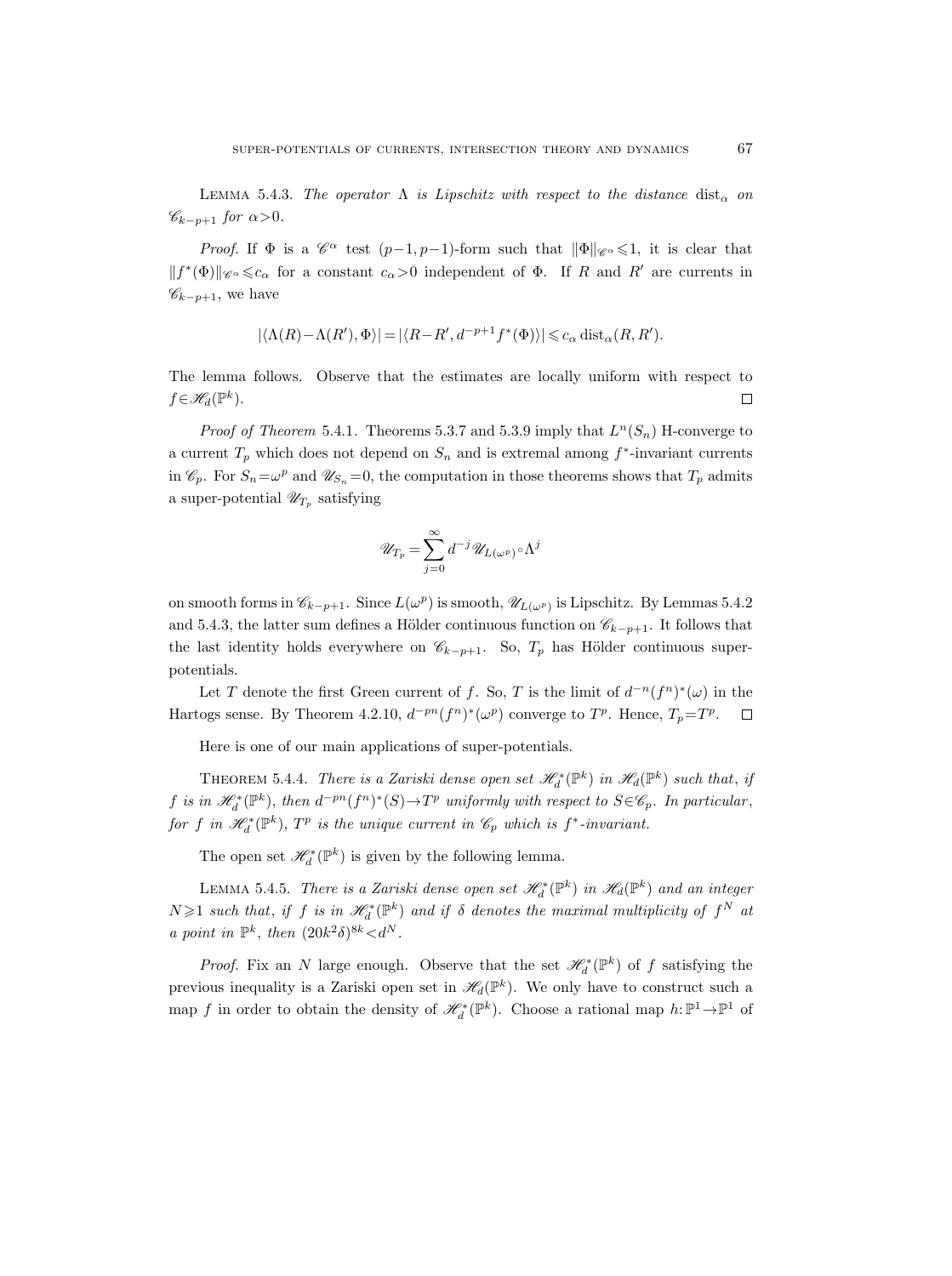Lemma 5.4.3. *The operator $\Lambda$ is Lipschitz with respect to the distance* $\text{dist}_\alpha$ *on* $\mathscr{C}_{k-p+1}$ *for* $\alpha>0$.

*Proof.* If $\Phi$ is a $\mathscr{C}^\alpha$ test $(p-1,p-1)$-form such that $\|\Phi\|_{\mathscr{C}^\alpha}\leqslant 1$, it is clear that $\|f^*(\Phi)\|_{\mathscr{C}^\alpha}\leqslant c_\alpha$ for a constant $c_\alpha>0$ independent of $\Phi$. If $R$ and $R'$ are currents in $\mathscr{C}_{k-p+1}$, we have

$$|\langle \Lambda(R)-\Lambda(R'),\Phi\rangle| = |\langle R-R', d^{-p+1}f^*(\Phi)\rangle| \leqslant c_\alpha\,\text{dist}_\alpha(R,R').$$

The lemma follows. Observe that the estimates are locally uniform with respect to $f\in\mathscr{H}_d(\mathbb{P}^k)$. $\square$

*Proof of Theorem* 5.4.1. Theorems 5.3.7 and 5.3.9 imply that $L^n(S_n)$ H-converge to a current $T_p$ which does not depend on $S_n$ and is extremal among $f^*$-invariant currents in $\mathscr{C}_p$. For $S_n=\omega^p$ and $\mathscr{U}_{S_n}=0$, the computation in those theorems shows that $T_p$ admits a super-potential $\mathscr{U}_{T_p}$ satisfying

$$\mathscr{U}_{T_p} = \sum_{j=0}^{\infty} d^{-j}\,\mathscr{U}_{L(\omega^p)}\circ\Lambda^j$$

on smooth forms in $\mathscr{C}_{k-p+1}$. Since $L(\omega^p)$ is smooth, $\mathscr{U}_{L(\omega^p)}$ is Lipschitz. By Lemmas 5.4.2 and 5.4.3, the latter sum defines a Hölder continuous function on $\mathscr{C}_{k-p+1}$. It follows that the last identity holds everywhere on $\mathscr{C}_{k-p+1}$. So, $T_p$ has Hölder continuous super-potentials.

Let $T$ denote the first Green current of $f$. So, $T$ is the limit of $d^{-n}(f^n)^*(\omega)$ in the Hartogs sense. By Theorem 4.2.10, $d^{-pn}(f^n)^*(\omega^p)$ converge to $T^p$. Hence, $T_p=T^p$. $\square$

Here is one of our main applications of super-potentials.

Theorem 5.4.4. *There is a Zariski dense open set* $\mathscr{H}_d^*(\mathbb{P}^k)$ *in* $\mathscr{H}_d(\mathbb{P}^k)$ *such that, if* $f$ *is in* $\mathscr{H}_d^*(\mathbb{P}^k)$, *then* $d^{-pn}(f^n)^*(S)\to T^p$ *uniformly with respect to* $S\in\mathscr{C}_p$. *In particular, for* $f$ *in* $\mathscr{H}_d^*(\mathbb{P}^k)$, $T^p$ *is the unique current in* $\mathscr{C}_p$ *which is* $f^*$*-invariant.*

The open set $\mathscr{H}_d^*(\mathbb{P}^k)$ is given by the following lemma.

Lemma 5.4.5. *There is a Zariski dense open set* $\mathscr{H}_d^*(\mathbb{P}^k)$ *in* $\mathscr{H}_d(\mathbb{P}^k)$ *and an integer* $N\geqslant 1$ *such that, if* $f$ *is in* $\mathscr{H}_d^*(\mathbb{P}^k)$ *and if* $\delta$ *denotes the maximal multiplicity of* $f^N$ *at a point in* $\mathbb{P}^k$, *then* $(20k^2\delta)^{8k}<d^N$.

*Proof.* Fix an $N$ large enough. Observe that the set $\mathscr{H}_d^*(\mathbb{P}^k)$ of $f$ satisfying the previous inequality is a Zariski open set in $\mathscr{H}_d(\mathbb{P}^k)$. We only have to construct such a map $f$ in order to obtain the density of $\mathscr{H}_d^*(\mathbb{P}^k)$. Choose a rational map $h\colon\mathbb{P}^1\to\mathbb{P}^1$ of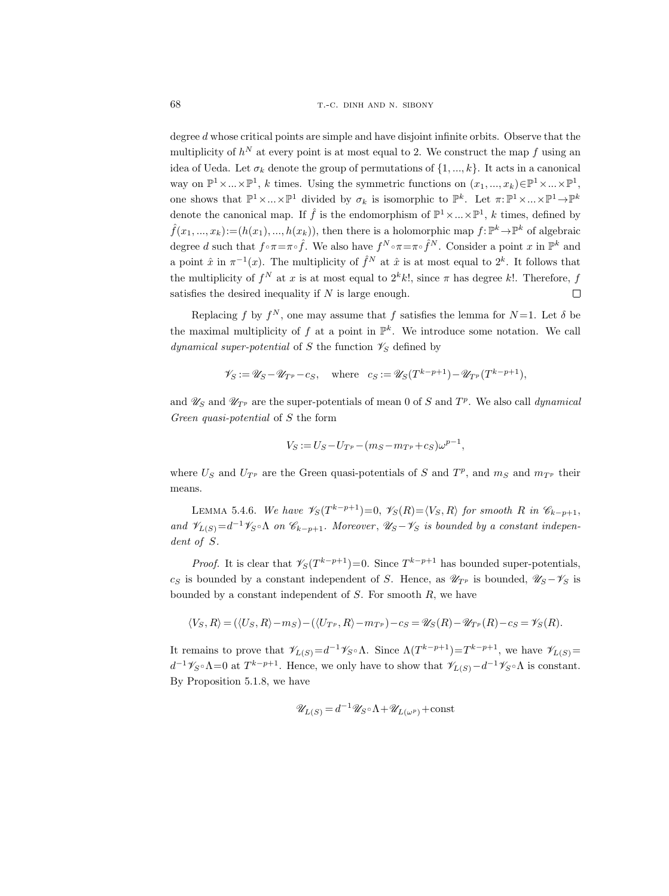degree $d$ whose critical points are simple and have disjoint infinite orbits. Observe that the multiplicity of $h^N$ at every point is at most equal to 2. We construct the map $f$ using an idea of Ueda. Let $\sigma_k$ denote the group of permutations of $\{1, ..., k\}$. It acts in a canonical way on $\mathbb{P}^1 \times ... \times \mathbb{P}^1$, $k$ times. Using the symmetric functions on $(x_1, ..., x_k) \in \mathbb{P}^1 \times ... \times \mathbb{P}^1$, one shows that $\mathbb{P}^1 \times ... \times \mathbb{P}^1$ divided by $\sigma_k$ is isomorphic to $\mathbb{P}^k$. Let $\pi: \mathbb{P}^1 \times ... \times \mathbb{P}^1 \to \mathbb{P}^k$ denote the canonical map. If $\hat{f}$ is the endomorphism of $\mathbb{P}^1 \times ... \times \mathbb{P}^1$, $k$ times, defined by $\hat{f}(x_1, ..., x_k) := (h(x_1), ..., h(x_k))$, then there is a holomorphic map $f: \mathbb{P}^k \to \mathbb{P}^k$ of algebraic degree $d$ such that $f \circ \pi = \pi \circ \hat{f}$. We also have $f^N \circ \pi = \pi \circ \hat{f}^N$. Consider a point $x$ in $\mathbb{P}^k$ and a point $\hat{x}$ in $\pi^{-1}(x)$. The multiplicity of $\hat{f}^N$ at $\hat{x}$ is at most equal to $2^k$. It follows that the multiplicity of $f^N$ at $x$ is at most equal to $2^k k!$, since $\pi$ has degree $k!$. Therefore, $f$ satisfies the desired inequality if $N$ is large enough. □

Replacing $f$ by $f^N$, one may assume that $f$ satisfies the lemma for $N=1$. Let $\delta$ be the maximal multiplicity of $f$ at a point in $\mathbb{P}^k$. We introduce some notation. We call *dynamical super-potential* of $S$ the function $\mathscr{V}_S$ defined by

$$\mathscr{V}_S := \mathscr{U}_S - \mathscr{U}_{T^p} - c_S, \quad \text{where} \quad c_S := \mathscr{U}_S(T^{k-p+1}) - \mathscr{U}_{T^p}(T^{k-p+1}),$$

and $\mathscr{U}_S$ and $\mathscr{U}_{T^p}$ are the super-potentials of mean 0 of $S$ and $T^p$. We also call *dynamical Green quasi-potential* of $S$ the form

$$V_S := U_S - U_{T^p} - (m_S - m_{T^p} + c_S)\omega^{p-1},$$

where $U_S$ and $U_{T^p}$ are the Green quasi-potentials of $S$ and $T^p$, and $m_S$ and $m_{T^p}$ their means.

Lemma 5.4.6. *We have $\mathscr{V}_S(T^{k-p+1}) = 0$, $\mathscr{V}_S(R) = \langle V_S, R \rangle$ for smooth $R$ in $\mathscr{C}_{k-p+1}$, and $\mathscr{V}_{L(S)} = d^{-1}\mathscr{V}_S \circ \Lambda$ on $\mathscr{C}_{k-p+1}$. Moreover, $\mathscr{U}_S - \mathscr{V}_S$ is bounded by a constant independent of $S$.*

*Proof.* It is clear that $\mathscr{V}_S(T^{k-p+1}) = 0$. Since $T^{k-p+1}$ has bounded super-potentials, $c_S$ is bounded by a constant independent of $S$. Hence, as $\mathscr{U}_{T^p}$ is bounded, $\mathscr{U}_S - \mathscr{V}_S$ is bounded by a constant independent of $S$. For smooth $R$, we have

$$\langle V_S, R \rangle = (\langle U_S, R \rangle - m_S) - (\langle U_{T^p}, R \rangle - m_{T^p}) - c_S = \mathscr{U}_S(R) - \mathscr{U}_{T^p}(R) - c_S = \mathscr{V}_S(R).$$

It remains to prove that $\mathscr{V}_{L(S)} = d^{-1}\mathscr{V}_S \circ \Lambda$. Since $\Lambda(T^{k-p+1}) = T^{k-p+1}$, we have $\mathscr{V}_{L(S)} = d^{-1}\mathscr{V}_S \circ \Lambda = 0$ at $T^{k-p+1}$. Hence, we only have to show that $\mathscr{V}_{L(S)} - d^{-1}\mathscr{V}_S \circ \Lambda$ is constant. By Proposition 5.1.8, we have

$$\mathscr{U}_{L(S)} = d^{-1}\mathscr{U}_S \circ \Lambda + \mathscr{U}_{L(\omega^p)} + \text{const}$$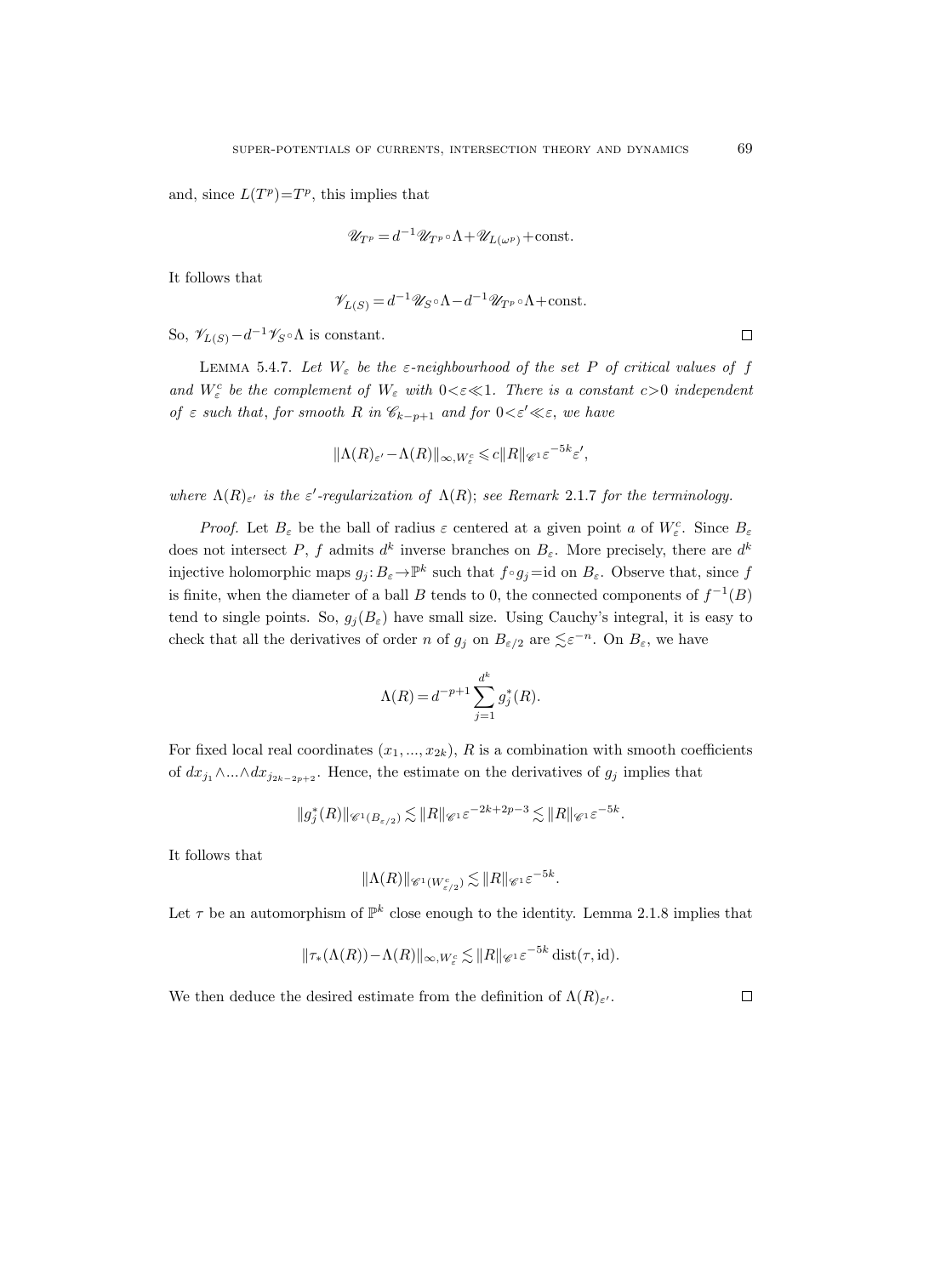and, since $L(T^p)=T^p$, this implies that

$$\mathscr{U}_{T^p} = d^{-1}\mathscr{U}_{T^p}\circ\Lambda + \mathscr{U}_{L(\omega^p)} + \text{const}.$$

It follows that

$$\mathscr{V}_{L(S)} = d^{-1}\mathscr{U}_S\circ\Lambda - d^{-1}\mathscr{U}_{T^p}\circ\Lambda + \text{const}.$$

So, $\mathscr{V}_{L(S)} - d^{-1}\mathscr{V}_S\circ\Lambda$ is constant. □

LEMMA 5.4.7. *Let $W_\varepsilon$ be the $\varepsilon$-neighbourhood of the set $P$ of critical values of $f$ and $W_\varepsilon^c$ be the complement of $W_\varepsilon$ with $0<\varepsilon\ll 1$. There is a constant $c>0$ independent of $\varepsilon$ such that, for smooth $R$ in $\mathscr{C}_{k-p+1}$ and for $0<\varepsilon'\ll\varepsilon$, we have*

$$\|\Lambda(R)_{\varepsilon'} - \Lambda(R)\|_{\infty, W_\varepsilon^c} \leqslant c\|R\|_{\mathscr{C}^1}\varepsilon^{-5k}\varepsilon',$$

*where $\Lambda(R)_{\varepsilon'}$ is the $\varepsilon'$-regularization of $\Lambda(R)$; see Remark 2.1.7 for the terminology.*

*Proof.* Let $B_\varepsilon$ be the ball of radius $\varepsilon$ centered at a given point $a$ of $W_\varepsilon^c$. Since $B_\varepsilon$ does not intersect $P$, $f$ admits $d^k$ inverse branches on $B_\varepsilon$. More precisely, there are $d^k$ injective holomorphic maps $g_j: B_\varepsilon\to\mathbb{P}^k$ such that $f\circ g_j=\text{id}$ on $B_\varepsilon$. Observe that, since $f$ is finite, when the diameter of a ball $B$ tends to 0, the connected components of $f^{-1}(B)$ tend to single points. So, $g_j(B_\varepsilon)$ have small size. Using Cauchy's integral, it is easy to check that all the derivatives of order $n$ of $g_j$ on $B_{\varepsilon/2}$ are $\lesssim\varepsilon^{-n}$. On $B_\varepsilon$, we have

$$\Lambda(R) = d^{-p+1}\sum_{j=1}^{d^k} g_j^*(R).$$

For fixed local real coordinates $(x_1, ..., x_{2k})$, $R$ is a combination with smooth coefficients of $dx_{j_1}\wedge...\wedge dx_{j_{2k-2p+2}}$. Hence, the estimate on the derivatives of $g_j$ implies that

$$\|g_j^*(R)\|_{\mathscr{C}^1(B_{\varepsilon/2})} \lesssim \|R\|_{\mathscr{C}^1}\varepsilon^{-2k+2p-3} \lesssim \|R\|_{\mathscr{C}^1}\varepsilon^{-5k}.$$

It follows that

$$\|\Lambda(R)\|_{\mathscr{C}^1(W_{\varepsilon/2}^c)} \lesssim \|R\|_{\mathscr{C}^1}\varepsilon^{-5k}.$$

Let $\tau$ be an automorphism of $\mathbb{P}^k$ close enough to the identity. Lemma 2.1.8 implies that

$$\|\tau_*(\Lambda(R)) - \Lambda(R)\|_{\infty, W_\varepsilon^c} \lesssim \|R\|_{\mathscr{C}^1}\varepsilon^{-5k}\,\text{dist}(\tau, \text{id}).$$

We then deduce the desired estimate from the definition of $\Lambda(R)_{\varepsilon'}$. □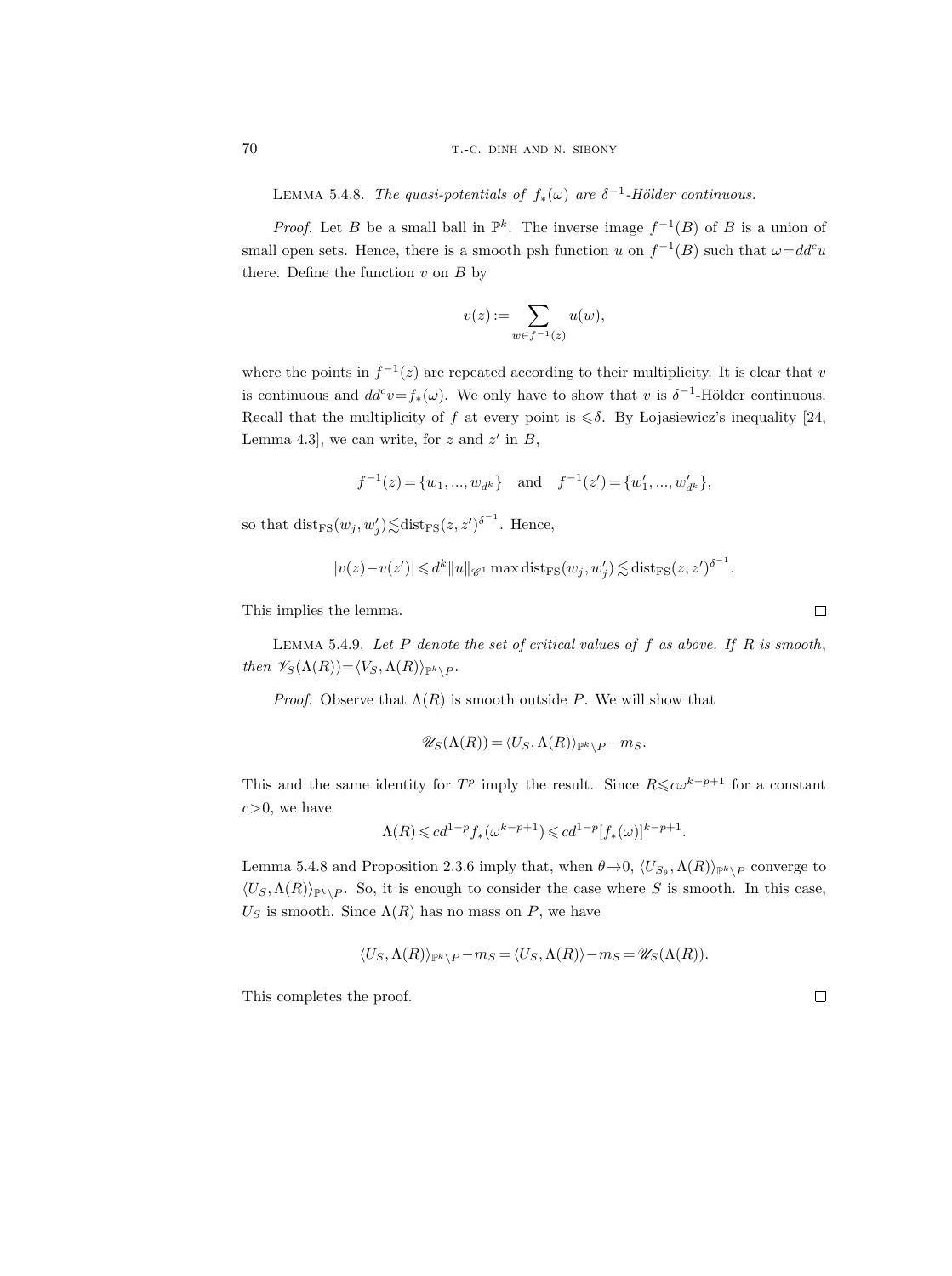LEMMA 5.4.8. *The quasi-potentials of $f_*(\omega)$ are $\delta^{-1}$-Hölder continuous.*

*Proof.* Let $B$ be a small ball in $\mathbb{P}^k$. The inverse image $f^{-1}(B)$ of $B$ is a union of small open sets. Hence, there is a smooth psh function $u$ on $f^{-1}(B)$ such that $\omega = dd^c u$ there. Define the function $v$ on $B$ by

$$v(z) := \sum_{w \in f^{-1}(z)} u(w),$$

where the points in $f^{-1}(z)$ are repeated according to their multiplicity. It is clear that $v$ is continuous and $dd^c v = f_*(\omega)$. We only have to show that $v$ is $\delta^{-1}$-Hölder continuous. Recall that the multiplicity of $f$ at every point is $\leqslant \delta$. By Łojasiewicz's inequality [24, Lemma 4.3], we can write, for $z$ and $z'$ in $B$,

$$f^{-1}(z) = \{w_1, ..., w_{d^k}\} \quad \text{and} \quad f^{-1}(z') = \{w'_1, ..., w'_{d^k}\},$$

so that $\operatorname{dist}_{\mathrm{FS}}(w_j, w'_j) \lesssim \operatorname{dist}_{\mathrm{FS}}(z, z')^{\delta^{-1}}$. Hence,

$$|v(z) - v(z')| \leqslant d^k \|u\|_{\mathscr{C}^1} \max \operatorname{dist}_{\mathrm{FS}}(w_j, w'_j) \lesssim \operatorname{dist}_{\mathrm{FS}}(z, z')^{\delta^{-1}}.$$

This implies the lemma. □

LEMMA 5.4.9. *Let $P$ denote the set of critical values of $f$ as above. If $R$ is smooth, then $\mathscr{V}_S(\Lambda(R)) = \langle V_S, \Lambda(R)\rangle_{\mathbb{P}^k \setminus P}$.*

*Proof.* Observe that $\Lambda(R)$ is smooth outside $P$. We will show that

$$\mathscr{U}_S(\Lambda(R)) = \langle U_S, \Lambda(R)\rangle_{\mathbb{P}^k \setminus P} - m_S.$$

This and the same identity for $T^p$ imply the result. Since $R \leqslant c\omega^{k-p+1}$ for a constant $c > 0$, we have

$$\Lambda(R) \leqslant c d^{1-p} f_*(\omega^{k-p+1}) \leqslant c d^{1-p} [f_*(\omega)]^{k-p+1}.$$

Lemma 5.4.8 and Proposition 2.3.6 imply that, when $\theta \to 0$, $\langle U_{S_\theta}, \Lambda(R)\rangle_{\mathbb{P}^k \setminus P}$ converge to $\langle U_S, \Lambda(R)\rangle_{\mathbb{P}^k \setminus P}$. So, it is enough to consider the case where $S$ is smooth. In this case, $U_S$ is smooth. Since $\Lambda(R)$ has no mass on $P$, we have

$$\langle U_S, \Lambda(R)\rangle_{\mathbb{P}^k \setminus P} - m_S = \langle U_S, \Lambda(R)\rangle - m_S = \mathscr{U}_S(\Lambda(R)).$$

This completes the proof. □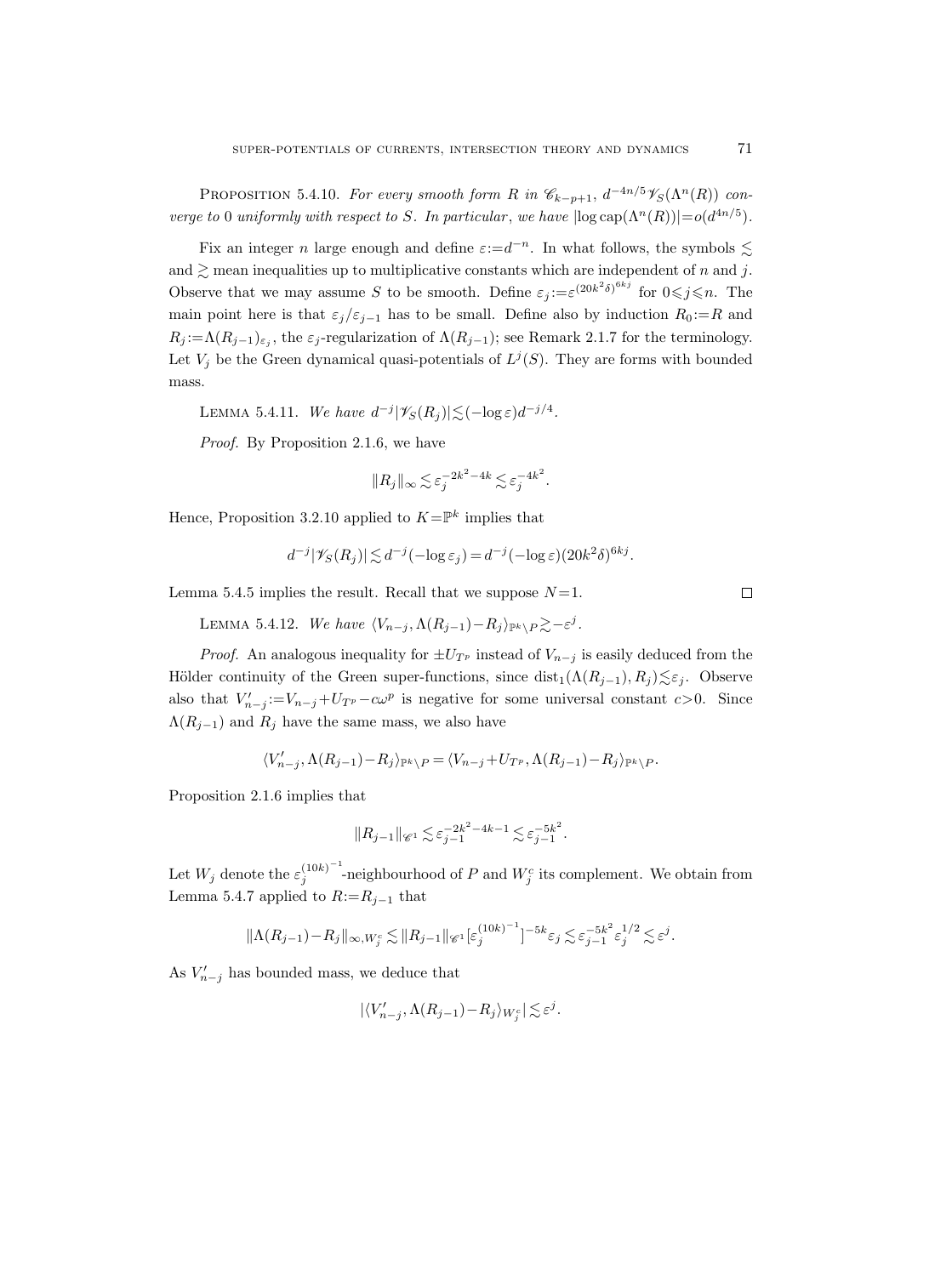PROPOSITION 5.4.10. *For every smooth form $R$ in $\mathscr{C}_{k-p+1}$, $d^{-4n/5}\mathscr{V}_S(\Lambda^n(R))$ converge to* 0 *uniformly with respect to $S$. In particular*, *we have* $|\log \operatorname{cap}(\Lambda^n(R))| = o(d^{4n/5})$.

Fix an integer $n$ large enough and define $\varepsilon := d^{-n}$. In what follows, the symbols $\lesssim$ and $\gtrsim$ mean inequalities up to multiplicative constants which are independent of $n$ and $j$. Observe that we may assume $S$ to be smooth. Define $\varepsilon_j := \varepsilon^{(20k^2\delta)^{6kj}}$ for $0 \leqslant j \leqslant n$. The main point here is that $\varepsilon_j/\varepsilon_{j-1}$ has to be small. Define also by induction $R_0 := R$ and $R_j := \Lambda(R_{j-1})_{\varepsilon_j}$, the $\varepsilon_j$-regularization of $\Lambda(R_{j-1})$; see Remark 2.1.7 for the terminology. Let $V_j$ be the Green dynamical quasi-potentials of $L^j(S)$. They are forms with bounded mass.

LEMMA 5.4.11. *We have* $d^{-j}|\mathscr{V}_S(R_j)| \lesssim (-\log \varepsilon) d^{-j/4}$.

*Proof.* By Proposition 2.1.6, we have

$$\|R_j\|_\infty \lesssim \varepsilon_j^{-2k^2-4k} \lesssim \varepsilon_j^{-4k^2}.$$

Hence, Proposition 3.2.10 applied to $K = \mathbb{P}^k$ implies that

$$d^{-j}|\mathscr{V}_S(R_j)| \lesssim d^{-j}(-\log \varepsilon_j) = d^{-j}(-\log \varepsilon)(20k^2\delta)^{6kj}.$$

Lemma 5.4.5 implies the result. Recall that we suppose $N=1$. $\square$

LEMMA 5.4.12. *We have* $\langle V_{n-j}, \Lambda(R_{j-1}) - R_j \rangle_{\mathbb{P}^k \setminus P} \gtrsim -\varepsilon^j$.

*Proof.* An analogous inequality for $\pm U_{T^p}$ instead of $V_{n-j}$ is easily deduced from the Hölder continuity of the Green super-functions, since $\operatorname{dist}_1(\Lambda(R_{j-1}), R_j) \lesssim \varepsilon_j$. Observe also that $V'_{n-j} := V_{n-j} + U_{T^p} - c\omega^p$ is negative for some universal constant $c > 0$. Since $\Lambda(R_{j-1})$ and $R_j$ have the same mass, we also have

$$\langle V'_{n-j}, \Lambda(R_{j-1}) - R_j \rangle_{\mathbb{P}^k \setminus P} = \langle V_{n-j} + U_{T^p}, \Lambda(R_{j-1}) - R_j \rangle_{\mathbb{P}^k \setminus P}.$$

Proposition 2.1.6 implies that

$$\|R_{j-1}\|_{\mathscr{C}^1} \lesssim \varepsilon_{j-1}^{-2k^2-4k-1} \lesssim \varepsilon_{j-1}^{-5k^2}.$$

Let $W_j$ denote the $\varepsilon_j^{(10k)^{-1}}$-neighbourhood of $P$ and $W_j^c$ its complement. We obtain from Lemma 5.4.7 applied to $R := R_{j-1}$ that

$$\|\Lambda(R_{j-1}) - R_j\|_{\infty, W_j^c} \lesssim \|R_{j-1}\|_{\mathscr{C}^1} [\varepsilon_j^{(10k)^{-1}}]^{-5k} \varepsilon_j \lesssim \varepsilon_{j-1}^{-5k^2} \varepsilon_j^{1/2} \lesssim \varepsilon^j.$$

As $V'_{n-j}$ has bounded mass, we deduce that

$$|\langle V'_{n-j}, \Lambda(R_{j-1}) - R_j \rangle_{W_j^c}| \lesssim \varepsilon^j.$$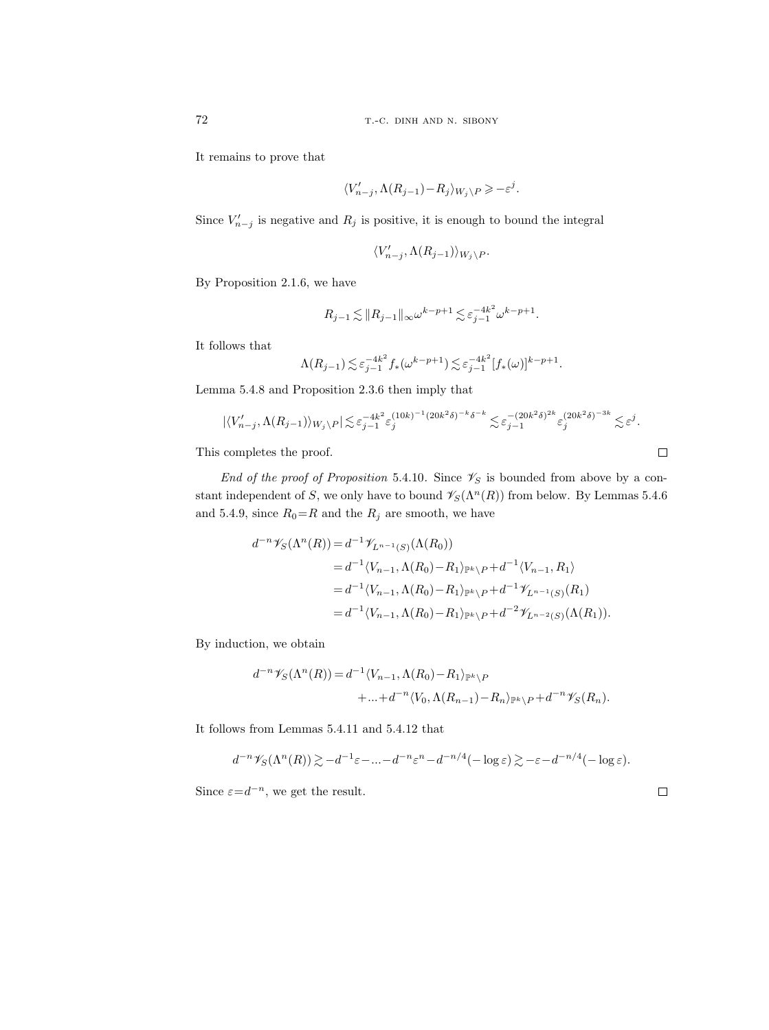It remains to prove that

$$\langle V'_{n-j}, \Lambda(R_{j-1}) - R_j \rangle_{W_j \setminus P} \geqslant -\varepsilon^j.$$

Since $V'_{n-j}$ is negative and $R_j$ is positive, it is enough to bound the integral

$$\langle V'_{n-j}, \Lambda(R_{j-1}) \rangle_{W_j \setminus P}.$$

By Proposition 2.1.6, we have

$$R_{j-1} \lesssim \|R_{j-1}\|_\infty \omega^{k-p+1} \lesssim \varepsilon_{j-1}^{-4k^2} \omega^{k-p+1}.$$

It follows that

$$\Lambda(R_{j-1}) \lesssim \varepsilon_{j-1}^{-4k^2} f_*(\omega^{k-p+1}) \lesssim \varepsilon_{j-1}^{-4k^2} [f_*(\omega)]^{k-p+1}.$$

Lemma 5.4.8 and Proposition 2.3.6 then imply that

$$|\langle V'_{n-j}, \Lambda(R_{j-1}) \rangle_{W_j \setminus P}| \lesssim \varepsilon_{j-1}^{-4k^2} \varepsilon_j^{(10k)^{-1}(20k^2\delta)^{-k}\delta^{-k}} \lesssim \varepsilon_{j-1}^{-(20k^2\delta)^{2k}} \varepsilon_j^{(20k^2\delta)^{-3k}} \lesssim \varepsilon^j.$$

This completes the proof. □

*End of the proof of Proposition* 5.4.10. Since $\mathscr{V}_S$ is bounded from above by a constant independent of $S$, we only have to bound $\mathscr{V}_S(\Lambda^n(R))$ from below. By Lemmas 5.4.6 and 5.4.9, since $R_0 = R$ and the $R_j$ are smooth, we have

$$\begin{aligned}
d^{-n}\mathscr{V}_S(\Lambda^n(R)) &= d^{-1}\mathscr{V}_{L^{n-1}(S)}(\Lambda(R_0)) \\
&= d^{-1}\langle V_{n-1}, \Lambda(R_0) - R_1 \rangle_{\mathbb{P}^k \setminus P} + d^{-1}\langle V_{n-1}, R_1 \rangle \\
&= d^{-1}\langle V_{n-1}, \Lambda(R_0) - R_1 \rangle_{\mathbb{P}^k \setminus P} + d^{-1}\mathscr{V}_{L^{n-1}(S)}(R_1) \\
&= d^{-1}\langle V_{n-1}, \Lambda(R_0) - R_1 \rangle_{\mathbb{P}^k \setminus P} + d^{-2}\mathscr{V}_{L^{n-2}(S)}(\Lambda(R_1)).
\end{aligned}$$

By induction, we obtain

$$\begin{aligned}
d^{-n}\mathscr{V}_S(\Lambda^n(R)) &= d^{-1}\langle V_{n-1}, \Lambda(R_0) - R_1 \rangle_{\mathbb{P}^k \setminus P} \\
&\quad + \ldots + d^{-n}\langle V_0, \Lambda(R_{n-1}) - R_n \rangle_{\mathbb{P}^k \setminus P} + d^{-n}\mathscr{V}_S(R_n).
\end{aligned}$$

It follows from Lemmas 5.4.11 and 5.4.12 that

$$d^{-n}\mathscr{V}_S(\Lambda^n(R)) \gtrsim -d^{-1}\varepsilon - \ldots - d^{-n}\varepsilon^n - d^{-n/4}(-\log\varepsilon) \gtrsim -\varepsilon - d^{-n/4}(-\log\varepsilon).$$

Since $\varepsilon = d^{-n}$, we get the result. □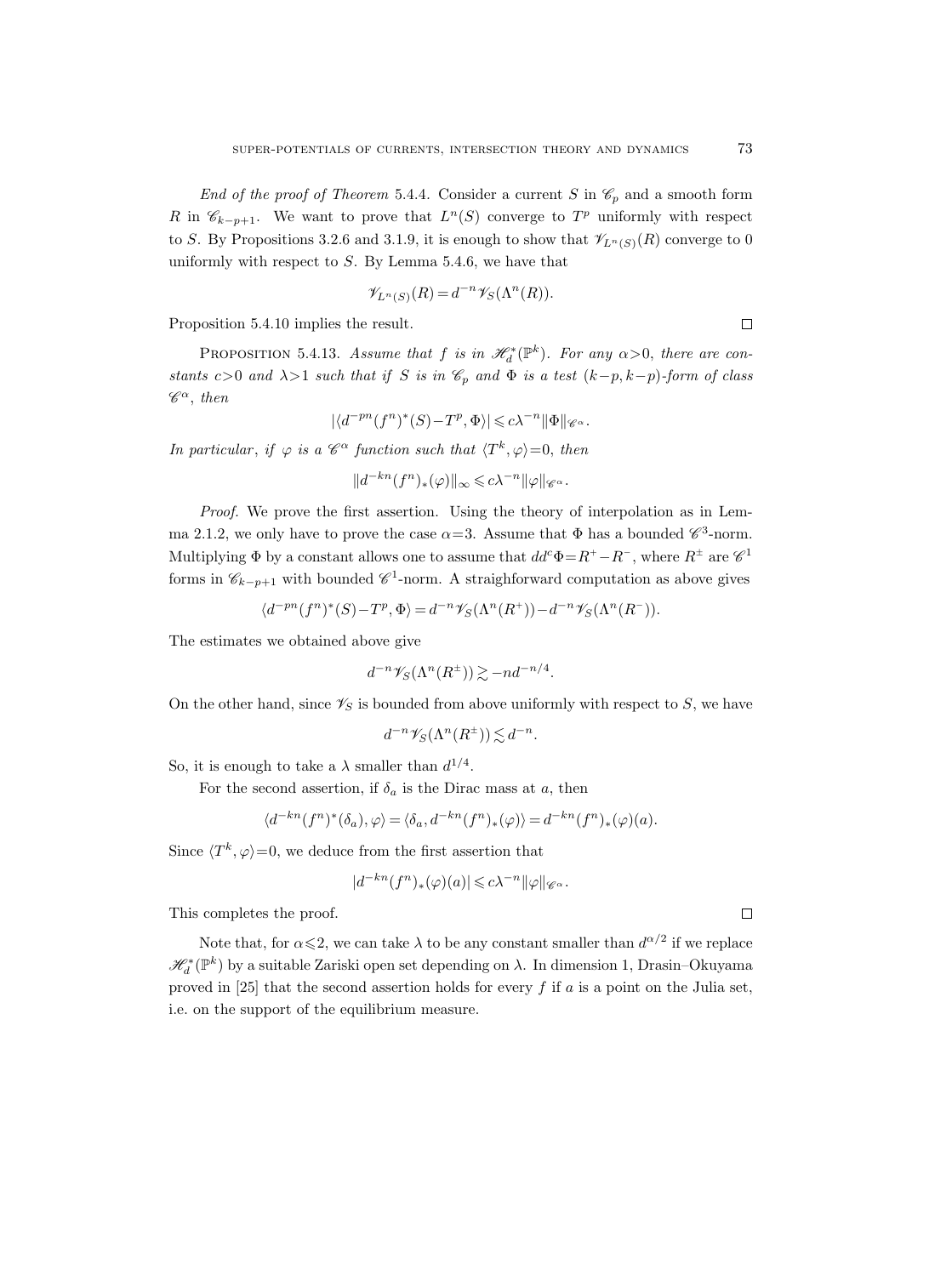*End of the proof of Theorem* 5.4.4. Consider a current $S$ in $\mathscr{C}_p$ and a smooth form $R$ in $\mathscr{C}_{k-p+1}$. We want to prove that $L^n(S)$ converge to $T^p$ uniformly with respect to $S$. By Propositions 3.2.6 and 3.1.9, it is enough to show that $\mathscr{V}_{L^n(S)}(R)$ converge to 0 uniformly with respect to $S$. By Lemma 5.4.6, we have that

$$\mathscr{V}_{L^n(S)}(R) = d^{-n}\mathscr{V}_S(\Lambda^n(R)).$$

Proposition 5.4.10 implies the result. $\square$

PROPOSITION 5.4.13. *Assume that $f$ is in $\mathscr{H}_d^*(\mathbb{P}^k)$. For any $\alpha>0$, there are constants $c>0$ and $\lambda>1$ such that if $S$ is in $\mathscr{C}_p$ and $\Phi$ is a test $(k-p,k-p)$-form of class $\mathscr{C}^\alpha$, then*

$$|\langle d^{-pn}(f^n)^*(S)-T^p,\Phi\rangle| \leqslant c\lambda^{-n}\|\Phi\|_{\mathscr{C}^\alpha}.$$

*In particular, if $\varphi$ is a $\mathscr{C}^\alpha$ function such that $\langle T^k,\varphi\rangle=0$, then*

$$\|d^{-kn}(f^n)_*(\varphi)\|_\infty \leqslant c\lambda^{-n}\|\varphi\|_{\mathscr{C}^\alpha}.$$

*Proof.* We prove the first assertion. Using the theory of interpolation as in Lemma 2.1.2, we only have to prove the case $\alpha=3$. Assume that $\Phi$ has a bounded $\mathscr{C}^3$-norm. Multiplying $\Phi$ by a constant allows one to assume that $dd^c\Phi=R^+-R^-$, where $R^\pm$ are $\mathscr{C}^1$ forms in $\mathscr{C}_{k-p+1}$ with bounded $\mathscr{C}^1$-norm. A straighforward computation as above gives

$$\langle d^{-pn}(f^n)^*(S)-T^p,\Phi\rangle = d^{-n}\mathscr{V}_S(\Lambda^n(R^+))-d^{-n}\mathscr{V}_S(\Lambda^n(R^-)).$$

The estimates we obtained above give

$$d^{-n}\mathscr{V}_S(\Lambda^n(R^\pm)) \gtrsim -nd^{-n/4}.$$

On the other hand, since $\mathscr{V}_S$ is bounded from above uniformly with respect to $S$, we have

$$d^{-n}\mathscr{V}_S(\Lambda^n(R^\pm)) \lesssim d^{-n}.$$

So, it is enough to take a $\lambda$ smaller than $d^{1/4}$.

For the second assertion, if $\delta_a$ is the Dirac mass at $a$, then

$$\langle d^{-kn}(f^n)^*(\delta_a),\varphi\rangle = \langle \delta_a, d^{-kn}(f^n)_*(\varphi)\rangle = d^{-kn}(f^n)_*(\varphi)(a).$$

Since $\langle T^k,\varphi\rangle=0$, we deduce from the first assertion that

$$|d^{-kn}(f^n)_*(\varphi)(a)| \leqslant c\lambda^{-n}\|\varphi\|_{\mathscr{C}^\alpha}.$$

This completes the proof. $\square$

Note that, for $\alpha\leqslant 2$, we can take $\lambda$ to be any constant smaller than $d^{\alpha/2}$ if we replace $\mathscr{H}_d^*(\mathbb{P}^k)$ by a suitable Zariski open set depending on $\lambda$. In dimension 1, Drasin–Okuyama proved in [25] that the second assertion holds for every $f$ if $a$ is a point on the Julia set, i.e. on the support of the equilibrium measure.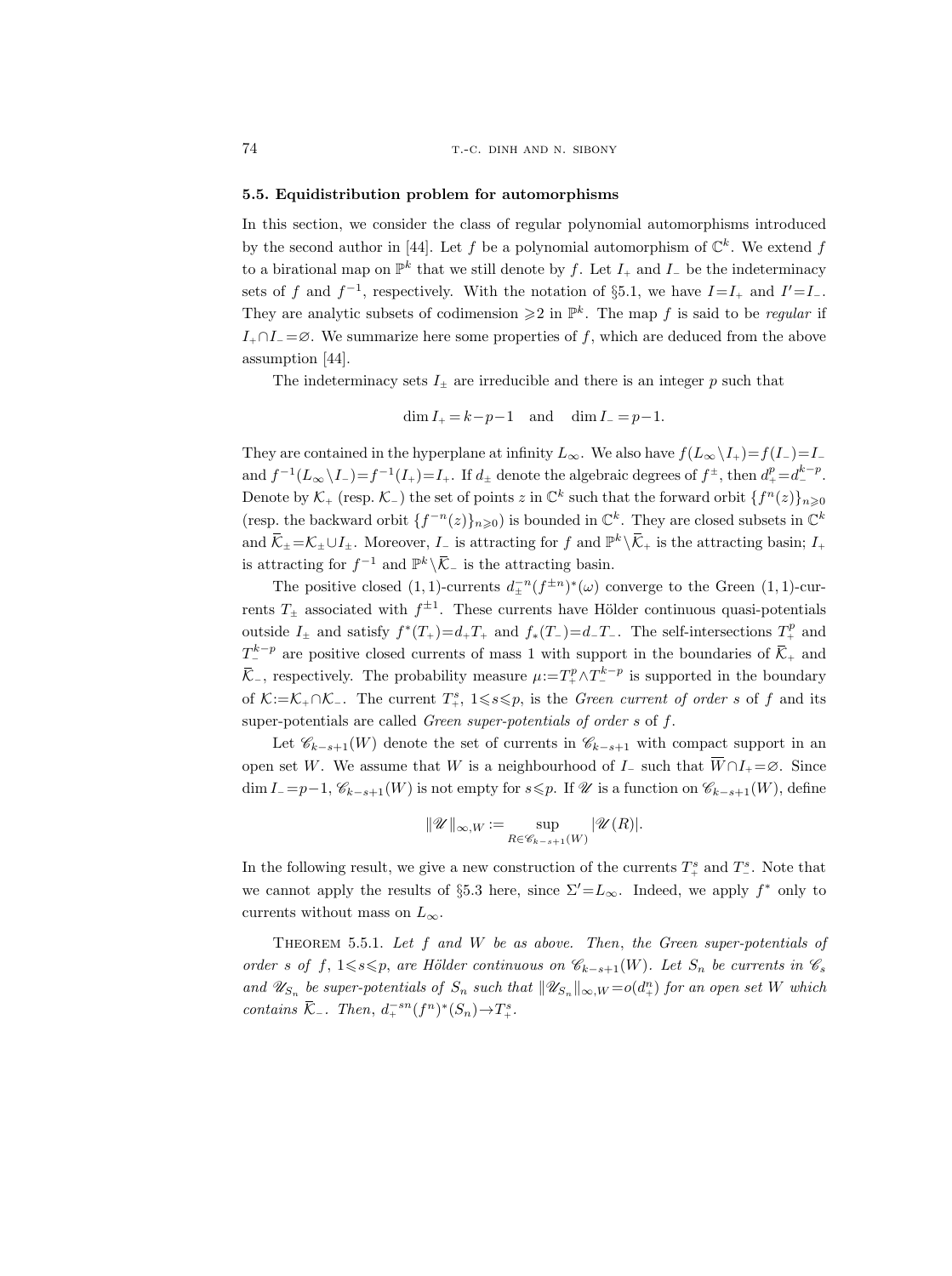### 5.5. Equidistribution problem for automorphisms

In this section, we consider the class of regular polynomial automorphisms introduced by the second author in [44]. Let $f$ be a polynomial automorphism of $\mathbb{C}^k$. We extend $f$ to a birational map on $\mathbb{P}^k$ that we still denote by $f$. Let $I_+$ and $I_-$ be the indeterminacy sets of $f$ and $f^{-1}$, respectively. With the notation of §5.1, we have $I=I_+$ and $I'=I_-$. They are analytic subsets of codimension $\geqslant 2$ in $\mathbb{P}^k$. The map $f$ is said to be *regular* if $I_+\cap I_-=\varnothing$. We summarize here some properties of $f$, which are deduced from the above assumption [44].

The indeterminacy sets $I_\pm$ are irreducible and there is an integer $p$ such that

$$\dim I_+ = k-p-1 \quad \text{and} \quad \dim I_- = p-1.$$

They are contained in the hyperplane at infinity $L_\infty$. We also have $f(L_\infty\setminus I_+)=f(I_-)=I_-$ and $f^{-1}(L_\infty\setminus I_-)=f^{-1}(I_+)=I_+$. If $d_\pm$ denote the algebraic degrees of $f^\pm$, then $d_+^p=d_-^{k-p}$. Denote by $\mathcal{K}_+$ (resp. $\mathcal{K}_-$) the set of points $z$ in $\mathbb{C}^k$ such that the forward orbit $\{f^n(z)\}_{n\geqslant 0}$ (resp. the backward orbit $\{f^{-n}(z)\}_{n\geqslant 0}$) is bounded in $\mathbb{C}^k$. They are closed subsets in $\mathbb{C}^k$ and $\overline{\mathcal{K}}_\pm=\mathcal{K}_\pm\cup I_\pm$. Moreover, $I_-$ is attracting for $f$ and $\mathbb{P}^k\setminus\overline{\mathcal{K}}_+$ is the attracting basin; $I_+$ is attracting for $f^{-1}$ and $\mathbb{P}^k\setminus\overline{\mathcal{K}}_-$ is the attracting basin.

The positive closed $(1,1)$-currents $d_\pm^{-n}(f^{\pm n})^*(\omega)$ converge to the Green $(1,1)$-currents $T_\pm$ associated with $f^{\pm 1}$. These currents have Hölder continuous quasi-potentials outside $I_\pm$ and satisfy $f^*(T_+)=d_+T_+$ and $f_*(T_-)=d_-T_-$. The self-intersections $T_+^p$ and $T_-^{k-p}$ are positive closed currents of mass 1 with support in the boundaries of $\overline{\mathcal{K}}_+$ and $\overline{\mathcal{K}}_-$, respectively. The probability measure $\mu:=T_+^p\wedge T_-^{k-p}$ is supported in the boundary of $\mathcal{K}:=\mathcal{K}_+\cap\mathcal{K}_-$. The current $T_+^s$, $1\leqslant s\leqslant p$, is the *Green current of order* $s$ of $f$ and its super-potentials are called *Green super-potentials of order* $s$ of $f$.

Let $\mathscr{C}_{k-s+1}(W)$ denote the set of currents in $\mathscr{C}_{k-s+1}$ with compact support in an open set $W$. We assume that $W$ is a neighbourhood of $I_-$ such that $\overline{W}\cap I_+=\varnothing$. Since $\dim I_-=p-1$, $\mathscr{C}_{k-s+1}(W)$ is not empty for $s\leqslant p$. If $\mathscr{U}$ is a function on $\mathscr{C}_{k-s+1}(W)$, define

$$\|\mathscr{U}\|_{\infty,W} := \sup_{R\in\mathscr{C}_{k-s+1}(W)} |\mathscr{U}(R)|.$$

In the following result, we give a new construction of the currents $T_+^s$ and $T_-^s$. Note that we cannot apply the results of §5.3 here, since $\Sigma'=L_\infty$. Indeed, we apply $f^*$ only to currents without mass on $L_\infty$.

Theorem 5.5.1. *Let $f$ and $W$ be as above. Then, the Green super-potentials of order $s$ of $f$, $1\leqslant s\leqslant p$, are Hölder continuous on $\mathscr{C}_{k-s+1}(W)$. Let $S_n$ be currents in $\mathscr{C}_s$ and $\mathscr{U}_{S_n}$ be super-potentials of $S_n$ such that $\|\mathscr{U}_{S_n}\|_{\infty,W}=o(d_+^n)$ for an open set $W$ which contains $\overline{\mathcal{K}}_-$. Then, $d_+^{-sn}(f^n)^*(S_n)\to T_+^s$.*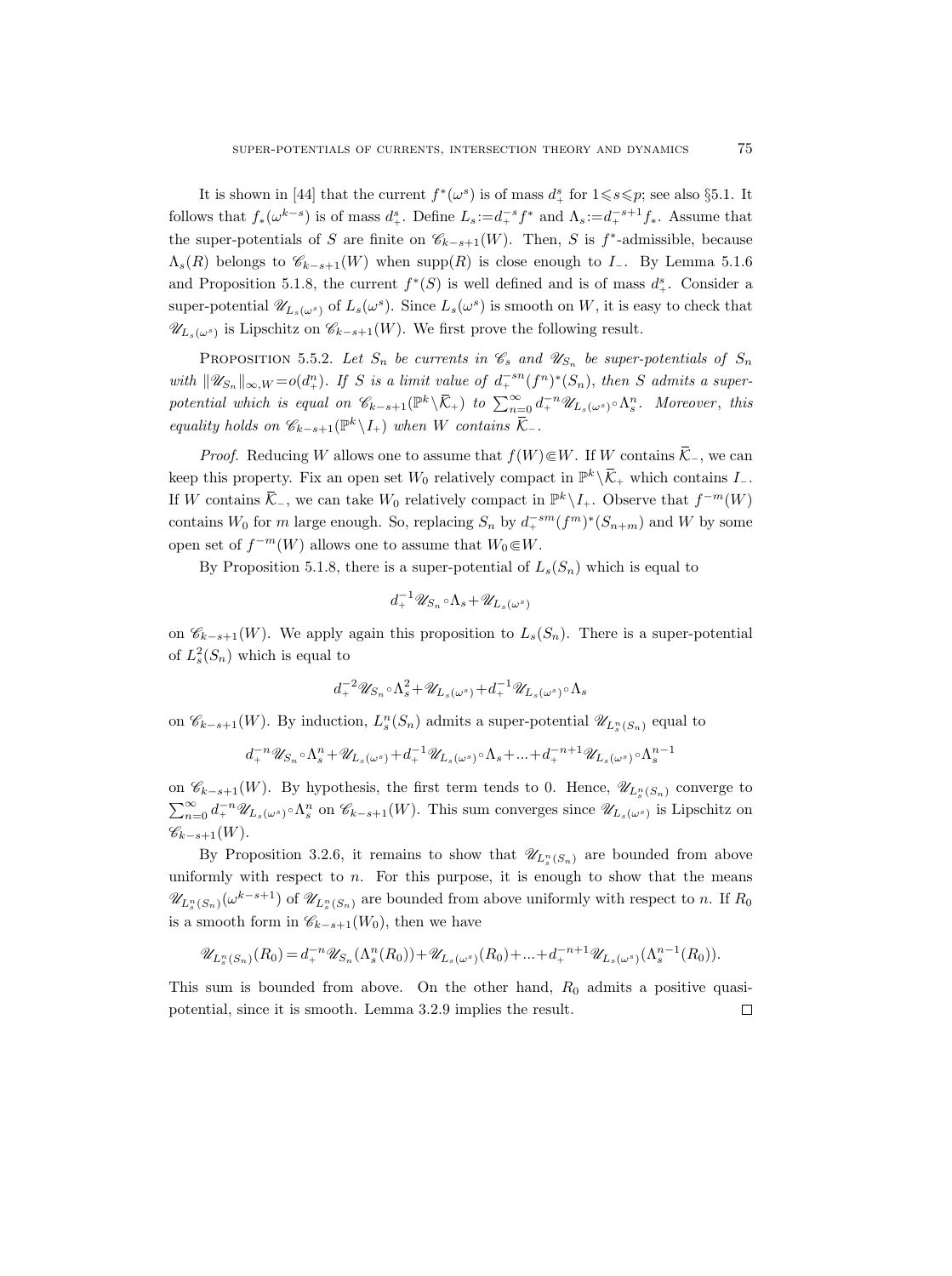It is shown in [44] that the current $f^*(\omega^s)$ is of mass $d_+^s$ for $1\leqslant s\leqslant p$; see also §5.1. It follows that $f_*(\omega^{k-s})$ is of mass $d_+^s$. Define $L_s:=d_+^{-s}f^*$ and $\Lambda_s:=d_+^{-s+1}f_*$. Assume that the super-potentials of $S$ are finite on $\mathscr{C}_{k-s+1}(W)$. Then, $S$ is $f^*$-admissible, because $\Lambda_s(R)$ belongs to $\mathscr{C}_{k-s+1}(W)$ when $\operatorname{supp}(R)$ is close enough to $I_-$. By Lemma 5.1.6 and Proposition 5.1.8, the current $f^*(S)$ is well defined and is of mass $d_+^s$. Consider a super-potential $\mathscr{U}_{L_s(\omega^s)}$ of $L_s(\omega^s)$. Since $L_s(\omega^s)$ is smooth on $W$, it is easy to check that $\mathscr{U}_{L_s(\omega^s)}$ is Lipschitz on $\mathscr{C}_{k-s+1}(W)$. We first prove the following result.

PROPOSITION 5.5.2. *Let $S_n$ be currents in $\mathscr{C}_s$ and $\mathscr{U}_{S_n}$ be super-potentials of $S_n$ with $\|\mathscr{U}_{S_n}\|_{\infty,W}=o(d_+^n)$. If $S$ is a limit value of $d_+^{-sn}(f^n)^*(S_n)$, then $S$ admits a super-potential which is equal on $\mathscr{C}_{k-s+1}(\mathbb{P}^k\setminus\overline{\mathcal{K}}_+)$ to $\sum_{n=0}^\infty d_+^{-n}\mathscr{U}_{L_s(\omega^s)}\circ\Lambda_s^n$. Moreover, this equality holds on $\mathscr{C}_{k-s+1}(\mathbb{P}^k\setminus I_+)$ when $W$ contains $\overline{\mathcal{K}}_-$.*

*Proof.* Reducing $W$ allows one to assume that $f(W)\Subset W$. If $W$ contains $\overline{\mathcal{K}}_-$, we can keep this property. Fix an open set $W_0$ relatively compact in $\mathbb{P}^k\setminus\overline{\mathcal{K}}_+$ which contains $I_-$. If $W$ contains $\overline{\mathcal{K}}_-$, we can take $W_0$ relatively compact in $\mathbb{P}^k\setminus I_+$. Observe that $f^{-m}(W)$ contains $W_0$ for $m$ large enough. So, replacing $S_n$ by $d_+^{-sm}(f^m)^*(S_{n+m})$ and $W$ by some open set of $f^{-m}(W)$ allows one to assume that $W_0\Subset W$.

By Proposition 5.1.8, there is a super-potential of $L_s(S_n)$ which is equal to

$$d_+^{-1}\mathscr{U}_{S_n}\circ\Lambda_s+\mathscr{U}_{L_s(\omega^s)}$$

on $\mathscr{C}_{k-s+1}(W)$. We apply again this proposition to $L_s(S_n)$. There is a super-potential of $L_s^2(S_n)$ which is equal to

$$d_+^{-2}\mathscr{U}_{S_n}\circ\Lambda_s^2+\mathscr{U}_{L_s(\omega^s)}+d_+^{-1}\mathscr{U}_{L_s(\omega^s)}\circ\Lambda_s$$

on $\mathscr{C}_{k-s+1}(W)$. By induction, $L_s^n(S_n)$ admits a super-potential $\mathscr{U}_{L_s^n(S_n)}$ equal to

$$d_+^{-n}\mathscr{U}_{S_n}\circ\Lambda_s^n+\mathscr{U}_{L_s(\omega^s)}+d_+^{-1}\mathscr{U}_{L_s(\omega^s)}\circ\Lambda_s+\ldots+d_+^{-n+1}\mathscr{U}_{L_s(\omega^s)}\circ\Lambda_s^{n-1}$$

on $\mathscr{C}_{k-s+1}(W)$. By hypothesis, the first term tends to 0. Hence, $\mathscr{U}_{L_s^n(S_n)}$ converge to $\sum_{n=0}^\infty d_+^{-n}\mathscr{U}_{L_s(\omega^s)}\circ\Lambda_s^n$ on $\mathscr{C}_{k-s+1}(W)$. This sum converges since $\mathscr{U}_{L_s(\omega^s)}$ is Lipschitz on $\mathscr{C}_{k-s+1}(W)$.

By Proposition 3.2.6, it remains to show that $\mathscr{U}_{L_s^n(S_n)}$ are bounded from above uniformly with respect to $n$. For this purpose, it is enough to show that the means $\mathscr{U}_{L_s^n(S_n)}(\omega^{k-s+1})$ of $\mathscr{U}_{L_s^n(S_n)}$ are bounded from above uniformly with respect to $n$. If $R_0$ is a smooth form in $\mathscr{C}_{k-s+1}(W_0)$, then we have

$$\mathscr{U}_{L_s^n(S_n)}(R_0)=d_+^{-n}\mathscr{U}_{S_n}(\Lambda_s^n(R_0))+\mathscr{U}_{L_s(\omega^s)}(R_0)+\ldots+d_+^{-n+1}\mathscr{U}_{L_s(\omega^s)}(\Lambda_s^{n-1}(R_0)).$$

This sum is bounded from above. On the other hand, $R_0$ admits a positive quasi-potential, since it is smooth. Lemma 3.2.9 implies the result. □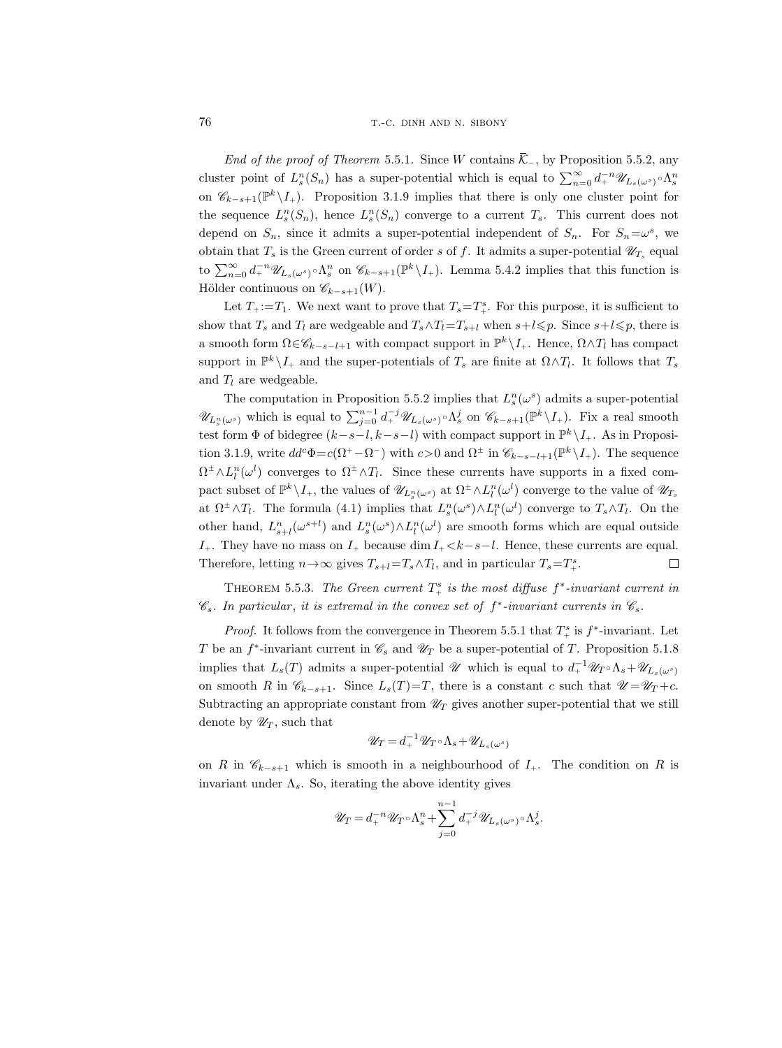*End of the proof of Theorem* 5.5.1. Since $W$ contains $\overline{\mathcal{K}}_-$, by Proposition 5.5.2, any cluster point of $L_s^n(S_n)$ has a super-potential which is equal to $\sum_{n=0}^\infty d_+^{-n}\mathscr{U}_{L_s(\omega^s)}\circ\Lambda_s^n$ on $\mathscr{C}_{k-s+1}(\mathbb{P}^k\setminus I_+)$. Proposition 3.1.9 implies that there is only one cluster point for the sequence $L_s^n(S_n)$, hence $L_s^n(S_n)$ converge to a current $T_s$. This current does not depend on $S_n$, since it admits a super-potential independent of $S_n$. For $S_n=\omega^s$, we obtain that $T_s$ is the Green current of order $s$ of $f$. It admits a super-potential $\mathscr{U}_{T_s}$ equal to $\sum_{n=0}^\infty d_+^{-n}\mathscr{U}_{L_s(\omega^s)}\circ\Lambda_s^n$ on $\mathscr{C}_{k-s+1}(\mathbb{P}^k\setminus I_+)$. Lemma 5.4.2 implies that this function is Hölder continuous on $\mathscr{C}_{k-s+1}(W)$.

Let $T_+:=T_1$. We next want to prove that $T_s=T_+^s$. For this purpose, it is sufficient to show that $T_s$ and $T_l$ are wedgeable and $T_s\wedge T_l=T_{s+l}$ when $s+l\leqslant p$. Since $s+l\leqslant p$, there is a smooth form $\Omega\in\mathscr{C}_{k-s-l+1}$ with compact support in $\mathbb{P}^k\setminus I_+$. Hence, $\Omega\wedge T_l$ has compact support in $\mathbb{P}^k\setminus I_+$ and the super-potentials of $T_s$ are finite at $\Omega\wedge T_l$. It follows that $T_s$ and $T_l$ are wedgeable.

The computation in Proposition 5.5.2 implies that $L_s^n(\omega^s)$ admits a super-potential $\mathscr{U}_{L_s^n(\omega^s)}$ which is equal to $\sum_{j=0}^{n-1} d_+^{-j}\mathscr{U}_{L_s(\omega^s)}\circ\Lambda_s^j$ on $\mathscr{C}_{k-s+1}(\mathbb{P}^k\setminus I_+)$. Fix a real smooth test form $\Phi$ of bidegree $(k-s-l,k-s-l)$ with compact support in $\mathbb{P}^k\setminus I_+$. As in Proposition 3.1.9, write $dd^c\Phi=c(\Omega^+-\Omega^-)$ with $c>0$ and $\Omega^\pm$ in $\mathscr{C}_{k-s-l+1}(\mathbb{P}^k\setminus I_+)$. The sequence $\Omega^\pm\wedge L_l^n(\omega^l)$ converges to $\Omega^\pm\wedge T_l$. Since these currents have supports in a fixed compact subset of $\mathbb{P}^k\setminus I_+$, the values of $\mathscr{U}_{L_s^n(\omega^s)}$ at $\Omega^\pm\wedge L_l^n(\omega^l)$ converge to the value of $\mathscr{U}_{T_s}$ at $\Omega^\pm\wedge T_l$. The formula (4.1) implies that $L_s^n(\omega^s)\wedge L_l^n(\omega^l)$ converge to $T_s\wedge T_l$. On the other hand, $L_{s+l}^n(\omega^{s+l})$ and $L_s^n(\omega^s)\wedge L_l^n(\omega^l)$ are smooth forms which are equal outside $I_+$. They have no mass on $I_+$ because $\dim I_+<k-s-l$. Hence, these currents are equal. Therefore, letting $n\to\infty$ gives $T_{s+l}=T_s\wedge T_l$, and in particular $T_s=T_+^s$. $\square$

THEOREM 5.5.3. *The Green current $T_+^s$ is the most diffuse $f^*$-invariant current in $\mathscr{C}_s$. In particular, it is extremal in the convex set of $f^*$-invariant currents in $\mathscr{C}_s$.*

*Proof.* It follows from the convergence in Theorem 5.5.1 that $T_+^s$ is $f^*$-invariant. Let $T$ be an $f^*$-invariant current in $\mathscr{C}_s$ and $\mathscr{U}_T$ be a super-potential of $T$. Proposition 5.1.8 implies that $L_s(T)$ admits a super-potential $\mathscr{U}$ which is equal to $d_+^{-1}\mathscr{U}_T\circ\Lambda_s+\mathscr{U}_{L_s(\omega^s)}$ on smooth $R$ in $\mathscr{C}_{k-s+1}$. Since $L_s(T)=T$, there is a constant $c$ such that $\mathscr{U}=\mathscr{U}_T+c$. Subtracting an appropriate constant from $\mathscr{U}_T$ gives another super-potential that we still denote by $\mathscr{U}_T$, such that

$$\mathscr{U}_T=d_+^{-1}\mathscr{U}_T\circ\Lambda_s+\mathscr{U}_{L_s(\omega^s)}$$

on $R$ in $\mathscr{C}_{k-s+1}$ which is smooth in a neighbourhood of $I_+$. The condition on $R$ is invariant under $\Lambda_s$. So, iterating the above identity gives

$$\mathscr{U}_T=d_+^{-n}\mathscr{U}_T\circ\Lambda_s^n+\sum_{j=0}^{n-1} d_+^{-j}\mathscr{U}_{L_s(\omega^s)}\circ\Lambda_s^j.$$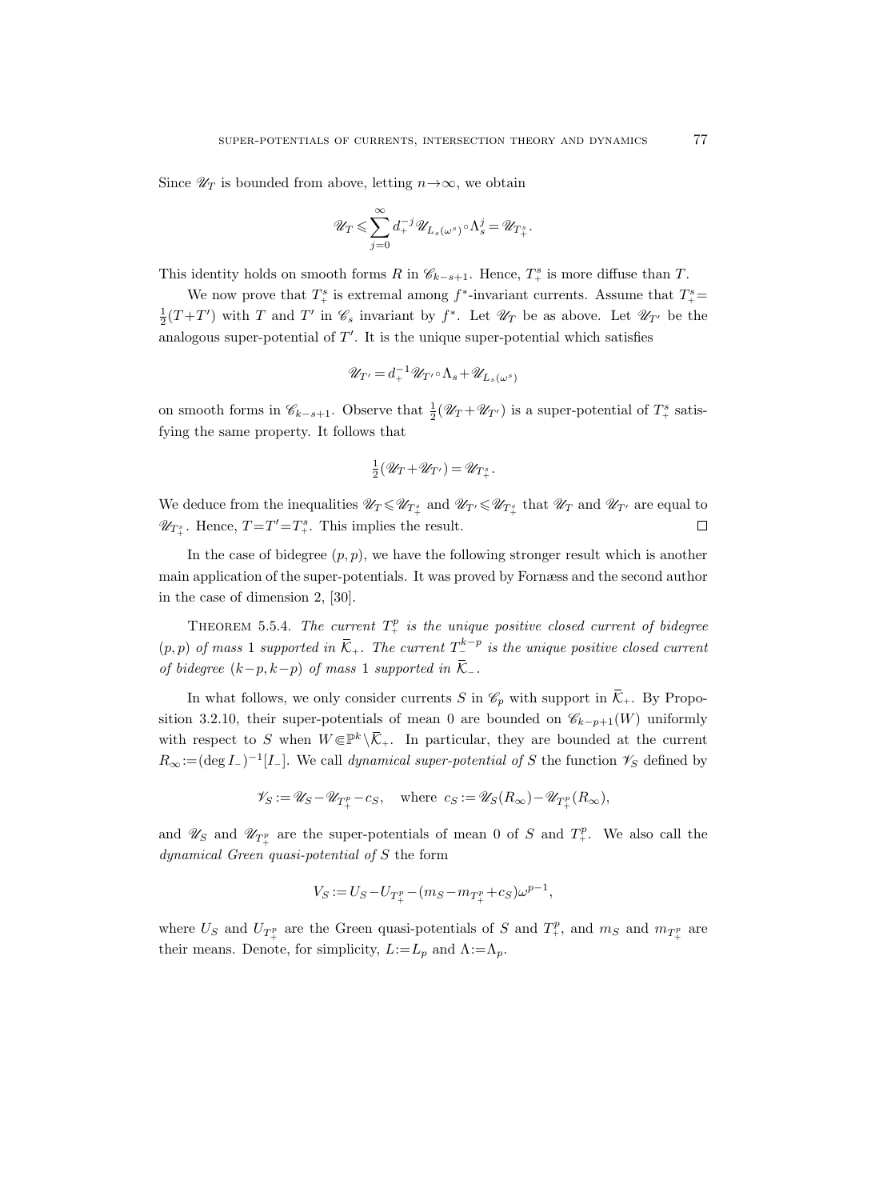Since $\mathscr{U}_T$ is bounded from above, letting $n\to\infty$, we obtain

$$\mathscr{U}_T \leqslant \sum_{j=0}^{\infty} d_+^{-j} \mathscr{U}_{L_s(\omega^s)} \circ \Lambda_s^j = \mathscr{U}_{T_+^s}.$$

This identity holds on smooth forms $R$ in $\mathscr{C}_{k-s+1}$. Hence, $T_+^s$ is more diffuse than $T$.

We now prove that $T_+^s$ is extremal among $f^*$-invariant currents. Assume that $T_+^s = \frac{1}{2}(T+T')$ with $T$ and $T'$ in $\mathscr{C}_s$ invariant by $f^*$. Let $\mathscr{U}_T$ be as above. Let $\mathscr{U}_{T'}$ be the analogous super-potential of $T'$. It is the unique super-potential which satisfies

$$\mathscr{U}_{T'} = d_+^{-1} \mathscr{U}_{T'} \circ \Lambda_s + \mathscr{U}_{L_s(\omega^s)}$$

on smooth forms in $\mathscr{C}_{k-s+1}$. Observe that $\frac{1}{2}(\mathscr{U}_T + \mathscr{U}_{T'})$ is a super-potential of $T_+^s$ satisfying the same property. It follows that

$$\tfrac{1}{2}(\mathscr{U}_T + \mathscr{U}_{T'}) = \mathscr{U}_{T_+^s}.$$

We deduce from the inequalities $\mathscr{U}_T \leqslant \mathscr{U}_{T_+^s}$ and $\mathscr{U}_{T'} \leqslant \mathscr{U}_{T_+^s}$ that $\mathscr{U}_T$ and $\mathscr{U}_{T'}$ are equal to $\mathscr{U}_{T_+^s}$. Hence, $T = T' = T_+^s$. This implies the result. □

In the case of bidegree $(p,p)$, we have the following stronger result which is another main application of the super-potentials. It was proved by Fornæss and the second author in the case of dimension 2, [30].

Theorem 5.5.4. *The current $T_+^p$ is the unique positive closed current of bidegree $(p,p)$ of mass 1 supported in $\overline{\mathcal{K}}_+$. The current $T_-^{k-p}$ is the unique positive closed current of bidegree $(k-p,k-p)$ of mass 1 supported in $\overline{\mathcal{K}}_-$.*

In what follows, we only consider currents $S$ in $\mathscr{C}_p$ with support in $\overline{\mathcal{K}}_+$. By Proposition 3.2.10, their super-potentials of mean 0 are bounded on $\mathscr{C}_{k-p+1}(W)$ uniformly with respect to $S$ when $W \Subset \mathbb{P}^k \setminus \overline{\mathcal{K}}_+$. In particular, they are bounded at the current $R_\infty := (\deg I_-)^{-1}[I_-]$. We call *dynamical super-potential of $S$* the function $\mathscr{V}_S$ defined by

$$\mathscr{V}_S := \mathscr{U}_S - \mathscr{U}_{T_+^p} - c_S, \quad \text{where } c_S := \mathscr{U}_S(R_\infty) - \mathscr{U}_{T_+^p}(R_\infty),$$

and $\mathscr{U}_S$ and $\mathscr{U}_{T_+^p}$ are the super-potentials of mean 0 of $S$ and $T_+^p$. We also call the *dynamical Green quasi-potential of $S$* the form

$$V_S := U_S - U_{T_+^p} - (m_S - m_{T_+^p} + c_S)\omega^{p-1},$$

where $U_S$ and $U_{T_+^p}$ are the Green quasi-potentials of $S$ and $T_+^p$, and $m_S$ and $m_{T_+^p}$ are their means. Denote, for simplicity, $L := L_p$ and $\Lambda := \Lambda_p$.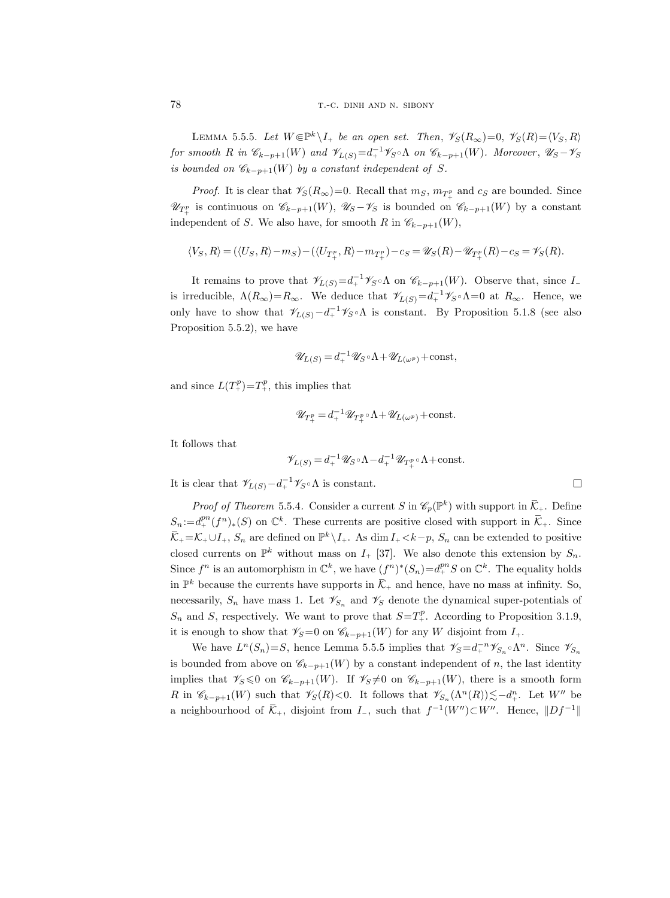LEMMA 5.5.5. *Let $W \Subset \mathbb{P}^k \setminus I_+$ be an open set. Then, $\mathscr{V}_S(R_\infty)=0$, $\mathscr{V}_S(R)=\langle V_S, R\rangle$ for smooth $R$ in $\mathscr{C}_{k-p+1}(W)$ and $\mathscr{V}_{L(S)}=d_+^{-1}\mathscr{V}_S\circ\Lambda$ on $\mathscr{C}_{k-p+1}(W)$. Moreover, $\mathscr{U}_S-\mathscr{V}_S$ is bounded on $\mathscr{C}_{k-p+1}(W)$ by a constant independent of $S$.*

*Proof.* It is clear that $\mathscr{V}_S(R_\infty)=0$. Recall that $m_S$, $m_{T_+^p}$ and $c_S$ are bounded. Since $\mathscr{U}_{T_+^p}$ is continuous on $\mathscr{C}_{k-p+1}(W)$, $\mathscr{U}_S-\mathscr{V}_S$ is bounded on $\mathscr{C}_{k-p+1}(W)$ by a constant independent of $S$. We also have, for smooth $R$ in $\mathscr{C}_{k-p+1}(W)$,

$$\langle V_S, R\rangle = (\langle U_S, R\rangle - m_S) - (\langle U_{T_+^p}, R\rangle - m_{T_+^p}) - c_S = \mathscr{U}_S(R) - \mathscr{U}_{T_+^p}(R) - c_S = \mathscr{V}_S(R).$$

It remains to prove that $\mathscr{V}_{L(S)}=d_+^{-1}\mathscr{V}_S\circ\Lambda$ on $\mathscr{C}_{k-p+1}(W)$. Observe that, since $I_-$ is irreducible, $\Lambda(R_\infty)=R_\infty$. We deduce that $\mathscr{V}_{L(S)}=d_+^{-1}\mathscr{V}_S\circ\Lambda=0$ at $R_\infty$. Hence, we only have to show that $\mathscr{V}_{L(S)}-d_+^{-1}\mathscr{V}_S\circ\Lambda$ is constant. By Proposition 5.1.8 (see also Proposition 5.5.2), we have

$$\mathscr{U}_{L(S)} = d_+^{-1}\mathscr{U}_S\circ\Lambda + \mathscr{U}_{L(\omega^p)} + \text{const},$$

and since $L(T_+^p)=T_+^p$, this implies that

$$\mathscr{U}_{T_+^p} = d_+^{-1}\mathscr{U}_{T_+^p}\circ\Lambda + \mathscr{U}_{L(\omega^p)} + \text{const}.$$

It follows that

$$\mathscr{V}_{L(S)} = d_+^{-1}\mathscr{U}_S\circ\Lambda - d_+^{-1}\mathscr{U}_{T_+^p}\circ\Lambda + \text{const}.$$

It is clear that $\mathscr{V}_{L(S)}-d_+^{-1}\mathscr{V}_S\circ\Lambda$ is constant. $\square$

*Proof of Theorem* 5.5.4. Consider a current $S$ in $\mathscr{C}_p(\mathbb{P}^k)$ with support in $\overline{\mathcal{K}}_+$. Define $S_n := d_+^{pn}(f^n)_*(S)$ on $\mathbb{C}^k$. These currents are positive closed with support in $\overline{\mathcal{K}}_+$. Since $\overline{\mathcal{K}}_+=\mathcal{K}_+\cup I_+$, $S_n$ are defined on $\mathbb{P}^k\setminus I_+$. As $\dim I_+ < k-p$, $S_n$ can be extended to positive closed currents on $\mathbb{P}^k$ without mass on $I_+$ [37]. We also denote this extension by $S_n$. Since $f^n$ is an automorphism in $\mathbb{C}^k$, we have $(f^n)^*(S_n)=d_+^{pn}S$ on $\mathbb{C}^k$. The equality holds in $\mathbb{P}^k$ because the currents have supports in $\overline{\mathcal{K}}_+$ and hence, have no mass at infinity. So, necessarily, $S_n$ have mass 1. Let $\mathscr{V}_{S_n}$ and $\mathscr{V}_S$ denote the dynamical super-potentials of $S_n$ and $S$, respectively. We want to prove that $S=T_+^p$. According to Proposition 3.1.9, it is enough to show that $\mathscr{V}_S=0$ on $\mathscr{C}_{k-p+1}(W)$ for any $W$ disjoint from $I_+$.

We have $L^n(S_n)=S$, hence Lemma 5.5.5 implies that $\mathscr{V}_S=d_+^{-n}\mathscr{V}_{S_n}\circ\Lambda^n$. Since $\mathscr{V}_{S_n}$ is bounded from above on $\mathscr{C}_{k-p+1}(W)$ by a constant independent of $n$, the last identity implies that $\mathscr{V}_S\leqslant 0$ on $\mathscr{C}_{k-p+1}(W)$. If $\mathscr{V}_S\not\equiv 0$ on $\mathscr{C}_{k-p+1}(W)$, there is a smooth form $R$ in $\mathscr{C}_{k-p+1}(W)$ such that $\mathscr{V}_S(R)<0$. It follows that $\mathscr{V}_{S_n}(\Lambda^n(R))\lesssim -d_+^n$. Let $W''$ be a neighbourhood of $\overline{\mathcal{K}}_+$, disjoint from $I_-$, such that $f^{-1}(W'')\subset W''$. Hence, $\|Df^{-1}\|$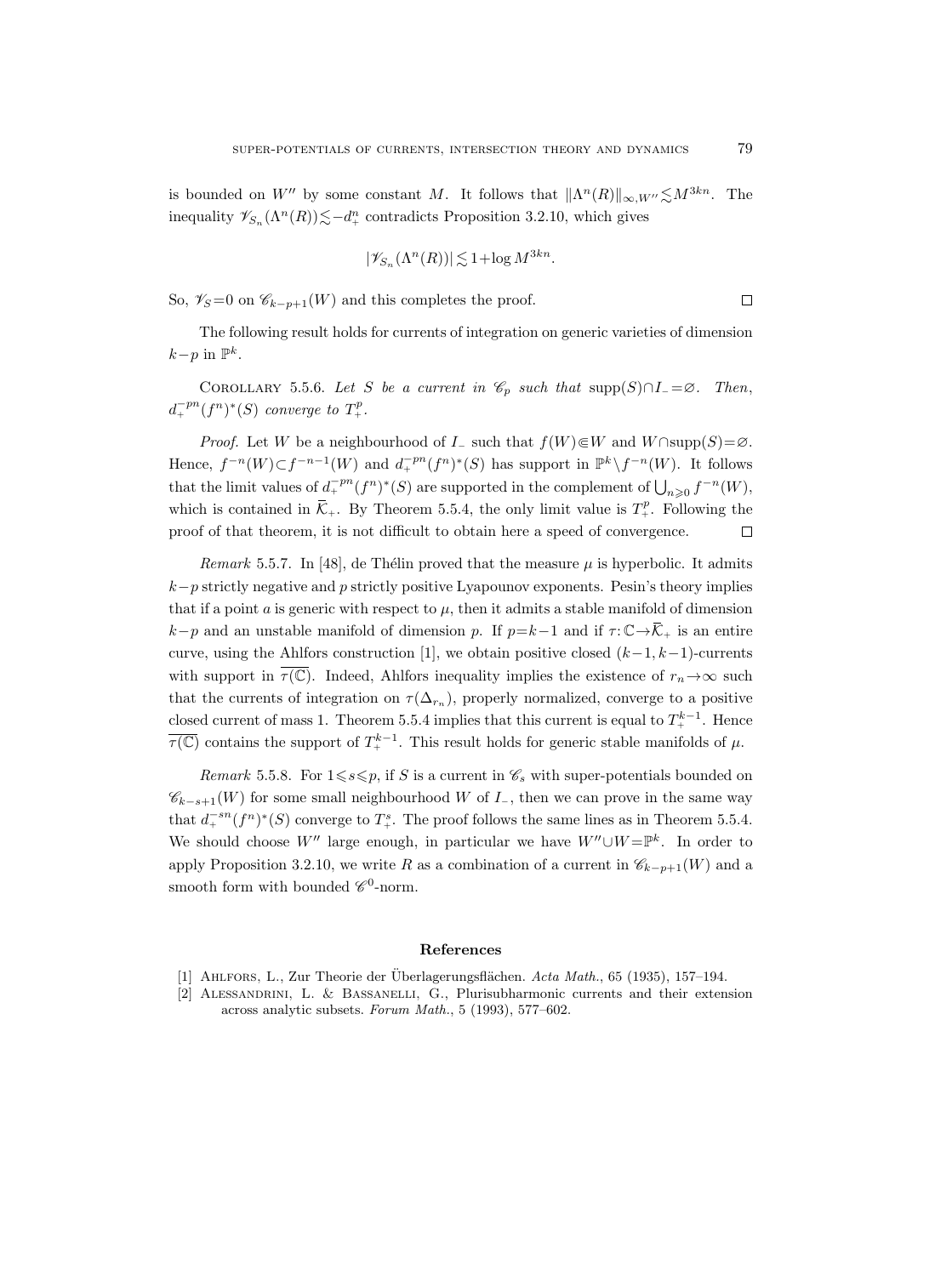is bounded on $W''$ by some constant $M$. It follows that $\|\Lambda^n(R)\|_{\infty,W''} \lesssim M^{3kn}$. The inequality $\mathscr{V}_{S_n}(\Lambda^n(R)) \lesssim -d_+^n$ contradicts Proposition 3.2.10, which gives

$$|\mathscr{V}_{S_n}(\Lambda^n(R))| \lesssim 1+\log M^{3kn}.$$

So, $\mathscr{V}_S=0$ on $\mathscr{C}_{k-p+1}(W)$ and this completes the proof. $\square$

The following result holds for currents of integration on generic varieties of dimension $k-p$ in $\mathbb{P}^k$.

Corollary 5.5.6. *Let $S$ be a current in $\mathscr{C}_p$ such that $\operatorname{supp}(S) \cap I_- = \varnothing$. Then, $d_+^{-pn}(f^n)^*(S)$ converge to $T_+^p$.*

*Proof.* Let $W$ be a neighbourhood of $I_-$ such that $f(W) \Subset W$ and $W \cap \operatorname{supp}(S) = \varnothing$. Hence, $f^{-n}(W) \subset f^{-n-1}(W)$ and $d_+^{-pn}(f^n)^*(S)$ has support in $\mathbb{P}^k \setminus f^{-n}(W)$. It follows that the limit values of $d_+^{-pn}(f^n)^*(S)$ are supported in the complement of $\bigcup_{n\geqslant 0} f^{-n}(W)$, which is contained in $\overline{\mathcal{K}}_+$. By Theorem 5.5.4, the only limit value is $T_+^p$. Following the proof of that theorem, it is not difficult to obtain here a speed of convergence. $\square$

*Remark* 5.5.7. In [48], de Thélin proved that the measure $\mu$ is hyperbolic. It admits $k-p$ strictly negative and $p$ strictly positive Lyapounov exponents. Pesin's theory implies that if a point $a$ is generic with respect to $\mu$, then it admits a stable manifold of dimension $k-p$ and an unstable manifold of dimension $p$. If $p=k-1$ and if $\tau: \mathbb{C} \to \overline{\mathcal{K}}_+$ is an entire curve, using the Ahlfors construction [1], we obtain positive closed $(k-1,k-1)$-currents with support in $\overline{\tau(\mathbb{C})}$. Indeed, Ahlfors inequality implies the existence of $r_n \to \infty$ such that the currents of integration on $\tau(\Delta_{r_n})$, properly normalized, converge to a positive closed current of mass 1. Theorem 5.5.4 implies that this current is equal to $T_+^{k-1}$. Hence $\overline{\tau(\mathbb{C})}$ contains the support of $T_+^{k-1}$. This result holds for generic stable manifolds of $\mu$.

*Remark* 5.5.8. For $1 \leqslant s \leqslant p$, if $S$ is a current in $\mathscr{C}_s$ with super-potentials bounded on $\mathscr{C}_{k-s+1}(W)$ for some small neighbourhood $W$ of $I_-$, then we can prove in the same way that $d_+^{-sn}(f^n)^*(S)$ converge to $T_+^s$. The proof follows the same lines as in Theorem 5.5.4. We should choose $W''$ large enough, in particular we have $W'' \cup W = \mathbb{P}^k$. In order to apply Proposition 3.2.10, we write $R$ as a combination of a current in $\mathscr{C}_{k-p+1}(W)$ and a smooth form with bounded $\mathscr{C}^0$-norm.

## References

[1] Ahlfors, L., Zur Theorie der Überlagerungsflächen. *Acta Math.*, 65 (1935), 157–194.

[2] Alessandrini, L. & Bassanelli, G., Plurisubharmonic currents and their extension across analytic subsets. *Forum Math.*, 5 (1993), 577–602.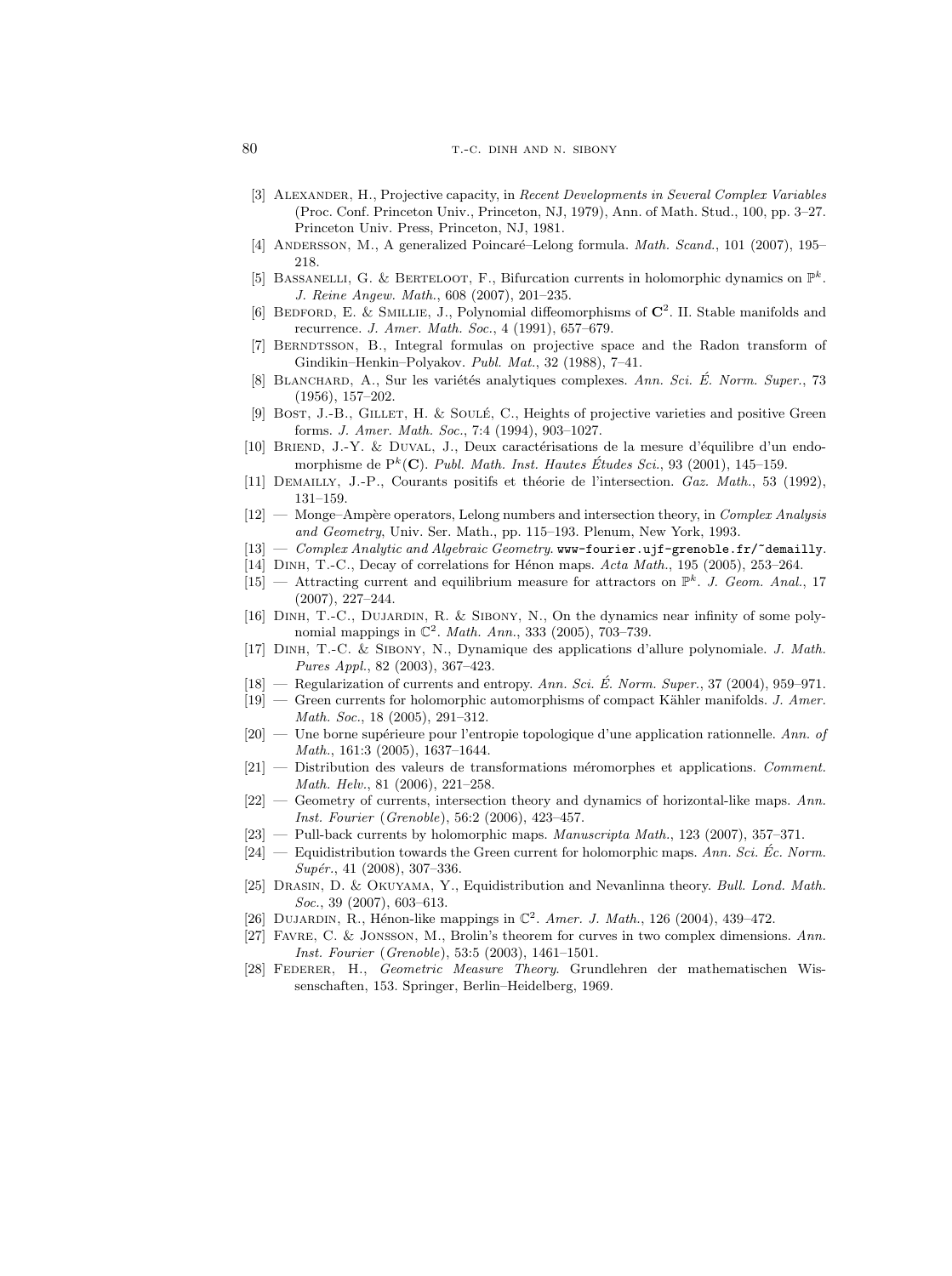[3] Alexander, H., Projective capacity, in *Recent Developments in Several Complex Variables* (Proc. Conf. Princeton Univ., Princeton, NJ, 1979), Ann. of Math. Stud., 100, pp. 3–27. Princeton Univ. Press, Princeton, NJ, 1981.

[4] Andersson, M., A generalized Poincaré–Lelong formula. *Math. Scand.*, 101 (2007), 195–218.

[5] Bassanelli, G. & Berteloot, F., Bifurcation currents in holomorphic dynamics on $\mathbb{P}^k$. *J. Reine Angew. Math.*, 608 (2007), 201–235.

[6] Bedford, E. & Smillie, J., Polynomial diffeomorphisms of $\mathbf{C}^2$. II. Stable manifolds and recurrence. *J. Amer. Math. Soc.*, 4 (1991), 657–679.

[7] Berndtsson, B., Integral formulas on projective space and the Radon transform of Gindikin–Henkin–Polyakov. *Publ. Mat.*, 32 (1988), 7–41.

[8] Blanchard, A., Sur les variétés analytiques complexes. *Ann. Sci. É. Norm. Super.*, 73 (1956), 157–202.

[9] Bost, J.-B., Gillet, H. & Soulé, C., Heights of projective varieties and positive Green forms. *J. Amer. Math. Soc.*, 7:4 (1994), 903–1027.

[10] Briend, J.-Y. & Duval, J., Deux caractérisations de la mesure d'équilibre d'un endomorphisme de $\mathrm{P}^k(\mathbf{C})$. *Publ. Math. Inst. Hautes Études Sci.*, 93 (2001), 145–159.

[11] Demailly, J.-P., Courants positifs et théorie de l'intersection. *Gaz. Math.*, 53 (1992), 131–159.

[12] — Monge–Ampère operators, Lelong numbers and intersection theory, in *Complex Analysis and Geometry*, Univ. Ser. Math., pp. 115–193. Plenum, New York, 1993.

[13] — *Complex Analytic and Algebraic Geometry.* `www-fourier.ujf-grenoble.fr/~demailly`.

[14] Dinh, T.-C., Decay of correlations for Hénon maps. *Acta Math.*, 195 (2005), 253–264.

[15] — Attracting current and equilibrium measure for attractors on $\mathbb{P}^k$. *J. Geom. Anal.*, 17 (2007), 227–244.

[16] Dinh, T.-C., Dujardin, R. & Sibony, N., On the dynamics near infinity of some polynomial mappings in $\mathbb{C}^2$. *Math. Ann.*, 333 (2005), 703–739.

[17] Dinh, T.-C. & Sibony, N., Dynamique des applications d'allure polynomiale. *J. Math. Pures Appl.*, 82 (2003), 367–423.

[18] — Regularization of currents and entropy. *Ann. Sci. É. Norm. Super.*, 37 (2004), 959–971.

[19] — Green currents for holomorphic automorphisms of compact Kähler manifolds. *J. Amer. Math. Soc.*, 18 (2005), 291–312.

[20] — Une borne supérieure pour l'entropie topologique d'une application rationnelle. *Ann. of Math.*, 161:3 (2005), 1637–1644.

[21] — Distribution des valeurs de transformations méromorphes et applications. *Comment. Math. Helv.*, 81 (2006), 221–258.

[22] — Geometry of currents, intersection theory and dynamics of horizontal-like maps. *Ann. Inst. Fourier* (*Grenoble*), 56:2 (2006), 423–457.

[23] — Pull-back currents by holomorphic maps. *Manuscripta Math.*, 123 (2007), 357–371.

[24] — Equidistribution towards the Green current for holomorphic maps. *Ann. Sci. Éc. Norm. Supér.*, 41 (2008), 307–336.

[25] Drasin, D. & Okuyama, Y., Equidistribution and Nevanlinna theory. *Bull. Lond. Math. Soc.*, 39 (2007), 603–613.

[26] Dujardin, R., Hénon-like mappings in $\mathbb{C}^2$. *Amer. J. Math.*, 126 (2004), 439–472.

[27] Favre, C. & Jonsson, M., Brolin's theorem for curves in two complex dimensions. *Ann. Inst. Fourier* (*Grenoble*), 53:5 (2003), 1461–1501.

[28] Federer, H., *Geometric Measure Theory.* Grundlehren der mathematischen Wissenschaften, 153. Springer, Berlin–Heidelberg, 1969.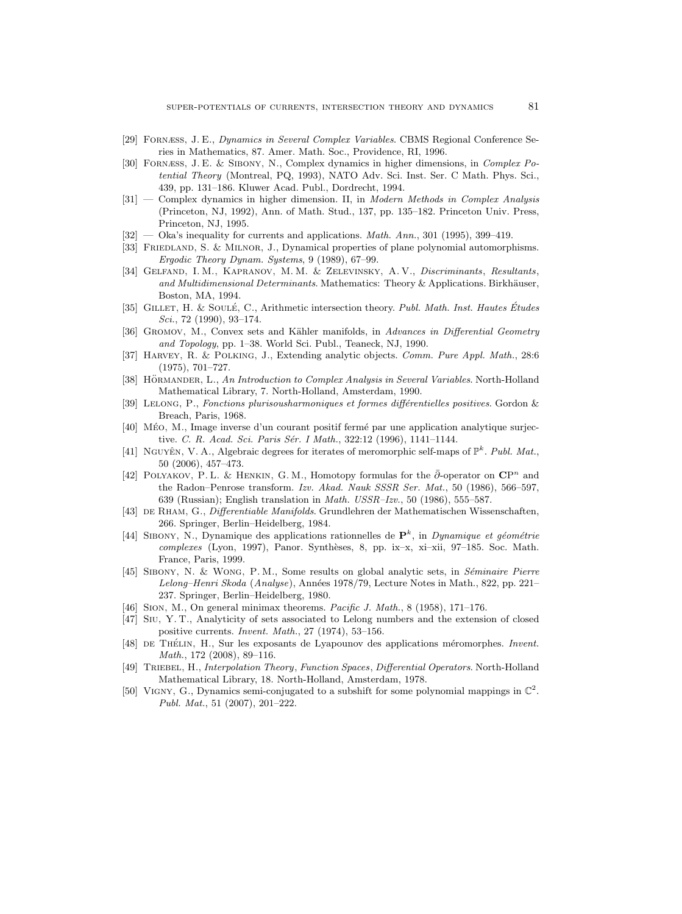[29] Fornæss, J. E., *Dynamics in Several Complex Variables*. CBMS Regional Conference Series in Mathematics, 87. Amer. Math. Soc., Providence, RI, 1996.

[30] Fornæss, J. E. & Sibony, N., Complex dynamics in higher dimensions, in *Complex Potential Theory* (Montreal, PQ, 1993), NATO Adv. Sci. Inst. Ser. C Math. Phys. Sci., 439, pp. 131–186. Kluwer Acad. Publ., Dordrecht, 1994.

[31] — Complex dynamics in higher dimension. II, in *Modern Methods in Complex Analysis* (Princeton, NJ, 1992), Ann. of Math. Stud., 137, pp. 135–182. Princeton Univ. Press, Princeton, NJ, 1995.

[32] — Oka's inequality for currents and applications. *Math. Ann.*, 301 (1995), 399–419.

[33] Friedland, S. & Milnor, J., Dynamical properties of plane polynomial automorphisms. *Ergodic Theory Dynam. Systems*, 9 (1989), 67–99.

[34] Gelfand, I. M., Kapranov, M. M. & Zelevinsky, A. V., *Discriminants, Resultants, and Multidimensional Determinants*. Mathematics: Theory & Applications. Birkhäuser, Boston, MA, 1994.

[35] Gillet, H. & Soulé, C., Arithmetic intersection theory. *Publ. Math. Inst. Hautes Études Sci.*, 72 (1990), 93–174.

[36] Gromov, M., Convex sets and Kähler manifolds, in *Advances in Differential Geometry and Topology*, pp. 1–38. World Sci. Publ., Teaneck, NJ, 1990.

[37] Harvey, R. & Polking, J., Extending analytic objects. *Comm. Pure Appl. Math.*, 28:6 (1975), 701–727.

[38] Hörmander, L., *An Introduction to Complex Analysis in Several Variables*. North-Holland Mathematical Library, 7. North-Holland, Amsterdam, 1990.

[39] Lelong, P., *Fonctions plurisousharmoniques et formes différentielles positives*. Gordon & Breach, Paris, 1968.

[40] Méo, M., Image inverse d'un courant positif fermé par une application analytique surjective. *C. R. Acad. Sci. Paris Sér. I Math.*, 322:12 (1996), 1141–1144.

[41] Nguyên, V. A., Algebraic degrees for iterates of meromorphic self-maps of $\mathbb{P}^k$. *Publ. Mat.*, 50 (2006), 457–473.

[42] Polyakov, P. L. & Henkin, G. M., Homotopy formulas for the $\bar{\partial}$-operator on $\mathbf{C}\mathrm{P}^n$ and the Radon–Penrose transform. *Izv. Akad. Nauk SSSR Ser. Mat.*, 50 (1986), 566–597, 639 (Russian); English translation in *Math. USSR–Izv.*, 50 (1986), 555–587.

[43] de Rham, G., *Differentiable Manifolds*. Grundlehren der Mathematischen Wissenschaften, 266. Springer, Berlin–Heidelberg, 1984.

[44] Sibony, N., Dynamique des applications rationnelles de $\mathbf{P}^k$, in *Dynamique et géométrie complexes* (Lyon, 1997), Panor. Synthèses, 8, pp. ix–x, xi–xii, 97–185. Soc. Math. France, Paris, 1999.

[45] Sibony, N. & Wong, P. M., Some results on global analytic sets, in *Séminaire Pierre Lelong–Henri Skoda* (*Analyse*), Années 1978/79, Lecture Notes in Math., 822, pp. 221–237. Springer, Berlin–Heidelberg, 1980.

[46] Sion, M., On general minimax theorems. *Pacific J. Math.*, 8 (1958), 171–176.

[47] Siu, Y. T., Analyticity of sets associated to Lelong numbers and the extension of closed positive currents. *Invent. Math.*, 27 (1974), 53–156.

[48] de Thélin, H., Sur les exposants de Lyapounov des applications méromorphes. *Invent. Math.*, 172 (2008), 89–116.

[49] Triebel, H., *Interpolation Theory, Function Spaces, Differential Operators*. North-Holland Mathematical Library, 18. North-Holland, Amsterdam, 1978.

[50] Vigny, G., Dynamics semi-conjugated to a subshift for some polynomial mappings in $\mathbb{C}^2$. *Publ. Mat.*, 51 (2007), 201–222.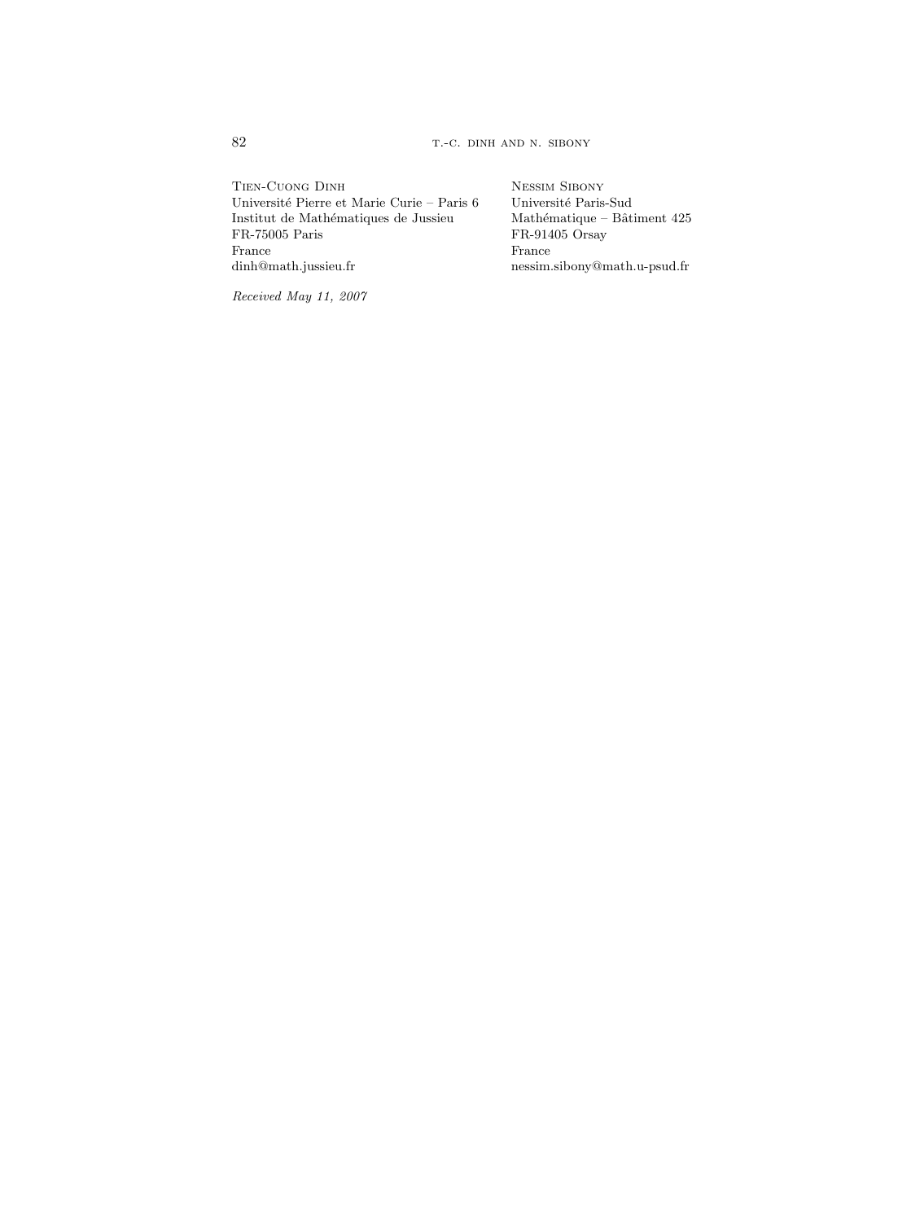Tien-Cuong Dinh
Université Pierre et Marie Curie – Paris 6
Institut de Mathématiques de Jussieu
FR-75005 Paris
France
dinh@math.jussieu.fr

Nessim Sibony
Université Paris-Sud
Mathématique – Bâtiment 425
FR-91405 Orsay
France
nessim.sibony@math.u-psud.fr

*Received May 11, 2007*